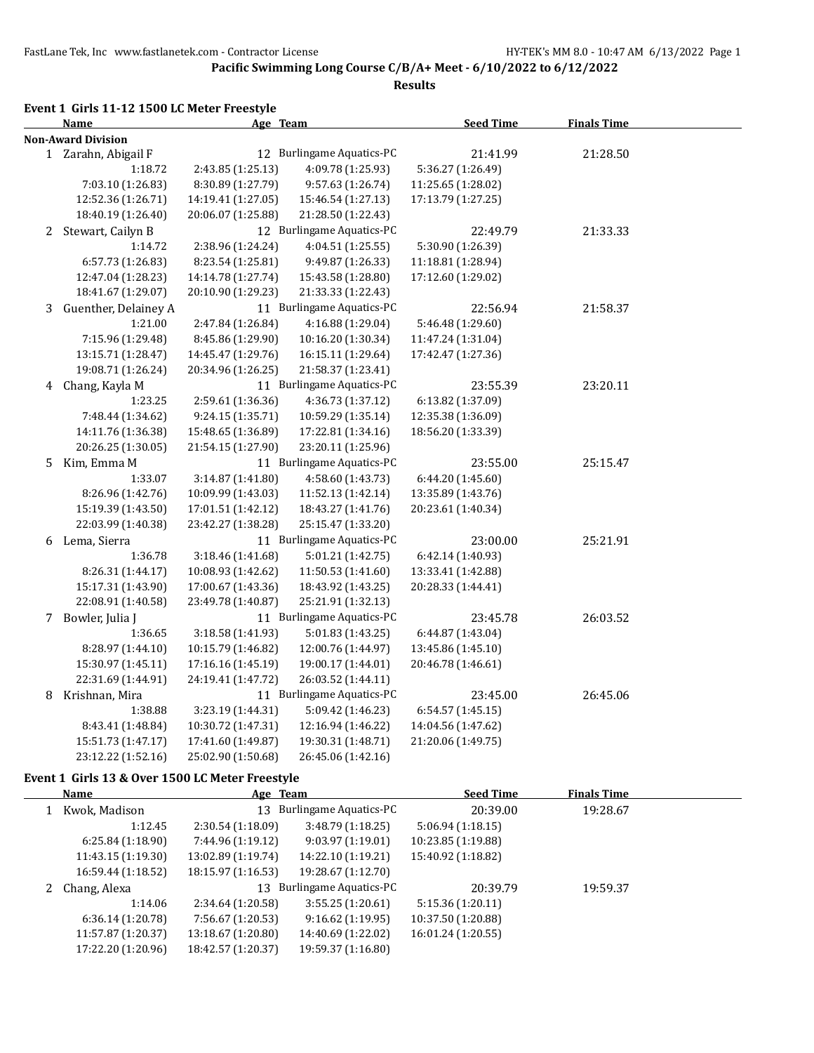## Pacific Swimming Long Course C/B/A+ Meet - 6/10/2022 to 6/12/2022

### Results

### Event 1 Girls 11-12 1500 LC Meter Freestyle

| | Name | Age | Team | Seed Time | Finals Time |
|---|---|---|---|---|---|
| **Non-Award Division** | | | | | |
| 1 | Zarahn, Abigail F | 12 | Burlingame Aquatics-PC | 21:41.99 | 21:28.50 |
| | 1:18.72 | 2:43.85 (1:25.13) | 4:09.78 (1:25.93) | 5:36.27 (1:26.49) | |
| | 7:03.10 (1:26.83) | 8:30.89 (1:27.79) | 9:57.63 (1:26.74) | 11:25.65 (1:28.02) | |
| | 12:52.36 (1:26.71) | 14:19.41 (1:27.05) | 15:46.54 (1:27.13) | 17:13.79 (1:27.25) | |
| | 18:40.19 (1:26.40) | 20:06.07 (1:25.88) | 21:28.50 (1:22.43) | | |
| 2 | Stewart, Cailyn B | 12 | Burlingame Aquatics-PC | 22:49.79 | 21:33.33 |
| | 1:14.72 | 2:38.96 (1:24.24) | 4:04.51 (1:25.55) | 5:30.90 (1:26.39) | |
| | 6:57.73 (1:26.83) | 8:23.54 (1:25.81) | 9:49.87 (1:26.33) | 11:18.81 (1:28.94) | |
| | 12:47.04 (1:28.23) | 14:14.78 (1:27.74) | 15:43.58 (1:28.80) | 17:12.60 (1:29.02) | |
| | 18:41.67 (1:29.07) | 20:10.90 (1:29.23) | 21:33.33 (1:22.43) | | |
| 3 | Guenther, Delainey A | 11 | Burlingame Aquatics-PC | 22:56.94 | 21:58.37 |
| | 1:21.00 | 2:47.84 (1:26.84) | 4:16.88 (1:29.04) | 5:46.48 (1:29.60) | |
| | 7:15.96 (1:29.48) | 8:45.86 (1:29.90) | 10:16.20 (1:30.34) | 11:47.24 (1:31.04) | |
| | 13:15.71 (1:28.47) | 14:45.47 (1:29.76) | 16:15.11 (1:29.64) | 17:42.47 (1:27.36) | |
| | 19:08.71 (1:26.24) | 20:34.96 (1:26.25) | 21:58.37 (1:23.41) | | |
| 4 | Chang, Kayla M | 11 | Burlingame Aquatics-PC | 23:55.39 | 23:20.11 |
| | 1:23.25 | 2:59.61 (1:36.36) | 4:36.73 (1:37.12) | 6:13.82 (1:37.09) | |
| | 7:48.44 (1:34.62) | 9:24.15 (1:35.71) | 10:59.29 (1:35.14) | 12:35.38 (1:36.09) | |
| | 14:11.76 (1:36.38) | 15:48.65 (1:36.89) | 17:22.81 (1:34.16) | 18:56.20 (1:33.39) | |
| | 20:26.25 (1:30.05) | 21:54.15 (1:27.90) | 23:20.11 (1:25.96) | | |
| 5 | Kim, Emma M | 11 | Burlingame Aquatics-PC | 23:55.00 | 25:15.47 |
| | 1:33.07 | 3:14.87 (1:41.80) | 4:58.60 (1:43.73) | 6:44.20 (1:45.60) | |
| | 8:26.96 (1:42.76) | 10:09.99 (1:43.03) | 11:52.13 (1:42.14) | 13:35.89 (1:43.76) | |
| | 15:19.39 (1:43.50) | 17:01.51 (1:42.12) | 18:43.27 (1:41.76) | 20:23.61 (1:40.34) | |
| | 22:03.99 (1:40.38) | 23:42.27 (1:38.28) | 25:15.47 (1:33.20) | | |
| 6 | Lema, Sierra | 11 | Burlingame Aquatics-PC | 23:00.00 | 25:21.91 |
| | 1:36.78 | 3:18.46 (1:41.68) | 5:01.21 (1:42.75) | 6:42.14 (1:40.93) | |
| | 8:26.31 (1:44.17) | 10:08.93 (1:42.62) | 11:50.53 (1:41.60) | 13:33.41 (1:42.88) | |
| | 15:17.31 (1:43.90) | 17:00.67 (1:43.36) | 18:43.92 (1:43.25) | 20:28.33 (1:44.41) | |
| | 22:08.91 (1:40.58) | 23:49.78 (1:40.87) | 25:21.91 (1:32.13) | | |
| 7 | Bowler, Julia J | 11 | Burlingame Aquatics-PC | 23:45.78 | 26:03.52 |
| | 1:36.65 | 3:18.58 (1:41.93) | 5:01.83 (1:43.25) | 6:44.87 (1:43.04) | |
| | 8:28.97 (1:44.10) | 10:15.79 (1:46.82) | 12:00.76 (1:44.97) | 13:45.86 (1:45.10) | |
| | 15:30.97 (1:45.11) | 17:16.16 (1:45.19) | 19:00.17 (1:44.01) | 20:46.78 (1:46.61) | |
| | 22:31.69 (1:44.91) | 24:19.41 (1:47.72) | 26:03.52 (1:44.11) | | |
| 8 | Krishnan, Mira | 11 | Burlingame Aquatics-PC | 23:45.00 | 26:45.06 |
| | 1:38.88 | 3:23.19 (1:44.31) | 5:09.42 (1:46.23) | 6:54.57 (1:45.15) | |
| | 8:43.41 (1:48.84) | 10:30.72 (1:47.31) | 12:16.94 (1:46.22) | 14:04.56 (1:47.62) | |
| | 15:51.73 (1:47.17) | 17:41.60 (1:49.87) | 19:30.31 (1:48.71) | 21:20.06 (1:49.75) | |
| | 23:12.22 (1:52.16) | 25:02.90 (1:50.68) | 26:45.06 (1:42.16) | | |

### Event 1 Girls 13 & Over 1500 LC Meter Freestyle

| | Name | Age | Team | Seed Time | Finals Time |
|---|---|---|---|---|---|
| 1 | Kwok, Madison | 13 | Burlingame Aquatics-PC | 20:39.00 | 19:28.67 |
| | 1:12.45 | 2:30.54 (1:18.09) | 3:48.79 (1:18.25) | 5:06.94 (1:18.15) | |
| | 6:25.84 (1:18.90) | 7:44.96 (1:19.12) | 9:03.97 (1:19.01) | 10:23.85 (1:19.88) | |
| | 11:43.15 (1:19.30) | 13:02.89 (1:19.74) | 14:22.10 (1:19.21) | 15:40.92 (1:18.82) | |
| | 16:59.44 (1:18.52) | 18:15.97 (1:16.53) | 19:28.67 (1:12.70) | | |
| 2 | Chang, Alexa | 13 | Burlingame Aquatics-PC | 20:39.79 | 19:59.37 |
| | 1:14.06 | 2:34.64 (1:20.58) | 3:55.25 (1:20.61) | 5:15.36 (1:20.11) | |
| | 6:36.14 (1:20.78) | 7:56.67 (1:20.53) | 9:16.62 (1:19.95) | 10:37.50 (1:20.88) | |
| | 11:57.87 (1:20.37) | 13:18.67 (1:20.80) | 14:40.69 (1:22.02) | 16:01.24 (1:20.55) | |
| | 17:22.20 (1:20.96) | 18:42.57 (1:20.37) | 19:59.37 (1:16.80) | | |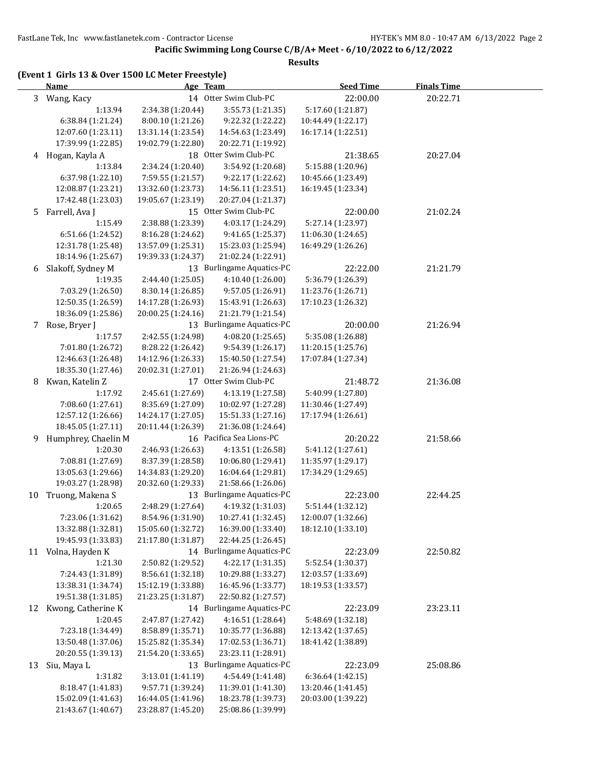**Pacific Swimming Long Course C/B/A+ Meet - 6/10/2022 to 6/12/2022**

**Results**

### (Event 1 Girls 13 & Over 1500 LC Meter Freestyle)

| | Name | Age | Team | Seed Time | Finals Time |
|---|---|---|---|---|---|
| 3 | Wang, Kacy | 14 | Otter Swim Club-PC | 22:00.00 | 20:22.71 |
| | 1:13.94 | 2:34.38 (1:20.44) | 3:55.73 (1:21.35) | 5:17.60 (1:21.87) | |
| | 6:38.84 (1:21.24) | 8:00.10 (1:21.26) | 9:22.32 (1:22.22) | 10:44.49 (1:22.17) | |
| | 12:07.60 (1:23.11) | 13:31.14 (1:23.54) | 14:54.63 (1:23.49) | 16:17.14 (1:22.51) | |
| | 17:39.99 (1:22.85) | 19:02.79 (1:22.80) | 20:22.71 (1:19.92) | | |
| 4 | Hogan, Kayla A | 18 | Otter Swim Club-PC | 21:38.65 | 20:27.04 |
| | 1:13.84 | 2:34.24 (1:20.40) | 3:54.92 (1:20.68) | 5:15.88 (1:20.96) | |
| | 6:37.98 (1:22.10) | 7:59.55 (1:21.57) | 9:22.17 (1:22.62) | 10:45.66 (1:23.49) | |
| | 12:08.87 (1:23.21) | 13:32.60 (1:23.73) | 14:56.11 (1:23.51) | 16:19.45 (1:23.34) | |
| | 17:42.48 (1:23.03) | 19:05.67 (1:23.19) | 20:27.04 (1:21.37) | | |
| 5 | Farrell, Ava J | 15 | Otter Swim Club-PC | 22:00.00 | 21:02.24 |
| | 1:15.49 | 2:38.88 (1:23.39) | 4:03.17 (1:24.29) | 5:27.14 (1:23.97) | |
| | 6:51.66 (1:24.52) | 8:16.28 (1:24.62) | 9:41.65 (1:25.37) | 11:06.30 (1:24.65) | |
| | 12:31.78 (1:25.48) | 13:57.09 (1:25.31) | 15:23.03 (1:25.94) | 16:49.29 (1:26.26) | |
| | 18:14.96 (1:25.67) | 19:39.33 (1:24.37) | 21:02.24 (1:22.91) | | |
| 6 | Slakoff, Sydney M | 13 | Burlingame Aquatics-PC | 22:22.00 | 21:21.79 |
| | 1:19.35 | 2:44.40 (1:25.05) | 4:10.40 (1:26.00) | 5:36.79 (1:26.39) | |
| | 7:03.29 (1:26.50) | 8:30.14 (1:26.85) | 9:57.05 (1:26.91) | 11:23.76 (1:26.71) | |
| | 12:50.35 (1:26.59) | 14:17.28 (1:26.93) | 15:43.91 (1:26.63) | 17:10.23 (1:26.32) | |
| | 18:36.09 (1:25.86) | 20:00.25 (1:24.16) | 21:21.79 (1:21.54) | | |
| 7 | Rose, Bryer J | 13 | Burlingame Aquatics-PC | 20:00.00 | 21:26.94 |
| | 1:17.57 | 2:42.55 (1:24.98) | 4:08.20 (1:25.65) | 5:35.08 (1:26.88) | |
| | 7:01.80 (1:26.72) | 8:28.22 (1:26.42) | 9:54.39 (1:26.17) | 11:20.15 (1:25.76) | |
| | 12:46.63 (1:26.48) | 14:12.96 (1:26.33) | 15:40.50 (1:27.54) | 17:07.84 (1:27.34) | |
| | 18:35.30 (1:27.46) | 20:02.31 (1:27.01) | 21:26.94 (1:24.63) | | |
| 8 | Kwan, Katelin Z | 17 | Otter Swim Club-PC | 21:48.72 | 21:36.08 |
| | 1:17.92 | 2:45.61 (1:27.69) | 4:13.19 (1:27.58) | 5:40.99 (1:27.80) | |
| | 7:08.60 (1:27.61) | 8:35.69 (1:27.09) | 10:02.97 (1:27.28) | 11:30.46 (1:27.49) | |
| | 12:57.12 (1:26.66) | 14:24.17 (1:27.05) | 15:51.33 (1:27.16) | 17:17.94 (1:26.61) | |
| | 18:45.05 (1:27.11) | 20:11.44 (1:26.39) | 21:36.08 (1:24.64) | | |
| 9 | Humphrey, Chaelin M | 16 | Pacifica Sea Lions-PC | 20:20.22 | 21:58.66 |
| | 1:20.30 | 2:46.93 (1:26.63) | 4:13.51 (1:26.58) | 5:41.12 (1:27.61) | |
| | 7:08.81 (1:27.69) | 8:37.39 (1:28.58) | 10:06.80 (1:29.41) | 11:35.97 (1:29.17) | |
| | 13:05.63 (1:29.66) | 14:34.83 (1:29.20) | 16:04.64 (1:29.81) | 17:34.29 (1:29.65) | |
| | 19:03.27 (1:28.98) | 20:32.60 (1:29.33) | 21:58.66 (1:26.06) | | |
| 10 | Truong, Makena S | 13 | Burlingame Aquatics-PC | 22:23.00 | 22:44.25 |
| | 1:20.65 | 2:48.29 (1:27.64) | 4:19.32 (1:31.03) | 5:51.44 (1:32.12) | |
| | 7:23.06 (1:31.62) | 8:54.96 (1:31.90) | 10:27.41 (1:32.45) | 12:00.07 (1:32.66) | |
| | 13:32.88 (1:32.81) | 15:05.60 (1:32.72) | 16:39.00 (1:33.40) | 18:12.10 (1:33.10) | |
| | 19:45.93 (1:33.83) | 21:17.80 (1:31.87) | 22:44.25 (1:26.45) | | |
| 11 | Volna, Hayden K | 14 | Burlingame Aquatics-PC | 22:23.09 | 22:50.82 |
| | 1:21.30 | 2:50.82 (1:29.52) | 4:22.17 (1:31.35) | 5:52.54 (1:30.37) | |
| | 7:24.43 (1:31.89) | 8:56.61 (1:32.18) | 10:29.88 (1:33.27) | 12:03.57 (1:33.69) | |
| | 13:38.31 (1:34.74) | 15:12.19 (1:33.88) | 16:45.96 (1:33.77) | 18:19.53 (1:33.57) | |
| | 19:51.38 (1:31.85) | 21:23.25 (1:31.87) | 22:50.82 (1:27.57) | | |
| 12 | Kwong, Catherine K | 14 | Burlingame Aquatics-PC | 22:23.09 | 23:23.11 |
| | 1:20.45 | 2:47.87 (1:27.42) | 4:16.51 (1:28.64) | 5:48.69 (1:32.18) | |
| | 7:23.18 (1:34.49) | 8:58.89 (1:35.71) | 10:35.77 (1:36.88) | 12:13.42 (1:37.65) | |
| | 13:50.48 (1:37.06) | 15:25.82 (1:35.34) | 17:02.53 (1:36.71) | 18:41.42 (1:38.89) | |
| | 20:20.55 (1:39.13) | 21:54.20 (1:33.65) | 23:23.11 (1:28.91) | | |
| 13 | Siu, Maya L | 13 | Burlingame Aquatics-PC | 22:23.09 | 25:08.86 |
| | 1:31.82 | 3:13.01 (1:41.19) | 4:54.49 (1:41.48) | 6:36.64 (1:42.15) | |
| | 8:18.47 (1:41.83) | 9:57.71 (1:39.24) | 11:39.01 (1:41.30) | 13:20.46 (1:41.45) | |
| | 15:02.09 (1:41.63) | 16:44.05 (1:41.96) | 18:23.78 (1:39.73) | 20:03.00 (1:39.22) | |
| | 21:43.67 (1:40.67) | 23:28.87 (1:45.20) | 25:08.86 (1:39.99) | | |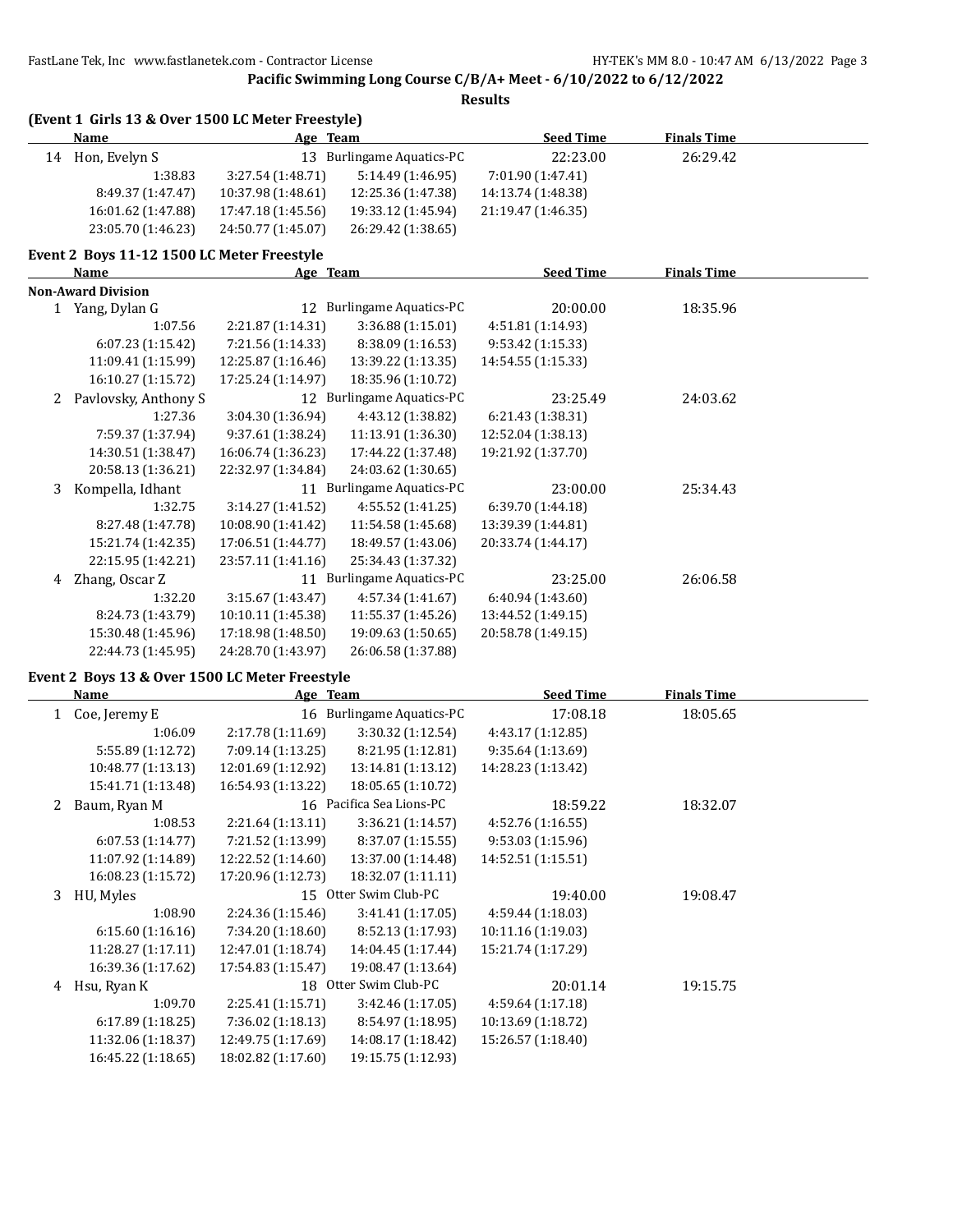**Pacific Swimming Long Course C/B/A+ Meet - 6/10/2022 to 6/12/2022**

**Results**

### (Event 1 Girls 13 & Over 1500 LC Meter Freestyle)

| | Name | Age | Team | Seed Time | Finals Time |
|---|---|---|---|---|---|
| 14 | Hon, Evelyn S | 13 | Burlingame Aquatics-PC | 22:23.00 | 26:29.42 |

1:38.83, 3:27.54 (1:48.71), 5:14.49 (1:46.95), 7:01.90 (1:47.41), 8:49.37 (1:47.47), 10:37.98 (1:48.61), 12:25.36 (1:47.38), 14:13.74 (1:48.38), 16:01.62 (1:47.88), 17:47.18 (1:45.56), 19:33.12 (1:45.94), 21:19.47 (1:46.35), 23:05.70 (1:46.23), 24:50.77 (1:45.07), 26:29.42 (1:38.65)

### Event 2 Boys 11-12 1500 LC Meter Freestyle

| | Name | Age | Team | Seed Time | Finals Time |
|---|---|---|---|---|---|
| **Non-Award Division** | | | | | |
| 1 | Yang, Dylan G | 12 | Burlingame Aquatics-PC | 20:00.00 | 18:35.96 |
| 2 | Pavlovsky, Anthony S | 12 | Burlingame Aquatics-PC | 23:25.49 | 24:03.62 |
| 3 | Kompella, Idhant | 11 | Burlingame Aquatics-PC | 23:00.00 | 25:34.43 |
| 4 | Zhang, Oscar Z | 11 | Burlingame Aquatics-PC | 23:25.00 | 26:06.58 |

Yang, Dylan G: 1:07.56, 2:21.87 (1:14.31), 3:36.88 (1:15.01), 4:51.81 (1:14.93), 6:07.23 (1:15.42), 7:21.56 (1:14.33), 8:38.09 (1:16.53), 9:53.42 (1:15.33), 11:09.41 (1:15.99), 12:25.87 (1:16.46), 13:39.22 (1:13.35), 14:54.55 (1:15.33), 16:10.27 (1:15.72), 17:25.24 (1:14.97), 18:35.96 (1:10.72)

Pavlovsky, Anthony S: 1:27.36, 3:04.30 (1:36.94), 4:43.12 (1:38.82), 6:21.43 (1:38.31), 7:59.37 (1:37.94), 9:37.61 (1:38.24), 11:13.91 (1:36.30), 12:52.04 (1:38.13), 14:30.51 (1:38.47), 16:06.74 (1:36.23), 17:44.22 (1:37.48), 19:21.92 (1:37.70), 20:58.13 (1:36.21), 22:32.97 (1:34.84), 24:03.62 (1:30.65)

Kompella, Idhant: 1:32.75, 3:14.27 (1:41.52), 4:55.52 (1:41.25), 6:39.70 (1:44.18), 8:27.48 (1:47.78), 10:08.90 (1:41.42), 11:54.58 (1:45.68), 13:39.39 (1:44.81), 15:21.74 (1:42.35), 17:06.51 (1:44.77), 18:49.57 (1:43.06), 20:33.74 (1:44.17), 22:15.95 (1:42.21), 23:57.11 (1:41.16), 25:34.43 (1:37.32)

Zhang, Oscar Z: 1:32.20, 3:15.67 (1:43.47), 4:57.34 (1:41.67), 6:40.94 (1:43.60), 8:24.73 (1:43.79), 10:10.11 (1:45.38), 11:55.37 (1:45.26), 13:44.52 (1:49.15), 15:30.48 (1:45.96), 17:18.98 (1:48.50), 19:09.63 (1:50.65), 20:58.78 (1:49.15), 22:44.73 (1:45.95), 24:28.70 (1:43.97), 26:06.58 (1:37.88)

### Event 2 Boys 13 & Over 1500 LC Meter Freestyle

| | Name | Age | Team | Seed Time | Finals Time |
|---|---|---|---|---|---|
| 1 | Coe, Jeremy E | 16 | Burlingame Aquatics-PC | 17:08.18 | 18:05.65 |
| 2 | Baum, Ryan M | 16 | Pacifica Sea Lions-PC | 18:59.22 | 18:32.07 |
| 3 | HU, Myles | 15 | Otter Swim Club-PC | 19:40.00 | 19:08.47 |
| 4 | Hsu, Ryan K | 18 | Otter Swim Club-PC | 20:01.14 | 19:15.75 |

Coe, Jeremy E: 1:06.09, 2:17.78 (1:11.69), 3:30.32 (1:12.54), 4:43.17 (1:12.85), 5:55.89 (1:12.72), 7:09.14 (1:13.25), 8:21.95 (1:12.81), 9:35.64 (1:13.69), 10:48.77 (1:13.13), 12:01.69 (1:12.92), 13:14.81 (1:13.12), 14:28.23 (1:13.42), 15:41.71 (1:13.48), 16:54.93 (1:13.22), 18:05.65 (1:10.72)

Baum, Ryan M: 1:08.53, 2:21.64 (1:13.11), 3:36.21 (1:14.57), 4:52.76 (1:16.55), 6:07.53 (1:14.77), 7:21.52 (1:13.99), 8:37.07 (1:15.55), 9:53.03 (1:15.96), 11:07.92 (1:14.89), 12:22.52 (1:14.60), 13:37.00 (1:14.48), 14:52.51 (1:15.51), 16:08.23 (1:15.72), 17:20.96 (1:12.73), 18:32.07 (1:11.11)

HU, Myles: 1:08.90, 2:24.36 (1:15.46), 3:41.41 (1:17.05), 4:59.44 (1:18.03), 6:15.60 (1:16.16), 7:34.20 (1:18.60), 8:52.13 (1:17.93), 10:11.16 (1:19.03), 11:28.27 (1:17.11), 12:47.01 (1:18.74), 14:04.45 (1:17.44), 15:21.74 (1:17.29), 16:39.36 (1:17.62), 17:54.83 (1:15.47), 19:08.47 (1:13.64)

Hsu, Ryan K: 1:09.70, 2:25.41 (1:15.71), 3:42.46 (1:17.05), 4:59.64 (1:17.18), 6:17.89 (1:18.25), 7:36.02 (1:18.13), 8:54.97 (1:18.95), 10:13.69 (1:18.72), 11:32.06 (1:18.37), 12:49.75 (1:17.69), 14:08.17 (1:18.42), 15:26.57 (1:18.40), 16:45.22 (1:18.65), 18:02.82 (1:17.60), 19:15.75 (1:12.93)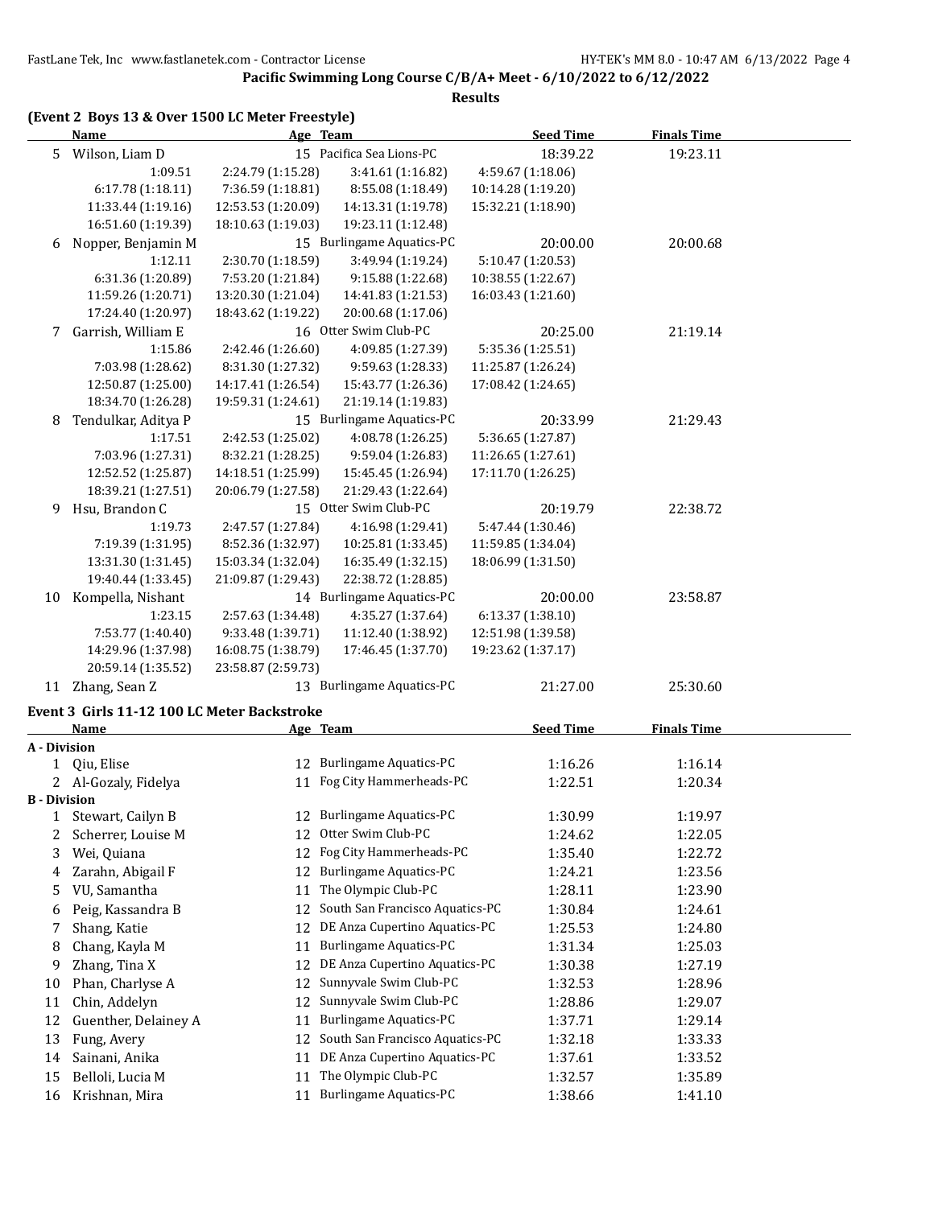# Pacific Swimming Long Course C/B/A+ Meet - 6/10/2022 to 6/12/2022

## Results

### (Event 2 Boys 13 & Over 1500 LC Meter Freestyle)

| | Name | Age | Team | Seed Time | Finals Time |
|---|---|---|---|---|---|
| 5 | Wilson, Liam D | 15 | Pacifica Sea Lions-PC | 18:39.22 | 19:23.11 |
| | 1:09.51 | 2:24.79 (1:15.28) | 3:41.61 (1:16.82) | 4:59.67 (1:18.06) | |
| | 6:17.78 (1:18.11) | 7:36.59 (1:18.81) | 8:55.08 (1:18.49) | 10:14.28 (1:19.20) | |
| | 11:33.44 (1:19.16) | 12:53.53 (1:20.09) | 14:13.31 (1:19.78) | 15:32.21 (1:18.90) | |
| | 16:51.60 (1:19.39) | 18:10.63 (1:19.03) | 19:23.11 (1:12.48) | | |
| 6 | Nopper, Benjamin M | 15 | Burlingame Aquatics-PC | 20:00.00 | 20:00.68 |
| | 1:12.11 | 2:30.70 (1:18.59) | 3:49.94 (1:19.24) | 5:10.47 (1:20.53) | |
| | 6:31.36 (1:20.89) | 7:53.20 (1:21.84) | 9:15.88 (1:22.68) | 10:38.55 (1:22.67) | |
| | 11:59.26 (1:20.71) | 13:20.30 (1:21.04) | 14:41.83 (1:21.53) | 16:03.43 (1:21.60) | |
| | 17:24.40 (1:20.97) | 18:43.62 (1:19.22) | 20:00.68 (1:17.06) | | |
| 7 | Garrish, William E | 16 | Otter Swim Club-PC | 20:25.00 | 21:19.14 |
| | 1:15.86 | 2:42.46 (1:26.60) | 4:09.85 (1:27.39) | 5:35.36 (1:25.51) | |
| | 7:03.98 (1:28.62) | 8:31.30 (1:27.32) | 9:59.63 (1:28.33) | 11:25.87 (1:26.24) | |
| | 12:50.87 (1:25.00) | 14:17.41 (1:26.54) | 15:43.77 (1:26.36) | 17:08.42 (1:24.65) | |
| | 18:34.70 (1:26.28) | 19:59.31 (1:24.61) | 21:19.14 (1:19.83) | | |
| 8 | Tendulkar, Aditya P | 15 | Burlingame Aquatics-PC | 20:33.99 | 21:29.43 |
| | 1:17.51 | 2:42.53 (1:25.02) | 4:08.78 (1:26.25) | 5:36.65 (1:27.87) | |
| | 7:03.96 (1:27.31) | 8:32.21 (1:28.25) | 9:59.04 (1:26.83) | 11:26.65 (1:27.61) | |
| | 12:52.52 (1:25.87) | 14:18.51 (1:25.99) | 15:45.45 (1:26.94) | 17:11.70 (1:26.25) | |
| | 18:39.21 (1:27.51) | 20:06.79 (1:27.58) | 21:29.43 (1:22.64) | | |
| 9 | Hsu, Brandon C | 15 | Otter Swim Club-PC | 20:19.79 | 22:38.72 |
| | 1:19.73 | 2:47.57 (1:27.84) | 4:16.98 (1:29.41) | 5:47.44 (1:30.46) | |
| | 7:19.39 (1:31.95) | 8:52.36 (1:32.97) | 10:25.81 (1:33.45) | 11:59.85 (1:34.04) | |
| | 13:31.30 (1:31.45) | 15:03.34 (1:32.04) | 16:35.49 (1:32.15) | 18:06.99 (1:31.50) | |
| | 19:40.44 (1:33.45) | 21:09.87 (1:29.43) | 22:38.72 (1:28.85) | | |
| 10 | Kompella, Nishant | 14 | Burlingame Aquatics-PC | 20:00.00 | 23:58.87 |
| | 1:23.15 | 2:57.63 (1:34.48) | 4:35.27 (1:37.64) | 6:13.37 (1:38.10) | |
| | 7:53.77 (1:40.40) | 9:33.48 (1:39.71) | 11:12.40 (1:38.92) | 12:51.98 (1:39.58) | |
| | 14:29.96 (1:37.98) | 16:08.75 (1:38.79) | 17:46.45 (1:37.70) | 19:23.62 (1:37.17) | |
| | 20:59.14 (1:35.52) | 23:58.87 (2:59.73) | | | |
| 11 | Zhang, Sean Z | 13 | Burlingame Aquatics-PC | 21:27.00 | 25:30.60 |

### Event 3 Girls 11-12 100 LC Meter Backstroke

| | Name | Age | Team | Seed Time | Finals Time |
|---|---|---|---|---|---|
| **A - Division** | | | | | |
| 1 | Qiu, Elise | 12 | Burlingame Aquatics-PC | 1:16.26 | 1:16.14 |
| 2 | Al-Gozaly, Fidelya | 11 | Fog City Hammerheads-PC | 1:22.51 | 1:20.34 |
| **B - Division** | | | | | |
| 1 | Stewart, Cailyn B | 12 | Burlingame Aquatics-PC | 1:30.99 | 1:19.97 |
| 2 | Scherrer, Louise M | 12 | Otter Swim Club-PC | 1:24.62 | 1:22.05 |
| 3 | Wei, Quiana | 12 | Fog City Hammerheads-PC | 1:35.40 | 1:22.72 |
| 4 | Zarahn, Abigail F | 12 | Burlingame Aquatics-PC | 1:24.21 | 1:23.56 |
| 5 | VU, Samantha | 11 | The Olympic Club-PC | 1:28.11 | 1:23.90 |
| 6 | Peig, Kassandra B | 12 | South San Francisco Aquatics-PC | 1:30.84 | 1:24.61 |
| 7 | Shang, Katie | 12 | DE Anza Cupertino Aquatics-PC | 1:25.53 | 1:24.80 |
| 8 | Chang, Kayla M | 11 | Burlingame Aquatics-PC | 1:31.34 | 1:25.03 |
| 9 | Zhang, Tina X | 12 | DE Anza Cupertino Aquatics-PC | 1:30.38 | 1:27.19 |
| 10 | Phan, Charlyse A | 12 | Sunnyvale Swim Club-PC | 1:32.53 | 1:28.96 |
| 11 | Chin, Addelyn | 12 | Sunnyvale Swim Club-PC | 1:28.86 | 1:29.07 |
| 12 | Guenther, Delainey A | 11 | Burlingame Aquatics-PC | 1:37.71 | 1:29.14 |
| 13 | Fung, Avery | 12 | South San Francisco Aquatics-PC | 1:32.18 | 1:33.33 |
| 14 | Sainani, Anika | 11 | DE Anza Cupertino Aquatics-PC | 1:37.61 | 1:33.52 |
| 15 | Belloli, Lucia M | 11 | The Olympic Club-PC | 1:32.57 | 1:35.89 |
| 16 | Krishnan, Mira | 11 | Burlingame Aquatics-PC | 1:38.66 | 1:41.10 |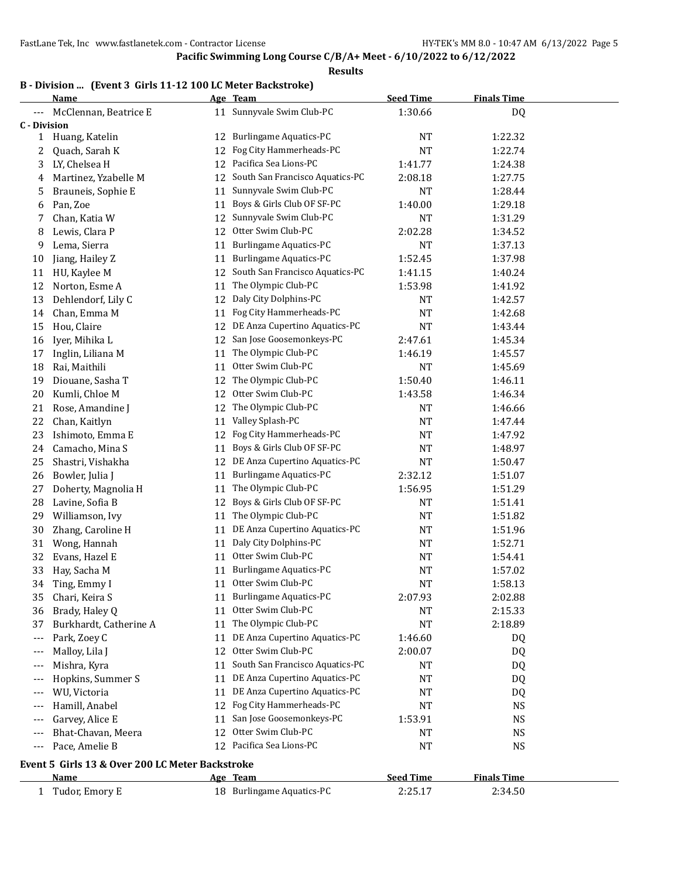**Pacific Swimming Long Course C/B/A+ Meet - 6/10/2022 to 6/12/2022**

**Results**

### B - Division ... (Event 3 Girls 11-12 100 LC Meter Backstroke)

| | Name | Age | Team | Seed Time | Finals Time |
|---|---|---|---|---|---|
| --- | McClennan, Beatrice E | 11 | Sunnyvale Swim Club-PC | 1:30.66 | DQ |
| **C - Division** | | | | | |
| 1 | Huang, Katelin | 12 | Burlingame Aquatics-PC | NT | 1:22.32 |
| 2 | Quach, Sarah K | 12 | Fog City Hammerheads-PC | NT | 1:22.74 |
| 3 | LY, Chelsea H | 12 | Pacifica Sea Lions-PC | 1:41.77 | 1:24.38 |
| 4 | Martinez, Yzabelle M | 12 | South San Francisco Aquatics-PC | 2:08.18 | 1:27.75 |
| 5 | Brauneis, Sophie E | 11 | Sunnyvale Swim Club-PC | NT | 1:28.44 |
| 6 | Pan, Zoe | 11 | Boys & Girls Club OF SF-PC | 1:40.00 | 1:29.18 |
| 7 | Chan, Katia W | 12 | Sunnyvale Swim Club-PC | NT | 1:31.29 |
| 8 | Lewis, Clara P | 12 | Otter Swim Club-PC | 2:02.28 | 1:34.52 |
| 9 | Lema, Sierra | 11 | Burlingame Aquatics-PC | NT | 1:37.13 |
| 10 | Jiang, Hailey Z | 11 | Burlingame Aquatics-PC | 1:52.45 | 1:37.98 |
| 11 | HU, Kaylee M | 12 | South San Francisco Aquatics-PC | 1:41.15 | 1:40.24 |
| 12 | Norton, Esme A | 11 | The Olympic Club-PC | 1:53.98 | 1:41.92 |
| 13 | Dehlendorf, Lily C | 12 | Daly City Dolphins-PC | NT | 1:42.57 |
| 14 | Chan, Emma M | 11 | Fog City Hammerheads-PC | NT | 1:42.68 |
| 15 | Hou, Claire | 12 | DE Anza Cupertino Aquatics-PC | NT | 1:43.44 |
| 16 | Iyer, Mihika L | 12 | San Jose Goosemonkeys-PC | 2:47.61 | 1:45.34 |
| 17 | Inglin, Liliana M | 11 | The Olympic Club-PC | 1:46.19 | 1:45.57 |
| 18 | Rai, Maithili | 11 | Otter Swim Club-PC | NT | 1:45.69 |
| 19 | Diouane, Sasha T | 12 | The Olympic Club-PC | 1:50.40 | 1:46.11 |
| 20 | Kumli, Chloe M | 12 | Otter Swim Club-PC | 1:43.58 | 1:46.34 |
| 21 | Rose, Amandine J | 12 | The Olympic Club-PC | NT | 1:46.66 |
| 22 | Chan, Kaitlyn | 11 | Valley Splash-PC | NT | 1:47.44 |
| 23 | Ishimoto, Emma E | 12 | Fog City Hammerheads-PC | NT | 1:47.92 |
| 24 | Camacho, Mina S | 11 | Boys & Girls Club OF SF-PC | NT | 1:48.97 |
| 25 | Shastri, Vishakha | 12 | DE Anza Cupertino Aquatics-PC | NT | 1:50.47 |
| 26 | Bowler, Julia J | 11 | Burlingame Aquatics-PC | 2:32.12 | 1:51.07 |
| 27 | Doherty, Magnolia H | 11 | The Olympic Club-PC | 1:56.95 | 1:51.29 |
| 28 | Lavine, Sofia B | 12 | Boys & Girls Club OF SF-PC | NT | 1:51.41 |
| 29 | Williamson, Ivy | 11 | The Olympic Club-PC | NT | 1:51.82 |
| 30 | Zhang, Caroline H | 11 | DE Anza Cupertino Aquatics-PC | NT | 1:51.96 |
| 31 | Wong, Hannah | 11 | Daly City Dolphins-PC | NT | 1:52.71 |
| 32 | Evans, Hazel E | 11 | Otter Swim Club-PC | NT | 1:54.41 |
| 33 | Hay, Sacha M | 11 | Burlingame Aquatics-PC | NT | 1:57.02 |
| 34 | Ting, Emmy I | 11 | Otter Swim Club-PC | NT | 1:58.13 |
| 35 | Chari, Keira S | 11 | Burlingame Aquatics-PC | 2:07.93 | 2:02.88 |
| 36 | Brady, Haley Q | 11 | Otter Swim Club-PC | NT | 2:15.33 |
| 37 | Burkhardt, Catherine A | 11 | The Olympic Club-PC | NT | 2:18.89 |
| --- | Park, Zoey C | 11 | DE Anza Cupertino Aquatics-PC | 1:46.60 | DQ |
| --- | Malloy, Lila J | 12 | Otter Swim Club-PC | 2:00.07 | DQ |
| --- | Mishra, Kyra | 11 | South San Francisco Aquatics-PC | NT | DQ |
| --- | Hopkins, Summer S | 11 | DE Anza Cupertino Aquatics-PC | NT | DQ |
| --- | WU, Victoria | 11 | DE Anza Cupertino Aquatics-PC | NT | DQ |
| --- | Hamill, Anabel | 12 | Fog City Hammerheads-PC | NT | NS |
| --- | Garvey, Alice E | 11 | San Jose Goosemonkeys-PC | 1:53.91 | NS |
| --- | Bhat-Chavan, Meera | 12 | Otter Swim Club-PC | NT | NS |
| --- | Pace, Amelie B | 12 | Pacifica Sea Lions-PC | NT | NS |

### Event 5 Girls 13 & Over 200 LC Meter Backstroke

| | Name | Age | Team | Seed Time | Finals Time |
|---|---|---|---|---|---|
| 1 | Tudor, Emory E | 18 | Burlingame Aquatics-PC | 2:25.17 | 2:34.50 |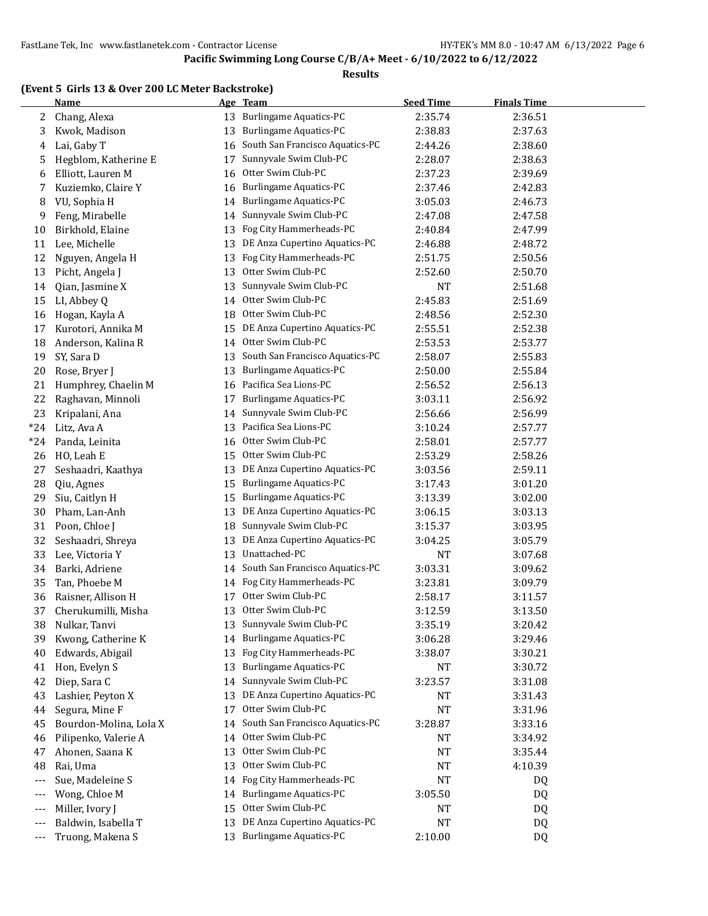## Pacific Swimming Long Course C/B/A+ Meet - 6/10/2022 to 6/12/2022

### Results

**(Event 5 Girls 13 & Over 200 LC Meter Backstroke)**

| | Name | Age | Team | Seed Time | Finals Time |
|---|---|---|---|---|---|
| 2 | Chang, Alexa | 13 | Burlingame Aquatics-PC | 2:35.74 | 2:36.51 |
| 3 | Kwok, Madison | 13 | Burlingame Aquatics-PC | 2:38.83 | 2:37.63 |
| 4 | Lai, Gaby T | 16 | South San Francisco Aquatics-PC | 2:44.26 | 2:38.60 |
| 5 | Hegblom, Katherine E | 17 | Sunnyvale Swim Club-PC | 2:28.07 | 2:38.63 |
| 6 | Elliott, Lauren M | 16 | Otter Swim Club-PC | 2:37.23 | 2:39.69 |
| 7 | Kuziemko, Claire Y | 16 | Burlingame Aquatics-PC | 2:37.46 | 2:42.83 |
| 8 | VU, Sophia H | 14 | Burlingame Aquatics-PC | 3:05.03 | 2:46.73 |
| 9 | Feng, Mirabelle | 14 | Sunnyvale Swim Club-PC | 2:47.08 | 2:47.58 |
| 10 | Birkhold, Elaine | 13 | Fog City Hammerheads-PC | 2:40.84 | 2:47.99 |
| 11 | Lee, Michelle | 13 | DE Anza Cupertino Aquatics-PC | 2:46.88 | 2:48.72 |
| 12 | Nguyen, Angela H | 13 | Fog City Hammerheads-PC | 2:51.75 | 2:50.56 |
| 13 | Picht, Angela J | 13 | Otter Swim Club-PC | 2:52.60 | 2:50.70 |
| 14 | Qian, Jasmine X | 13 | Sunnyvale Swim Club-PC | NT | 2:51.68 |
| 15 | LI, Abbey Q | 14 | Otter Swim Club-PC | 2:45.83 | 2:51.69 |
| 16 | Hogan, Kayla A | 18 | Otter Swim Club-PC | 2:48.56 | 2:52.30 |
| 17 | Kurotori, Annika M | 15 | DE Anza Cupertino Aquatics-PC | 2:55.51 | 2:52.38 |
| 18 | Anderson, Kalina R | 14 | Otter Swim Club-PC | 2:53.53 | 2:53.77 |
| 19 | SY, Sara D | 13 | South San Francisco Aquatics-PC | 2:58.07 | 2:55.83 |
| 20 | Rose, Bryer J | 13 | Burlingame Aquatics-PC | 2:50.00 | 2:55.84 |
| 21 | Humphrey, Chaelin M | 16 | Pacifica Sea Lions-PC | 2:56.52 | 2:56.13 |
| 22 | Raghavan, Minnoli | 17 | Burlingame Aquatics-PC | 3:03.11 | 2:56.92 |
| 23 | Kripalani, Ana | 14 | Sunnyvale Swim Club-PC | 2:56.66 | 2:56.99 |
| *24 | Litz, Ava A | 13 | Pacifica Sea Lions-PC | 3:10.24 | 2:57.77 |
| *24 | Panda, Leinita | 16 | Otter Swim Club-PC | 2:58.01 | 2:57.77 |
| 26 | HO, Leah E | 15 | Otter Swim Club-PC | 2:53.29 | 2:58.26 |
| 27 | Seshaadri, Kaathya | 13 | DE Anza Cupertino Aquatics-PC | 3:03.56 | 2:59.11 |
| 28 | Qiu, Agnes | 15 | Burlingame Aquatics-PC | 3:17.43 | 3:01.20 |
| 29 | Siu, Caitlyn H | 15 | Burlingame Aquatics-PC | 3:13.39 | 3:02.00 |
| 30 | Pham, Lan-Anh | 13 | DE Anza Cupertino Aquatics-PC | 3:06.15 | 3:03.13 |
| 31 | Poon, Chloe J | 18 | Sunnyvale Swim Club-PC | 3:15.37 | 3:03.95 |
| 32 | Seshaadri, Shreya | 13 | DE Anza Cupertino Aquatics-PC | 3:04.25 | 3:05.79 |
| 33 | Lee, Victoria Y | 13 | Unattached-PC | NT | 3:07.68 |
| 34 | Barki, Adriene | 14 | South San Francisco Aquatics-PC | 3:03.31 | 3:09.62 |
| 35 | Tan, Phoebe M | 14 | Fog City Hammerheads-PC | 3:23.81 | 3:09.79 |
| 36 | Raisner, Allison H | 17 | Otter Swim Club-PC | 2:58.17 | 3:11.57 |
| 37 | Cherukumilli, Misha | 13 | Otter Swim Club-PC | 3:12.59 | 3:13.50 |
| 38 | Nulkar, Tanvi | 13 | Sunnyvale Swim Club-PC | 3:35.19 | 3:20.42 |
| 39 | Kwong, Catherine K | 14 | Burlingame Aquatics-PC | 3:06.28 | 3:29.46 |
| 40 | Edwards, Abigail | 13 | Fog City Hammerheads-PC | 3:38.07 | 3:30.21 |
| 41 | Hon, Evelyn S | 13 | Burlingame Aquatics-PC | NT | 3:30.72 |
| 42 | Diep, Sara C | 14 | Sunnyvale Swim Club-PC | 3:23.57 | 3:31.08 |
| 43 | Lashier, Peyton X | 13 | DE Anza Cupertino Aquatics-PC | NT | 3:31.43 |
| 44 | Segura, Mine F | 17 | Otter Swim Club-PC | NT | 3:31.96 |
| 45 | Bourdon-Molina, Lola X | 14 | South San Francisco Aquatics-PC | 3:28.87 | 3:33.16 |
| 46 | Pilipenko, Valerie A | 14 | Otter Swim Club-PC | NT | 3:34.92 |
| 47 | Ahonen, Saana K | 13 | Otter Swim Club-PC | NT | 3:35.44 |
| 48 | Rai, Uma | 13 | Otter Swim Club-PC | NT | 4:10.39 |
| --- | Sue, Madeleine S | 14 | Fog City Hammerheads-PC | NT | DQ |
| --- | Wong, Chloe M | 14 | Burlingame Aquatics-PC | 3:05.50 | DQ |
| --- | Miller, Ivory J | 15 | Otter Swim Club-PC | NT | DQ |
| --- | Baldwin, Isabella T | 13 | DE Anza Cupertino Aquatics-PC | NT | DQ |
| --- | Truong, Makena S | 13 | Burlingame Aquatics-PC | 2:10.00 | DQ |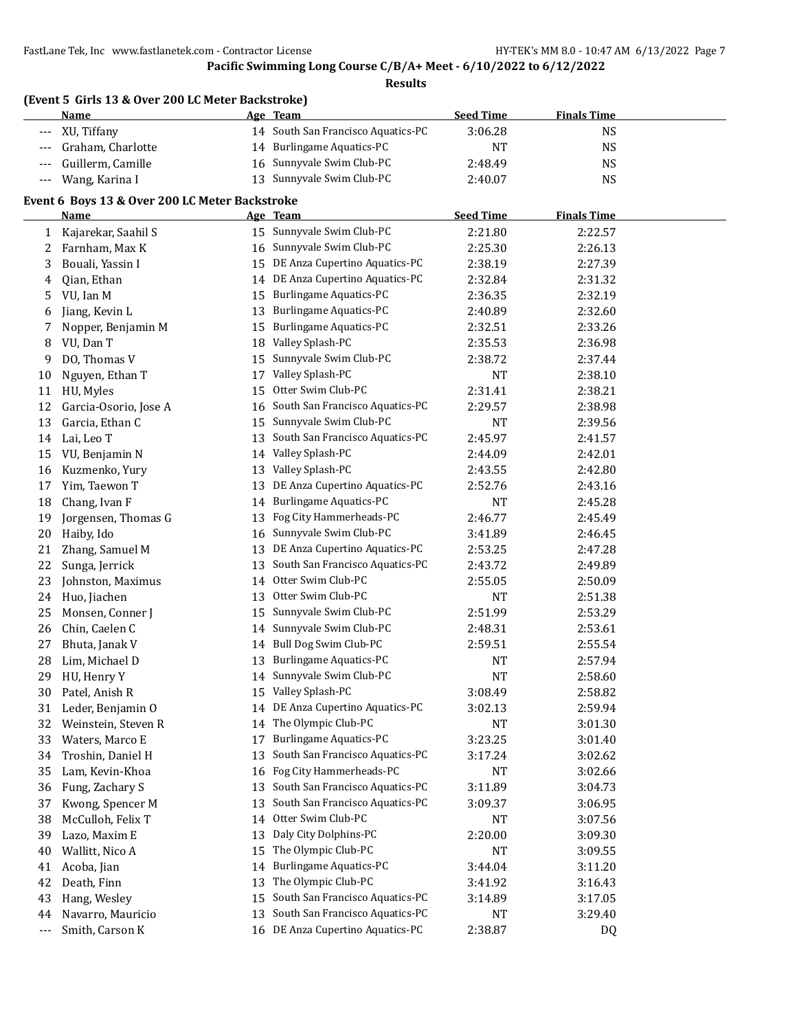**Pacific Swimming Long Course C/B/A+ Meet - 6/10/2022 to 6/12/2022**

**Results**

### (Event 5 Girls 13 & Over 200 LC Meter Backstroke)

| | Name | Age | Team | Seed Time | Finals Time |
|---|---|---|---|---|---|
| --- | XU, Tiffany | 14 | South San Francisco Aquatics-PC | 3:06.28 | NS |
| --- | Graham, Charlotte | 14 | Burlingame Aquatics-PC | NT | NS |
| --- | Guillerm, Camille | 16 | Sunnyvale Swim Club-PC | 2:48.49 | NS |
| --- | Wang, Karina I | 13 | Sunnyvale Swim Club-PC | 2:40.07 | NS |

### Event 6 Boys 13 & Over 200 LC Meter Backstroke

| | Name | Age | Team | Seed Time | Finals Time |
|---|---|---|---|---|---|
| 1 | Kajarekar, Saahil S | 15 | Sunnyvale Swim Club-PC | 2:21.80 | 2:22.57 |
| 2 | Farnham, Max K | 16 | Sunnyvale Swim Club-PC | 2:25.30 | 2:26.13 |
| 3 | Bouali, Yassin I | 15 | DE Anza Cupertino Aquatics-PC | 2:38.19 | 2:27.39 |
| 4 | Qian, Ethan | 14 | DE Anza Cupertino Aquatics-PC | 2:32.84 | 2:31.32 |
| 5 | VU, Ian M | 15 | Burlingame Aquatics-PC | 2:36.35 | 2:32.19 |
| 6 | Jiang, Kevin L | 13 | Burlingame Aquatics-PC | 2:40.89 | 2:32.60 |
| 7 | Nopper, Benjamin M | 15 | Burlingame Aquatics-PC | 2:32.51 | 2:33.26 |
| 8 | VU, Dan T | 18 | Valley Splash-PC | 2:35.53 | 2:36.98 |
| 9 | DO, Thomas V | 15 | Sunnyvale Swim Club-PC | 2:38.72 | 2:37.44 |
| 10 | Nguyen, Ethan T | 17 | Valley Splash-PC | NT | 2:38.10 |
| 11 | HU, Myles | 15 | Otter Swim Club-PC | 2:31.41 | 2:38.21 |
| 12 | Garcia-Osorio, Jose A | 16 | South San Francisco Aquatics-PC | 2:29.57 | 2:38.98 |
| 13 | Garcia, Ethan C | 15 | Sunnyvale Swim Club-PC | NT | 2:39.56 |
| 14 | Lai, Leo T | 13 | South San Francisco Aquatics-PC | 2:45.97 | 2:41.57 |
| 15 | VU, Benjamin N | 14 | Valley Splash-PC | 2:44.09 | 2:42.01 |
| 16 | Kuzmenko, Yury | 13 | Valley Splash-PC | 2:43.55 | 2:42.80 |
| 17 | Yim, Taewon T | 13 | DE Anza Cupertino Aquatics-PC | 2:52.76 | 2:43.16 |
| 18 | Chang, Ivan F | 14 | Burlingame Aquatics-PC | NT | 2:45.28 |
| 19 | Jorgensen, Thomas G | 13 | Fog City Hammerheads-PC | 2:46.77 | 2:45.49 |
| 20 | Haiby, Ido | 16 | Sunnyvale Swim Club-PC | 3:41.89 | 2:46.45 |
| 21 | Zhang, Samuel M | 13 | DE Anza Cupertino Aquatics-PC | 2:53.25 | 2:47.28 |
| 22 | Sunga, Jerrick | 13 | South San Francisco Aquatics-PC | 2:43.72 | 2:49.89 |
| 23 | Johnston, Maximus | 14 | Otter Swim Club-PC | 2:55.05 | 2:50.09 |
| 24 | Huo, Jiachen | 13 | Otter Swim Club-PC | NT | 2:51.38 |
| 25 | Monsen, Conner J | 15 | Sunnyvale Swim Club-PC | 2:51.99 | 2:53.29 |
| 26 | Chin, Caelen C | 14 | Sunnyvale Swim Club-PC | 2:48.31 | 2:53.61 |
| 27 | Bhuta, Janak V | 14 | Bull Dog Swim Club-PC | 2:59.51 | 2:55.54 |
| 28 | Lim, Michael D | 13 | Burlingame Aquatics-PC | NT | 2:57.94 |
| 29 | HU, Henry Y | 14 | Sunnyvale Swim Club-PC | NT | 2:58.60 |
| 30 | Patel, Anish R | 15 | Valley Splash-PC | 3:08.49 | 2:58.82 |
| 31 | Leder, Benjamin O | 14 | DE Anza Cupertino Aquatics-PC | 3:02.13 | 2:59.94 |
| 32 | Weinstein, Steven R | 14 | The Olympic Club-PC | NT | 3:01.30 |
| 33 | Waters, Marco E | 17 | Burlingame Aquatics-PC | 3:23.25 | 3:01.40 |
| 34 | Troshin, Daniel H | 13 | South San Francisco Aquatics-PC | 3:17.24 | 3:02.62 |
| 35 | Lam, Kevin-Khoa | 16 | Fog City Hammerheads-PC | NT | 3:02.66 |
| 36 | Fung, Zachary S | 13 | South San Francisco Aquatics-PC | 3:11.89 | 3:04.73 |
| 37 | Kwong, Spencer M | 13 | South San Francisco Aquatics-PC | 3:09.37 | 3:06.95 |
| 38 | McCulloh, Felix T | 14 | Otter Swim Club-PC | NT | 3:07.56 |
| 39 | Lazo, Maxim E | 13 | Daly City Dolphins-PC | 2:20.00 | 3:09.30 |
| 40 | Wallitt, Nico A | 15 | The Olympic Club-PC | NT | 3:09.55 |
| 41 | Acoba, Jian | 14 | Burlingame Aquatics-PC | 3:44.04 | 3:11.20 |
| 42 | Death, Finn | 13 | The Olympic Club-PC | 3:41.92 | 3:16.43 |
| 43 | Hang, Wesley | 15 | South San Francisco Aquatics-PC | 3:14.89 | 3:17.05 |
| 44 | Navarro, Mauricio | 13 | South San Francisco Aquatics-PC | NT | 3:29.40 |
| --- | Smith, Carson K | 16 | DE Anza Cupertino Aquatics-PC | 2:38.87 | DQ |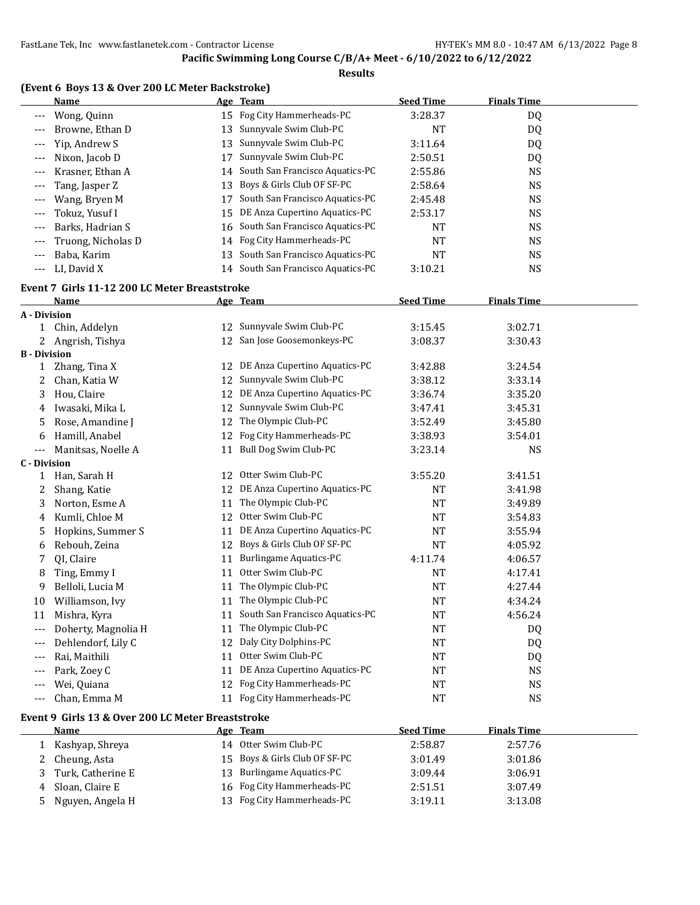**Pacific Swimming Long Course C/B/A+ Meet - 6/10/2022 to 6/12/2022**

**Results**

### (Event 6 Boys 13 & Over 200 LC Meter Backstroke)

| | Name | Age | Team | Seed Time | Finals Time |
|---|---|---|---|---|---|
| --- | Wong, Quinn | 15 | Fog City Hammerheads-PC | 3:28.37 | DQ |
| --- | Browne, Ethan D | 13 | Sunnyvale Swim Club-PC | NT | DQ |
| --- | Yip, Andrew S | 13 | Sunnyvale Swim Club-PC | 3:11.64 | DQ |
| --- | Nixon, Jacob D | 17 | Sunnyvale Swim Club-PC | 2:50.51 | DQ |
| --- | Krasner, Ethan A | 14 | South San Francisco Aquatics-PC | 2:55.86 | NS |
| --- | Tang, Jasper Z | 13 | Boys & Girls Club OF SF-PC | 2:58.64 | NS |
| --- | Wang, Bryen M | 17 | South San Francisco Aquatics-PC | 2:45.48 | NS |
| --- | Tokuz, Yusuf I | 15 | DE Anza Cupertino Aquatics-PC | 2:53.17 | NS |
| --- | Barks, Hadrian S | 16 | South San Francisco Aquatics-PC | NT | NS |
| --- | Truong, Nicholas D | 14 | Fog City Hammerheads-PC | NT | NS |
| --- | Baba, Karim | 13 | South San Francisco Aquatics-PC | NT | NS |
| --- | LI, David X | 14 | South San Francisco Aquatics-PC | 3:10.21 | NS |

### Event 7 Girls 11-12 200 LC Meter Breaststroke

| | Name | Age | Team | Seed Time | Finals Time |
|---|---|---|---|---|---|
| **A - Division** | | | | | |
| 1 | Chin, Addelyn | 12 | Sunnyvale Swim Club-PC | 3:15.45 | 3:02.71 |
| 2 | Angrish, Tishya | 12 | San Jose Goosemonkeys-PC | 3:08.37 | 3:30.43 |
| **B - Division** | | | | | |
| 1 | Zhang, Tina X | 12 | DE Anza Cupertino Aquatics-PC | 3:42.88 | 3:24.54 |
| 2 | Chan, Katia W | 12 | Sunnyvale Swim Club-PC | 3:38.12 | 3:33.14 |
| 3 | Hou, Claire | 12 | DE Anza Cupertino Aquatics-PC | 3:36.74 | 3:35.20 |
| 4 | Iwasaki, Mika L | 12 | Sunnyvale Swim Club-PC | 3:47.41 | 3:45.31 |
| 5 | Rose, Amandine J | 12 | The Olympic Club-PC | 3:52.49 | 3:45.80 |
| 6 | Hamill, Anabel | 12 | Fog City Hammerheads-PC | 3:38.93 | 3:54.01 |
| --- | Manitsas, Noelle A | 11 | Bull Dog Swim Club-PC | 3:23.14 | NS |
| **C - Division** | | | | | |
| 1 | Han, Sarah H | 12 | Otter Swim Club-PC | 3:55.20 | 3:41.51 |
| 2 | Shang, Katie | 12 | DE Anza Cupertino Aquatics-PC | NT | 3:41.98 |
| 3 | Norton, Esme A | 11 | The Olympic Club-PC | NT | 3:49.89 |
| 4 | Kumli, Chloe M | 12 | Otter Swim Club-PC | NT | 3:54.83 |
| 5 | Hopkins, Summer S | 11 | DE Anza Cupertino Aquatics-PC | NT | 3:55.94 |
| 6 | Rebouh, Zeina | 12 | Boys & Girls Club OF SF-PC | NT | 4:05.92 |
| 7 | QI, Claire | 11 | Burlingame Aquatics-PC | 4:11.74 | 4:06.57 |
| 8 | Ting, Emmy I | 11 | Otter Swim Club-PC | NT | 4:17.41 |
| 9 | Belloli, Lucia M | 11 | The Olympic Club-PC | NT | 4:27.44 |
| 10 | Williamson, Ivy | 11 | The Olympic Club-PC | NT | 4:34.24 |
| 11 | Mishra, Kyra | 11 | South San Francisco Aquatics-PC | NT | 4:56.24 |
| --- | Doherty, Magnolia H | 11 | The Olympic Club-PC | NT | DQ |
| --- | Dehlendorf, Lily C | 12 | Daly City Dolphins-PC | NT | DQ |
| --- | Rai, Maithili | 11 | Otter Swim Club-PC | NT | DQ |
| --- | Park, Zoey C | 11 | DE Anza Cupertino Aquatics-PC | NT | NS |
| --- | Wei, Quiana | 12 | Fog City Hammerheads-PC | NT | NS |
| --- | Chan, Emma M | 11 | Fog City Hammerheads-PC | NT | NS |

### Event 9 Girls 13 & Over 200 LC Meter Breaststroke

| | Name | Age | Team | Seed Time | Finals Time |
|---|---|---|---|---|---|
| 1 | Kashyap, Shreya | 14 | Otter Swim Club-PC | 2:58.87 | 2:57.76 |
| 2 | Cheung, Asta | 15 | Boys & Girls Club OF SF-PC | 3:01.49 | 3:01.86 |
| 3 | Turk, Catherine E | 13 | Burlingame Aquatics-PC | 3:09.44 | 3:06.91 |
| 4 | Sloan, Claire E | 16 | Fog City Hammerheads-PC | 2:51.51 | 3:07.49 |
| 5 | Nguyen, Angela H | 13 | Fog City Hammerheads-PC | 3:19.11 | 3:13.08 |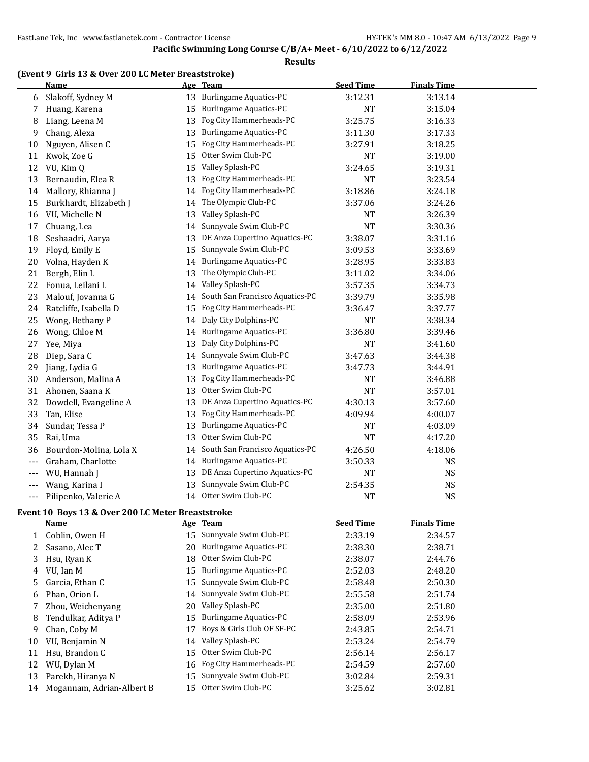**Pacific Swimming Long Course C/B/A+ Meet - 6/10/2022 to 6/12/2022**

**Results**

### (Event 9 Girls 13 & Over 200 LC Meter Breaststroke)

| | Name | Age | Team | Seed Time | Finals Time |
|---|---|---|---|---|---|
| 6 | Slakoff, Sydney M | 13 | Burlingame Aquatics-PC | 3:12.31 | 3:13.14 |
| 7 | Huang, Karena | 15 | Burlingame Aquatics-PC | NT | 3:15.04 |
| 8 | Liang, Leena M | 13 | Fog City Hammerheads-PC | 3:25.75 | 3:16.33 |
| 9 | Chang, Alexa | 13 | Burlingame Aquatics-PC | 3:11.30 | 3:17.33 |
| 10 | Nguyen, Alisen C | 15 | Fog City Hammerheads-PC | 3:27.91 | 3:18.25 |
| 11 | Kwok, Zoe G | 15 | Otter Swim Club-PC | NT | 3:19.00 |
| 12 | VU, Kim Q | 15 | Valley Splash-PC | 3:24.65 | 3:19.31 |
| 13 | Bernaudin, Elea R | 13 | Fog City Hammerheads-PC | NT | 3:23.54 |
| 14 | Mallory, Rhianna J | 14 | Fog City Hammerheads-PC | 3:18.86 | 3:24.18 |
| 15 | Burkhardt, Elizabeth J | 14 | The Olympic Club-PC | 3:37.06 | 3:24.26 |
| 16 | VU, Michelle N | 13 | Valley Splash-PC | NT | 3:26.39 |
| 17 | Chuang, Lea | 14 | Sunnyvale Swim Club-PC | NT | 3:30.36 |
| 18 | Seshaadri, Aarya | 13 | DE Anza Cupertino Aquatics-PC | 3:38.07 | 3:31.16 |
| 19 | Floyd, Emily E | 15 | Sunnyvale Swim Club-PC | 3:09.53 | 3:33.69 |
| 20 | Volna, Hayden K | 14 | Burlingame Aquatics-PC | 3:28.95 | 3:33.83 |
| 21 | Bergh, Elin L | 13 | The Olympic Club-PC | 3:11.02 | 3:34.06 |
| 22 | Fonua, Leilani L | 14 | Valley Splash-PC | 3:57.35 | 3:34.73 |
| 23 | Malouf, Jovanna G | 14 | South San Francisco Aquatics-PC | 3:39.79 | 3:35.98 |
| 24 | Ratcliffe, Isabella D | 15 | Fog City Hammerheads-PC | 3:36.47 | 3:37.77 |
| 25 | Wong, Bethany P | 14 | Daly City Dolphins-PC | NT | 3:38.34 |
| 26 | Wong, Chloe M | 14 | Burlingame Aquatics-PC | 3:36.80 | 3:39.46 |
| 27 | Yee, Miya | 13 | Daly City Dolphins-PC | NT | 3:41.60 |
| 28 | Diep, Sara C | 14 | Sunnyvale Swim Club-PC | 3:47.63 | 3:44.38 |
| 29 | Jiang, Lydia G | 13 | Burlingame Aquatics-PC | 3:47.73 | 3:44.91 |
| 30 | Anderson, Malina A | 13 | Fog City Hammerheads-PC | NT | 3:46.88 |
| 31 | Ahonen, Saana K | 13 | Otter Swim Club-PC | NT | 3:57.01 |
| 32 | Dowdell, Evangeline A | 13 | DE Anza Cupertino Aquatics-PC | 4:30.13 | 3:57.60 |
| 33 | Tan, Elise | 13 | Fog City Hammerheads-PC | 4:09.94 | 4:00.07 |
| 34 | Sundar, Tessa P | 13 | Burlingame Aquatics-PC | NT | 4:03.09 |
| 35 | Rai, Uma | 13 | Otter Swim Club-PC | NT | 4:17.20 |
| 36 | Bourdon-Molina, Lola X | 14 | South San Francisco Aquatics-PC | 4:26.50 | 4:18.06 |
| --- | Graham, Charlotte | 14 | Burlingame Aquatics-PC | 3:50.33 | NS |
| --- | WU, Hannah J | 13 | DE Anza Cupertino Aquatics-PC | NT | NS |
| --- | Wang, Karina I | 13 | Sunnyvale Swim Club-PC | 2:54.35 | NS |
| --- | Pilipenko, Valerie A | 14 | Otter Swim Club-PC | NT | NS |

### Event 10 Boys 13 & Over 200 LC Meter Breaststroke

| | Name | Age | Team | Seed Time | Finals Time |
|---|---|---|---|---|---|
| 1 | Coblin, Owen H | 15 | Sunnyvale Swim Club-PC | 2:33.19 | 2:34.57 |
| 2 | Sasano, Alec T | 20 | Burlingame Aquatics-PC | 2:38.30 | 2:38.71 |
| 3 | Hsu, Ryan K | 18 | Otter Swim Club-PC | 2:38.07 | 2:44.76 |
| 4 | VU, Ian M | 15 | Burlingame Aquatics-PC | 2:52.03 | 2:48.20 |
| 5 | Garcia, Ethan C | 15 | Sunnyvale Swim Club-PC | 2:58.48 | 2:50.30 |
| 6 | Phan, Orion L | 14 | Sunnyvale Swim Club-PC | 2:55.58 | 2:51.74 |
| 7 | Zhou, Weichenyang | 20 | Valley Splash-PC | 2:35.00 | 2:51.80 |
| 8 | Tendulkar, Aditya P | 15 | Burlingame Aquatics-PC | 2:58.09 | 2:53.96 |
| 9 | Chan, Coby M | 17 | Boys & Girls Club OF SF-PC | 2:43.85 | 2:54.71 |
| 10 | VU, Benjamin N | 14 | Valley Splash-PC | 2:53.24 | 2:54.79 |
| 11 | Hsu, Brandon C | 15 | Otter Swim Club-PC | 2:56.14 | 2:56.17 |
| 12 | WU, Dylan M | 16 | Fog City Hammerheads-PC | 2:54.59 | 2:57.60 |
| 13 | Parekh, Hiranya N | 15 | Sunnyvale Swim Club-PC | 3:02.84 | 2:59.31 |
| 14 | Mogannam, Adrian-Albert B | 15 | Otter Swim Club-PC | 3:25.62 | 3:02.81 |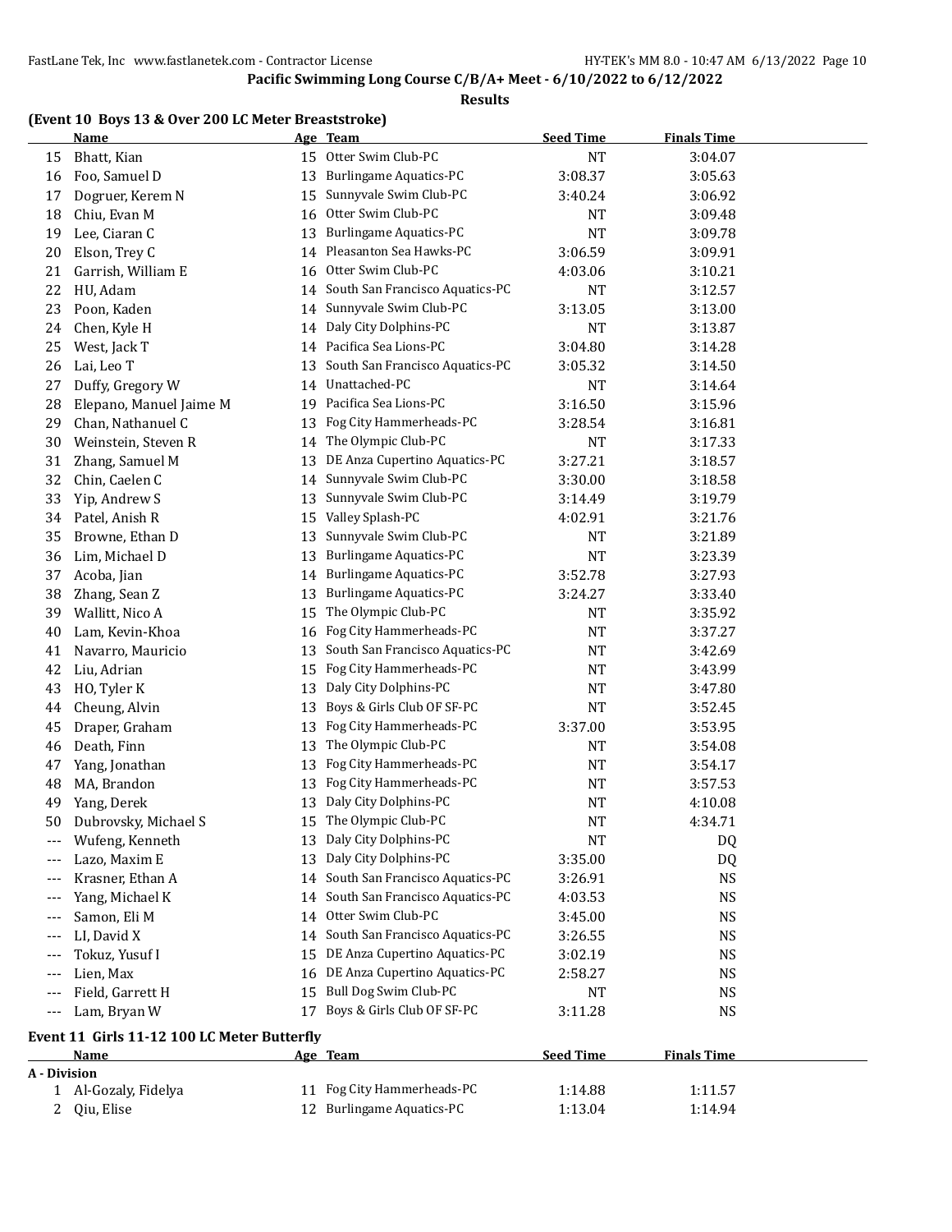**Pacific Swimming Long Course C/B/A+ Meet - 6/10/2022 to 6/12/2022**

**Results**

### (Event 10 Boys 13 & Over 200 LC Meter Breaststroke)

| | Name | Age | Team | Seed Time | Finals Time |
|---|---|---|---|---|---|
| 15 | Bhatt, Kian | 15 | Otter Swim Club-PC | NT | 3:04.07 |
| 16 | Foo, Samuel D | 13 | Burlingame Aquatics-PC | 3:08.37 | 3:05.63 |
| 17 | Dogruer, Kerem N | 15 | Sunnyvale Swim Club-PC | 3:40.24 | 3:06.92 |
| 18 | Chiu, Evan M | 16 | Otter Swim Club-PC | NT | 3:09.48 |
| 19 | Lee, Ciaran C | 13 | Burlingame Aquatics-PC | NT | 3:09.78 |
| 20 | Elson, Trey C | 14 | Pleasanton Sea Hawks-PC | 3:06.59 | 3:09.91 |
| 21 | Garrish, William E | 16 | Otter Swim Club-PC | 4:03.06 | 3:10.21 |
| 22 | HU, Adam | 14 | South San Francisco Aquatics-PC | NT | 3:12.57 |
| 23 | Poon, Kaden | 14 | Sunnyvale Swim Club-PC | 3:13.05 | 3:13.00 |
| 24 | Chen, Kyle H | 14 | Daly City Dolphins-PC | NT | 3:13.87 |
| 25 | West, Jack T | 14 | Pacifica Sea Lions-PC | 3:04.80 | 3:14.28 |
| 26 | Lai, Leo T | 13 | South San Francisco Aquatics-PC | 3:05.32 | 3:14.50 |
| 27 | Duffy, Gregory W | 14 | Unattached-PC | NT | 3:14.64 |
| 28 | Elepano, Manuel Jaime M | 19 | Pacifica Sea Lions-PC | 3:16.50 | 3:15.96 |
| 29 | Chan, Nathanuel C | 13 | Fog City Hammerheads-PC | 3:28.54 | 3:16.81 |
| 30 | Weinstein, Steven R | 14 | The Olympic Club-PC | NT | 3:17.33 |
| 31 | Zhang, Samuel M | 13 | DE Anza Cupertino Aquatics-PC | 3:27.21 | 3:18.57 |
| 32 | Chin, Caelen C | 14 | Sunnyvale Swim Club-PC | 3:30.00 | 3:18.58 |
| 33 | Yip, Andrew S | 13 | Sunnyvale Swim Club-PC | 3:14.49 | 3:19.79 |
| 34 | Patel, Anish R | 15 | Valley Splash-PC | 4:02.91 | 3:21.76 |
| 35 | Browne, Ethan D | 13 | Sunnyvale Swim Club-PC | NT | 3:21.89 |
| 36 | Lim, Michael D | 13 | Burlingame Aquatics-PC | NT | 3:23.39 |
| 37 | Acoba, Jian | 14 | Burlingame Aquatics-PC | 3:52.78 | 3:27.93 |
| 38 | Zhang, Sean Z | 13 | Burlingame Aquatics-PC | 3:24.27 | 3:33.40 |
| 39 | Wallitt, Nico A | 15 | The Olympic Club-PC | NT | 3:35.92 |
| 40 | Lam, Kevin-Khoa | 16 | Fog City Hammerheads-PC | NT | 3:37.27 |
| 41 | Navarro, Mauricio | 13 | South San Francisco Aquatics-PC | NT | 3:42.69 |
| 42 | Liu, Adrian | 15 | Fog City Hammerheads-PC | NT | 3:43.99 |
| 43 | HO, Tyler K | 13 | Daly City Dolphins-PC | NT | 3:47.80 |
| 44 | Cheung, Alvin | 13 | Boys & Girls Club OF SF-PC | NT | 3:52.45 |
| 45 | Draper, Graham | 13 | Fog City Hammerheads-PC | 3:37.00 | 3:53.95 |
| 46 | Death, Finn | 13 | The Olympic Club-PC | NT | 3:54.08 |
| 47 | Yang, Jonathan | 13 | Fog City Hammerheads-PC | NT | 3:54.17 |
| 48 | MA, Brandon | 13 | Fog City Hammerheads-PC | NT | 3:57.53 |
| 49 | Yang, Derek | 13 | Daly City Dolphins-PC | NT | 4:10.08 |
| 50 | Dubrovsky, Michael S | 15 | The Olympic Club-PC | NT | 4:34.71 |
| --- | Wufeng, Kenneth | 13 | Daly City Dolphins-PC | NT | DQ |
| --- | Lazo, Maxim E | 13 | Daly City Dolphins-PC | 3:35.00 | DQ |
| --- | Krasner, Ethan A | 14 | South San Francisco Aquatics-PC | 3:26.91 | NS |
| --- | Yang, Michael K | 14 | South San Francisco Aquatics-PC | 4:03.53 | NS |
| --- | Samon, Eli M | 14 | Otter Swim Club-PC | 3:45.00 | NS |
| --- | LI, David X | 14 | South San Francisco Aquatics-PC | 3:26.55 | NS |
| --- | Tokuz, Yusuf I | 15 | DE Anza Cupertino Aquatics-PC | 3:02.19 | NS |
| --- | Lien, Max | 16 | DE Anza Cupertino Aquatics-PC | 2:58.27 | NS |
| --- | Field, Garrett H | 15 | Bull Dog Swim Club-PC | NT | NS |
| --- | Lam, Bryan W | 17 | Boys & Girls Club OF SF-PC | 3:11.28 | NS |

### Event 11 Girls 11-12 100 LC Meter Butterfly

| | Name | Age | Team | Seed Time | Finals Time |
|---|---|---|---|---|---|
| **A - Division** | | | | | |
| 1 | Al-Gozaly, Fidelya | 11 | Fog City Hammerheads-PC | 1:14.88 | 1:11.57 |
| 2 | Qiu, Elise | 12 | Burlingame Aquatics-PC | 1:13.04 | 1:14.94 |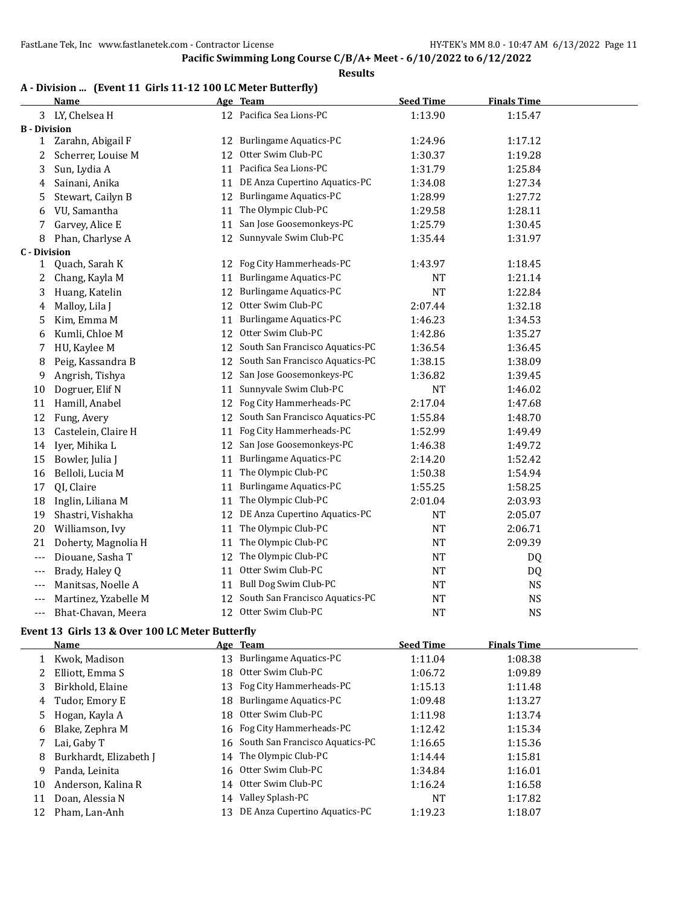## Pacific Swimming Long Course C/B/A+ Meet - 6/10/2022 to 6/12/2022

**Results**

### A - Division ... (Event 11 Girls 11-12 100 LC Meter Butterfly)

| | Name | Age | Team | Seed Time | Finals Time |
|---|---|---|---|---|---|
| 3 | LY, Chelsea H | 12 | Pacifica Sea Lions-PC | 1:13.90 | 1:15.47 |
| **B - Division** | | | | | |
| 1 | Zarahn, Abigail F | 12 | Burlingame Aquatics-PC | 1:24.96 | 1:17.12 |
| 2 | Scherrer, Louise M | 12 | Otter Swim Club-PC | 1:30.37 | 1:19.28 |
| 3 | Sun, Lydia A | 11 | Pacifica Sea Lions-PC | 1:31.79 | 1:25.84 |
| 4 | Sainani, Anika | 11 | DE Anza Cupertino Aquatics-PC | 1:34.08 | 1:27.34 |
| 5 | Stewart, Cailyn B | 12 | Burlingame Aquatics-PC | 1:28.99 | 1:27.72 |
| 6 | VU, Samantha | 11 | The Olympic Club-PC | 1:29.58 | 1:28.11 |
| 7 | Garvey, Alice E | 11 | San Jose Goosemonkeys-PC | 1:25.79 | 1:30.45 |
| 8 | Phan, Charlyse A | 12 | Sunnyvale Swim Club-PC | 1:35.44 | 1:31.97 |
| **C - Division** | | | | | |
| 1 | Quach, Sarah K | 12 | Fog City Hammerheads-PC | 1:43.97 | 1:18.45 |
| 2 | Chang, Kayla M | 11 | Burlingame Aquatics-PC | NT | 1:21.14 |
| 3 | Huang, Katelin | 12 | Burlingame Aquatics-PC | NT | 1:22.84 |
| 4 | Malloy, Lila J | 12 | Otter Swim Club-PC | 2:07.44 | 1:32.18 |
| 5 | Kim, Emma M | 11 | Burlingame Aquatics-PC | 1:46.23 | 1:34.53 |
| 6 | Kumli, Chloe M | 12 | Otter Swim Club-PC | 1:42.86 | 1:35.27 |
| 7 | HU, Kaylee M | 12 | South San Francisco Aquatics-PC | 1:36.54 | 1:36.45 |
| 8 | Peig, Kassandra B | 12 | South San Francisco Aquatics-PC | 1:38.15 | 1:38.09 |
| 9 | Angrish, Tishya | 12 | San Jose Goosemonkeys-PC | 1:36.82 | 1:39.45 |
| 10 | Dogruer, Elif N | 11 | Sunnyvale Swim Club-PC | NT | 1:46.02 |
| 11 | Hamill, Anabel | 12 | Fog City Hammerheads-PC | 2:17.04 | 1:47.68 |
| 12 | Fung, Avery | 12 | South San Francisco Aquatics-PC | 1:55.84 | 1:48.70 |
| 13 | Castelein, Claire H | 11 | Fog City Hammerheads-PC | 1:52.99 | 1:49.49 |
| 14 | Iyer, Mihika L | 12 | San Jose Goosemonkeys-PC | 1:46.38 | 1:49.72 |
| 15 | Bowler, Julia J | 11 | Burlingame Aquatics-PC | 2:14.20 | 1:52.42 |
| 16 | Belloli, Lucia M | 11 | The Olympic Club-PC | 1:50.38 | 1:54.94 |
| 17 | QI, Claire | 11 | Burlingame Aquatics-PC | 1:55.25 | 1:58.25 |
| 18 | Inglin, Liliana M | 11 | The Olympic Club-PC | 2:01.04 | 2:03.93 |
| 19 | Shastri, Vishakha | 12 | DE Anza Cupertino Aquatics-PC | NT | 2:05.07 |
| 20 | Williamson, Ivy | 11 | The Olympic Club-PC | NT | 2:06.71 |
| 21 | Doherty, Magnolia H | 11 | The Olympic Club-PC | NT | 2:09.39 |
| --- | Diouane, Sasha T | 12 | The Olympic Club-PC | NT | DQ |
| --- | Brady, Haley Q | 11 | Otter Swim Club-PC | NT | DQ |
| --- | Manitsas, Noelle A | 11 | Bull Dog Swim Club-PC | NT | NS |
| --- | Martinez, Yzabelle M | 12 | South San Francisco Aquatics-PC | NT | NS |
| --- | Bhat-Chavan, Meera | 12 | Otter Swim Club-PC | NT | NS |

### Event 13 Girls 13 & Over 100 LC Meter Butterfly

| | Name | Age | Team | Seed Time | Finals Time |
|---|---|---|---|---|---|
| 1 | Kwok, Madison | 13 | Burlingame Aquatics-PC | 1:11.04 | 1:08.38 |
| 2 | Elliott, Emma S | 18 | Otter Swim Club-PC | 1:06.72 | 1:09.89 |
| 3 | Birkhold, Elaine | 13 | Fog City Hammerheads-PC | 1:15.13 | 1:11.48 |
| 4 | Tudor, Emory E | 18 | Burlingame Aquatics-PC | 1:09.48 | 1:13.27 |
| 5 | Hogan, Kayla A | 18 | Otter Swim Club-PC | 1:11.98 | 1:13.74 |
| 6 | Blake, Zephra M | 16 | Fog City Hammerheads-PC | 1:12.42 | 1:15.34 |
| 7 | Lai, Gaby T | 16 | South San Francisco Aquatics-PC | 1:16.65 | 1:15.36 |
| 8 | Burkhardt, Elizabeth J | 14 | The Olympic Club-PC | 1:14.44 | 1:15.81 |
| 9 | Panda, Leinita | 16 | Otter Swim Club-PC | 1:34.84 | 1:16.01 |
| 10 | Anderson, Kalina R | 14 | Otter Swim Club-PC | 1:16.24 | 1:16.58 |
| 11 | Doan, Alessia N | 14 | Valley Splash-PC | NT | 1:17.82 |
| 12 | Pham, Lan-Anh | 13 | DE Anza Cupertino Aquatics-PC | 1:19.23 | 1:18.07 |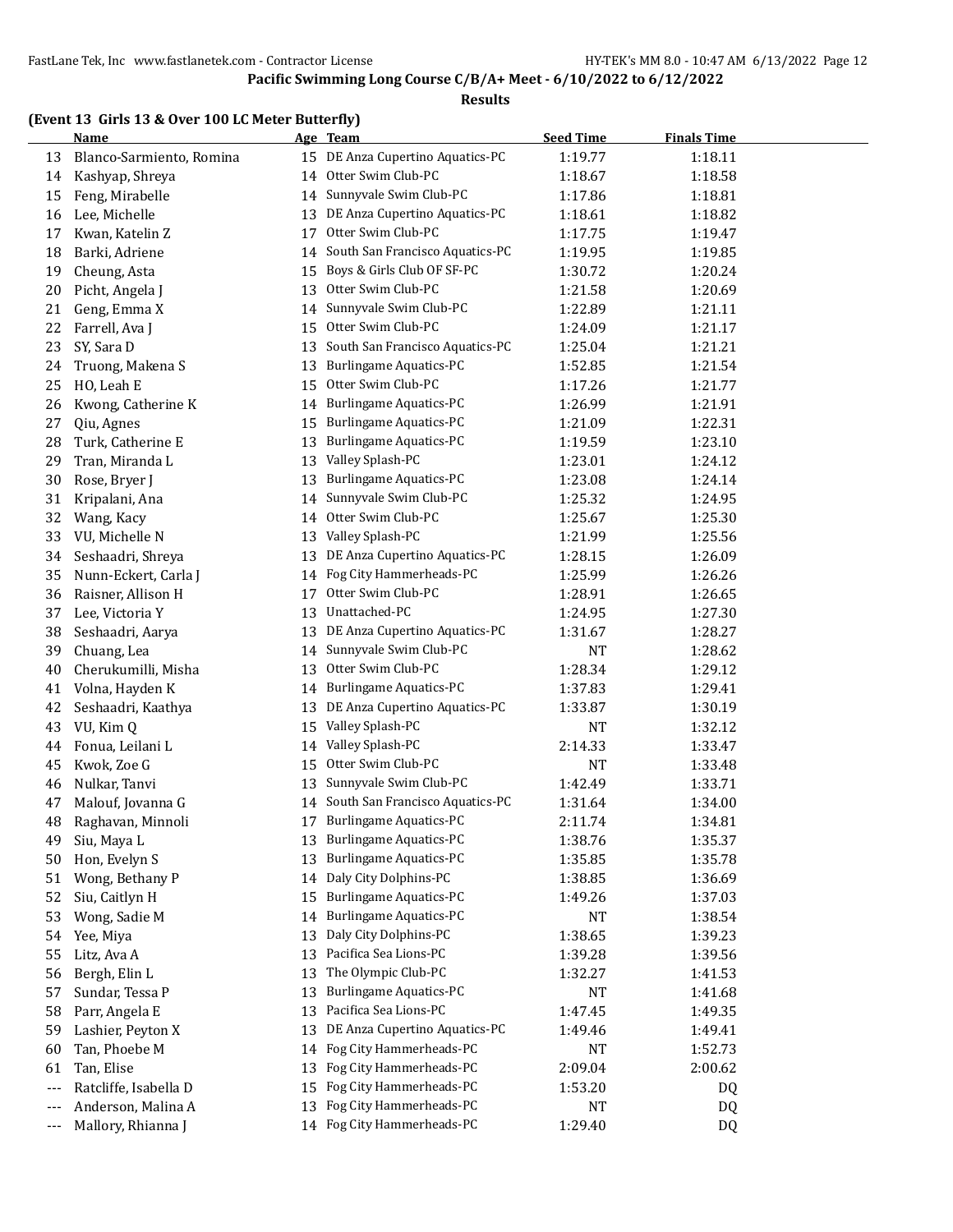**Pacific Swimming Long Course C/B/A+ Meet - 6/10/2022 to 6/12/2022**

**Results**

**(Event 13 Girls 13 & Over 100 LC Meter Butterfly)**

| | Name | Age | Team | Seed Time | Finals Time |
|---|---|---|---|---|---|
| 13 | Blanco-Sarmiento, Romina | 15 | DE Anza Cupertino Aquatics-PC | 1:19.77 | 1:18.11 |
| 14 | Kashyap, Shreya | 14 | Otter Swim Club-PC | 1:18.67 | 1:18.58 |
| 15 | Feng, Mirabelle | 14 | Sunnyvale Swim Club-PC | 1:17.86 | 1:18.81 |
| 16 | Lee, Michelle | 13 | DE Anza Cupertino Aquatics-PC | 1:18.61 | 1:18.82 |
| 17 | Kwan, Katelin Z | 17 | Otter Swim Club-PC | 1:17.75 | 1:19.47 |
| 18 | Barki, Adriene | 14 | South San Francisco Aquatics-PC | 1:19.95 | 1:19.85 |
| 19 | Cheung, Asta | 15 | Boys & Girls Club OF SF-PC | 1:30.72 | 1:20.24 |
| 20 | Picht, Angela J | 13 | Otter Swim Club-PC | 1:21.58 | 1:20.69 |
| 21 | Geng, Emma X | 14 | Sunnyvale Swim Club-PC | 1:22.89 | 1:21.11 |
| 22 | Farrell, Ava J | 15 | Otter Swim Club-PC | 1:24.09 | 1:21.17 |
| 23 | SY, Sara D | 13 | South San Francisco Aquatics-PC | 1:25.04 | 1:21.21 |
| 24 | Truong, Makena S | 13 | Burlingame Aquatics-PC | 1:52.85 | 1:21.54 |
| 25 | HO, Leah E | 15 | Otter Swim Club-PC | 1:17.26 | 1:21.77 |
| 26 | Kwong, Catherine K | 14 | Burlingame Aquatics-PC | 1:26.99 | 1:21.91 |
| 27 | Qiu, Agnes | 15 | Burlingame Aquatics-PC | 1:21.09 | 1:22.31 |
| 28 | Turk, Catherine E | 13 | Burlingame Aquatics-PC | 1:19.59 | 1:23.10 |
| 29 | Tran, Miranda L | 13 | Valley Splash-PC | 1:23.01 | 1:24.12 |
| 30 | Rose, Bryer J | 13 | Burlingame Aquatics-PC | 1:23.08 | 1:24.14 |
| 31 | Kripalani, Ana | 14 | Sunnyvale Swim Club-PC | 1:25.32 | 1:24.95 |
| 32 | Wang, Kacy | 14 | Otter Swim Club-PC | 1:25.67 | 1:25.30 |
| 33 | VU, Michelle N | 13 | Valley Splash-PC | 1:21.99 | 1:25.56 |
| 34 | Seshaadri, Shreya | 13 | DE Anza Cupertino Aquatics-PC | 1:28.15 | 1:26.09 |
| 35 | Nunn-Eckert, Carla J | 14 | Fog City Hammerheads-PC | 1:25.99 | 1:26.26 |
| 36 | Raisner, Allison H | 17 | Otter Swim Club-PC | 1:28.91 | 1:26.65 |
| 37 | Lee, Victoria Y | 13 | Unattached-PC | 1:24.95 | 1:27.30 |
| 38 | Seshaadri, Aarya | 13 | DE Anza Cupertino Aquatics-PC | 1:31.67 | 1:28.27 |
| 39 | Chuang, Lea | 14 | Sunnyvale Swim Club-PC | NT | 1:28.62 |
| 40 | Cherukumilli, Misha | 13 | Otter Swim Club-PC | 1:28.34 | 1:29.12 |
| 41 | Volna, Hayden K | 14 | Burlingame Aquatics-PC | 1:37.83 | 1:29.41 |
| 42 | Seshaadri, Kaathya | 13 | DE Anza Cupertino Aquatics-PC | 1:33.87 | 1:30.19 |
| 43 | VU, Kim Q | 15 | Valley Splash-PC | NT | 1:32.12 |
| 44 | Fonua, Leilani L | 14 | Valley Splash-PC | 2:14.33 | 1:33.47 |
| 45 | Kwok, Zoe G | 15 | Otter Swim Club-PC | NT | 1:33.48 |
| 46 | Nulkar, Tanvi | 13 | Sunnyvale Swim Club-PC | 1:42.49 | 1:33.71 |
| 47 | Malouf, Jovanna G | 14 | South San Francisco Aquatics-PC | 1:31.64 | 1:34.00 |
| 48 | Raghavan, Minnoli | 17 | Burlingame Aquatics-PC | 2:11.74 | 1:34.81 |
| 49 | Siu, Maya L | 13 | Burlingame Aquatics-PC | 1:38.76 | 1:35.37 |
| 50 | Hon, Evelyn S | 13 | Burlingame Aquatics-PC | 1:35.85 | 1:35.78 |
| 51 | Wong, Bethany P | 14 | Daly City Dolphins-PC | 1:38.85 | 1:36.69 |
| 52 | Siu, Caitlyn H | 15 | Burlingame Aquatics-PC | 1:49.26 | 1:37.03 |
| 53 | Wong, Sadie M | 14 | Burlingame Aquatics-PC | NT | 1:38.54 |
| 54 | Yee, Miya | 13 | Daly City Dolphins-PC | 1:38.65 | 1:39.23 |
| 55 | Litz, Ava A | 13 | Pacifica Sea Lions-PC | 1:39.28 | 1:39.56 |
| 56 | Bergh, Elin L | 13 | The Olympic Club-PC | 1:32.27 | 1:41.53 |
| 57 | Sundar, Tessa P | 13 | Burlingame Aquatics-PC | NT | 1:41.68 |
| 58 | Parr, Angela E | 13 | Pacifica Sea Lions-PC | 1:47.45 | 1:49.35 |
| 59 | Lashier, Peyton X | 13 | DE Anza Cupertino Aquatics-PC | 1:49.46 | 1:49.41 |
| 60 | Tan, Phoebe M | 14 | Fog City Hammerheads-PC | NT | 1:52.73 |
| 61 | Tan, Elise | 13 | Fog City Hammerheads-PC | 2:09.04 | 2:00.62 |
| --- | Ratcliffe, Isabella D | 15 | Fog City Hammerheads-PC | 1:53.20 | DQ |
| --- | Anderson, Malina A | 13 | Fog City Hammerheads-PC | NT | DQ |
| --- | Mallory, Rhianna J | 14 | Fog City Hammerheads-PC | 1:29.40 | DQ |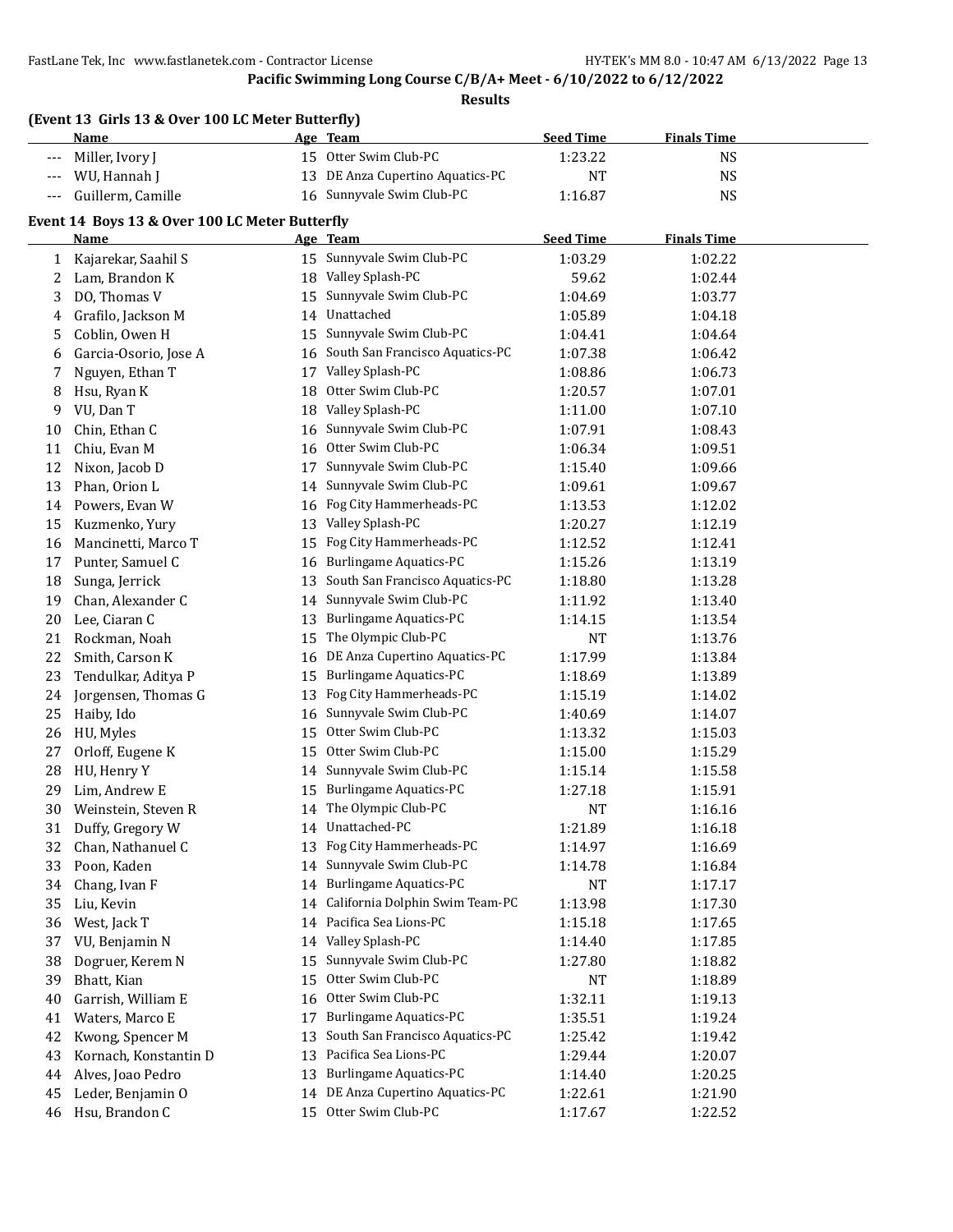**Pacific Swimming Long Course C/B/A+ Meet - 6/10/2022 to 6/12/2022**

**Results**

### (Event 13 Girls 13 & Over 100 LC Meter Butterfly)

| | Name | Age | Team | Seed Time | Finals Time |
|---|---|---|---|---|---|
| --- | Miller, Ivory J | 15 | Otter Swim Club-PC | 1:23.22 | NS |
| --- | WU, Hannah J | 13 | DE Anza Cupertino Aquatics-PC | NT | NS |
| --- | Guillerm, Camille | 16 | Sunnyvale Swim Club-PC | 1:16.87 | NS |

### Event 14 Boys 13 & Over 100 LC Meter Butterfly

| | Name | Age | Team | Seed Time | Finals Time |
|---|---|---|---|---|---|
| 1 | Kajarekar, Saahil S | 15 | Sunnyvale Swim Club-PC | 1:03.29 | 1:02.22 |
| 2 | Lam, Brandon K | 18 | Valley Splash-PC | 59.62 | 1:02.44 |
| 3 | DO, Thomas V | 15 | Sunnyvale Swim Club-PC | 1:04.69 | 1:03.77 |
| 4 | Grafilo, Jackson M | 14 | Unattached | 1:05.89 | 1:04.18 |
| 5 | Coblin, Owen H | 15 | Sunnyvale Swim Club-PC | 1:04.41 | 1:04.64 |
| 6 | Garcia-Osorio, Jose A | 16 | South San Francisco Aquatics-PC | 1:07.38 | 1:06.42 |
| 7 | Nguyen, Ethan T | 17 | Valley Splash-PC | 1:08.86 | 1:06.73 |
| 8 | Hsu, Ryan K | 18 | Otter Swim Club-PC | 1:20.57 | 1:07.01 |
| 9 | VU, Dan T | 18 | Valley Splash-PC | 1:11.00 | 1:07.10 |
| 10 | Chin, Ethan C | 16 | Sunnyvale Swim Club-PC | 1:07.91 | 1:08.43 |
| 11 | Chiu, Evan M | 16 | Otter Swim Club-PC | 1:06.34 | 1:09.51 |
| 12 | Nixon, Jacob D | 17 | Sunnyvale Swim Club-PC | 1:15.40 | 1:09.66 |
| 13 | Phan, Orion L | 14 | Sunnyvale Swim Club-PC | 1:09.61 | 1:09.67 |
| 14 | Powers, Evan W | 16 | Fog City Hammerheads-PC | 1:13.53 | 1:12.02 |
| 15 | Kuzmenko, Yury | 13 | Valley Splash-PC | 1:20.27 | 1:12.19 |
| 16 | Mancinetti, Marco T | 15 | Fog City Hammerheads-PC | 1:12.52 | 1:12.41 |
| 17 | Punter, Samuel C | 16 | Burlingame Aquatics-PC | 1:15.26 | 1:13.19 |
| 18 | Sunga, Jerrick | 13 | South San Francisco Aquatics-PC | 1:18.80 | 1:13.28 |
| 19 | Chan, Alexander C | 14 | Sunnyvale Swim Club-PC | 1:11.92 | 1:13.40 |
| 20 | Lee, Ciaran C | 13 | Burlingame Aquatics-PC | 1:14.15 | 1:13.54 |
| 21 | Rockman, Noah | 15 | The Olympic Club-PC | NT | 1:13.76 |
| 22 | Smith, Carson K | 16 | DE Anza Cupertino Aquatics-PC | 1:17.99 | 1:13.84 |
| 23 | Tendulkar, Aditya P | 15 | Burlingame Aquatics-PC | 1:18.69 | 1:13.89 |
| 24 | Jorgensen, Thomas G | 13 | Fog City Hammerheads-PC | 1:15.19 | 1:14.02 |
| 25 | Haiby, Ido | 16 | Sunnyvale Swim Club-PC | 1:40.69 | 1:14.07 |
| 26 | HU, Myles | 15 | Otter Swim Club-PC | 1:13.32 | 1:15.03 |
| 27 | Orloff, Eugene K | 15 | Otter Swim Club-PC | 1:15.00 | 1:15.29 |
| 28 | HU, Henry Y | 14 | Sunnyvale Swim Club-PC | 1:15.14 | 1:15.58 |
| 29 | Lim, Andrew E | 15 | Burlingame Aquatics-PC | 1:27.18 | 1:15.91 |
| 30 | Weinstein, Steven R | 14 | The Olympic Club-PC | NT | 1:16.16 |
| 31 | Duffy, Gregory W | 14 | Unattached-PC | 1:21.89 | 1:16.18 |
| 32 | Chan, Nathanuel C | 13 | Fog City Hammerheads-PC | 1:14.97 | 1:16.69 |
| 33 | Poon, Kaden | 14 | Sunnyvale Swim Club-PC | 1:14.78 | 1:16.84 |
| 34 | Chang, Ivan F | 14 | Burlingame Aquatics-PC | NT | 1:17.17 |
| 35 | Liu, Kevin | 14 | California Dolphin Swim Team-PC | 1:13.98 | 1:17.30 |
| 36 | West, Jack T | 14 | Pacifica Sea Lions-PC | 1:15.18 | 1:17.65 |
| 37 | VU, Benjamin N | 14 | Valley Splash-PC | 1:14.40 | 1:17.85 |
| 38 | Dogruer, Kerem N | 15 | Sunnyvale Swim Club-PC | 1:27.80 | 1:18.82 |
| 39 | Bhatt, Kian | 15 | Otter Swim Club-PC | NT | 1:18.89 |
| 40 | Garrish, William E | 16 | Otter Swim Club-PC | 1:32.11 | 1:19.13 |
| 41 | Waters, Marco E | 17 | Burlingame Aquatics-PC | 1:35.51 | 1:19.24 |
| 42 | Kwong, Spencer M | 13 | South San Francisco Aquatics-PC | 1:25.42 | 1:19.42 |
| 43 | Kornach, Konstantin D | 13 | Pacifica Sea Lions-PC | 1:29.44 | 1:20.07 |
| 44 | Alves, Joao Pedro | 13 | Burlingame Aquatics-PC | 1:14.40 | 1:20.25 |
| 45 | Leder, Benjamin O | 14 | DE Anza Cupertino Aquatics-PC | 1:22.61 | 1:21.90 |
| 46 | Hsu, Brandon C | 15 | Otter Swim Club-PC | 1:17.67 | 1:22.52 |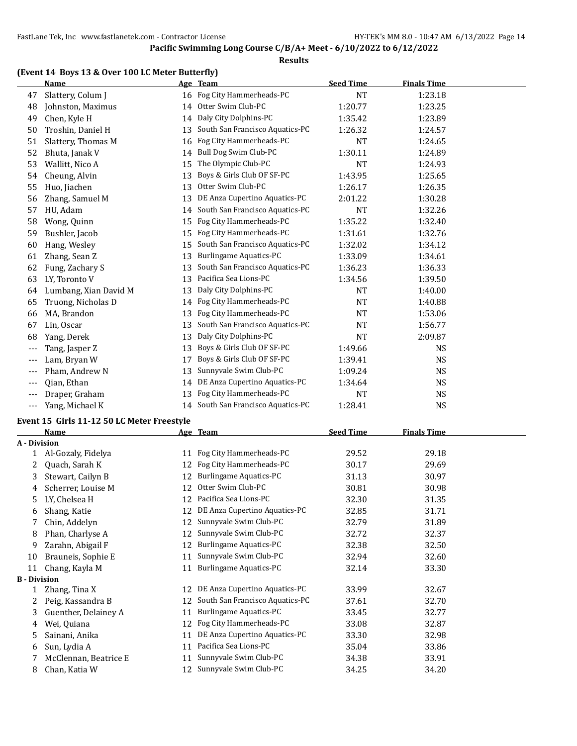**Pacific Swimming Long Course C/B/A+ Meet - 6/10/2022 to 6/12/2022**

**Results**

### (Event 14 Boys 13 & Over 100 LC Meter Butterfly)

| | Name | Age | Team | Seed Time | Finals Time |
|---|---|---|---|---|---|
| 47 | Slattery, Colum J | 16 | Fog City Hammerheads-PC | NT | 1:23.18 |
| 48 | Johnston, Maximus | 14 | Otter Swim Club-PC | 1:20.77 | 1:23.25 |
| 49 | Chen, Kyle H | 14 | Daly City Dolphins-PC | 1:35.42 | 1:23.89 |
| 50 | Troshin, Daniel H | 13 | South San Francisco Aquatics-PC | 1:26.32 | 1:24.57 |
| 51 | Slattery, Thomas M | 16 | Fog City Hammerheads-PC | NT | 1:24.65 |
| 52 | Bhuta, Janak V | 14 | Bull Dog Swim Club-PC | 1:30.11 | 1:24.89 |
| 53 | Wallitt, Nico A | 15 | The Olympic Club-PC | NT | 1:24.93 |
| 54 | Cheung, Alvin | 13 | Boys & Girls Club OF SF-PC | 1:43.95 | 1:25.65 |
| 55 | Huo, Jiachen | 13 | Otter Swim Club-PC | 1:26.17 | 1:26.35 |
| 56 | Zhang, Samuel M | 13 | DE Anza Cupertino Aquatics-PC | 2:01.22 | 1:30.28 |
| 57 | HU, Adam | 14 | South San Francisco Aquatics-PC | NT | 1:32.26 |
| 58 | Wong, Quinn | 15 | Fog City Hammerheads-PC | 1:35.22 | 1:32.40 |
| 59 | Bushler, Jacob | 15 | Fog City Hammerheads-PC | 1:31.61 | 1:32.76 |
| 60 | Hang, Wesley | 15 | South San Francisco Aquatics-PC | 1:32.02 | 1:34.12 |
| 61 | Zhang, Sean Z | 13 | Burlingame Aquatics-PC | 1:33.09 | 1:34.61 |
| 62 | Fung, Zachary S | 13 | South San Francisco Aquatics-PC | 1:36.23 | 1:36.33 |
| 63 | LY, Toronto V | 13 | Pacifica Sea Lions-PC | 1:34.56 | 1:39.50 |
| 64 | Lumbang, Xian David M | 13 | Daly City Dolphins-PC | NT | 1:40.00 |
| 65 | Truong, Nicholas D | 14 | Fog City Hammerheads-PC | NT | 1:40.88 |
| 66 | MA, Brandon | 13 | Fog City Hammerheads-PC | NT | 1:53.06 |
| 67 | Lin, Oscar | 13 | South San Francisco Aquatics-PC | NT | 1:56.77 |
| 68 | Yang, Derek | 13 | Daly City Dolphins-PC | NT | 2:09.87 |
| --- | Tang, Jasper Z | 13 | Boys & Girls Club OF SF-PC | 1:49.66 | NS |
| --- | Lam, Bryan W | 17 | Boys & Girls Club OF SF-PC | 1:39.41 | NS |
| --- | Pham, Andrew N | 13 | Sunnyvale Swim Club-PC | 1:09.24 | NS |
| --- | Qian, Ethan | 14 | DE Anza Cupertino Aquatics-PC | 1:34.64 | NS |
| --- | Draper, Graham | 13 | Fog City Hammerheads-PC | NT | NS |
| --- | Yang, Michael K | 14 | South San Francisco Aquatics-PC | 1:28.41 | NS |

### Event 15 Girls 11-12 50 LC Meter Freestyle

| | Name | Age | Team | Seed Time | Finals Time |
|---|---|---|---|---|---|
| **A - Division** | | | | | |
| 1 | Al-Gozaly, Fidelya | 11 | Fog City Hammerheads-PC | 29.52 | 29.18 |
| 2 | Quach, Sarah K | 12 | Fog City Hammerheads-PC | 30.17 | 29.69 |
| 3 | Stewart, Cailyn B | 12 | Burlingame Aquatics-PC | 31.13 | 30.97 |
| 4 | Scherrer, Louise M | 12 | Otter Swim Club-PC | 30.81 | 30.98 |
| 5 | LY, Chelsea H | 12 | Pacifica Sea Lions-PC | 32.30 | 31.35 |
| 6 | Shang, Katie | 12 | DE Anza Cupertino Aquatics-PC | 32.85 | 31.71 |
| 7 | Chin, Addelyn | 12 | Sunnyvale Swim Club-PC | 32.79 | 31.89 |
| 8 | Phan, Charlyse A | 12 | Sunnyvale Swim Club-PC | 32.72 | 32.37 |
| 9 | Zarahn, Abigail F | 12 | Burlingame Aquatics-PC | 32.38 | 32.50 |
| 10 | Brauneis, Sophie E | 11 | Sunnyvale Swim Club-PC | 32.94 | 32.60 |
| 11 | Chang, Kayla M | 11 | Burlingame Aquatics-PC | 32.14 | 33.30 |
| **B - Division** | | | | | |
| 1 | Zhang, Tina X | 12 | DE Anza Cupertino Aquatics-PC | 33.99 | 32.67 |
| 2 | Peig, Kassandra B | 12 | South San Francisco Aquatics-PC | 37.61 | 32.70 |
| 3 | Guenther, Delainey A | 11 | Burlingame Aquatics-PC | 33.45 | 32.77 |
| 4 | Wei, Quiana | 12 | Fog City Hammerheads-PC | 33.08 | 32.87 |
| 5 | Sainani, Anika | 11 | DE Anza Cupertino Aquatics-PC | 33.30 | 32.98 |
| 6 | Sun, Lydia A | 11 | Pacifica Sea Lions-PC | 35.04 | 33.86 |
| 7 | McClennan, Beatrice E | 11 | Sunnyvale Swim Club-PC | 34.38 | 33.91 |
| 8 | Chan, Katia W | 12 | Sunnyvale Swim Club-PC | 34.25 | 34.20 |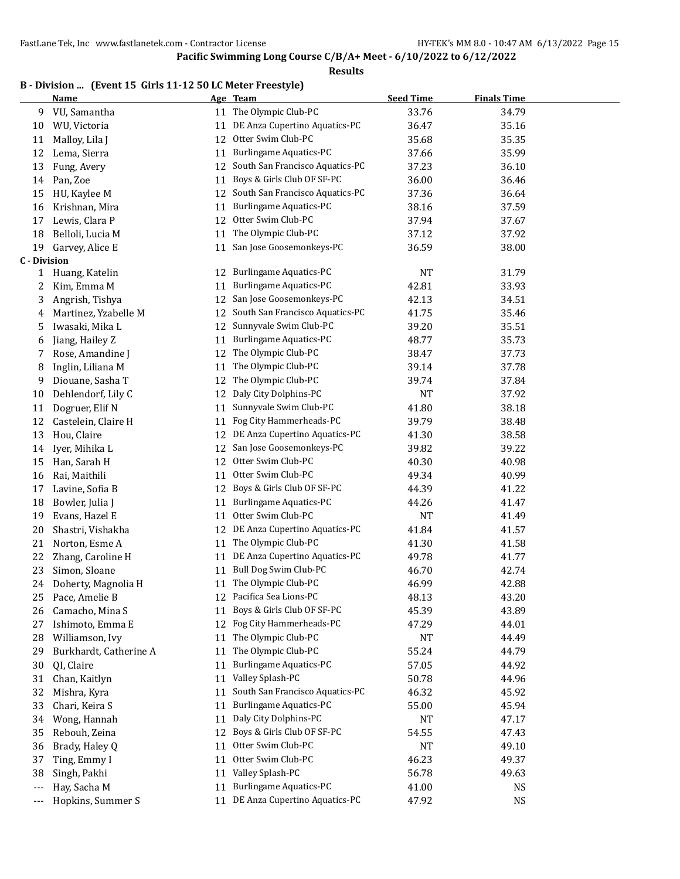## Pacific Swimming Long Course C/B/A+ Meet - 6/10/2022 to 6/12/2022

### Results

### B - Division ... (Event 15 Girls 11-12 50 LC Meter Freestyle)

| | Name | Age | Team | Seed Time | Finals Time |
|---|---|---|---|---|---|
| 9 | VU, Samantha | 11 | The Olympic Club-PC | 33.76 | 34.79 |
| 10 | WU, Victoria | 11 | DE Anza Cupertino Aquatics-PC | 36.47 | 35.16 |
| 11 | Malloy, Lila J | 12 | Otter Swim Club-PC | 35.68 | 35.35 |
| 12 | Lema, Sierra | 11 | Burlingame Aquatics-PC | 37.66 | 35.99 |
| 13 | Fung, Avery | 12 | South San Francisco Aquatics-PC | 37.23 | 36.10 |
| 14 | Pan, Zoe | 11 | Boys & Girls Club OF SF-PC | 36.00 | 36.46 |
| 15 | HU, Kaylee M | 12 | South San Francisco Aquatics-PC | 37.36 | 36.64 |
| 16 | Krishnan, Mira | 11 | Burlingame Aquatics-PC | 38.16 | 37.59 |
| 17 | Lewis, Clara P | 12 | Otter Swim Club-PC | 37.94 | 37.67 |
| 18 | Belloli, Lucia M | 11 | The Olympic Club-PC | 37.12 | 37.92 |
| 19 | Garvey, Alice E | 11 | San Jose Goosemonkeys-PC | 36.59 | 38.00 |
| **C - Division** | | | | | |
| 1 | Huang, Katelin | 12 | Burlingame Aquatics-PC | NT | 31.79 |
| 2 | Kim, Emma M | 11 | Burlingame Aquatics-PC | 42.81 | 33.93 |
| 3 | Angrish, Tishya | 12 | San Jose Goosemonkeys-PC | 42.13 | 34.51 |
| 4 | Martinez, Yzabelle M | 12 | South San Francisco Aquatics-PC | 41.75 | 35.46 |
| 5 | Iwasaki, Mika L | 12 | Sunnyvale Swim Club-PC | 39.20 | 35.51 |
| 6 | Jiang, Hailey Z | 11 | Burlingame Aquatics-PC | 48.77 | 35.73 |
| 7 | Rose, Amandine J | 12 | The Olympic Club-PC | 38.47 | 37.73 |
| 8 | Inglin, Liliana M | 11 | The Olympic Club-PC | 39.14 | 37.78 |
| 9 | Diouane, Sasha T | 12 | The Olympic Club-PC | 39.74 | 37.84 |
| 10 | Dehlendorf, Lily C | 12 | Daly City Dolphins-PC | NT | 37.92 |
| 11 | Dogruer, Elif N | 11 | Sunnyvale Swim Club-PC | 41.80 | 38.18 |
| 12 | Castelein, Claire H | 11 | Fog City Hammerheads-PC | 39.79 | 38.48 |
| 13 | Hou, Claire | 12 | DE Anza Cupertino Aquatics-PC | 41.30 | 38.58 |
| 14 | Iyer, Mihika L | 12 | San Jose Goosemonkeys-PC | 39.82 | 39.22 |
| 15 | Han, Sarah H | 12 | Otter Swim Club-PC | 40.30 | 40.98 |
| 16 | Rai, Maithili | 11 | Otter Swim Club-PC | 49.34 | 40.99 |
| 17 | Lavine, Sofia B | 12 | Boys & Girls Club OF SF-PC | 44.39 | 41.22 |
| 18 | Bowler, Julia J | 11 | Burlingame Aquatics-PC | 44.26 | 41.47 |
| 19 | Evans, Hazel E | 11 | Otter Swim Club-PC | NT | 41.49 |
| 20 | Shastri, Vishakha | 12 | DE Anza Cupertino Aquatics-PC | 41.84 | 41.57 |
| 21 | Norton, Esme A | 11 | The Olympic Club-PC | 41.30 | 41.58 |
| 22 | Zhang, Caroline H | 11 | DE Anza Cupertino Aquatics-PC | 49.78 | 41.77 |
| 23 | Simon, Sloane | 11 | Bull Dog Swim Club-PC | 46.70 | 42.74 |
| 24 | Doherty, Magnolia H | 11 | The Olympic Club-PC | 46.99 | 42.88 |
| 25 | Pace, Amelie B | 12 | Pacifica Sea Lions-PC | 48.13 | 43.20 |
| 26 | Camacho, Mina S | 11 | Boys & Girls Club OF SF-PC | 45.39 | 43.89 |
| 27 | Ishimoto, Emma E | 12 | Fog City Hammerheads-PC | 47.29 | 44.01 |
| 28 | Williamson, Ivy | 11 | The Olympic Club-PC | NT | 44.49 |
| 29 | Burkhardt, Catherine A | 11 | The Olympic Club-PC | 55.24 | 44.79 |
| 30 | QI, Claire | 11 | Burlingame Aquatics-PC | 57.05 | 44.92 |
| 31 | Chan, Kaitlyn | 11 | Valley Splash-PC | 50.78 | 44.96 |
| 32 | Mishra, Kyra | 11 | South San Francisco Aquatics-PC | 46.32 | 45.92 |
| 33 | Chari, Keira S | 11 | Burlingame Aquatics-PC | 55.00 | 45.94 |
| 34 | Wong, Hannah | 11 | Daly City Dolphins-PC | NT | 47.17 |
| 35 | Rebouh, Zeina | 12 | Boys & Girls Club OF SF-PC | 54.55 | 47.43 |
| 36 | Brady, Haley Q | 11 | Otter Swim Club-PC | NT | 49.10 |
| 37 | Ting, Emmy I | 11 | Otter Swim Club-PC | 46.23 | 49.37 |
| 38 | Singh, Pakhi | 11 | Valley Splash-PC | 56.78 | 49.63 |
| --- | Hay, Sacha M | 11 | Burlingame Aquatics-PC | 41.00 | NS |
| --- | Hopkins, Summer S | 11 | DE Anza Cupertino Aquatics-PC | 47.92 | NS |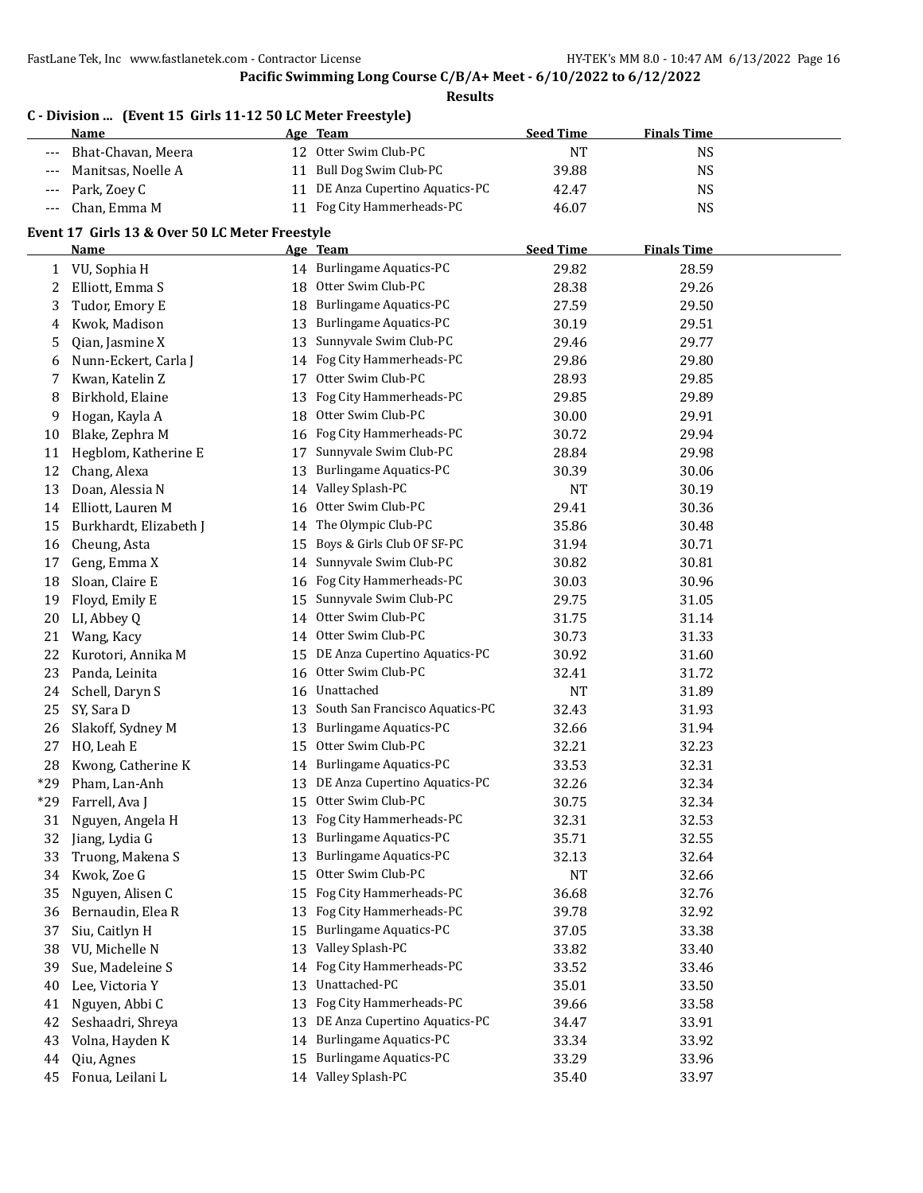**Pacific Swimming Long Course C/B/A+ Meet - 6/10/2022 to 6/12/2022**

**Results**

### C - Division ... (Event 15 Girls 11-12 50 LC Meter Freestyle)

| | Name | Age | Team | Seed Time | Finals Time |
|---|---|---|---|---|---|
| --- | Bhat-Chavan, Meera | 12 | Otter Swim Club-PC | NT | NS |
| --- | Manitsas, Noelle A | 11 | Bull Dog Swim Club-PC | 39.88 | NS |
| --- | Park, Zoey C | 11 | DE Anza Cupertino Aquatics-PC | 42.47 | NS |
| --- | Chan, Emma M | 11 | Fog City Hammerheads-PC | 46.07 | NS |

### Event 17 Girls 13 & Over 50 LC Meter Freestyle

| | Name | Age | Team | Seed Time | Finals Time |
|---|---|---|---|---|---|
| 1 | VU, Sophia H | 14 | Burlingame Aquatics-PC | 29.82 | 28.59 |
| 2 | Elliott, Emma S | 18 | Otter Swim Club-PC | 28.38 | 29.26 |
| 3 | Tudor, Emory E | 18 | Burlingame Aquatics-PC | 27.59 | 29.50 |
| 4 | Kwok, Madison | 13 | Burlingame Aquatics-PC | 30.19 | 29.51 |
| 5 | Qian, Jasmine X | 13 | Sunnyvale Swim Club-PC | 29.46 | 29.77 |
| 6 | Nunn-Eckert, Carla J | 14 | Fog City Hammerheads-PC | 29.86 | 29.80 |
| 7 | Kwan, Katelin Z | 17 | Otter Swim Club-PC | 28.93 | 29.85 |
| 8 | Birkhold, Elaine | 13 | Fog City Hammerheads-PC | 29.85 | 29.89 |
| 9 | Hogan, Kayla A | 18 | Otter Swim Club-PC | 30.00 | 29.91 |
| 10 | Blake, Zephra M | 16 | Fog City Hammerheads-PC | 30.72 | 29.94 |
| 11 | Hegblom, Katherine E | 17 | Sunnyvale Swim Club-PC | 28.84 | 29.98 |
| 12 | Chang, Alexa | 13 | Burlingame Aquatics-PC | 30.39 | 30.06 |
| 13 | Doan, Alessia N | 14 | Valley Splash-PC | NT | 30.19 |
| 14 | Elliott, Lauren M | 16 | Otter Swim Club-PC | 29.41 | 30.36 |
| 15 | Burkhardt, Elizabeth J | 14 | The Olympic Club-PC | 35.86 | 30.48 |
| 16 | Cheung, Asta | 15 | Boys & Girls Club OF SF-PC | 31.94 | 30.71 |
| 17 | Geng, Emma X | 14 | Sunnyvale Swim Club-PC | 30.82 | 30.81 |
| 18 | Sloan, Claire E | 16 | Fog City Hammerheads-PC | 30.03 | 30.96 |
| 19 | Floyd, Emily E | 15 | Sunnyvale Swim Club-PC | 29.75 | 31.05 |
| 20 | LI, Abbey Q | 14 | Otter Swim Club-PC | 31.75 | 31.14 |
| 21 | Wang, Kacy | 14 | Otter Swim Club-PC | 30.73 | 31.33 |
| 22 | Kurotori, Annika M | 15 | DE Anza Cupertino Aquatics-PC | 30.92 | 31.60 |
| 23 | Panda, Leinita | 16 | Otter Swim Club-PC | 32.41 | 31.72 |
| 24 | Schell, Daryn S | 16 | Unattached | NT | 31.89 |
| 25 | SY, Sara D | 13 | South San Francisco Aquatics-PC | 32.43 | 31.93 |
| 26 | Slakoff, Sydney M | 13 | Burlingame Aquatics-PC | 32.66 | 31.94 |
| 27 | HO, Leah E | 15 | Otter Swim Club-PC | 32.21 | 32.23 |
| 28 | Kwong, Catherine K | 14 | Burlingame Aquatics-PC | 33.53 | 32.31 |
| *29 | Pham, Lan-Anh | 13 | DE Anza Cupertino Aquatics-PC | 32.26 | 32.34 |
| *29 | Farrell, Ava J | 15 | Otter Swim Club-PC | 30.75 | 32.34 |
| 31 | Nguyen, Angela H | 13 | Fog City Hammerheads-PC | 32.31 | 32.53 |
| 32 | Jiang, Lydia G | 13 | Burlingame Aquatics-PC | 35.71 | 32.55 |
| 33 | Truong, Makena S | 13 | Burlingame Aquatics-PC | 32.13 | 32.64 |
| 34 | Kwok, Zoe G | 15 | Otter Swim Club-PC | NT | 32.66 |
| 35 | Nguyen, Alisen C | 15 | Fog City Hammerheads-PC | 36.68 | 32.76 |
| 36 | Bernaudin, Elea R | 13 | Fog City Hammerheads-PC | 39.78 | 32.92 |
| 37 | Siu, Caitlyn H | 15 | Burlingame Aquatics-PC | 37.05 | 33.38 |
| 38 | VU, Michelle N | 13 | Valley Splash-PC | 33.82 | 33.40 |
| 39 | Sue, Madeleine S | 14 | Fog City Hammerheads-PC | 33.52 | 33.46 |
| 40 | Lee, Victoria Y | 13 | Unattached-PC | 35.01 | 33.50 |
| 41 | Nguyen, Abbi C | 13 | Fog City Hammerheads-PC | 39.66 | 33.58 |
| 42 | Seshaadri, Shreya | 13 | DE Anza Cupertino Aquatics-PC | 34.47 | 33.91 |
| 43 | Volna, Hayden K | 14 | Burlingame Aquatics-PC | 33.34 | 33.92 |
| 44 | Qiu, Agnes | 15 | Burlingame Aquatics-PC | 33.29 | 33.96 |
| 45 | Fonua, Leilani L | 14 | Valley Splash-PC | 35.40 | 33.97 |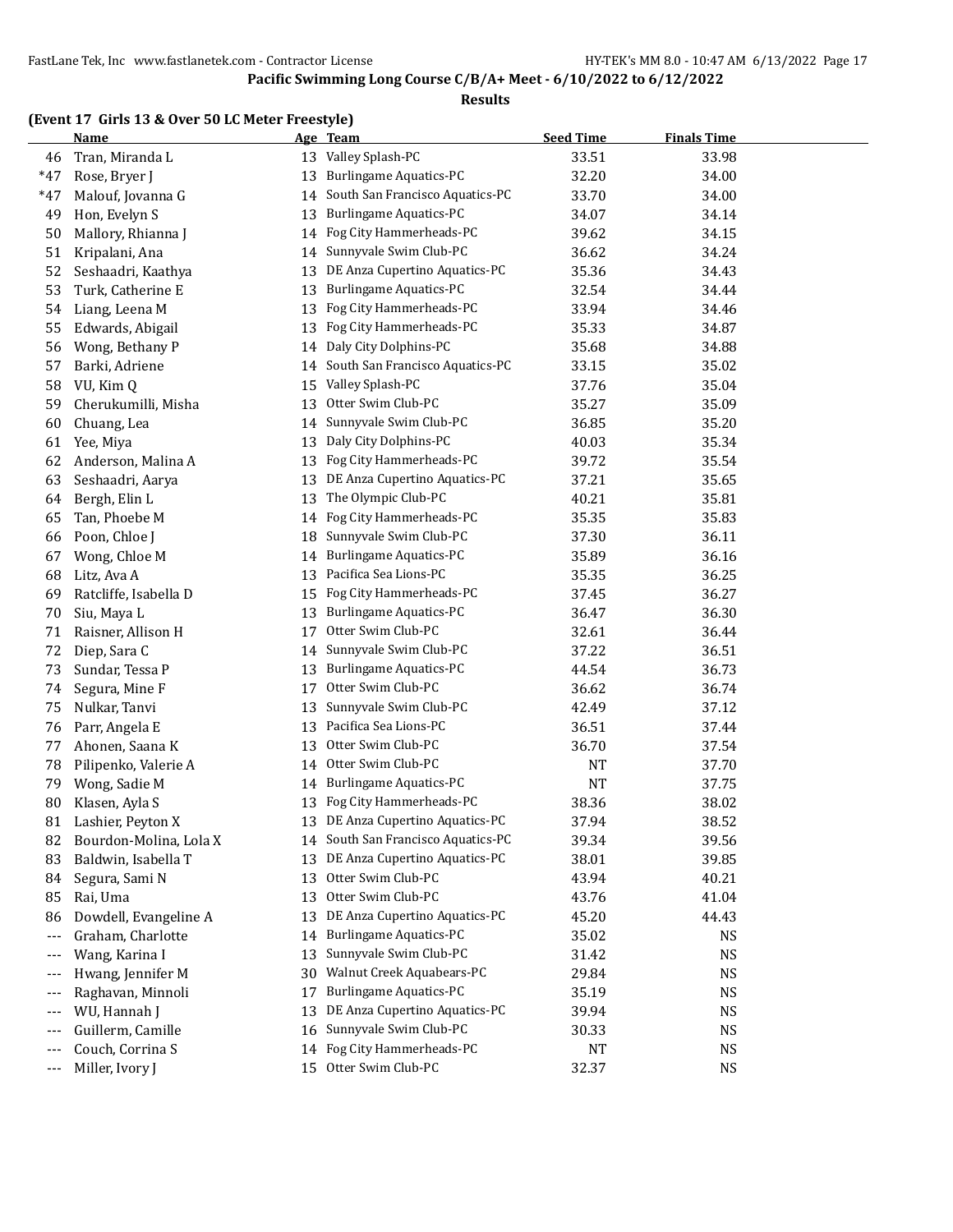## Pacific Swimming Long Course C/B/A+ Meet - 6/10/2022 to 6/12/2022

### Results

**(Event 17 Girls 13 & Over 50 LC Meter Freestyle)**

| | Name | Age | Team | Seed Time | Finals Time |
|---|---|---|---|---|---|
| 46 | Tran, Miranda L | 13 | Valley Splash-PC | 33.51 | 33.98 |
| *47 | Rose, Bryer J | 13 | Burlingame Aquatics-PC | 32.20 | 34.00 |
| *47 | Malouf, Jovanna G | 14 | South San Francisco Aquatics-PC | 33.70 | 34.00 |
| 49 | Hon, Evelyn S | 13 | Burlingame Aquatics-PC | 34.07 | 34.14 |
| 50 | Mallory, Rhianna J | 14 | Fog City Hammerheads-PC | 39.62 | 34.15 |
| 51 | Kripalani, Ana | 14 | Sunnyvale Swim Club-PC | 36.62 | 34.24 |
| 52 | Seshaadri, Kaathya | 13 | DE Anza Cupertino Aquatics-PC | 35.36 | 34.43 |
| 53 | Turk, Catherine E | 13 | Burlingame Aquatics-PC | 32.54 | 34.44 |
| 54 | Liang, Leena M | 13 | Fog City Hammerheads-PC | 33.94 | 34.46 |
| 55 | Edwards, Abigail | 13 | Fog City Hammerheads-PC | 35.33 | 34.87 |
| 56 | Wong, Bethany P | 14 | Daly City Dolphins-PC | 35.68 | 34.88 |
| 57 | Barki, Adriene | 14 | South San Francisco Aquatics-PC | 33.15 | 35.02 |
| 58 | VU, Kim Q | 15 | Valley Splash-PC | 37.76 | 35.04 |
| 59 | Cherukumilli, Misha | 13 | Otter Swim Club-PC | 35.27 | 35.09 |
| 60 | Chuang, Lea | 14 | Sunnyvale Swim Club-PC | 36.85 | 35.20 |
| 61 | Yee, Miya | 13 | Daly City Dolphins-PC | 40.03 | 35.34 |
| 62 | Anderson, Malina A | 13 | Fog City Hammerheads-PC | 39.72 | 35.54 |
| 63 | Seshaadri, Aarya | 13 | DE Anza Cupertino Aquatics-PC | 37.21 | 35.65 |
| 64 | Bergh, Elin L | 13 | The Olympic Club-PC | 40.21 | 35.81 |
| 65 | Tan, Phoebe M | 14 | Fog City Hammerheads-PC | 35.35 | 35.83 |
| 66 | Poon, Chloe J | 18 | Sunnyvale Swim Club-PC | 37.30 | 36.11 |
| 67 | Wong, Chloe M | 14 | Burlingame Aquatics-PC | 35.89 | 36.16 |
| 68 | Litz, Ava A | 13 | Pacifica Sea Lions-PC | 35.35 | 36.25 |
| 69 | Ratcliffe, Isabella D | 15 | Fog City Hammerheads-PC | 37.45 | 36.27 |
| 70 | Siu, Maya L | 13 | Burlingame Aquatics-PC | 36.47 | 36.30 |
| 71 | Raisner, Allison H | 17 | Otter Swim Club-PC | 32.61 | 36.44 |
| 72 | Diep, Sara C | 14 | Sunnyvale Swim Club-PC | 37.22 | 36.51 |
| 73 | Sundar, Tessa P | 13 | Burlingame Aquatics-PC | 44.54 | 36.73 |
| 74 | Segura, Mine F | 17 | Otter Swim Club-PC | 36.62 | 36.74 |
| 75 | Nulkar, Tanvi | 13 | Sunnyvale Swim Club-PC | 42.49 | 37.12 |
| 76 | Parr, Angela E | 13 | Pacifica Sea Lions-PC | 36.51 | 37.44 |
| 77 | Ahonen, Saana K | 13 | Otter Swim Club-PC | 36.70 | 37.54 |
| 78 | Pilipenko, Valerie A | 14 | Otter Swim Club-PC | NT | 37.70 |
| 79 | Wong, Sadie M | 14 | Burlingame Aquatics-PC | NT | 37.75 |
| 80 | Klasen, Ayla S | 13 | Fog City Hammerheads-PC | 38.36 | 38.02 |
| 81 | Lashier, Peyton X | 13 | DE Anza Cupertino Aquatics-PC | 37.94 | 38.52 |
| 82 | Bourdon-Molina, Lola X | 14 | South San Francisco Aquatics-PC | 39.34 | 39.56 |
| 83 | Baldwin, Isabella T | 13 | DE Anza Cupertino Aquatics-PC | 38.01 | 39.85 |
| 84 | Segura, Sami N | 13 | Otter Swim Club-PC | 43.94 | 40.21 |
| 85 | Rai, Uma | 13 | Otter Swim Club-PC | 43.76 | 41.04 |
| 86 | Dowdell, Evangeline A | 13 | DE Anza Cupertino Aquatics-PC | 45.20 | 44.43 |
| --- | Graham, Charlotte | 14 | Burlingame Aquatics-PC | 35.02 | NS |
| --- | Wang, Karina I | 13 | Sunnyvale Swim Club-PC | 31.42 | NS |
| --- | Hwang, Jennifer M | 30 | Walnut Creek Aquabears-PC | 29.84 | NS |
| --- | Raghavan, Minnoli | 17 | Burlingame Aquatics-PC | 35.19 | NS |
| --- | WU, Hannah J | 13 | DE Anza Cupertino Aquatics-PC | 39.94 | NS |
| --- | Guillerm, Camille | 16 | Sunnyvale Swim Club-PC | 30.33 | NS |
| --- | Couch, Corrina S | 14 | Fog City Hammerheads-PC | NT | NS |
| --- | Miller, Ivory J | 15 | Otter Swim Club-PC | 32.37 | NS |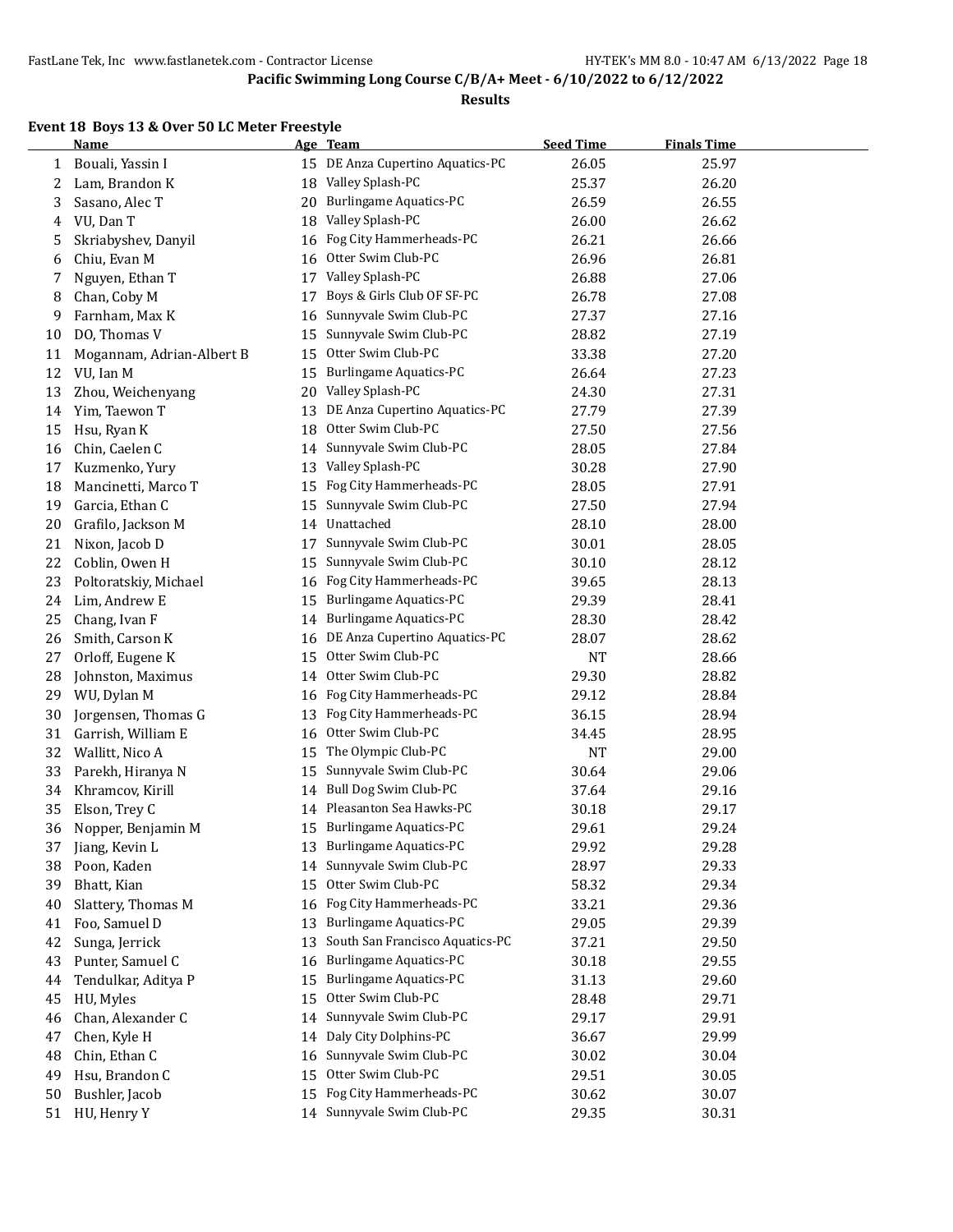**Pacific Swimming Long Course C/B/A+ Meet - 6/10/2022 to 6/12/2022**

**Results**

### Event 18 Boys 13 & Over 50 LC Meter Freestyle

| | Name | Age | Team | Seed Time | Finals Time |
|---|---|---|---|---|---|
| 1 | Bouali, Yassin I | 15 | DE Anza Cupertino Aquatics-PC | 26.05 | 25.97 |
| 2 | Lam, Brandon K | 18 | Valley Splash-PC | 25.37 | 26.20 |
| 3 | Sasano, Alec T | 20 | Burlingame Aquatics-PC | 26.59 | 26.55 |
| 4 | VU, Dan T | 18 | Valley Splash-PC | 26.00 | 26.62 |
| 5 | Skriabyshev, Danyil | 16 | Fog City Hammerheads-PC | 26.21 | 26.66 |
| 6 | Chiu, Evan M | 16 | Otter Swim Club-PC | 26.96 | 26.81 |
| 7 | Nguyen, Ethan T | 17 | Valley Splash-PC | 26.88 | 27.06 |
| 8 | Chan, Coby M | 17 | Boys & Girls Club OF SF-PC | 26.78 | 27.08 |
| 9 | Farnham, Max K | 16 | Sunnyvale Swim Club-PC | 27.37 | 27.16 |
| 10 | DO, Thomas V | 15 | Sunnyvale Swim Club-PC | 28.82 | 27.19 |
| 11 | Mogannam, Adrian-Albert B | 15 | Otter Swim Club-PC | 33.38 | 27.20 |
| 12 | VU, Ian M | 15 | Burlingame Aquatics-PC | 26.64 | 27.23 |
| 13 | Zhou, Weichenyang | 20 | Valley Splash-PC | 24.30 | 27.31 |
| 14 | Yim, Taewon T | 13 | DE Anza Cupertino Aquatics-PC | 27.79 | 27.39 |
| 15 | Hsu, Ryan K | 18 | Otter Swim Club-PC | 27.50 | 27.56 |
| 16 | Chin, Caelen C | 14 | Sunnyvale Swim Club-PC | 28.05 | 27.84 |
| 17 | Kuzmenko, Yury | 13 | Valley Splash-PC | 30.28 | 27.90 |
| 18 | Mancinetti, Marco T | 15 | Fog City Hammerheads-PC | 28.05 | 27.91 |
| 19 | Garcia, Ethan C | 15 | Sunnyvale Swim Club-PC | 27.50 | 27.94 |
| 20 | Grafilo, Jackson M | 14 | Unattached | 28.10 | 28.00 |
| 21 | Nixon, Jacob D | 17 | Sunnyvale Swim Club-PC | 30.01 | 28.05 |
| 22 | Coblin, Owen H | 15 | Sunnyvale Swim Club-PC | 30.10 | 28.12 |
| 23 | Poltoratskiy, Michael | 16 | Fog City Hammerheads-PC | 39.65 | 28.13 |
| 24 | Lim, Andrew E | 15 | Burlingame Aquatics-PC | 29.39 | 28.41 |
| 25 | Chang, Ivan F | 14 | Burlingame Aquatics-PC | 28.30 | 28.42 |
| 26 | Smith, Carson K | 16 | DE Anza Cupertino Aquatics-PC | 28.07 | 28.62 |
| 27 | Orloff, Eugene K | 15 | Otter Swim Club-PC | NT | 28.66 |
| 28 | Johnston, Maximus | 14 | Otter Swim Club-PC | 29.30 | 28.82 |
| 29 | WU, Dylan M | 16 | Fog City Hammerheads-PC | 29.12 | 28.84 |
| 30 | Jorgensen, Thomas G | 13 | Fog City Hammerheads-PC | 36.15 | 28.94 |
| 31 | Garrish, William E | 16 | Otter Swim Club-PC | 34.45 | 28.95 |
| 32 | Wallitt, Nico A | 15 | The Olympic Club-PC | NT | 29.00 |
| 33 | Parekh, Hiranya N | 15 | Sunnyvale Swim Club-PC | 30.64 | 29.06 |
| 34 | Khramcov, Kirill | 14 | Bull Dog Swim Club-PC | 37.64 | 29.16 |
| 35 | Elson, Trey C | 14 | Pleasanton Sea Hawks-PC | 30.18 | 29.17 |
| 36 | Nopper, Benjamin M | 15 | Burlingame Aquatics-PC | 29.61 | 29.24 |
| 37 | Jiang, Kevin L | 13 | Burlingame Aquatics-PC | 29.92 | 29.28 |
| 38 | Poon, Kaden | 14 | Sunnyvale Swim Club-PC | 28.97 | 29.33 |
| 39 | Bhatt, Kian | 15 | Otter Swim Club-PC | 58.32 | 29.34 |
| 40 | Slattery, Thomas M | 16 | Fog City Hammerheads-PC | 33.21 | 29.36 |
| 41 | Foo, Samuel D | 13 | Burlingame Aquatics-PC | 29.05 | 29.39 |
| 42 | Sunga, Jerrick | 13 | South San Francisco Aquatics-PC | 37.21 | 29.50 |
| 43 | Punter, Samuel C | 16 | Burlingame Aquatics-PC | 30.18 | 29.55 |
| 44 | Tendulkar, Aditya P | 15 | Burlingame Aquatics-PC | 31.13 | 29.60 |
| 45 | HU, Myles | 15 | Otter Swim Club-PC | 28.48 | 29.71 |
| 46 | Chan, Alexander C | 14 | Sunnyvale Swim Club-PC | 29.17 | 29.91 |
| 47 | Chen, Kyle H | 14 | Daly City Dolphins-PC | 36.67 | 29.99 |
| 48 | Chin, Ethan C | 16 | Sunnyvale Swim Club-PC | 30.02 | 30.04 |
| 49 | Hsu, Brandon C | 15 | Otter Swim Club-PC | 29.51 | 30.05 |
| 50 | Bushler, Jacob | 15 | Fog City Hammerheads-PC | 30.62 | 30.07 |
| 51 | HU, Henry Y | 14 | Sunnyvale Swim Club-PC | 29.35 | 30.31 |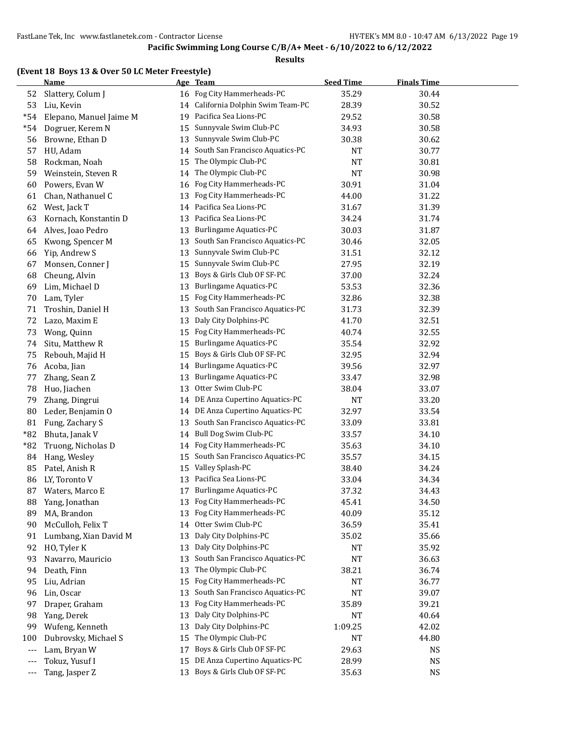**Pacific Swimming Long Course C/B/A+ Meet - 6/10/2022 to 6/12/2022**

**Results**

**(Event 18 Boys 13 & Over 50 LC Meter Freestyle)**

| | Name | Age | Team | Seed Time | Finals Time |
|---|---|---|---|---|---|
| 52 | Slattery, Colum J | 16 | Fog City Hammerheads-PC | 35.29 | 30.44 |
| 53 | Liu, Kevin | 14 | California Dolphin Swim Team-PC | 28.39 | 30.52 |
| *54 | Elepano, Manuel Jaime M | 19 | Pacifica Sea Lions-PC | 29.52 | 30.58 |
| *54 | Dogruer, Kerem N | 15 | Sunnyvale Swim Club-PC | 34.93 | 30.58 |
| 56 | Browne, Ethan D | 13 | Sunnyvale Swim Club-PC | 30.38 | 30.62 |
| 57 | HU, Adam | 14 | South San Francisco Aquatics-PC | NT | 30.77 |
| 58 | Rockman, Noah | 15 | The Olympic Club-PC | NT | 30.81 |
| 59 | Weinstein, Steven R | 14 | The Olympic Club-PC | NT | 30.98 |
| 60 | Powers, Evan W | 16 | Fog City Hammerheads-PC | 30.91 | 31.04 |
| 61 | Chan, Nathanuel C | 13 | Fog City Hammerheads-PC | 44.00 | 31.22 |
| 62 | West, Jack T | 14 | Pacifica Sea Lions-PC | 31.67 | 31.39 |
| 63 | Kornach, Konstantin D | 13 | Pacifica Sea Lions-PC | 34.24 | 31.74 |
| 64 | Alves, Joao Pedro | 13 | Burlingame Aquatics-PC | 30.03 | 31.87 |
| 65 | Kwong, Spencer M | 13 | South San Francisco Aquatics-PC | 30.46 | 32.05 |
| 66 | Yip, Andrew S | 13 | Sunnyvale Swim Club-PC | 31.51 | 32.12 |
| 67 | Monsen, Conner J | 15 | Sunnyvale Swim Club-PC | 27.95 | 32.19 |
| 68 | Cheung, Alvin | 13 | Boys & Girls Club OF SF-PC | 37.00 | 32.24 |
| 69 | Lim, Michael D | 13 | Burlingame Aquatics-PC | 53.53 | 32.36 |
| 70 | Lam, Tyler | 15 | Fog City Hammerheads-PC | 32.86 | 32.38 |
| 71 | Troshin, Daniel H | 13 | South San Francisco Aquatics-PC | 31.73 | 32.39 |
| 72 | Lazo, Maxim E | 13 | Daly City Dolphins-PC | 41.70 | 32.51 |
| 73 | Wong, Quinn | 15 | Fog City Hammerheads-PC | 40.74 | 32.55 |
| 74 | Situ, Matthew R | 15 | Burlingame Aquatics-PC | 35.54 | 32.92 |
| 75 | Rebouh, Majid H | 15 | Boys & Girls Club OF SF-PC | 32.95 | 32.94 |
| 76 | Acoba, Jian | 14 | Burlingame Aquatics-PC | 39.56 | 32.97 |
| 77 | Zhang, Sean Z | 13 | Burlingame Aquatics-PC | 33.47 | 32.98 |
| 78 | Huo, Jiachen | 13 | Otter Swim Club-PC | 38.04 | 33.07 |
| 79 | Zhang, Dingrui | 14 | DE Anza Cupertino Aquatics-PC | NT | 33.20 |
| 80 | Leder, Benjamin O | 14 | DE Anza Cupertino Aquatics-PC | 32.97 | 33.54 |
| 81 | Fung, Zachary S | 13 | South San Francisco Aquatics-PC | 33.09 | 33.81 |
| *82 | Bhuta, Janak V | 14 | Bull Dog Swim Club-PC | 33.57 | 34.10 |
| *82 | Truong, Nicholas D | 14 | Fog City Hammerheads-PC | 35.63 | 34.10 |
| 84 | Hang, Wesley | 15 | South San Francisco Aquatics-PC | 35.57 | 34.15 |
| 85 | Patel, Anish R | 15 | Valley Splash-PC | 38.40 | 34.24 |
| 86 | LY, Toronto V | 13 | Pacifica Sea Lions-PC | 33.04 | 34.34 |
| 87 | Waters, Marco E | 17 | Burlingame Aquatics-PC | 37.32 | 34.43 |
| 88 | Yang, Jonathan | 13 | Fog City Hammerheads-PC | 45.41 | 34.50 |
| 89 | MA, Brandon | 13 | Fog City Hammerheads-PC | 40.09 | 35.12 |
| 90 | McCulloh, Felix T | 14 | Otter Swim Club-PC | 36.59 | 35.41 |
| 91 | Lumbang, Xian David M | 13 | Daly City Dolphins-PC | 35.02 | 35.66 |
| 92 | HO, Tyler K | 13 | Daly City Dolphins-PC | NT | 35.92 |
| 93 | Navarro, Mauricio | 13 | South San Francisco Aquatics-PC | NT | 36.63 |
| 94 | Death, Finn | 13 | The Olympic Club-PC | 38.21 | 36.74 |
| 95 | Liu, Adrian | 15 | Fog City Hammerheads-PC | NT | 36.77 |
| 96 | Lin, Oscar | 13 | South San Francisco Aquatics-PC | NT | 39.07 |
| 97 | Draper, Graham | 13 | Fog City Hammerheads-PC | 35.89 | 39.21 |
| 98 | Yang, Derek | 13 | Daly City Dolphins-PC | NT | 40.64 |
| 99 | Wufeng, Kenneth | 13 | Daly City Dolphins-PC | 1:09.25 | 42.02 |
| 100 | Dubrovsky, Michael S | 15 | The Olympic Club-PC | NT | 44.80 |
| --- | Lam, Bryan W | 17 | Boys & Girls Club OF SF-PC | 29.63 | NS |
| --- | Tokuz, Yusuf I | 15 | DE Anza Cupertino Aquatics-PC | 28.99 | NS |
| --- | Tang, Jasper Z | 13 | Boys & Girls Club OF SF-PC | 35.63 | NS |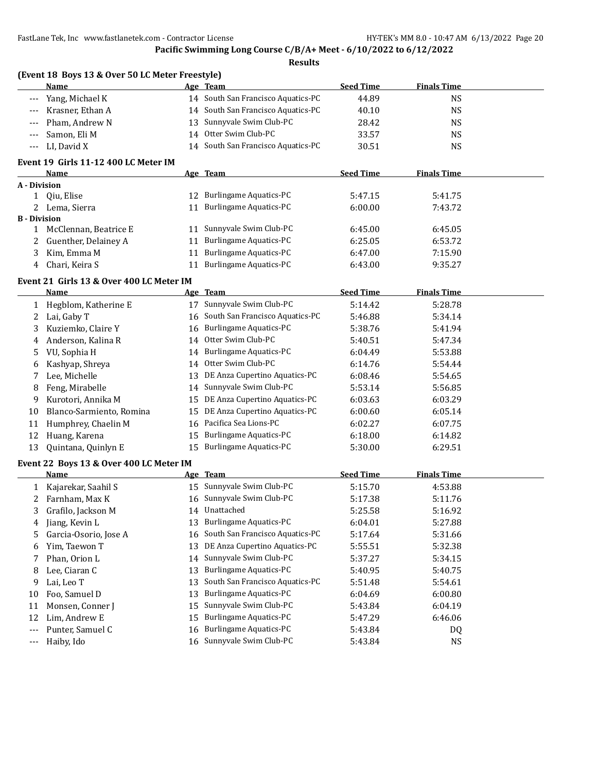**Pacific Swimming Long Course C/B/A+ Meet - 6/10/2022 to 6/12/2022**

**Results**

## (Event 18 Boys 13 & Over 50 LC Meter Freestyle)

| | Name | Age | Team | Seed Time | Finals Time |
|---|---|---|---|---|---|
| --- | Yang, Michael K | 14 | South San Francisco Aquatics-PC | 44.89 | NS |
| --- | Krasner, Ethan A | 14 | South San Francisco Aquatics-PC | 40.10 | NS |
| --- | Pham, Andrew N | 13 | Sunnyvale Swim Club-PC | 28.42 | NS |
| --- | Samon, Eli M | 14 | Otter Swim Club-PC | 33.57 | NS |
| --- | LI, David X | 14 | South San Francisco Aquatics-PC | 30.51 | NS |

## Event 19 Girls 11-12 400 LC Meter IM

| | Name | Age | Team | Seed Time | Finals Time |
|---|---|---|---|---|---|
| **A - Division** | | | | | |
| 1 | Qiu, Elise | 12 | Burlingame Aquatics-PC | 5:47.15 | 5:41.75 |
| 2 | Lema, Sierra | 11 | Burlingame Aquatics-PC | 6:00.00 | 7:43.72 |
| **B - Division** | | | | | |
| 1 | McClennan, Beatrice E | 11 | Sunnyvale Swim Club-PC | 6:45.00 | 6:45.05 |
| 2 | Guenther, Delainey A | 11 | Burlingame Aquatics-PC | 6:25.05 | 6:53.72 |
| 3 | Kim, Emma M | 11 | Burlingame Aquatics-PC | 6:47.00 | 7:15.90 |
| 4 | Chari, Keira S | 11 | Burlingame Aquatics-PC | 6:43.00 | 9:35.27 |

## Event 21 Girls 13 & Over 400 LC Meter IM

| | Name | Age | Team | Seed Time | Finals Time |
|---|---|---|---|---|---|
| 1 | Hegblom, Katherine E | 17 | Sunnyvale Swim Club-PC | 5:14.42 | 5:28.78 |
| 2 | Lai, Gaby T | 16 | South San Francisco Aquatics-PC | 5:46.88 | 5:34.14 |
| 3 | Kuziemko, Claire Y | 16 | Burlingame Aquatics-PC | 5:38.76 | 5:41.94 |
| 4 | Anderson, Kalina R | 14 | Otter Swim Club-PC | 5:40.51 | 5:47.34 |
| 5 | VU, Sophia H | 14 | Burlingame Aquatics-PC | 6:04.49 | 5:53.88 |
| 6 | Kashyap, Shreya | 14 | Otter Swim Club-PC | 6:14.76 | 5:54.44 |
| 7 | Lee, Michelle | 13 | DE Anza Cupertino Aquatics-PC | 6:08.46 | 5:54.65 |
| 8 | Feng, Mirabelle | 14 | Sunnyvale Swim Club-PC | 5:53.14 | 5:56.85 |
| 9 | Kurotori, Annika M | 15 | DE Anza Cupertino Aquatics-PC | 6:03.63 | 6:03.29 |
| 10 | Blanco-Sarmiento, Romina | 15 | DE Anza Cupertino Aquatics-PC | 6:00.60 | 6:05.14 |
| 11 | Humphrey, Chaelin M | 16 | Pacifica Sea Lions-PC | 6:02.27 | 6:07.75 |
| 12 | Huang, Karena | 15 | Burlingame Aquatics-PC | 6:18.00 | 6:14.82 |
| 13 | Quintana, Quinlyn E | 15 | Burlingame Aquatics-PC | 5:30.00 | 6:29.51 |

## Event 22 Boys 13 & Over 400 LC Meter IM

| | Name | Age | Team | Seed Time | Finals Time |
|---|---|---|---|---|---|
| 1 | Kajarekar, Saahil S | 15 | Sunnyvale Swim Club-PC | 5:15.70 | 4:53.88 |
| 2 | Farnham, Max K | 16 | Sunnyvale Swim Club-PC | 5:17.38 | 5:11.76 |
| 3 | Grafilo, Jackson M | 14 | Unattached | 5:25.58 | 5:16.92 |
| 4 | Jiang, Kevin L | 13 | Burlingame Aquatics-PC | 6:04.01 | 5:27.88 |
| 5 | Garcia-Osorio, Jose A | 16 | South San Francisco Aquatics-PC | 5:17.64 | 5:31.66 |
| 6 | Yim, Taewon T | 13 | DE Anza Cupertino Aquatics-PC | 5:55.51 | 5:32.38 |
| 7 | Phan, Orion L | 14 | Sunnyvale Swim Club-PC | 5:37.27 | 5:34.15 |
| 8 | Lee, Ciaran C | 13 | Burlingame Aquatics-PC | 5:40.95 | 5:40.75 |
| 9 | Lai, Leo T | 13 | South San Francisco Aquatics-PC | 5:51.48 | 5:54.61 |
| 10 | Foo, Samuel D | 13 | Burlingame Aquatics-PC | 6:04.69 | 6:00.80 |
| 11 | Monsen, Conner J | 15 | Sunnyvale Swim Club-PC | 5:43.84 | 6:04.19 |
| 12 | Lim, Andrew E | 15 | Burlingame Aquatics-PC | 5:47.29 | 6:46.06 |
| --- | Punter, Samuel C | 16 | Burlingame Aquatics-PC | 5:43.84 | DQ |
| --- | Haiby, Ido | 16 | Sunnyvale Swim Club-PC | 5:43.84 | NS |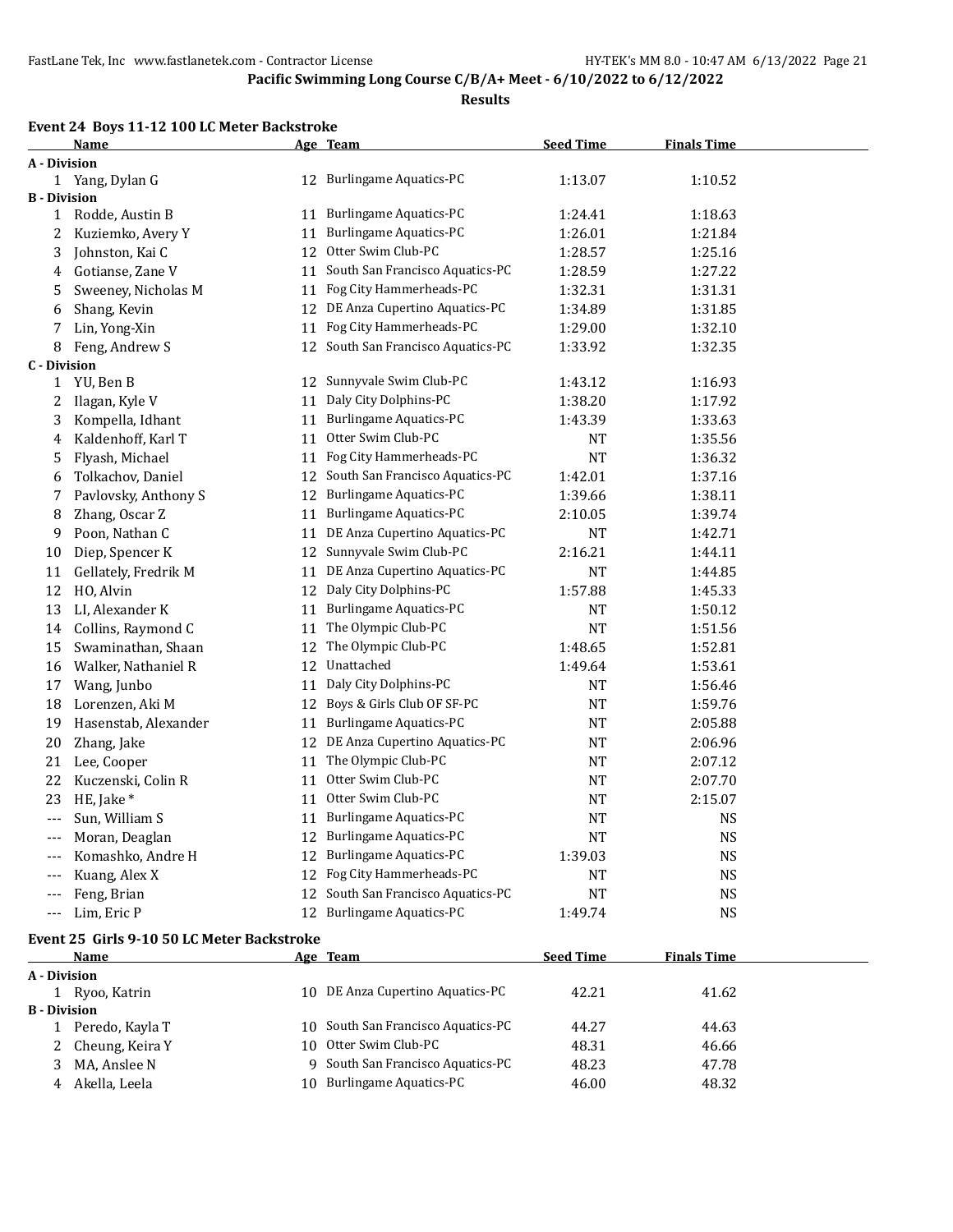**Pacific Swimming Long Course C/B/A+ Meet - 6/10/2022 to 6/12/2022**

**Results**

### Event 24 Boys 11-12 100 LC Meter Backstroke

| | Name | Age | Team | Seed Time | Finals Time |
|---|---|---|---|---|---|
| **A - Division** | | | | | |
| 1 | Yang, Dylan G | 12 | Burlingame Aquatics-PC | 1:13.07 | 1:10.52 |
| **B - Division** | | | | | |
| 1 | Rodde, Austin B | 11 | Burlingame Aquatics-PC | 1:24.41 | 1:18.63 |
| 2 | Kuziemko, Avery Y | 11 | Burlingame Aquatics-PC | 1:26.01 | 1:21.84 |
| 3 | Johnston, Kai C | 12 | Otter Swim Club-PC | 1:28.57 | 1:25.16 |
| 4 | Gotianse, Zane V | 11 | South San Francisco Aquatics-PC | 1:28.59 | 1:27.22 |
| 5 | Sweeney, Nicholas M | 11 | Fog City Hammerheads-PC | 1:32.31 | 1:31.31 |
| 6 | Shang, Kevin | 12 | DE Anza Cupertino Aquatics-PC | 1:34.89 | 1:31.85 |
| 7 | Lin, Yong-Xin | 11 | Fog City Hammerheads-PC | 1:29.00 | 1:32.10 |
| 8 | Feng, Andrew S | 12 | South San Francisco Aquatics-PC | 1:33.92 | 1:32.35 |
| **C - Division** | | | | | |
| 1 | YU, Ben B | 12 | Sunnyvale Swim Club-PC | 1:43.12 | 1:16.93 |
| 2 | Ilagan, Kyle V | 11 | Daly City Dolphins-PC | 1:38.20 | 1:17.92 |
| 3 | Kompella, Idhant | 11 | Burlingame Aquatics-PC | 1:43.39 | 1:33.63 |
| 4 | Kaldenhoff, Karl T | 11 | Otter Swim Club-PC | NT | 1:35.56 |
| 5 | Flyash, Michael | 11 | Fog City Hammerheads-PC | NT | 1:36.32 |
| 6 | Tolkachov, Daniel | 12 | South San Francisco Aquatics-PC | 1:42.01 | 1:37.16 |
| 7 | Pavlovsky, Anthony S | 12 | Burlingame Aquatics-PC | 1:39.66 | 1:38.11 |
| 8 | Zhang, Oscar Z | 11 | Burlingame Aquatics-PC | 2:10.05 | 1:39.74 |
| 9 | Poon, Nathan C | 11 | DE Anza Cupertino Aquatics-PC | NT | 1:42.71 |
| 10 | Diep, Spencer K | 12 | Sunnyvale Swim Club-PC | 2:16.21 | 1:44.11 |
| 11 | Gellately, Fredrik M | 11 | DE Anza Cupertino Aquatics-PC | NT | 1:44.85 |
| 12 | HO, Alvin | 12 | Daly City Dolphins-PC | 1:57.88 | 1:45.33 |
| 13 | LI, Alexander K | 11 | Burlingame Aquatics-PC | NT | 1:50.12 |
| 14 | Collins, Raymond C | 11 | The Olympic Club-PC | NT | 1:51.56 |
| 15 | Swaminathan, Shaan | 12 | The Olympic Club-PC | 1:48.65 | 1:52.81 |
| 16 | Walker, Nathaniel R | 12 | Unattached | 1:49.64 | 1:53.61 |
| 17 | Wang, Junbo | 11 | Daly City Dolphins-PC | NT | 1:56.46 |
| 18 | Lorenzen, Aki M | 12 | Boys & Girls Club OF SF-PC | NT | 1:59.76 |
| 19 | Hasenstab, Alexander | 11 | Burlingame Aquatics-PC | NT | 2:05.88 |
| 20 | Zhang, Jake | 12 | DE Anza Cupertino Aquatics-PC | NT | 2:06.96 |
| 21 | Lee, Cooper | 11 | The Olympic Club-PC | NT | 2:07.12 |
| 22 | Kuczenski, Colin R | 11 | Otter Swim Club-PC | NT | 2:07.70 |
| 23 | HE, Jake * | 11 | Otter Swim Club-PC | NT | 2:15.07 |
| --- | Sun, William S | 11 | Burlingame Aquatics-PC | NT | NS |
| --- | Moran, Deaglan | 12 | Burlingame Aquatics-PC | NT | NS |
| --- | Komashko, Andre H | 12 | Burlingame Aquatics-PC | 1:39.03 | NS |
| --- | Kuang, Alex X | 12 | Fog City Hammerheads-PC | NT | NS |
| --- | Feng, Brian | 12 | South San Francisco Aquatics-PC | NT | NS |
| --- | Lim, Eric P | 12 | Burlingame Aquatics-PC | 1:49.74 | NS |

### Event 25 Girls 9-10 50 LC Meter Backstroke

| | Name | Age | Team | Seed Time | Finals Time |
|---|---|---|---|---|---|
| **A - Division** | | | | | |
| 1 | Ryoo, Katrin | 10 | DE Anza Cupertino Aquatics-PC | 42.21 | 41.62 |
| **B - Division** | | | | | |
| 1 | Peredo, Kayla T | 10 | South San Francisco Aquatics-PC | 44.27 | 44.63 |
| 2 | Cheung, Keira Y | 10 | Otter Swim Club-PC | 48.31 | 46.66 |
| 3 | MA, Anslee N | 9 | South San Francisco Aquatics-PC | 48.23 | 47.78 |
| 4 | Akella, Leela | 10 | Burlingame Aquatics-PC | 46.00 | 48.32 |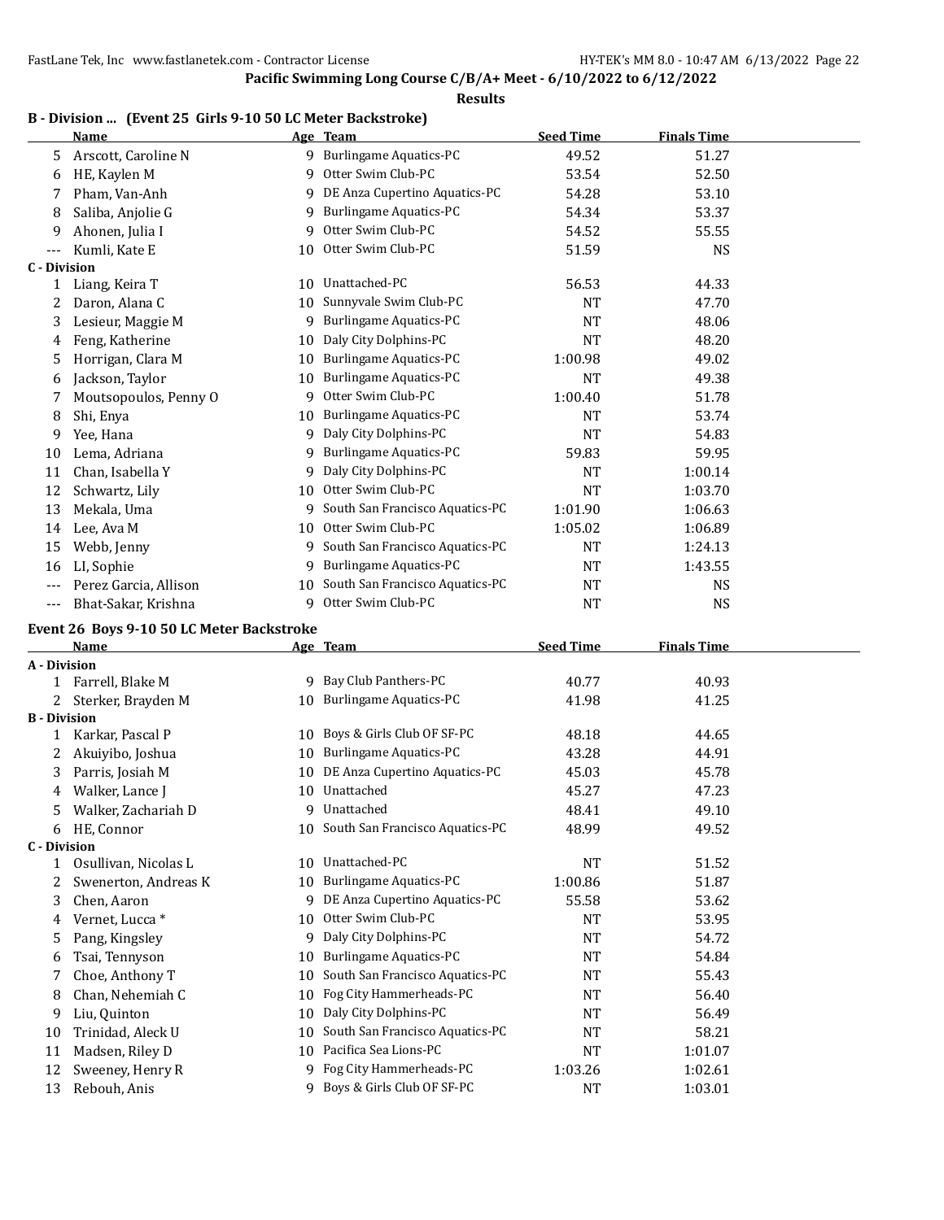## Pacific Swimming Long Course C/B/A+ Meet - 6/10/2022 to 6/12/2022

### Results

### B - Division ... (Event 25 Girls 9-10 50 LC Meter Backstroke)

| | Name | Age | Team | Seed Time | Finals Time |
|---|---|---|---|---|---|
| 5 | Arscott, Caroline N | 9 | Burlingame Aquatics-PC | 49.52 | 51.27 |
| 6 | HE, Kaylen M | 9 | Otter Swim Club-PC | 53.54 | 52.50 |
| 7 | Pham, Van-Anh | 9 | DE Anza Cupertino Aquatics-PC | 54.28 | 53.10 |
| 8 | Saliba, Anjolie G | 9 | Burlingame Aquatics-PC | 54.34 | 53.37 |
| 9 | Ahonen, Julia I | 9 | Otter Swim Club-PC | 54.52 | 55.55 |
| --- | Kumli, Kate E | 10 | Otter Swim Club-PC | 51.59 | NS |
| **C - Division** | | | | | |
| 1 | Liang, Keira T | 10 | Unattached-PC | 56.53 | 44.33 |
| 2 | Daron, Alana C | 10 | Sunnyvale Swim Club-PC | NT | 47.70 |
| 3 | Lesieur, Maggie M | 9 | Burlingame Aquatics-PC | NT | 48.06 |
| 4 | Feng, Katherine | 10 | Daly City Dolphins-PC | NT | 48.20 |
| 5 | Horrigan, Clara M | 10 | Burlingame Aquatics-PC | 1:00.98 | 49.02 |
| 6 | Jackson, Taylor | 10 | Burlingame Aquatics-PC | NT | 49.38 |
| 7 | Moutsopoulos, Penny O | 9 | Otter Swim Club-PC | 1:00.40 | 51.78 |
| 8 | Shi, Enya | 10 | Burlingame Aquatics-PC | NT | 53.74 |
| 9 | Yee, Hana | 9 | Daly City Dolphins-PC | NT | 54.83 |
| 10 | Lema, Adriana | 9 | Burlingame Aquatics-PC | 59.83 | 59.95 |
| 11 | Chan, Isabella Y | 9 | Daly City Dolphins-PC | NT | 1:00.14 |
| 12 | Schwartz, Lily | 10 | Otter Swim Club-PC | NT | 1:03.70 |
| 13 | Mekala, Uma | 9 | South San Francisco Aquatics-PC | 1:01.90 | 1:06.63 |
| 14 | Lee, Ava M | 10 | Otter Swim Club-PC | 1:05.02 | 1:06.89 |
| 15 | Webb, Jenny | 9 | South San Francisco Aquatics-PC | NT | 1:24.13 |
| 16 | LI, Sophie | 9 | Burlingame Aquatics-PC | NT | 1:43.55 |
| --- | Perez Garcia, Allison | 10 | South San Francisco Aquatics-PC | NT | NS |
| --- | Bhat-Sakar, Krishna | 9 | Otter Swim Club-PC | NT | NS |

### Event 26 Boys 9-10 50 LC Meter Backstroke

| | Name | Age | Team | Seed Time | Finals Time |
|---|---|---|---|---|---|
| **A - Division** | | | | | |
| 1 | Farrell, Blake M | 9 | Bay Club Panthers-PC | 40.77 | 40.93 |
| 2 | Sterker, Brayden M | 10 | Burlingame Aquatics-PC | 41.98 | 41.25 |
| **B - Division** | | | | | |
| 1 | Karkar, Pascal P | 10 | Boys & Girls Club OF SF-PC | 48.18 | 44.65 |
| 2 | Akuiyibo, Joshua | 10 | Burlingame Aquatics-PC | 43.28 | 44.91 |
| 3 | Parris, Josiah M | 10 | DE Anza Cupertino Aquatics-PC | 45.03 | 45.78 |
| 4 | Walker, Lance J | 10 | Unattached | 45.27 | 47.23 |
| 5 | Walker, Zachariah D | 9 | Unattached | 48.41 | 49.10 |
| 6 | HE, Connor | 10 | South San Francisco Aquatics-PC | 48.99 | 49.52 |
| **C - Division** | | | | | |
| 1 | Osullivan, Nicolas L | 10 | Unattached-PC | NT | 51.52 |
| 2 | Swenerton, Andreas K | 10 | Burlingame Aquatics-PC | 1:00.86 | 51.87 |
| 3 | Chen, Aaron | 9 | DE Anza Cupertino Aquatics-PC | 55.58 | 53.62 |
| 4 | Vernet, Lucca * | 10 | Otter Swim Club-PC | NT | 53.95 |
| 5 | Pang, Kingsley | 9 | Daly City Dolphins-PC | NT | 54.72 |
| 6 | Tsai, Tennyson | 10 | Burlingame Aquatics-PC | NT | 54.84 |
| 7 | Choe, Anthony T | 10 | South San Francisco Aquatics-PC | NT | 55.43 |
| 8 | Chan, Nehemiah C | 10 | Fog City Hammerheads-PC | NT | 56.40 |
| 9 | Liu, Quinton | 10 | Daly City Dolphins-PC | NT | 56.49 |
| 10 | Trinidad, Aleck U | 10 | South San Francisco Aquatics-PC | NT | 58.21 |
| 11 | Madsen, Riley D | 10 | Pacifica Sea Lions-PC | NT | 1:01.07 |
| 12 | Sweeney, Henry R | 9 | Fog City Hammerheads-PC | 1:03.26 | 1:02.61 |
| 13 | Rebouh, Anis | 9 | Boys & Girls Club OF SF-PC | NT | 1:03.01 |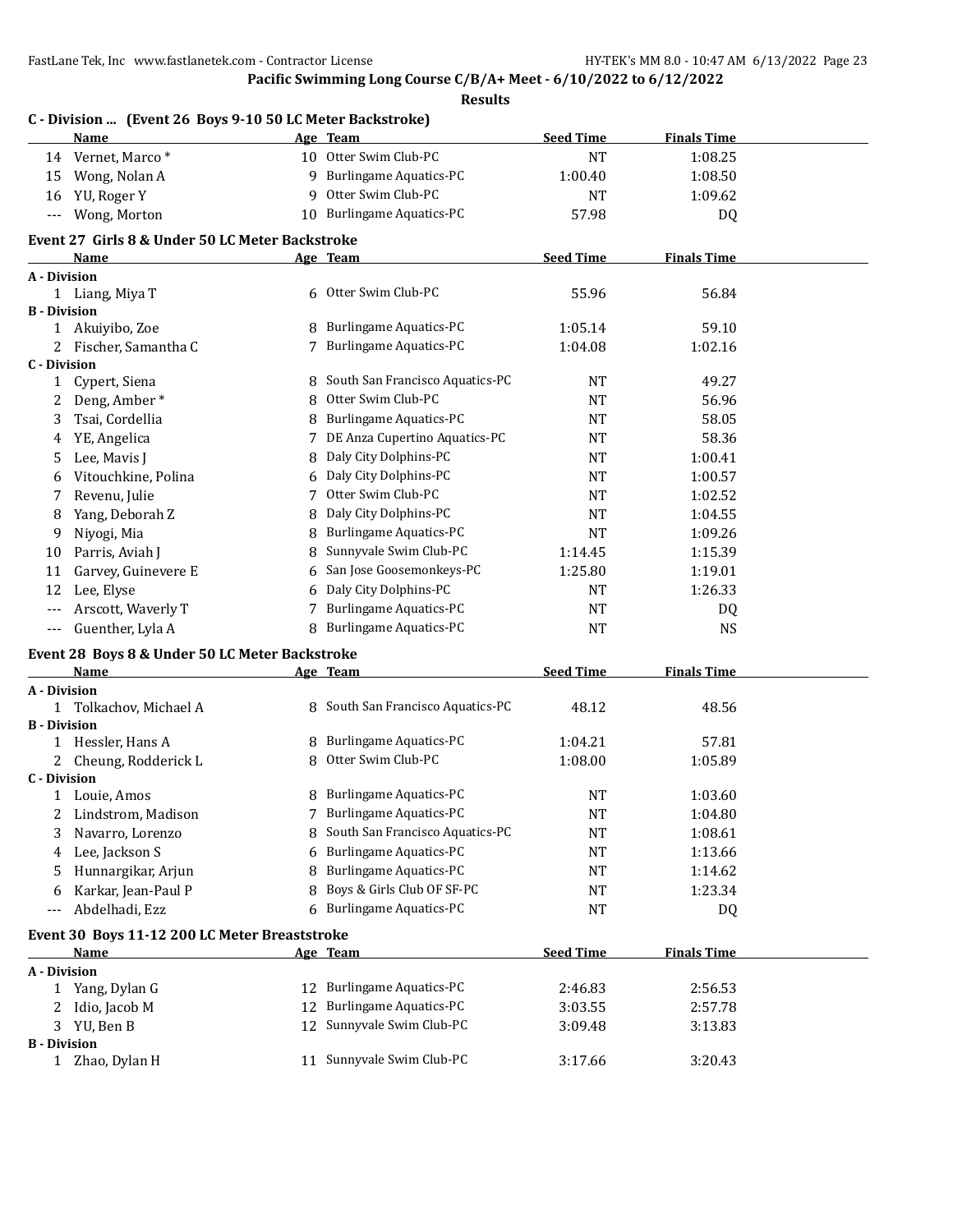**Pacific Swimming Long Course C/B/A+ Meet - 6/10/2022 to 6/12/2022**

**Results**

### C - Division ... (Event 26 Boys 9-10 50 LC Meter Backstroke)

| | Name | Age | Team | Seed Time | Finals Time |
|---|---|---|---|---|---|
| 14 | Vernet, Marco* | 10 | Otter Swim Club-PC | NT | 1:08.25 |
| 15 | Wong, Nolan A | 9 | Burlingame Aquatics-PC | 1:00.40 | 1:08.50 |
| 16 | YU, Roger Y | 9 | Otter Swim Club-PC | NT | 1:09.62 |
| --- | Wong, Morton | 10 | Burlingame Aquatics-PC | 57.98 | DQ |

### Event 27 Girls 8 & Under 50 LC Meter Backstroke

| | Name | Age | Team | Seed Time | Finals Time |
|---|---|---|---|---|---|
| **A - Division** | | | | | |
| 1 | Liang, Miya T | 6 | Otter Swim Club-PC | 55.96 | 56.84 |
| **B - Division** | | | | | |
| 1 | Akuiyibo, Zoe | 8 | Burlingame Aquatics-PC | 1:05.14 | 59.10 |
| 2 | Fischer, Samantha C | 7 | Burlingame Aquatics-PC | 1:04.08 | 1:02.16 |
| **C - Division** | | | | | |
| 1 | Cypert, Siena | 8 | South San Francisco Aquatics-PC | NT | 49.27 |
| 2 | Deng, Amber* | 8 | Otter Swim Club-PC | NT | 56.96 |
| 3 | Tsai, Cordellia | 8 | Burlingame Aquatics-PC | NT | 58.05 |
| 4 | YE, Angelica | 7 | DE Anza Cupertino Aquatics-PC | NT | 58.36 |
| 5 | Lee, Mavis J | 8 | Daly City Dolphins-PC | NT | 1:00.41 |
| 6 | Vitouchkine, Polina | 6 | Daly City Dolphins-PC | NT | 1:00.57 |
| 7 | Revenu, Julie | 7 | Otter Swim Club-PC | NT | 1:02.52 |
| 8 | Yang, Deborah Z | 8 | Daly City Dolphins-PC | NT | 1:04.55 |
| 9 | Niyogi, Mia | 8 | Burlingame Aquatics-PC | NT | 1:09.26 |
| 10 | Parris, Aviah J | 8 | Sunnyvale Swim Club-PC | 1:14.45 | 1:15.39 |
| 11 | Garvey, Guinevere E | 6 | San Jose Goosemonkeys-PC | 1:25.80 | 1:19.01 |
| 12 | Lee, Elyse | 6 | Daly City Dolphins-PC | NT | 1:26.33 |
| --- | Arscott, Waverly T | 7 | Burlingame Aquatics-PC | NT | DQ |
| --- | Guenther, Lyla A | 8 | Burlingame Aquatics-PC | NT | NS |

### Event 28 Boys 8 & Under 50 LC Meter Backstroke

| | Name | Age | Team | Seed Time | Finals Time |
|---|---|---|---|---|---|
| **A - Division** | | | | | |
| 1 | Tolkachov, Michael A | 8 | South San Francisco Aquatics-PC | 48.12 | 48.56 |
| **B - Division** | | | | | |
| 1 | Hessler, Hans A | 8 | Burlingame Aquatics-PC | 1:04.21 | 57.81 |
| 2 | Cheung, Rodderick L | 8 | Otter Swim Club-PC | 1:08.00 | 1:05.89 |
| **C - Division** | | | | | |
| 1 | Louie, Amos | 8 | Burlingame Aquatics-PC | NT | 1:03.60 |
| 2 | Lindstrom, Madison | 7 | Burlingame Aquatics-PC | NT | 1:04.80 |
| 3 | Navarro, Lorenzo | 8 | South San Francisco Aquatics-PC | NT | 1:08.61 |
| 4 | Lee, Jackson S | 6 | Burlingame Aquatics-PC | NT | 1:13.66 |
| 5 | Hunnargikar, Arjun | 8 | Burlingame Aquatics-PC | NT | 1:14.62 |
| 6 | Karkar, Jean-Paul P | 8 | Boys & Girls Club OF SF-PC | NT | 1:23.34 |
| --- | Abdelhadi, Ezz | 6 | Burlingame Aquatics-PC | NT | DQ |

### Event 30 Boys 11-12 200 LC Meter Breaststroke

| | Name | Age | Team | Seed Time | Finals Time |
|---|---|---|---|---|---|
| **A - Division** | | | | | |
| 1 | Yang, Dylan G | 12 | Burlingame Aquatics-PC | 2:46.83 | 2:56.53 |
| 2 | Idio, Jacob M | 12 | Burlingame Aquatics-PC | 3:03.55 | 2:57.78 |
| 3 | YU, Ben B | 12 | Sunnyvale Swim Club-PC | 3:09.48 | 3:13.83 |
| **B - Division** | | | | | |
| 1 | Zhao, Dylan H | 11 | Sunnyvale Swim Club-PC | 3:17.66 | 3:20.43 |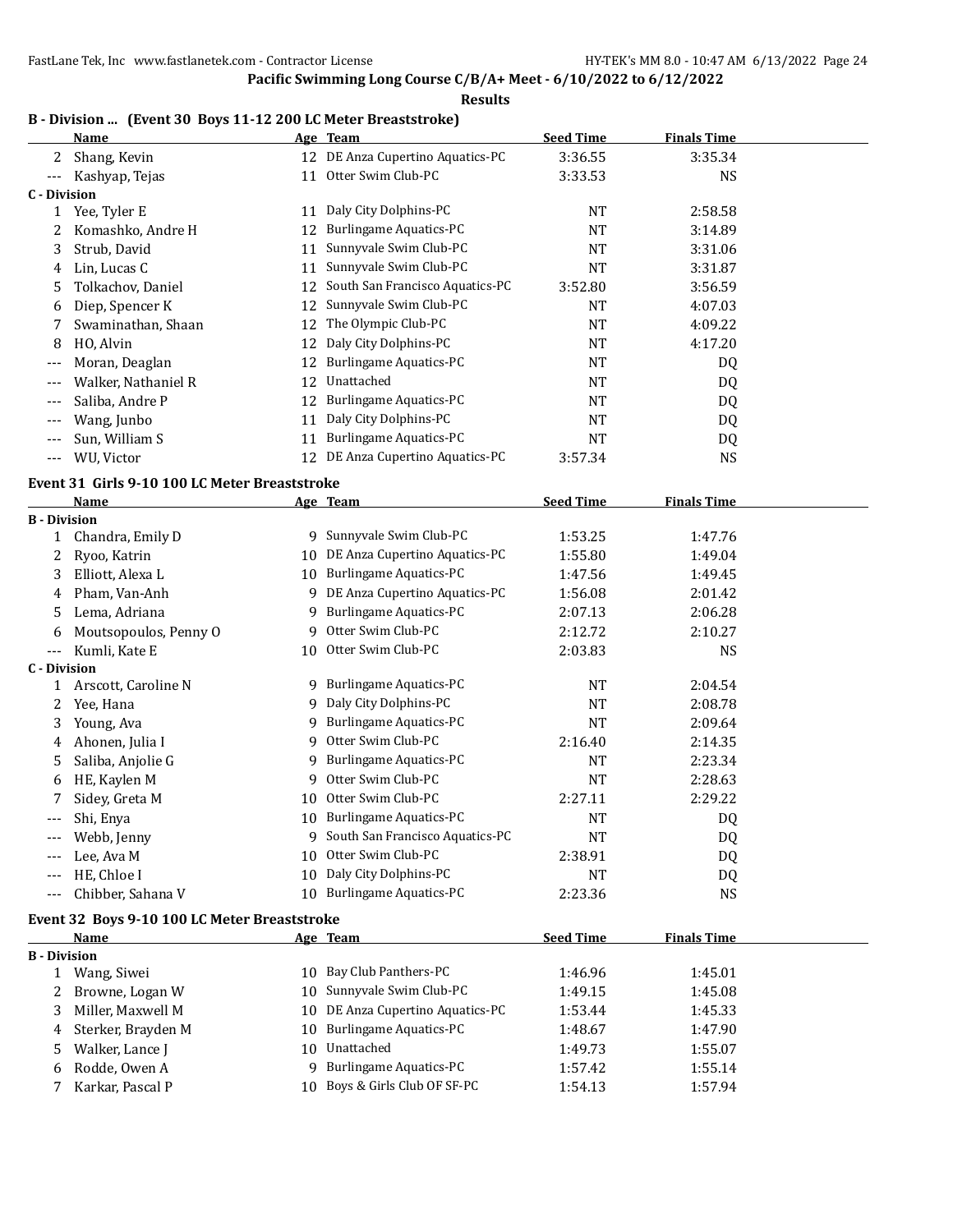Pacific Swimming Long Course C/B/A+ Meet - 6/10/2022 to 6/12/2022

**Results**

### B - Division ... (Event 30 Boys 11-12 200 LC Meter Breaststroke)

| | Name | Age | Team | Seed Time | Finals Time |
|---|---|---|---|---|---|
| 2 | Shang, Kevin | 12 | DE Anza Cupertino Aquatics-PC | 3:36.55 | 3:35.34 |
| --- | Kashyap, Tejas | 11 | Otter Swim Club-PC | 3:33.53 | NS |
| **C - Division** | | | | | |
| 1 | Yee, Tyler E | 11 | Daly City Dolphins-PC | NT | 2:58.58 |
| 2 | Komashko, Andre H | 12 | Burlingame Aquatics-PC | NT | 3:14.89 |
| 3 | Strub, David | 11 | Sunnyvale Swim Club-PC | NT | 3:31.06 |
| 4 | Lin, Lucas C | 11 | Sunnyvale Swim Club-PC | NT | 3:31.87 |
| 5 | Tolkachov, Daniel | 12 | South San Francisco Aquatics-PC | 3:52.80 | 3:56.59 |
| 6 | Diep, Spencer K | 12 | Sunnyvale Swim Club-PC | NT | 4:07.03 |
| 7 | Swaminathan, Shaan | 12 | The Olympic Club-PC | NT | 4:09.22 |
| 8 | HO, Alvin | 12 | Daly City Dolphins-PC | NT | 4:17.20 |
| --- | Moran, Deaglan | 12 | Burlingame Aquatics-PC | NT | DQ |
| --- | Walker, Nathaniel R | 12 | Unattached | NT | DQ |
| --- | Saliba, Andre P | 12 | Burlingame Aquatics-PC | NT | DQ |
| --- | Wang, Junbo | 11 | Daly City Dolphins-PC | NT | DQ |
| --- | Sun, William S | 11 | Burlingame Aquatics-PC | NT | DQ |
| --- | WU, Victor | 12 | DE Anza Cupertino Aquatics-PC | 3:57.34 | NS |

### Event 31 Girls 9-10 100 LC Meter Breaststroke

| | Name | Age | Team | Seed Time | Finals Time |
|---|---|---|---|---|---|
| **B - Division** | | | | | |
| 1 | Chandra, Emily D | 9 | Sunnyvale Swim Club-PC | 1:53.25 | 1:47.76 |
| 2 | Ryoo, Katrin | 10 | DE Anza Cupertino Aquatics-PC | 1:55.80 | 1:49.04 |
| 3 | Elliott, Alexa L | 10 | Burlingame Aquatics-PC | 1:47.56 | 1:49.45 |
| 4 | Pham, Van-Anh | 9 | DE Anza Cupertino Aquatics-PC | 1:56.08 | 2:01.42 |
| 5 | Lema, Adriana | 9 | Burlingame Aquatics-PC | 2:07.13 | 2:06.28 |
| 6 | Moutsopoulos, Penny O | 9 | Otter Swim Club-PC | 2:12.72 | 2:10.27 |
| --- | Kumli, Kate E | 10 | Otter Swim Club-PC | 2:03.83 | NS |
| **C - Division** | | | | | |
| 1 | Arscott, Caroline N | 9 | Burlingame Aquatics-PC | NT | 2:04.54 |
| 2 | Yee, Hana | 9 | Daly City Dolphins-PC | NT | 2:08.78 |
| 3 | Young, Ava | 9 | Burlingame Aquatics-PC | NT | 2:09.64 |
| 4 | Ahonen, Julia I | 9 | Otter Swim Club-PC | 2:16.40 | 2:14.35 |
| 5 | Saliba, Anjolie G | 9 | Burlingame Aquatics-PC | NT | 2:23.34 |
| 6 | HE, Kaylen M | 9 | Otter Swim Club-PC | NT | 2:28.63 |
| 7 | Sidey, Greta M | 10 | Otter Swim Club-PC | 2:27.11 | 2:29.22 |
| --- | Shi, Enya | 10 | Burlingame Aquatics-PC | NT | DQ |
| --- | Webb, Jenny | 9 | South San Francisco Aquatics-PC | NT | DQ |
| --- | Lee, Ava M | 10 | Otter Swim Club-PC | 2:38.91 | DQ |
| --- | HE, Chloe I | 10 | Daly City Dolphins-PC | NT | DQ |
| --- | Chibber, Sahana V | 10 | Burlingame Aquatics-PC | 2:23.36 | NS |

### Event 32 Boys 9-10 100 LC Meter Breaststroke

| | Name | Age | Team | Seed Time | Finals Time |
|---|---|---|---|---|---|
| **B - Division** | | | | | |
| 1 | Wang, Siwei | 10 | Bay Club Panthers-PC | 1:46.96 | 1:45.01 |
| 2 | Browne, Logan W | 10 | Sunnyvale Swim Club-PC | 1:49.15 | 1:45.08 |
| 3 | Miller, Maxwell M | 10 | DE Anza Cupertino Aquatics-PC | 1:53.44 | 1:45.33 |
| 4 | Sterker, Brayden M | 10 | Burlingame Aquatics-PC | 1:48.67 | 1:47.90 |
| 5 | Walker, Lance J | 10 | Unattached | 1:49.73 | 1:55.07 |
| 6 | Rodde, Owen A | 9 | Burlingame Aquatics-PC | 1:57.42 | 1:55.14 |
| 7 | Karkar, Pascal P | 10 | Boys & Girls Club OF SF-PC | 1:54.13 | 1:57.94 |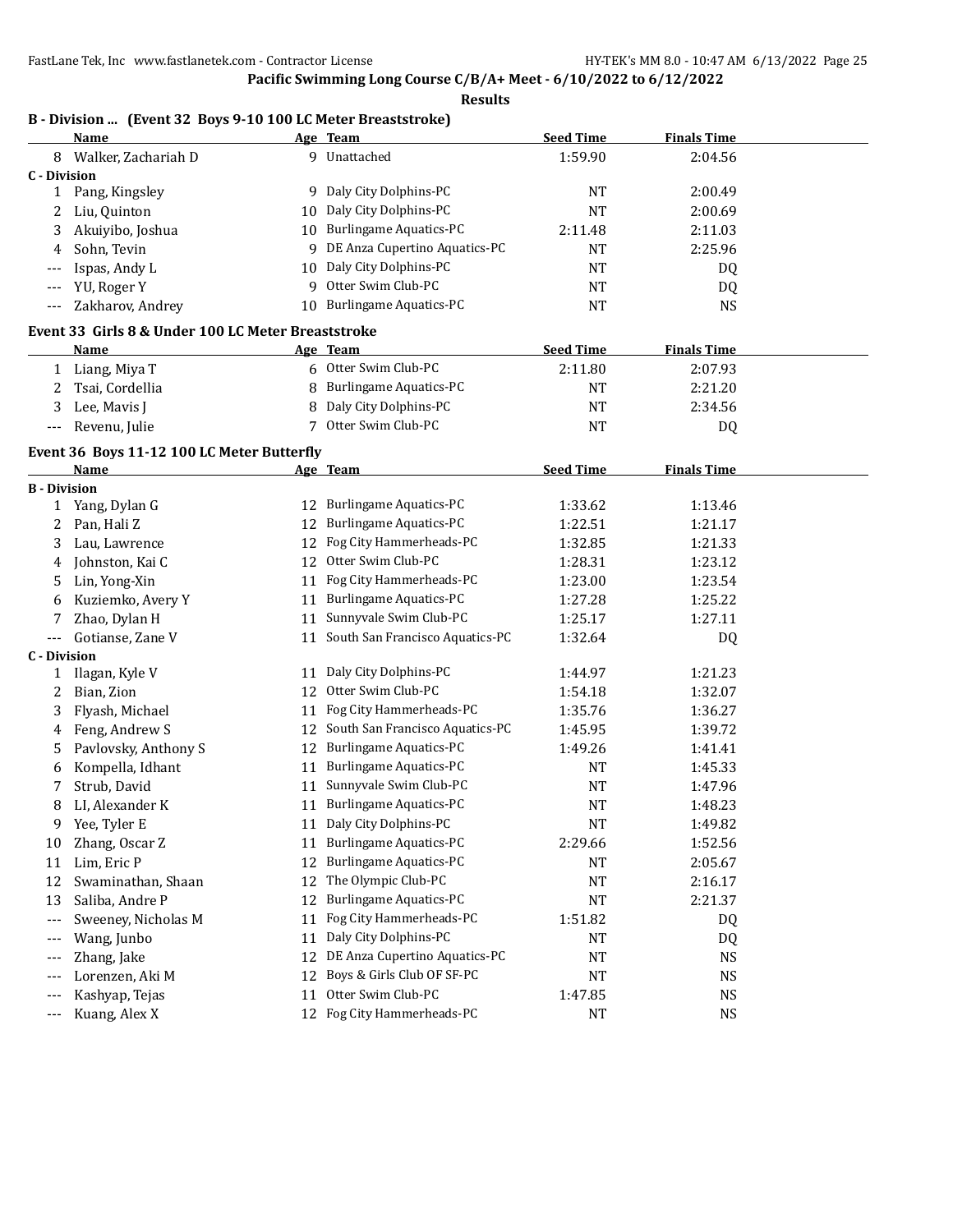**Pacific Swimming Long Course C/B/A+ Meet - 6/10/2022 to 6/12/2022**

**Results**

### B - Division ... (Event 32 Boys 9-10 100 LC Meter Breaststroke)

| | Name | Age | Team | Seed Time | Finals Time |
|---|---|---|---|---|---|
| 8 | Walker, Zachariah D | 9 | Unattached | 1:59.90 | 2:04.56 |
| **C - Division** | | | | | |
| 1 | Pang, Kingsley | 9 | Daly City Dolphins-PC | NT | 2:00.49 |
| 2 | Liu, Quinton | 10 | Daly City Dolphins-PC | NT | 2:00.69 |
| 3 | Akuiyibo, Joshua | 10 | Burlingame Aquatics-PC | 2:11.48 | 2:11.03 |
| 4 | Sohn, Tevin | 9 | DE Anza Cupertino Aquatics-PC | NT | 2:25.96 |
| --- | Ispas, Andy L | 10 | Daly City Dolphins-PC | NT | DQ |
| --- | YU, Roger Y | 9 | Otter Swim Club-PC | NT | DQ |
| --- | Zakharov, Andrey | 10 | Burlingame Aquatics-PC | NT | NS |

### Event 33 Girls 8 & Under 100 LC Meter Breaststroke

| | Name | Age | Team | Seed Time | Finals Time |
|---|---|---|---|---|---|
| 1 | Liang, Miya T | 6 | Otter Swim Club-PC | 2:11.80 | 2:07.93 |
| 2 | Tsai, Cordellia | 8 | Burlingame Aquatics-PC | NT | 2:21.20 |
| 3 | Lee, Mavis J | 8 | Daly City Dolphins-PC | NT | 2:34.56 |
| --- | Revenu, Julie | 7 | Otter Swim Club-PC | NT | DQ |

### Event 36 Boys 11-12 100 LC Meter Butterfly

| | Name | Age | Team | Seed Time | Finals Time |
|---|---|---|---|---|---|
| **B - Division** | | | | | |
| 1 | Yang, Dylan G | 12 | Burlingame Aquatics-PC | 1:33.62 | 1:13.46 |
| 2 | Pan, Hali Z | 12 | Burlingame Aquatics-PC | 1:22.51 | 1:21.17 |
| 3 | Lau, Lawrence | 12 | Fog City Hammerheads-PC | 1:32.85 | 1:21.33 |
| 4 | Johnston, Kai C | 12 | Otter Swim Club-PC | 1:28.31 | 1:23.12 |
| 5 | Lin, Yong-Xin | 11 | Fog City Hammerheads-PC | 1:23.00 | 1:23.54 |
| 6 | Kuziemko, Avery Y | 11 | Burlingame Aquatics-PC | 1:27.28 | 1:25.22 |
| 7 | Zhao, Dylan H | 11 | Sunnyvale Swim Club-PC | 1:25.17 | 1:27.11 |
| --- | Gotianse, Zane V | 11 | South San Francisco Aquatics-PC | 1:32.64 | DQ |
| **C - Division** | | | | | |
| 1 | Ilagan, Kyle V | 11 | Daly City Dolphins-PC | 1:44.97 | 1:21.23 |
| 2 | Bian, Zion | 12 | Otter Swim Club-PC | 1:54.18 | 1:32.07 |
| 3 | Flyash, Michael | 11 | Fog City Hammerheads-PC | 1:35.76 | 1:36.27 |
| 4 | Feng, Andrew S | 12 | South San Francisco Aquatics-PC | 1:45.95 | 1:39.72 |
| 5 | Pavlovsky, Anthony S | 12 | Burlingame Aquatics-PC | 1:49.26 | 1:41.41 |
| 6 | Kompella, Idhant | 11 | Burlingame Aquatics-PC | NT | 1:45.33 |
| 7 | Strub, David | 11 | Sunnyvale Swim Club-PC | NT | 1:47.96 |
| 8 | LI, Alexander K | 11 | Burlingame Aquatics-PC | NT | 1:48.23 |
| 9 | Yee, Tyler E | 11 | Daly City Dolphins-PC | NT | 1:49.82 |
| 10 | Zhang, Oscar Z | 11 | Burlingame Aquatics-PC | 2:29.66 | 1:52.56 |
| 11 | Lim, Eric P | 12 | Burlingame Aquatics-PC | NT | 2:05.67 |
| 12 | Swaminathan, Shaan | 12 | The Olympic Club-PC | NT | 2:16.17 |
| 13 | Saliba, Andre P | 12 | Burlingame Aquatics-PC | NT | 2:21.37 |
| --- | Sweeney, Nicholas M | 11 | Fog City Hammerheads-PC | 1:51.82 | DQ |
| --- | Wang, Junbo | 11 | Daly City Dolphins-PC | NT | DQ |
| --- | Zhang, Jake | 12 | DE Anza Cupertino Aquatics-PC | NT | NS |
| --- | Lorenzen, Aki M | 12 | Boys & Girls Club OF SF-PC | NT | NS |
| --- | Kashyap, Tejas | 11 | Otter Swim Club-PC | 1:47.85 | NS |
| --- | Kuang, Alex X | 12 | Fog City Hammerheads-PC | NT | NS |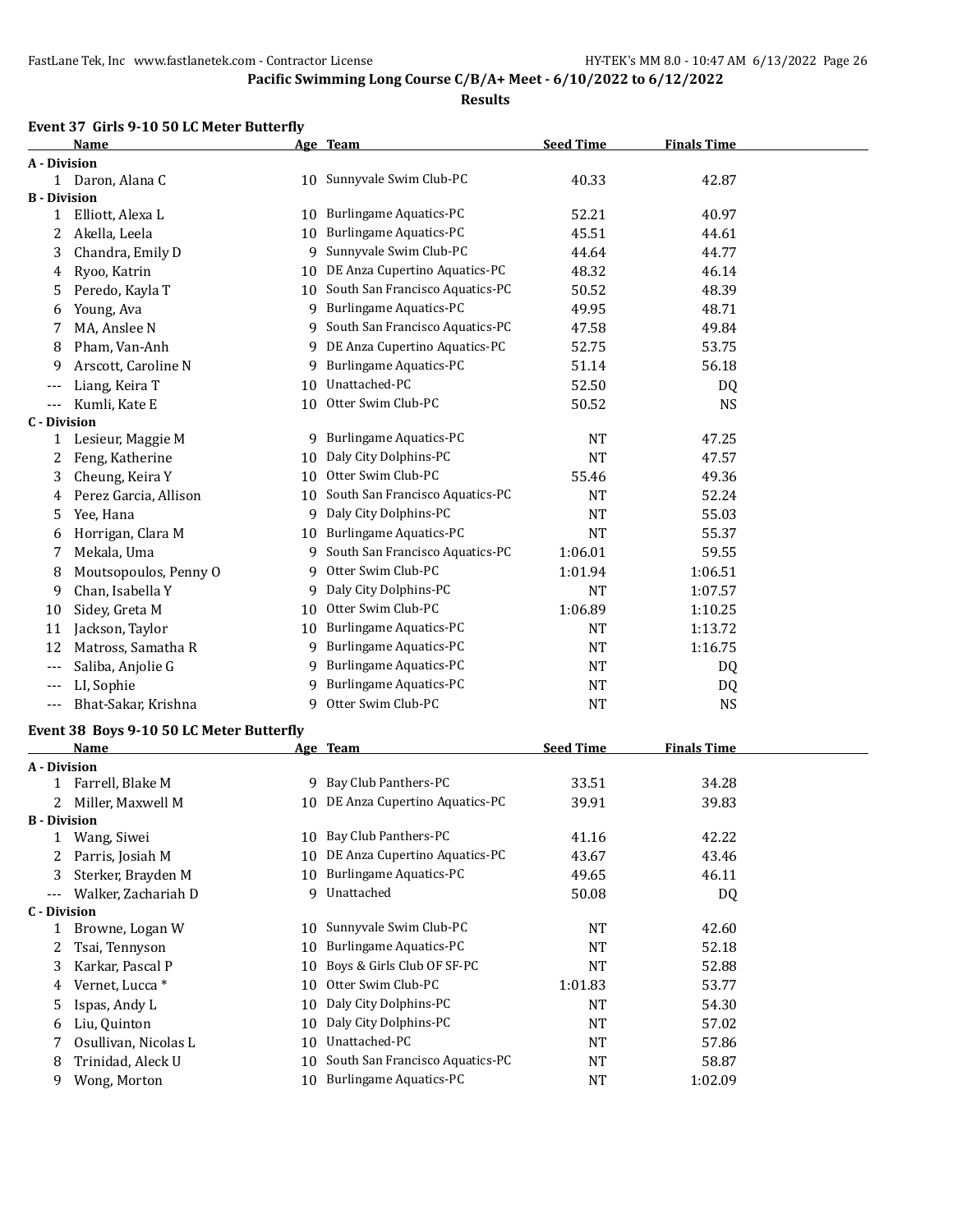**Pacific Swimming Long Course C/B/A+ Meet - 6/10/2022 to 6/12/2022**

**Results**

### Event 37 Girls 9-10 50 LC Meter Butterfly

| | Name | Age | Team | Seed Time | Finals Time |
|---|---|---|---|---|---|
| **A - Division** | | | | | |
| 1 | Daron, Alana C | 10 | Sunnyvale Swim Club-PC | 40.33 | 42.87 |
| **B - Division** | | | | | |
| 1 | Elliott, Alexa L | 10 | Burlingame Aquatics-PC | 52.21 | 40.97 |
| 2 | Akella, Leela | 10 | Burlingame Aquatics-PC | 45.51 | 44.61 |
| 3 | Chandra, Emily D | 9 | Sunnyvale Swim Club-PC | 44.64 | 44.77 |
| 4 | Ryoo, Katrin | 10 | DE Anza Cupertino Aquatics-PC | 48.32 | 46.14 |
| 5 | Peredo, Kayla T | 10 | South San Francisco Aquatics-PC | 50.52 | 48.39 |
| 6 | Young, Ava | 9 | Burlingame Aquatics-PC | 49.95 | 48.71 |
| 7 | MA, Anslee N | 9 | South San Francisco Aquatics-PC | 47.58 | 49.84 |
| 8 | Pham, Van-Anh | 9 | DE Anza Cupertino Aquatics-PC | 52.75 | 53.75 |
| 9 | Arscott, Caroline N | 9 | Burlingame Aquatics-PC | 51.14 | 56.18 |
| --- | Liang, Keira T | 10 | Unattached-PC | 52.50 | DQ |
| --- | Kumli, Kate E | 10 | Otter Swim Club-PC | 50.52 | NS |
| **C - Division** | | | | | |
| 1 | Lesieur, Maggie M | 9 | Burlingame Aquatics-PC | NT | 47.25 |
| 2 | Feng, Katherine | 10 | Daly City Dolphins-PC | NT | 47.57 |
| 3 | Cheung, Keira Y | 10 | Otter Swim Club-PC | 55.46 | 49.36 |
| 4 | Perez Garcia, Allison | 10 | South San Francisco Aquatics-PC | NT | 52.24 |
| 5 | Yee, Hana | 9 | Daly City Dolphins-PC | NT | 55.03 |
| 6 | Horrigan, Clara M | 10 | Burlingame Aquatics-PC | NT | 55.37 |
| 7 | Mekala, Uma | 9 | South San Francisco Aquatics-PC | 1:06.01 | 59.55 |
| 8 | Moutsopoulos, Penny O | 9 | Otter Swim Club-PC | 1:01.94 | 1:06.51 |
| 9 | Chan, Isabella Y | 9 | Daly City Dolphins-PC | NT | 1:07.57 |
| 10 | Sidey, Greta M | 10 | Otter Swim Club-PC | 1:06.89 | 1:10.25 |
| 11 | Jackson, Taylor | 10 | Burlingame Aquatics-PC | NT | 1:13.72 |
| 12 | Matross, Samatha R | 9 | Burlingame Aquatics-PC | NT | 1:16.75 |
| --- | Saliba, Anjolie G | 9 | Burlingame Aquatics-PC | NT | DQ |
| --- | LI, Sophie | 9 | Burlingame Aquatics-PC | NT | DQ |
| --- | Bhat-Sakar, Krishna | 9 | Otter Swim Club-PC | NT | NS |

### Event 38 Boys 9-10 50 LC Meter Butterfly

| | Name | Age | Team | Seed Time | Finals Time |
|---|---|---|---|---|---|
| **A - Division** | | | | | |
| 1 | Farrell, Blake M | 9 | Bay Club Panthers-PC | 33.51 | 34.28 |
| 2 | Miller, Maxwell M | 10 | DE Anza Cupertino Aquatics-PC | 39.91 | 39.83 |
| **B - Division** | | | | | |
| 1 | Wang, Siwei | 10 | Bay Club Panthers-PC | 41.16 | 42.22 |
| 2 | Parris, Josiah M | 10 | DE Anza Cupertino Aquatics-PC | 43.67 | 43.46 |
| 3 | Sterker, Brayden M | 10 | Burlingame Aquatics-PC | 49.65 | 46.11 |
| --- | Walker, Zachariah D | 9 | Unattached | 50.08 | DQ |
| **C - Division** | | | | | |
| 1 | Browne, Logan W | 10 | Sunnyvale Swim Club-PC | NT | 42.60 |
| 2 | Tsai, Tennyson | 10 | Burlingame Aquatics-PC | NT | 52.18 |
| 3 | Karkar, Pascal P | 10 | Boys & Girls Club OF SF-PC | NT | 52.88 |
| 4 | Vernet, Lucca * | 10 | Otter Swim Club-PC | 1:01.83 | 53.77 |
| 5 | Ispas, Andy L | 10 | Daly City Dolphins-PC | NT | 54.30 |
| 6 | Liu, Quinton | 10 | Daly City Dolphins-PC | NT | 57.02 |
| 7 | Osullivan, Nicolas L | 10 | Unattached-PC | NT | 57.86 |
| 8 | Trinidad, Aleck U | 10 | South San Francisco Aquatics-PC | NT | 58.87 |
| 9 | Wong, Morton | 10 | Burlingame Aquatics-PC | NT | 1:02.09 |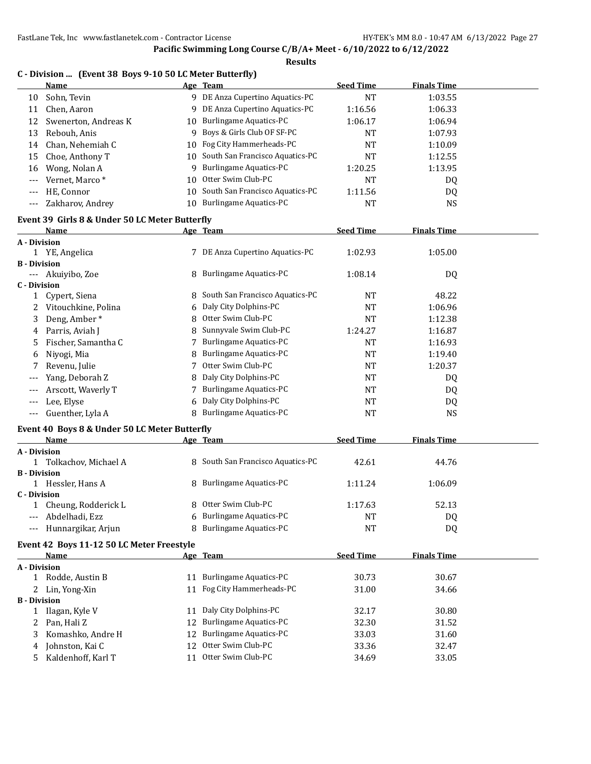**Pacific Swimming Long Course C/B/A+ Meet - 6/10/2022 to 6/12/2022**

**Results**

### C - Division ... (Event 38 Boys 9-10 50 LC Meter Butterfly)

| | Name | Age | Team | Seed Time | Finals Time |
|---|---|---|---|---|---|
| 10 | Sohn, Tevin | 9 | DE Anza Cupertino Aquatics-PC | NT | 1:03.55 |
| 11 | Chen, Aaron | 9 | DE Anza Cupertino Aquatics-PC | 1:16.56 | 1:06.33 |
| 12 | Swenerton, Andreas K | 10 | Burlingame Aquatics-PC | 1:06.17 | 1:06.94 |
| 13 | Rebouh, Anis | 9 | Boys & Girls Club OF SF-PC | NT | 1:07.93 |
| 14 | Chan, Nehemiah C | 10 | Fog City Hammerheads-PC | NT | 1:10.09 |
| 15 | Choe, Anthony T | 10 | South San Francisco Aquatics-PC | NT | 1:12.55 |
| 16 | Wong, Nolan A | 9 | Burlingame Aquatics-PC | 1:20.25 | 1:13.95 |
| --- | Vernet, Marco * | 10 | Otter Swim Club-PC | NT | DQ |
| --- | HE, Connor | 10 | South San Francisco Aquatics-PC | 1:11.56 | DQ |
| --- | Zakharov, Andrey | 10 | Burlingame Aquatics-PC | NT | NS |

### Event 39 Girls 8 & Under 50 LC Meter Butterfly

| | Name | Age | Team | Seed Time | Finals Time |
|---|---|---|---|---|---|
| **A - Division** | | | | | |
| 1 | YE, Angelica | 7 | DE Anza Cupertino Aquatics-PC | 1:02.93 | 1:05.00 |
| **B - Division** | | | | | |
| --- | Akuiyibo, Zoe | 8 | Burlingame Aquatics-PC | 1:08.14 | DQ |
| **C - Division** | | | | | |
| 1 | Cypert, Siena | 8 | South San Francisco Aquatics-PC | NT | 48.22 |
| 2 | Vitouchkine, Polina | 6 | Daly City Dolphins-PC | NT | 1:06.96 |
| 3 | Deng, Amber * | 8 | Otter Swim Club-PC | NT | 1:12.38 |
| 4 | Parris, Aviah J | 8 | Sunnyvale Swim Club-PC | 1:24.27 | 1:16.87 |
| 5 | Fischer, Samantha C | 7 | Burlingame Aquatics-PC | NT | 1:16.93 |
| 6 | Niyogi, Mia | 8 | Burlingame Aquatics-PC | NT | 1:19.40 |
| 7 | Revenu, Julie | 7 | Otter Swim Club-PC | NT | 1:20.37 |
| --- | Yang, Deborah Z | 8 | Daly City Dolphins-PC | NT | DQ |
| --- | Arscott, Waverly T | 7 | Burlingame Aquatics-PC | NT | DQ |
| --- | Lee, Elyse | 6 | Daly City Dolphins-PC | NT | DQ |
| --- | Guenther, Lyla A | 8 | Burlingame Aquatics-PC | NT | NS |

### Event 40 Boys 8 & Under 50 LC Meter Butterfly

| | Name | Age | Team | Seed Time | Finals Time |
|---|---|---|---|---|---|
| **A - Division** | | | | | |
| 1 | Tolkachov, Michael A | 8 | South San Francisco Aquatics-PC | 42.61 | 44.76 |
| **B - Division** | | | | | |
| 1 | Hessler, Hans A | 8 | Burlingame Aquatics-PC | 1:11.24 | 1:06.09 |
| **C - Division** | | | | | |
| 1 | Cheung, Rodderick L | 8 | Otter Swim Club-PC | 1:17.63 | 52.13 |
| --- | Abdelhadi, Ezz | 6 | Burlingame Aquatics-PC | NT | DQ |
| --- | Hunnargikar, Arjun | 8 | Burlingame Aquatics-PC | NT | DQ |

### Event 42 Boys 11-12 50 LC Meter Freestyle

| | Name | Age | Team | Seed Time | Finals Time |
|---|---|---|---|---|---|
| **A - Division** | | | | | |
| 1 | Rodde, Austin B | 11 | Burlingame Aquatics-PC | 30.73 | 30.67 |
| 2 | Lin, Yong-Xin | 11 | Fog City Hammerheads-PC | 31.00 | 34.66 |
| **B - Division** | | | | | |
| 1 | Ilagan, Kyle V | 11 | Daly City Dolphins-PC | 32.17 | 30.80 |
| 2 | Pan, Hali Z | 12 | Burlingame Aquatics-PC | 32.30 | 31.52 |
| 3 | Komashko, Andre H | 12 | Burlingame Aquatics-PC | 33.03 | 31.60 |
| 4 | Johnston, Kai C | 12 | Otter Swim Club-PC | 33.36 | 32.47 |
| 5 | Kaldenhoff, Karl T | 11 | Otter Swim Club-PC | 34.69 | 33.05 |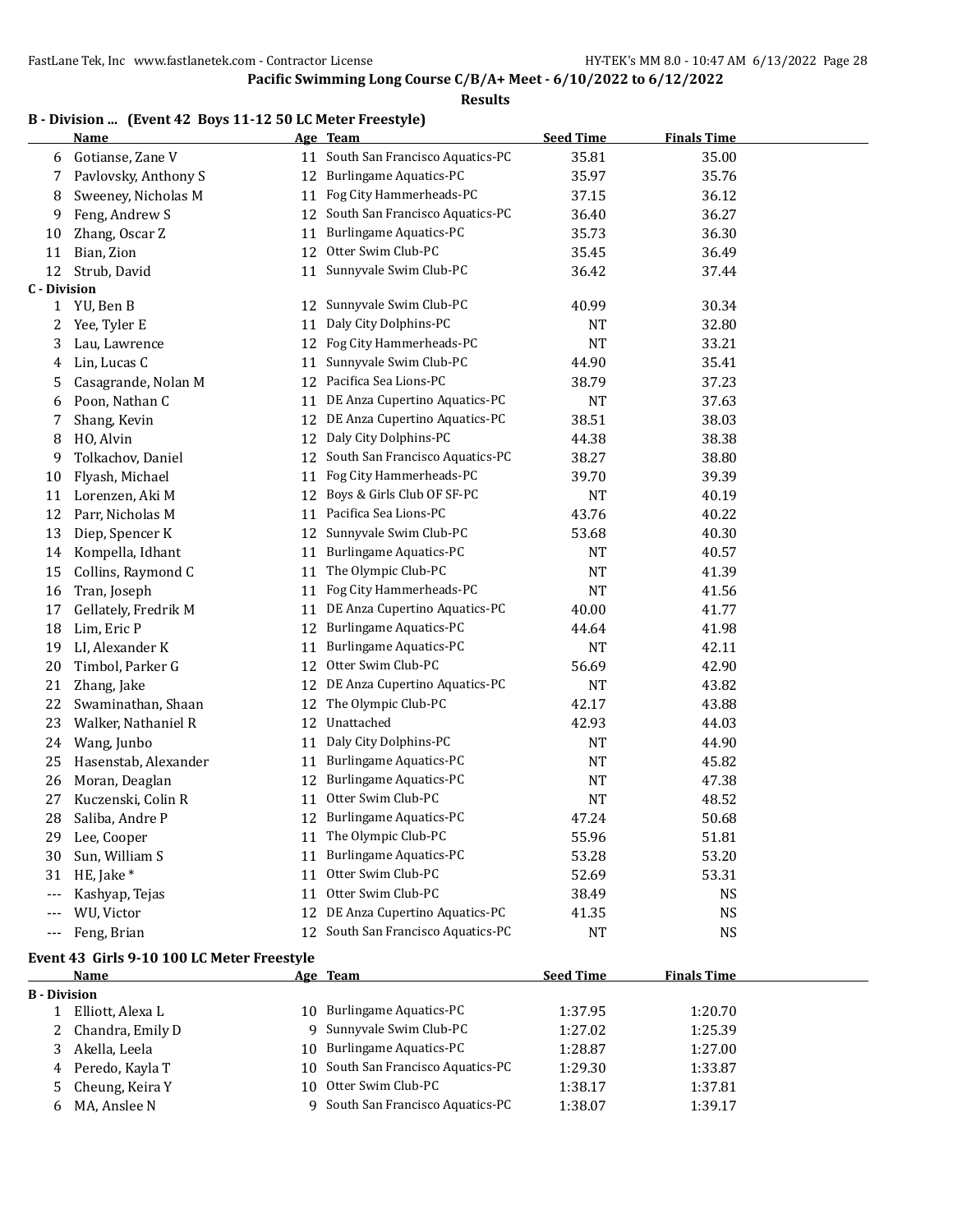**Pacific Swimming Long Course C/B/A+ Meet - 6/10/2022 to 6/12/2022**

**Results**

## B - Division ... (Event 42 Boys 11-12 50 LC Meter Freestyle)

| | Name | Age | Team | Seed Time | Finals Time |
|---|---|---|---|---|---|
| 6 | Gotianse, Zane V | 11 | South San Francisco Aquatics-PC | 35.81 | 35.00 |
| 7 | Pavlovsky, Anthony S | 12 | Burlingame Aquatics-PC | 35.97 | 35.76 |
| 8 | Sweeney, Nicholas M | 11 | Fog City Hammerheads-PC | 37.15 | 36.12 |
| 9 | Feng, Andrew S | 12 | South San Francisco Aquatics-PC | 36.40 | 36.27 |
| 10 | Zhang, Oscar Z | 11 | Burlingame Aquatics-PC | 35.73 | 36.30 |
| 11 | Bian, Zion | 12 | Otter Swim Club-PC | 35.45 | 36.49 |
| 12 | Strub, David | 11 | Sunnyvale Swim Club-PC | 36.42 | 37.44 |
| **C - Division** | | | | | |
| 1 | YU, Ben B | 12 | Sunnyvale Swim Club-PC | 40.99 | 30.34 |
| 2 | Yee, Tyler E | 11 | Daly City Dolphins-PC | NT | 32.80 |
| 3 | Lau, Lawrence | 12 | Fog City Hammerheads-PC | NT | 33.21 |
| 4 | Lin, Lucas C | 11 | Sunnyvale Swim Club-PC | 44.90 | 35.41 |
| 5 | Casagrande, Nolan M | 12 | Pacifica Sea Lions-PC | 38.79 | 37.23 |
| 6 | Poon, Nathan C | 11 | DE Anza Cupertino Aquatics-PC | NT | 37.63 |
| 7 | Shang, Kevin | 12 | DE Anza Cupertino Aquatics-PC | 38.51 | 38.03 |
| 8 | HO, Alvin | 12 | Daly City Dolphins-PC | 44.38 | 38.38 |
| 9 | Tolkachov, Daniel | 12 | South San Francisco Aquatics-PC | 38.27 | 38.80 |
| 10 | Flyash, Michael | 11 | Fog City Hammerheads-PC | 39.70 | 39.39 |
| 11 | Lorenzen, Aki M | 12 | Boys & Girls Club OF SF-PC | NT | 40.19 |
| 12 | Parr, Nicholas M | 11 | Pacifica Sea Lions-PC | 43.76 | 40.22 |
| 13 | Diep, Spencer K | 12 | Sunnyvale Swim Club-PC | 53.68 | 40.30 |
| 14 | Kompella, Idhant | 11 | Burlingame Aquatics-PC | NT | 40.57 |
| 15 | Collins, Raymond C | 11 | The Olympic Club-PC | NT | 41.39 |
| 16 | Tran, Joseph | 11 | Fog City Hammerheads-PC | NT | 41.56 |
| 17 | Gellately, Fredrik M | 11 | DE Anza Cupertino Aquatics-PC | 40.00 | 41.77 |
| 18 | Lim, Eric P | 12 | Burlingame Aquatics-PC | 44.64 | 41.98 |
| 19 | LI, Alexander K | 11 | Burlingame Aquatics-PC | NT | 42.11 |
| 20 | Timbol, Parker G | 12 | Otter Swim Club-PC | 56.69 | 42.90 |
| 21 | Zhang, Jake | 12 | DE Anza Cupertino Aquatics-PC | NT | 43.82 |
| 22 | Swaminathan, Shaan | 12 | The Olympic Club-PC | 42.17 | 43.88 |
| 23 | Walker, Nathaniel R | 12 | Unattached | 42.93 | 44.03 |
| 24 | Wang, Junbo | 11 | Daly City Dolphins-PC | NT | 44.90 |
| 25 | Hasenstab, Alexander | 11 | Burlingame Aquatics-PC | NT | 45.82 |
| 26 | Moran, Deaglan | 12 | Burlingame Aquatics-PC | NT | 47.38 |
| 27 | Kuczenski, Colin R | 11 | Otter Swim Club-PC | NT | 48.52 |
| 28 | Saliba, Andre P | 12 | Burlingame Aquatics-PC | 47.24 | 50.68 |
| 29 | Lee, Cooper | 11 | The Olympic Club-PC | 55.96 | 51.81 |
| 30 | Sun, William S | 11 | Burlingame Aquatics-PC | 53.28 | 53.20 |
| 31 | HE, Jake * | 11 | Otter Swim Club-PC | 52.69 | 53.31 |
| --- | Kashyap, Tejas | 11 | Otter Swim Club-PC | 38.49 | NS |
| --- | WU, Victor | 12 | DE Anza Cupertino Aquatics-PC | 41.35 | NS |
| --- | Feng, Brian | 12 | South San Francisco Aquatics-PC | NT | NS |

## Event 43 Girls 9-10 100 LC Meter Freestyle

| | Name | Age | Team | Seed Time | Finals Time |
|---|---|---|---|---|---|
| **B - Division** | | | | | |
| 1 | Elliott, Alexa L | 10 | Burlingame Aquatics-PC | 1:37.95 | 1:20.70 |
| 2 | Chandra, Emily D | 9 | Sunnyvale Swim Club-PC | 1:27.02 | 1:25.39 |
| 3 | Akella, Leela | 10 | Burlingame Aquatics-PC | 1:28.87 | 1:27.00 |
| 4 | Peredo, Kayla T | 10 | South San Francisco Aquatics-PC | 1:29.30 | 1:33.87 |
| 5 | Cheung, Keira Y | 10 | Otter Swim Club-PC | 1:38.17 | 1:37.81 |
| 6 | MA, Anslee N | 9 | South San Francisco Aquatics-PC | 1:38.07 | 1:39.17 |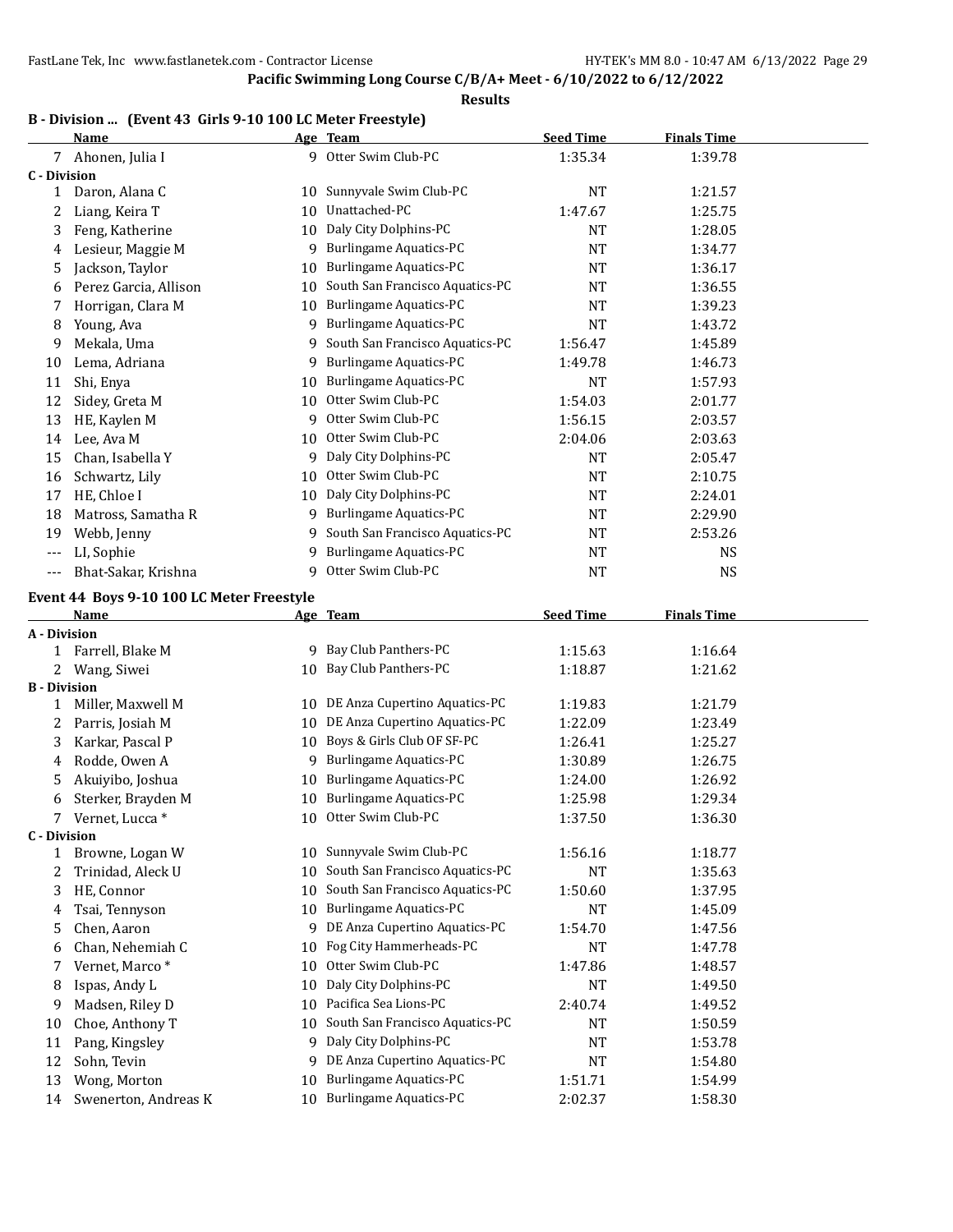Pacific Swimming Long Course C/B/A+ Meet - 6/10/2022 to 6/12/2022

**Results**

### B - Division ... (Event 43 Girls 9-10 100 LC Meter Freestyle)

| | Name | Age | Team | Seed Time | Finals Time |
|---|---|---|---|---|---|
| 7 | Ahonen, Julia I | 9 | Otter Swim Club-PC | 1:35.34 | 1:39.78 |
| **C - Division** | | | | | |
| 1 | Daron, Alana C | 10 | Sunnyvale Swim Club-PC | NT | 1:21.57 |
| 2 | Liang, Keira T | 10 | Unattached-PC | 1:47.67 | 1:25.75 |
| 3 | Feng, Katherine | 10 | Daly City Dolphins-PC | NT | 1:28.05 |
| 4 | Lesieur, Maggie M | 9 | Burlingame Aquatics-PC | NT | 1:34.77 |
| 5 | Jackson, Taylor | 10 | Burlingame Aquatics-PC | NT | 1:36.17 |
| 6 | Perez Garcia, Allison | 10 | South San Francisco Aquatics-PC | NT | 1:36.55 |
| 7 | Horrigan, Clara M | 10 | Burlingame Aquatics-PC | NT | 1:39.23 |
| 8 | Young, Ava | 9 | Burlingame Aquatics-PC | NT | 1:43.72 |
| 9 | Mekala, Uma | 9 | South San Francisco Aquatics-PC | 1:56.47 | 1:45.89 |
| 10 | Lema, Adriana | 9 | Burlingame Aquatics-PC | 1:49.78 | 1:46.73 |
| 11 | Shi, Enya | 10 | Burlingame Aquatics-PC | NT | 1:57.93 |
| 12 | Sidey, Greta M | 10 | Otter Swim Club-PC | 1:54.03 | 2:01.77 |
| 13 | HE, Kaylen M | 9 | Otter Swim Club-PC | 1:56.15 | 2:03.57 |
| 14 | Lee, Ava M | 10 | Otter Swim Club-PC | 2:04.06 | 2:03.63 |
| 15 | Chan, Isabella Y | 9 | Daly City Dolphins-PC | NT | 2:05.47 |
| 16 | Schwartz, Lily | 10 | Otter Swim Club-PC | NT | 2:10.75 |
| 17 | HE, Chloe I | 10 | Daly City Dolphins-PC | NT | 2:24.01 |
| 18 | Matross, Samatha R | 9 | Burlingame Aquatics-PC | NT | 2:29.90 |
| 19 | Webb, Jenny | 9 | South San Francisco Aquatics-PC | NT | 2:53.26 |
| --- | LI, Sophie | 9 | Burlingame Aquatics-PC | NT | NS |
| --- | Bhat-Sakar, Krishna | 9 | Otter Swim Club-PC | NT | NS |

### Event 44 Boys 9-10 100 LC Meter Freestyle

| | Name | Age | Team | Seed Time | Finals Time |
|---|---|---|---|---|---|
| **A - Division** | | | | | |
| 1 | Farrell, Blake M | 9 | Bay Club Panthers-PC | 1:15.63 | 1:16.64 |
| 2 | Wang, Siwei | 10 | Bay Club Panthers-PC | 1:18.87 | 1:21.62 |
| **B - Division** | | | | | |
| 1 | Miller, Maxwell M | 10 | DE Anza Cupertino Aquatics-PC | 1:19.83 | 1:21.79 |
| 2 | Parris, Josiah M | 10 | DE Anza Cupertino Aquatics-PC | 1:22.09 | 1:23.49 |
| 3 | Karkar, Pascal P | 10 | Boys & Girls Club OF SF-PC | 1:26.41 | 1:25.27 |
| 4 | Rodde, Owen A | 9 | Burlingame Aquatics-PC | 1:30.89 | 1:26.75 |
| 5 | Akuiyibo, Joshua | 10 | Burlingame Aquatics-PC | 1:24.00 | 1:26.92 |
| 6 | Sterker, Brayden M | 10 | Burlingame Aquatics-PC | 1:25.98 | 1:29.34 |
| 7 | Vernet, Lucca * | 10 | Otter Swim Club-PC | 1:37.50 | 1:36.30 |
| **C - Division** | | | | | |
| 1 | Browne, Logan W | 10 | Sunnyvale Swim Club-PC | 1:56.16 | 1:18.77 |
| 2 | Trinidad, Aleck U | 10 | South San Francisco Aquatics-PC | NT | 1:35.63 |
| 3 | HE, Connor | 10 | South San Francisco Aquatics-PC | 1:50.60 | 1:37.95 |
| 4 | Tsai, Tennyson | 10 | Burlingame Aquatics-PC | NT | 1:45.09 |
| 5 | Chen, Aaron | 9 | DE Anza Cupertino Aquatics-PC | 1:54.70 | 1:47.56 |
| 6 | Chan, Nehemiah C | 10 | Fog City Hammerheads-PC | NT | 1:47.78 |
| 7 | Vernet, Marco * | 10 | Otter Swim Club-PC | 1:47.86 | 1:48.57 |
| 8 | Ispas, Andy L | 10 | Daly City Dolphins-PC | NT | 1:49.50 |
| 9 | Madsen, Riley D | 10 | Pacifica Sea Lions-PC | 2:40.74 | 1:49.52 |
| 10 | Choe, Anthony T | 10 | South San Francisco Aquatics-PC | NT | 1:50.59 |
| 11 | Pang, Kingsley | 9 | Daly City Dolphins-PC | NT | 1:53.78 |
| 12 | Sohn, Tevin | 9 | DE Anza Cupertino Aquatics-PC | NT | 1:54.80 |
| 13 | Wong, Morton | 10 | Burlingame Aquatics-PC | 1:51.71 | 1:54.99 |
| 14 | Swenerton, Andreas K | 10 | Burlingame Aquatics-PC | 2:02.37 | 1:58.30 |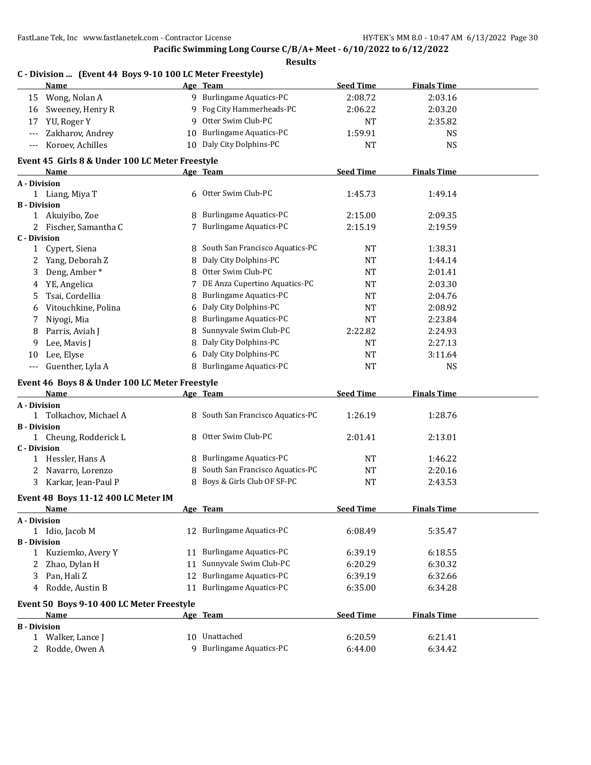Pacific Swimming Long Course C/B/A+ Meet - 6/10/2022 to 6/12/2022

Results

**C - Division ... (Event 44 Boys 9-10 100 LC Meter Freestyle)**

| | Name | Age | Team | Seed Time | Finals Time |
|---|---|---|---|---|---|
| 15 | Wong, Nolan A | 9 | Burlingame Aquatics-PC | 2:08.72 | 2:03.16 |
| 16 | Sweeney, Henry R | 9 | Fog City Hammerheads-PC | 2:06.22 | 2:03.20 |
| 17 | YU, Roger Y | 9 | Otter Swim Club-PC | NT | 2:35.82 |
| --- | Zakharov, Andrey | 10 | Burlingame Aquatics-PC | 1:59.91 | NS |
| --- | Koroev, Achilles | 10 | Daly City Dolphins-PC | NT | NS |

**Event 45 Girls 8 & Under 100 LC Meter Freestyle**

| | Name | Age | Team | Seed Time | Finals Time |
|---|---|---|---|---|---|
| **A - Division** | | | | | |
| 1 | Liang, Miya T | 6 | Otter Swim Club-PC | 1:45.73 | 1:49.14 |
| **B - Division** | | | | | |
| 1 | Akuiyibo, Zoe | 8 | Burlingame Aquatics-PC | 2:15.00 | 2:09.35 |
| 2 | Fischer, Samantha C | 7 | Burlingame Aquatics-PC | 2:15.19 | 2:19.59 |
| **C - Division** | | | | | |
| 1 | Cypert, Siena | 8 | South San Francisco Aquatics-PC | NT | 1:38.31 |
| 2 | Yang, Deborah Z | 8 | Daly City Dolphins-PC | NT | 1:44.14 |
| 3 | Deng, Amber * | 8 | Otter Swim Club-PC | NT | 2:01.41 |
| 4 | YE, Angelica | 7 | DE Anza Cupertino Aquatics-PC | NT | 2:03.30 |
| 5 | Tsai, Cordellia | 8 | Burlingame Aquatics-PC | NT | 2:04.76 |
| 6 | Vitouchkine, Polina | 6 | Daly City Dolphins-PC | NT | 2:08.92 |
| 7 | Niyogi, Mia | 8 | Burlingame Aquatics-PC | NT | 2:23.84 |
| 8 | Parris, Aviah J | 8 | Sunnyvale Swim Club-PC | 2:22.82 | 2:24.93 |
| 9 | Lee, Mavis J | 8 | Daly City Dolphins-PC | NT | 2:27.13 |
| 10 | Lee, Elyse | 6 | Daly City Dolphins-PC | NT | 3:11.64 |
| --- | Guenther, Lyla A | 8 | Burlingame Aquatics-PC | NT | NS |

**Event 46 Boys 8 & Under 100 LC Meter Freestyle**

| | Name | Age | Team | Seed Time | Finals Time |
|---|---|---|---|---|---|
| **A - Division** | | | | | |
| 1 | Tolkachov, Michael A | 8 | South San Francisco Aquatics-PC | 1:26.19 | 1:28.76 |
| **B - Division** | | | | | |
| 1 | Cheung, Rodderick L | 8 | Otter Swim Club-PC | 2:01.41 | 2:13.01 |
| **C - Division** | | | | | |
| 1 | Hessler, Hans A | 8 | Burlingame Aquatics-PC | NT | 1:46.22 |
| 2 | Navarro, Lorenzo | 8 | South San Francisco Aquatics-PC | NT | 2:20.16 |
| 3 | Karkar, Jean-Paul P | 8 | Boys & Girls Club OF SF-PC | NT | 2:43.53 |

**Event 48 Boys 11-12 400 LC Meter IM**

| | Name | Age | Team | Seed Time | Finals Time |
|---|---|---|---|---|---|
| **A - Division** | | | | | |
| 1 | Idio, Jacob M | 12 | Burlingame Aquatics-PC | 6:08.49 | 5:35.47 |
| **B - Division** | | | | | |
| 1 | Kuziemko, Avery Y | 11 | Burlingame Aquatics-PC | 6:39.19 | 6:18.55 |
| 2 | Zhao, Dylan H | 11 | Sunnyvale Swim Club-PC | 6:20.29 | 6:30.32 |
| 3 | Pan, Hali Z | 12 | Burlingame Aquatics-PC | 6:39.19 | 6:32.66 |
| 4 | Rodde, Austin B | 11 | Burlingame Aquatics-PC | 6:35.00 | 6:34.28 |

**Event 50 Boys 9-10 400 LC Meter Freestyle**

| | Name | Age | Team | Seed Time | Finals Time |
|---|---|---|---|---|---|
| **B - Division** | | | | | |
| 1 | Walker, Lance J | 10 | Unattached | 6:20.59 | 6:21.41 |
| 2 | Rodde, Owen A | 9 | Burlingame Aquatics-PC | 6:44.00 | 6:34.42 |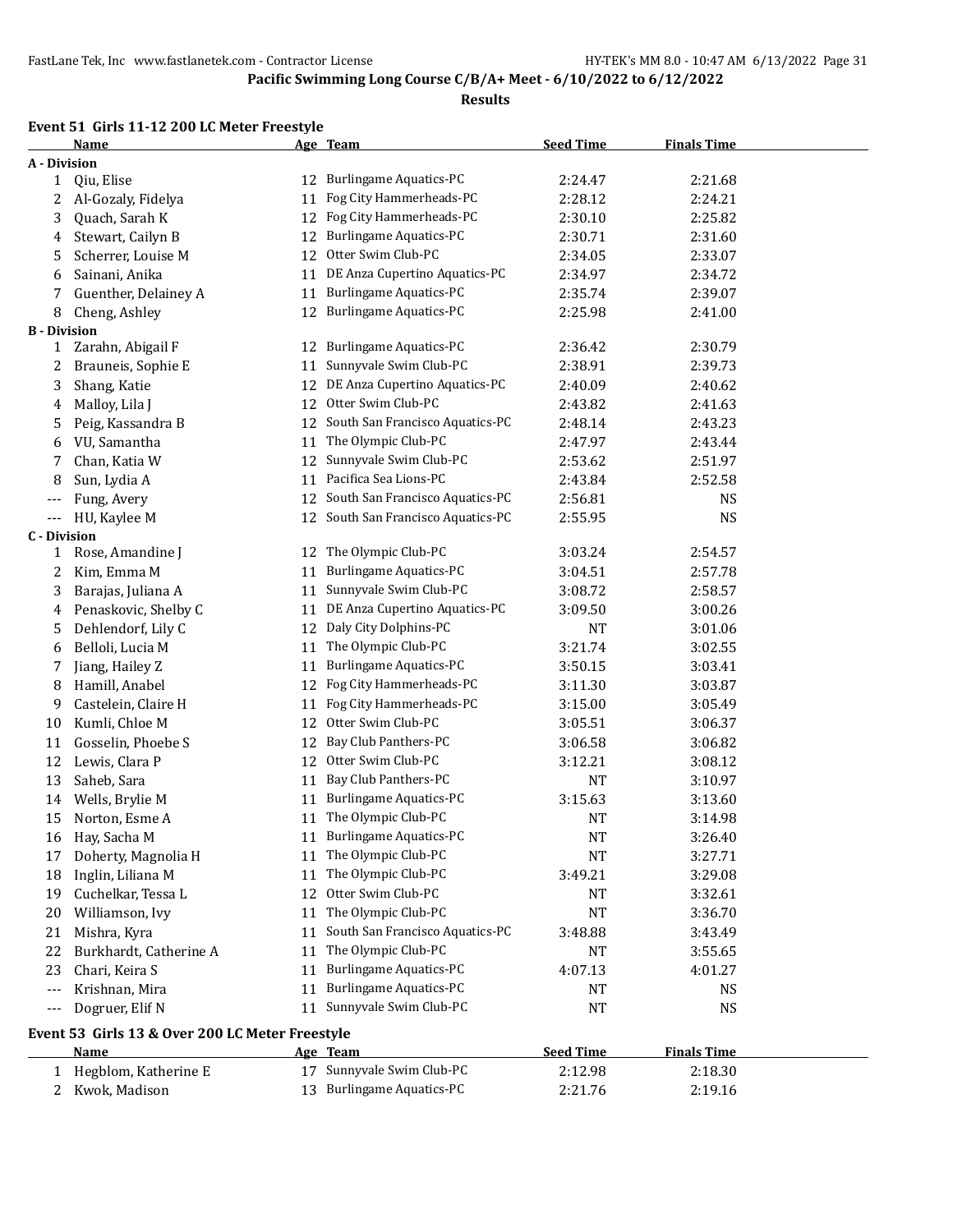**Pacific Swimming Long Course C/B/A+ Meet - 6/10/2022 to 6/12/2022**

**Results**

### Event 51 Girls 11-12 200 LC Meter Freestyle

| | Name | Age | Team | Seed Time | Finals Time |
|---|---|---|---|---|---|
| **A - Division** | | | | | |
| 1 | Qiu, Elise | 12 | Burlingame Aquatics-PC | 2:24.47 | 2:21.68 |
| 2 | Al-Gozaly, Fidelya | 11 | Fog City Hammerheads-PC | 2:28.12 | 2:24.21 |
| 3 | Quach, Sarah K | 12 | Fog City Hammerheads-PC | 2:30.10 | 2:25.82 |
| 4 | Stewart, Cailyn B | 12 | Burlingame Aquatics-PC | 2:30.71 | 2:31.60 |
| 5 | Scherrer, Louise M | 12 | Otter Swim Club-PC | 2:34.05 | 2:33.07 |
| 6 | Sainani, Anika | 11 | DE Anza Cupertino Aquatics-PC | 2:34.97 | 2:34.72 |
| 7 | Guenther, Delainey A | 11 | Burlingame Aquatics-PC | 2:35.74 | 2:39.07 |
| 8 | Cheng, Ashley | 12 | Burlingame Aquatics-PC | 2:25.98 | 2:41.00 |
| **B - Division** | | | | | |
| 1 | Zarahn, Abigail F | 12 | Burlingame Aquatics-PC | 2:36.42 | 2:30.79 |
| 2 | Brauneis, Sophie E | 11 | Sunnyvale Swim Club-PC | 2:38.91 | 2:39.73 |
| 3 | Shang, Katie | 12 | DE Anza Cupertino Aquatics-PC | 2:40.09 | 2:40.62 |
| 4 | Malloy, Lila J | 12 | Otter Swim Club-PC | 2:43.82 | 2:41.63 |
| 5 | Peig, Kassandra B | 12 | South San Francisco Aquatics-PC | 2:48.14 | 2:43.23 |
| 6 | VU, Samantha | 11 | The Olympic Club-PC | 2:47.97 | 2:43.44 |
| 7 | Chan, Katia W | 12 | Sunnyvale Swim Club-PC | 2:53.62 | 2:51.97 |
| 8 | Sun, Lydia A | 11 | Pacifica Sea Lions-PC | 2:43.84 | 2:52.58 |
| --- | Fung, Avery | 12 | South San Francisco Aquatics-PC | 2:56.81 | NS |
| --- | HU, Kaylee M | 12 | South San Francisco Aquatics-PC | 2:55.95 | NS |
| **C - Division** | | | | | |
| 1 | Rose, Amandine J | 12 | The Olympic Club-PC | 3:03.24 | 2:54.57 |
| 2 | Kim, Emma M | 11 | Burlingame Aquatics-PC | 3:04.51 | 2:57.78 |
| 3 | Barajas, Juliana A | 11 | Sunnyvale Swim Club-PC | 3:08.72 | 2:58.57 |
| 4 | Penaskovic, Shelby C | 11 | DE Anza Cupertino Aquatics-PC | 3:09.50 | 3:00.26 |
| 5 | Dehlendorf, Lily C | 12 | Daly City Dolphins-PC | NT | 3:01.06 |
| 6 | Belloli, Lucia M | 11 | The Olympic Club-PC | 3:21.74 | 3:02.55 |
| 7 | Jiang, Hailey Z | 11 | Burlingame Aquatics-PC | 3:50.15 | 3:03.41 |
| 8 | Hamill, Anabel | 12 | Fog City Hammerheads-PC | 3:11.30 | 3:03.87 |
| 9 | Castelein, Claire H | 11 | Fog City Hammerheads-PC | 3:15.00 | 3:05.49 |
| 10 | Kumli, Chloe M | 12 | Otter Swim Club-PC | 3:05.51 | 3:06.37 |
| 11 | Gosselin, Phoebe S | 12 | Bay Club Panthers-PC | 3:06.58 | 3:06.82 |
| 12 | Lewis, Clara P | 12 | Otter Swim Club-PC | 3:12.21 | 3:08.12 |
| 13 | Saheb, Sara | 11 | Bay Club Panthers-PC | NT | 3:10.97 |
| 14 | Wells, Brylie M | 11 | Burlingame Aquatics-PC | 3:15.63 | 3:13.60 |
| 15 | Norton, Esme A | 11 | The Olympic Club-PC | NT | 3:14.98 |
| 16 | Hay, Sacha M | 11 | Burlingame Aquatics-PC | NT | 3:26.40 |
| 17 | Doherty, Magnolia H | 11 | The Olympic Club-PC | NT | 3:27.71 |
| 18 | Inglin, Liliana M | 11 | The Olympic Club-PC | 3:49.21 | 3:29.08 |
| 19 | Cuchelkar, Tessa L | 12 | Otter Swim Club-PC | NT | 3:32.61 |
| 20 | Williamson, Ivy | 11 | The Olympic Club-PC | NT | 3:36.70 |
| 21 | Mishra, Kyra | 11 | South San Francisco Aquatics-PC | 3:48.88 | 3:43.49 |
| 22 | Burkhardt, Catherine A | 11 | The Olympic Club-PC | NT | 3:55.65 |
| 23 | Chari, Keira S | 11 | Burlingame Aquatics-PC | 4:07.13 | 4:01.27 |
| --- | Krishnan, Mira | 11 | Burlingame Aquatics-PC | NT | NS |
| --- | Dogruer, Elif N | 11 | Sunnyvale Swim Club-PC | NT | NS |

### Event 53 Girls 13 & Over 200 LC Meter Freestyle

| | Name | Age | Team | Seed Time | Finals Time |
|---|---|---|---|---|---|
| 1 | Hegblom, Katherine E | 17 | Sunnyvale Swim Club-PC | 2:12.98 | 2:18.30 |
| 2 | Kwok, Madison | 13 | Burlingame Aquatics-PC | 2:21.76 | 2:19.16 |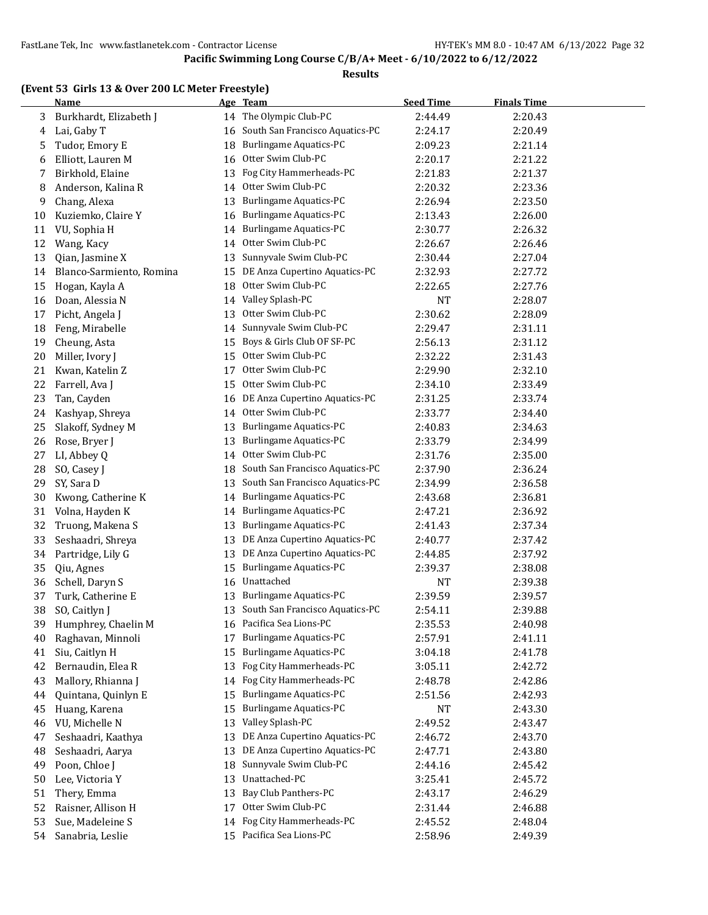**Pacific Swimming Long Course C/B/A+ Meet - 6/10/2022 to 6/12/2022**

**Results**

**(Event 53 Girls 13 & Over 200 LC Meter Freestyle)**

| | Name | Age | Team | Seed Time | Finals Time |
|---|---|---|---|---|---|
| 3 | Burkhardt, Elizabeth J | 14 | The Olympic Club-PC | 2:44.49 | 2:20.43 |
| 4 | Lai, Gaby T | 16 | South San Francisco Aquatics-PC | 2:24.17 | 2:20.49 |
| 5 | Tudor, Emory E | 18 | Burlingame Aquatics-PC | 2:09.23 | 2:21.14 |
| 6 | Elliott, Lauren M | 16 | Otter Swim Club-PC | 2:20.17 | 2:21.22 |
| 7 | Birkhold, Elaine | 13 | Fog City Hammerheads-PC | 2:21.83 | 2:21.37 |
| 8 | Anderson, Kalina R | 14 | Otter Swim Club-PC | 2:20.32 | 2:23.36 |
| 9 | Chang, Alexa | 13 | Burlingame Aquatics-PC | 2:26.94 | 2:23.50 |
| 10 | Kuziemko, Claire Y | 16 | Burlingame Aquatics-PC | 2:13.43 | 2:26.00 |
| 11 | VU, Sophia H | 14 | Burlingame Aquatics-PC | 2:30.77 | 2:26.32 |
| 12 | Wang, Kacy | 14 | Otter Swim Club-PC | 2:26.67 | 2:26.46 |
| 13 | Qian, Jasmine X | 13 | Sunnyvale Swim Club-PC | 2:30.44 | 2:27.04 |
| 14 | Blanco-Sarmiento, Romina | 15 | DE Anza Cupertino Aquatics-PC | 2:32.93 | 2:27.72 |
| 15 | Hogan, Kayla A | 18 | Otter Swim Club-PC | 2:22.65 | 2:27.76 |
| 16 | Doan, Alessia N | 14 | Valley Splash-PC | NT | 2:28.07 |
| 17 | Picht, Angela J | 13 | Otter Swim Club-PC | 2:30.62 | 2:28.09 |
| 18 | Feng, Mirabelle | 14 | Sunnyvale Swim Club-PC | 2:29.47 | 2:31.11 |
| 19 | Cheung, Asta | 15 | Boys & Girls Club OF SF-PC | 2:56.13 | 2:31.12 |
| 20 | Miller, Ivory J | 15 | Otter Swim Club-PC | 2:32.22 | 2:31.43 |
| 21 | Kwan, Katelin Z | 17 | Otter Swim Club-PC | 2:29.90 | 2:32.10 |
| 22 | Farrell, Ava J | 15 | Otter Swim Club-PC | 2:34.10 | 2:33.49 |
| 23 | Tan, Cayden | 16 | DE Anza Cupertino Aquatics-PC | 2:31.25 | 2:33.74 |
| 24 | Kashyap, Shreya | 14 | Otter Swim Club-PC | 2:33.77 | 2:34.40 |
| 25 | Slakoff, Sydney M | 13 | Burlingame Aquatics-PC | 2:40.83 | 2:34.63 |
| 26 | Rose, Bryer J | 13 | Burlingame Aquatics-PC | 2:33.79 | 2:34.99 |
| 27 | LI, Abbey Q | 14 | Otter Swim Club-PC | 2:31.76 | 2:35.00 |
| 28 | SO, Casey J | 18 | South San Francisco Aquatics-PC | 2:37.90 | 2:36.24 |
| 29 | SY, Sara D | 13 | South San Francisco Aquatics-PC | 2:34.99 | 2:36.58 |
| 30 | Kwong, Catherine K | 14 | Burlingame Aquatics-PC | 2:43.68 | 2:36.81 |
| 31 | Volna, Hayden K | 14 | Burlingame Aquatics-PC | 2:47.21 | 2:36.92 |
| 32 | Truong, Makena S | 13 | Burlingame Aquatics-PC | 2:41.43 | 2:37.34 |
| 33 | Seshaadri, Shreya | 13 | DE Anza Cupertino Aquatics-PC | 2:40.77 | 2:37.42 |
| 34 | Partridge, Lily G | 13 | DE Anza Cupertino Aquatics-PC | 2:44.85 | 2:37.92 |
| 35 | Qiu, Agnes | 15 | Burlingame Aquatics-PC | 2:39.37 | 2:38.08 |
| 36 | Schell, Daryn S | 16 | Unattached | NT | 2:39.38 |
| 37 | Turk, Catherine E | 13 | Burlingame Aquatics-PC | 2:39.59 | 2:39.57 |
| 38 | SO, Caitlyn J | 13 | South San Francisco Aquatics-PC | 2:54.11 | 2:39.88 |
| 39 | Humphrey, Chaelin M | 16 | Pacifica Sea Lions-PC | 2:35.53 | 2:40.98 |
| 40 | Raghavan, Minnoli | 17 | Burlingame Aquatics-PC | 2:57.91 | 2:41.11 |
| 41 | Siu, Caitlyn H | 15 | Burlingame Aquatics-PC | 3:04.18 | 2:41.78 |
| 42 | Bernaudin, Elea R | 13 | Fog City Hammerheads-PC | 3:05.11 | 2:42.72 |
| 43 | Mallory, Rhianna J | 14 | Fog City Hammerheads-PC | 2:48.78 | 2:42.86 |
| 44 | Quintana, Quinlyn E | 15 | Burlingame Aquatics-PC | 2:51.56 | 2:42.93 |
| 45 | Huang, Karena | 15 | Burlingame Aquatics-PC | NT | 2:43.30 |
| 46 | VU, Michelle N | 13 | Valley Splash-PC | 2:49.52 | 2:43.47 |
| 47 | Seshaadri, Kaathya | 13 | DE Anza Cupertino Aquatics-PC | 2:46.72 | 2:43.70 |
| 48 | Seshaadri, Aarya | 13 | DE Anza Cupertino Aquatics-PC | 2:47.71 | 2:43.80 |
| 49 | Poon, Chloe J | 18 | Sunnyvale Swim Club-PC | 2:44.16 | 2:45.42 |
| 50 | Lee, Victoria Y | 13 | Unattached-PC | 3:25.41 | 2:45.72 |
| 51 | Thery, Emma | 13 | Bay Club Panthers-PC | 2:43.17 | 2:46.29 |
| 52 | Raisner, Allison H | 17 | Otter Swim Club-PC | 2:31.44 | 2:46.88 |
| 53 | Sue, Madeleine S | 14 | Fog City Hammerheads-PC | 2:45.52 | 2:48.04 |
| 54 | Sanabria, Leslie | 15 | Pacifica Sea Lions-PC | 2:58.96 | 2:49.39 |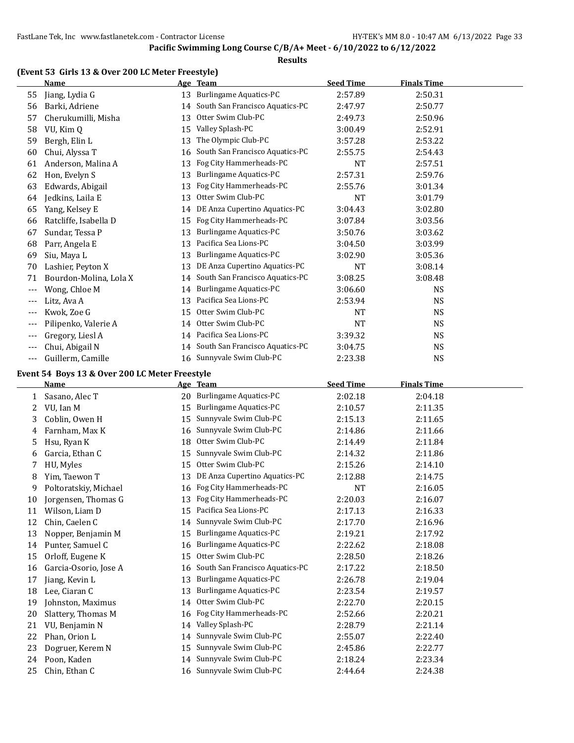**Pacific Swimming Long Course C/B/A+ Meet - 6/10/2022 to 6/12/2022**

**Results**

### (Event 53 Girls 13 & Over 200 LC Meter Freestyle)

| | Name | Age | Team | Seed Time | Finals Time |
|---|---|---|---|---|---|
| 55 | Jiang, Lydia G | 13 | Burlingame Aquatics-PC | 2:57.89 | 2:50.31 |
| 56 | Barki, Adriene | 14 | South San Francisco Aquatics-PC | 2:47.97 | 2:50.77 |
| 57 | Cherukumilli, Misha | 13 | Otter Swim Club-PC | 2:49.73 | 2:50.96 |
| 58 | VU, Kim Q | 15 | Valley Splash-PC | 3:00.49 | 2:52.91 |
| 59 | Bergh, Elin L | 13 | The Olympic Club-PC | 3:57.28 | 2:53.22 |
| 60 | Chui, Alyssa T | 16 | South San Francisco Aquatics-PC | 2:55.75 | 2:54.43 |
| 61 | Anderson, Malina A | 13 | Fog City Hammerheads-PC | NT | 2:57.51 |
| 62 | Hon, Evelyn S | 13 | Burlingame Aquatics-PC | 2:57.31 | 2:59.76 |
| 63 | Edwards, Abigail | 13 | Fog City Hammerheads-PC | 2:55.76 | 3:01.34 |
| 64 | Jedkins, Laila E | 13 | Otter Swim Club-PC | NT | 3:01.79 |
| 65 | Yang, Kelsey E | 14 | DE Anza Cupertino Aquatics-PC | 3:04.43 | 3:02.80 |
| 66 | Ratcliffe, Isabella D | 15 | Fog City Hammerheads-PC | 3:07.84 | 3:03.56 |
| 67 | Sundar, Tessa P | 13 | Burlingame Aquatics-PC | 3:50.76 | 3:03.62 |
| 68 | Parr, Angela E | 13 | Pacifica Sea Lions-PC | 3:04.50 | 3:03.99 |
| 69 | Siu, Maya L | 13 | Burlingame Aquatics-PC | 3:02.90 | 3:05.36 |
| 70 | Lashier, Peyton X | 13 | DE Anza Cupertino Aquatics-PC | NT | 3:08.14 |
| 71 | Bourdon-Molina, Lola X | 14 | South San Francisco Aquatics-PC | 3:08.25 | 3:08.48 |
| --- | Wong, Chloe M | 14 | Burlingame Aquatics-PC | 3:06.60 | NS |
| --- | Litz, Ava A | 13 | Pacifica Sea Lions-PC | 2:53.94 | NS |
| --- | Kwok, Zoe G | 15 | Otter Swim Club-PC | NT | NS |
| --- | Pilipenko, Valerie A | 14 | Otter Swim Club-PC | NT | NS |
| --- | Gregory, Liesl A | 14 | Pacifica Sea Lions-PC | 3:39.32 | NS |
| --- | Chui, Abigail N | 14 | South San Francisco Aquatics-PC | 3:04.75 | NS |
| --- | Guillerm, Camille | 16 | Sunnyvale Swim Club-PC | 2:23.38 | NS |

### Event 54 Boys 13 & Over 200 LC Meter Freestyle

| | Name | Age | Team | Seed Time | Finals Time |
|---|---|---|---|---|---|
| 1 | Sasano, Alec T | 20 | Burlingame Aquatics-PC | 2:02.18 | 2:04.18 |
| 2 | VU, Ian M | 15 | Burlingame Aquatics-PC | 2:10.57 | 2:11.35 |
| 3 | Coblin, Owen H | 15 | Sunnyvale Swim Club-PC | 2:15.13 | 2:11.65 |
| 4 | Farnham, Max K | 16 | Sunnyvale Swim Club-PC | 2:14.86 | 2:11.66 |
| 5 | Hsu, Ryan K | 18 | Otter Swim Club-PC | 2:14.49 | 2:11.84 |
| 6 | Garcia, Ethan C | 15 | Sunnyvale Swim Club-PC | 2:14.32 | 2:11.86 |
| 7 | HU, Myles | 15 | Otter Swim Club-PC | 2:15.26 | 2:14.10 |
| 8 | Yim, Taewon T | 13 | DE Anza Cupertino Aquatics-PC | 2:12.88 | 2:14.75 |
| 9 | Poltoratskiy, Michael | 16 | Fog City Hammerheads-PC | NT | 2:16.05 |
| 10 | Jorgensen, Thomas G | 13 | Fog City Hammerheads-PC | 2:20.03 | 2:16.07 |
| 11 | Wilson, Liam D | 15 | Pacifica Sea Lions-PC | 2:17.13 | 2:16.33 |
| 12 | Chin, Caelen C | 14 | Sunnyvale Swim Club-PC | 2:17.70 | 2:16.96 |
| 13 | Nopper, Benjamin M | 15 | Burlingame Aquatics-PC | 2:19.21 | 2:17.92 |
| 14 | Punter, Samuel C | 16 | Burlingame Aquatics-PC | 2:22.62 | 2:18.08 |
| 15 | Orloff, Eugene K | 15 | Otter Swim Club-PC | 2:28.50 | 2:18.26 |
| 16 | Garcia-Osorio, Jose A | 16 | South San Francisco Aquatics-PC | 2:17.22 | 2:18.50 |
| 17 | Jiang, Kevin L | 13 | Burlingame Aquatics-PC | 2:26.78 | 2:19.04 |
| 18 | Lee, Ciaran C | 13 | Burlingame Aquatics-PC | 2:23.54 | 2:19.57 |
| 19 | Johnston, Maximus | 14 | Otter Swim Club-PC | 2:22.70 | 2:20.15 |
| 20 | Slattery, Thomas M | 16 | Fog City Hammerheads-PC | 2:52.66 | 2:20.21 |
| 21 | VU, Benjamin N | 14 | Valley Splash-PC | 2:28.79 | 2:21.14 |
| 22 | Phan, Orion L | 14 | Sunnyvale Swim Club-PC | 2:55.07 | 2:22.40 |
| 23 | Dogruer, Kerem N | 15 | Sunnyvale Swim Club-PC | 2:45.86 | 2:22.77 |
| 24 | Poon, Kaden | 14 | Sunnyvale Swim Club-PC | 2:18.24 | 2:23.34 |
| 25 | Chin, Ethan C | 16 | Sunnyvale Swim Club-PC | 2:44.64 | 2:24.38 |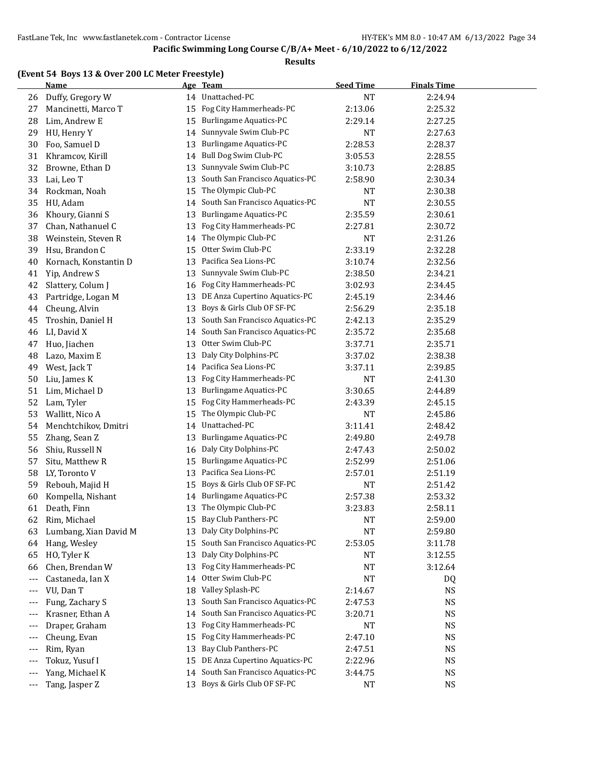**Pacific Swimming Long Course C/B/A+ Meet - 6/10/2022 to 6/12/2022**

**Results**

### (Event 54 Boys 13 & Over 200 LC Meter Freestyle)

| | Name | Age | Team | Seed Time | Finals Time |
|---|---|---|---|---|---|
| 26 | Duffy, Gregory W | 14 | Unattached-PC | NT | 2:24.94 |
| 27 | Mancinetti, Marco T | 15 | Fog City Hammerheads-PC | 2:13.06 | 2:25.32 |
| 28 | Lim, Andrew E | 15 | Burlingame Aquatics-PC | 2:29.14 | 2:27.25 |
| 29 | HU, Henry Y | 14 | Sunnyvale Swim Club-PC | NT | 2:27.63 |
| 30 | Foo, Samuel D | 13 | Burlingame Aquatics-PC | 2:28.53 | 2:28.37 |
| 31 | Khramcov, Kirill | 14 | Bull Dog Swim Club-PC | 3:05.53 | 2:28.55 |
| 32 | Browne, Ethan D | 13 | Sunnyvale Swim Club-PC | 3:10.73 | 2:28.85 |
| 33 | Lai, Leo T | 13 | South San Francisco Aquatics-PC | 2:58.90 | 2:30.34 |
| 34 | Rockman, Noah | 15 | The Olympic Club-PC | NT | 2:30.38 |
| 35 | HU, Adam | 14 | South San Francisco Aquatics-PC | NT | 2:30.55 |
| 36 | Khoury, Gianni S | 13 | Burlingame Aquatics-PC | 2:35.59 | 2:30.61 |
| 37 | Chan, Nathanuel C | 13 | Fog City Hammerheads-PC | 2:27.81 | 2:30.72 |
| 38 | Weinstein, Steven R | 14 | The Olympic Club-PC | NT | 2:31.26 |
| 39 | Hsu, Brandon C | 15 | Otter Swim Club-PC | 2:33.19 | 2:32.28 |
| 40 | Kornach, Konstantin D | 13 | Pacifica Sea Lions-PC | 3:10.74 | 2:32.56 |
| 41 | Yip, Andrew S | 13 | Sunnyvale Swim Club-PC | 2:38.50 | 2:34.21 |
| 42 | Slattery, Colum J | 16 | Fog City Hammerheads-PC | 3:02.93 | 2:34.45 |
| 43 | Partridge, Logan M | 13 | DE Anza Cupertino Aquatics-PC | 2:45.19 | 2:34.46 |
| 44 | Cheung, Alvin | 13 | Boys & Girls Club OF SF-PC | 2:56.29 | 2:35.18 |
| 45 | Troshin, Daniel H | 13 | South San Francisco Aquatics-PC | 2:42.13 | 2:35.29 |
| 46 | LI, David X | 14 | South San Francisco Aquatics-PC | 2:35.72 | 2:35.68 |
| 47 | Huo, Jiachen | 13 | Otter Swim Club-PC | 3:37.71 | 2:35.71 |
| 48 | Lazo, Maxim E | 13 | Daly City Dolphins-PC | 3:37.02 | 2:38.38 |
| 49 | West, Jack T | 14 | Pacifica Sea Lions-PC | 3:37.11 | 2:39.85 |
| 50 | Liu, James K | 13 | Fog City Hammerheads-PC | NT | 2:41.30 |
| 51 | Lim, Michael D | 13 | Burlingame Aquatics-PC | 3:30.65 | 2:44.89 |
| 52 | Lam, Tyler | 15 | Fog City Hammerheads-PC | 2:43.39 | 2:45.15 |
| 53 | Wallitt, Nico A | 15 | The Olympic Club-PC | NT | 2:45.86 |
| 54 | Menchtchikov, Dmitri | 14 | Unattached-PC | 3:11.41 | 2:48.42 |
| 55 | Zhang, Sean Z | 13 | Burlingame Aquatics-PC | 2:49.80 | 2:49.78 |
| 56 | Shiu, Russell N | 16 | Daly City Dolphins-PC | 2:47.43 | 2:50.02 |
| 57 | Situ, Matthew R | 15 | Burlingame Aquatics-PC | 2:52.99 | 2:51.06 |
| 58 | LY, Toronto V | 13 | Pacifica Sea Lions-PC | 2:57.01 | 2:51.19 |
| 59 | Rebouh, Majid H | 15 | Boys & Girls Club OF SF-PC | NT | 2:51.42 |
| 60 | Kompella, Nishant | 14 | Burlingame Aquatics-PC | 2:57.38 | 2:53.32 |
| 61 | Death, Finn | 13 | The Olympic Club-PC | 3:23.83 | 2:58.11 |
| 62 | Rim, Michael | 15 | Bay Club Panthers-PC | NT | 2:59.00 |
| 63 | Lumbang, Xian David M | 13 | Daly City Dolphins-PC | NT | 2:59.80 |
| 64 | Hang, Wesley | 15 | South San Francisco Aquatics-PC | 2:53.05 | 3:11.78 |
| 65 | HO, Tyler K | 13 | Daly City Dolphins-PC | NT | 3:12.55 |
| 66 | Chen, Brendan W | 13 | Fog City Hammerheads-PC | NT | 3:12.64 |
| --- | Castaneda, Ian X | 14 | Otter Swim Club-PC | NT | DQ |
| --- | VU, Dan T | 18 | Valley Splash-PC | 2:14.67 | NS |
| --- | Fung, Zachary S | 13 | South San Francisco Aquatics-PC | 2:47.53 | NS |
| --- | Krasner, Ethan A | 14 | South San Francisco Aquatics-PC | 3:20.71 | NS |
| --- | Draper, Graham | 13 | Fog City Hammerheads-PC | NT | NS |
| --- | Cheung, Evan | 15 | Fog City Hammerheads-PC | 2:47.10 | NS |
| --- | Rim, Ryan | 13 | Bay Club Panthers-PC | 2:47.51 | NS |
| --- | Tokuz, Yusuf I | 15 | DE Anza Cupertino Aquatics-PC | 2:22.96 | NS |
| --- | Yang, Michael K | 14 | South San Francisco Aquatics-PC | 3:44.75 | NS |
| --- | Tang, Jasper Z | 13 | Boys & Girls Club OF SF-PC | NT | NS |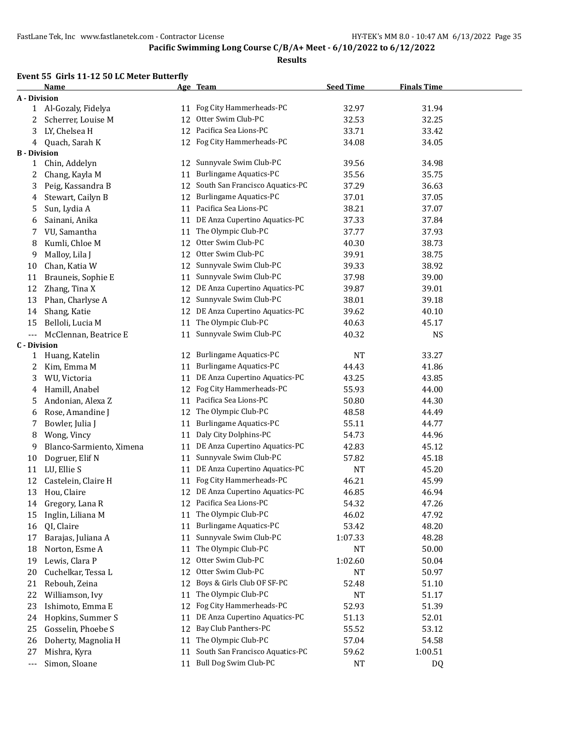## Pacific Swimming Long Course C/B/A+ Meet - 6/10/2022 to 6/12/2022

### Results

### Event 55 Girls 11-12 50 LC Meter Butterfly

| | Name | Age | Team | Seed Time | Finals Time |
|---|---|---|---|---|---|
| **A - Division** | | | | | |
| 1 | Al-Gozaly, Fidelya | 11 | Fog City Hammerheads-PC | 32.97 | 31.94 |
| 2 | Scherrer, Louise M | 12 | Otter Swim Club-PC | 32.53 | 32.25 |
| 3 | LY, Chelsea H | 12 | Pacifica Sea Lions-PC | 33.71 | 33.42 |
| 4 | Quach, Sarah K | 12 | Fog City Hammerheads-PC | 34.08 | 34.05 |
| **B - Division** | | | | | |
| 1 | Chin, Addelyn | 12 | Sunnyvale Swim Club-PC | 39.56 | 34.98 |
| 2 | Chang, Kayla M | 11 | Burlingame Aquatics-PC | 35.56 | 35.75 |
| 3 | Peig, Kassandra B | 12 | South San Francisco Aquatics-PC | 37.29 | 36.63 |
| 4 | Stewart, Cailyn B | 12 | Burlingame Aquatics-PC | 37.01 | 37.05 |
| 5 | Sun, Lydia A | 11 | Pacifica Sea Lions-PC | 38.21 | 37.07 |
| 6 | Sainani, Anika | 11 | DE Anza Cupertino Aquatics-PC | 37.33 | 37.84 |
| 7 | VU, Samantha | 11 | The Olympic Club-PC | 37.77 | 37.93 |
| 8 | Kumli, Chloe M | 12 | Otter Swim Club-PC | 40.30 | 38.73 |
| 9 | Malloy, Lila J | 12 | Otter Swim Club-PC | 39.91 | 38.75 |
| 10 | Chan, Katia W | 12 | Sunnyvale Swim Club-PC | 39.33 | 38.92 |
| 11 | Brauneis, Sophie E | 11 | Sunnyvale Swim Club-PC | 37.98 | 39.00 |
| 12 | Zhang, Tina X | 12 | DE Anza Cupertino Aquatics-PC | 39.87 | 39.01 |
| 13 | Phan, Charlyse A | 12 | Sunnyvale Swim Club-PC | 38.01 | 39.18 |
| 14 | Shang, Katie | 12 | DE Anza Cupertino Aquatics-PC | 39.62 | 40.10 |
| 15 | Belloli, Lucia M | 11 | The Olympic Club-PC | 40.63 | 45.17 |
| --- | McClennan, Beatrice E | 11 | Sunnyvale Swim Club-PC | 40.32 | NS |
| **C - Division** | | | | | |
| 1 | Huang, Katelin | 12 | Burlingame Aquatics-PC | NT | 33.27 |
| 2 | Kim, Emma M | 11 | Burlingame Aquatics-PC | 44.43 | 41.86 |
| 3 | WU, Victoria | 11 | DE Anza Cupertino Aquatics-PC | 43.25 | 43.85 |
| 4 | Hamill, Anabel | 12 | Fog City Hammerheads-PC | 55.93 | 44.00 |
| 5 | Andonian, Alexa Z | 11 | Pacifica Sea Lions-PC | 50.80 | 44.30 |
| 6 | Rose, Amandine J | 12 | The Olympic Club-PC | 48.58 | 44.49 |
| 7 | Bowler, Julia J | 11 | Burlingame Aquatics-PC | 55.11 | 44.77 |
| 8 | Wong, Vincy | 11 | Daly City Dolphins-PC | 54.73 | 44.96 |
| 9 | Blanco-Sarmiento, Ximena | 11 | DE Anza Cupertino Aquatics-PC | 42.83 | 45.12 |
| 10 | Dogruer, Elif N | 11 | Sunnyvale Swim Club-PC | 57.82 | 45.18 |
| 11 | LU, Ellie S | 11 | DE Anza Cupertino Aquatics-PC | NT | 45.20 |
| 12 | Castelein, Claire H | 11 | Fog City Hammerheads-PC | 46.21 | 45.99 |
| 13 | Hou, Claire | 12 | DE Anza Cupertino Aquatics-PC | 46.85 | 46.94 |
| 14 | Gregory, Lana R | 12 | Pacifica Sea Lions-PC | 54.32 | 47.26 |
| 15 | Inglin, Liliana M | 11 | The Olympic Club-PC | 46.02 | 47.92 |
| 16 | QI, Claire | 11 | Burlingame Aquatics-PC | 53.42 | 48.20 |
| 17 | Barajas, Juliana A | 11 | Sunnyvale Swim Club-PC | 1:07.33 | 48.28 |
| 18 | Norton, Esme A | 11 | The Olympic Club-PC | NT | 50.00 |
| 19 | Lewis, Clara P | 12 | Otter Swim Club-PC | 1:02.60 | 50.04 |
| 20 | Cuchelkar, Tessa L | 12 | Otter Swim Club-PC | NT | 50.97 |
| 21 | Rebouh, Zeina | 12 | Boys & Girls Club OF SF-PC | 52.48 | 51.10 |
| 22 | Williamson, Ivy | 11 | The Olympic Club-PC | NT | 51.17 |
| 23 | Ishimoto, Emma E | 12 | Fog City Hammerheads-PC | 52.93 | 51.39 |
| 24 | Hopkins, Summer S | 11 | DE Anza Cupertino Aquatics-PC | 51.13 | 52.01 |
| 25 | Gosselin, Phoebe S | 12 | Bay Club Panthers-PC | 55.52 | 53.12 |
| 26 | Doherty, Magnolia H | 11 | The Olympic Club-PC | 57.04 | 54.58 |
| 27 | Mishra, Kyra | 11 | South San Francisco Aquatics-PC | 59.62 | 1:00.51 |
| --- | Simon, Sloane | 11 | Bull Dog Swim Club-PC | NT | DQ |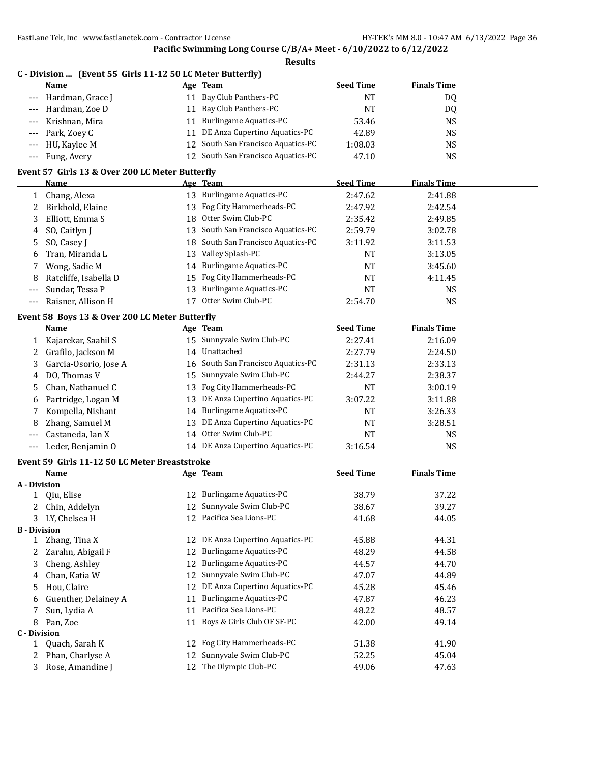## Pacific Swimming Long Course C/B/A+ Meet - 6/10/2022 to 6/12/2022

### Results

### C - Division ... (Event 55 Girls 11-12 50 LC Meter Butterfly)

| | Name | Age | Team | Seed Time | Finals Time |
|---|---|---|---|---|---|
| --- | Hardman, Grace J | 11 | Bay Club Panthers-PC | NT | DQ |
| --- | Hardman, Zoe D | 11 | Bay Club Panthers-PC | NT | DQ |
| --- | Krishnan, Mira | 11 | Burlingame Aquatics-PC | 53.46 | NS |
| --- | Park, Zoey C | 11 | DE Anza Cupertino Aquatics-PC | 42.89 | NS |
| --- | HU, Kaylee M | 12 | South San Francisco Aquatics-PC | 1:08.03 | NS |
| --- | Fung, Avery | 12 | South San Francisco Aquatics-PC | 47.10 | NS |

### Event 57 Girls 13 & Over 200 LC Meter Butterfly

| | Name | Age | Team | Seed Time | Finals Time |
|---|---|---|---|---|---|
| 1 | Chang, Alexa | 13 | Burlingame Aquatics-PC | 2:47.62 | 2:41.88 |
| 2 | Birkhold, Elaine | 13 | Fog City Hammerheads-PC | 2:47.92 | 2:42.54 |
| 3 | Elliott, Emma S | 18 | Otter Swim Club-PC | 2:35.42 | 2:49.85 |
| 4 | SO, Caitlyn J | 13 | South San Francisco Aquatics-PC | 2:59.79 | 3:02.78 |
| 5 | SO, Casey J | 18 | South San Francisco Aquatics-PC | 3:11.92 | 3:11.53 |
| 6 | Tran, Miranda L | 13 | Valley Splash-PC | NT | 3:13.05 |
| 7 | Wong, Sadie M | 14 | Burlingame Aquatics-PC | NT | 3:45.60 |
| 8 | Ratcliffe, Isabella D | 15 | Fog City Hammerheads-PC | NT | 4:11.45 |
| --- | Sundar, Tessa P | 13 | Burlingame Aquatics-PC | NT | NS |
| --- | Raisner, Allison H | 17 | Otter Swim Club-PC | 2:54.70 | NS |

### Event 58 Boys 13 & Over 200 LC Meter Butterfly

| | Name | Age | Team | Seed Time | Finals Time |
|---|---|---|---|---|---|
| 1 | Kajarekar, Saahil S | 15 | Sunnyvale Swim Club-PC | 2:27.41 | 2:16.09 |
| 2 | Grafilo, Jackson M | 14 | Unattached | 2:27.79 | 2:24.50 |
| 3 | Garcia-Osorio, Jose A | 16 | South San Francisco Aquatics-PC | 2:31.13 | 2:33.13 |
| 4 | DO, Thomas V | 15 | Sunnyvale Swim Club-PC | 2:44.27 | 2:38.37 |
| 5 | Chan, Nathanuel C | 13 | Fog City Hammerheads-PC | NT | 3:00.19 |
| 6 | Partridge, Logan M | 13 | DE Anza Cupertino Aquatics-PC | 3:07.22 | 3:11.88 |
| 7 | Kompella, Nishant | 14 | Burlingame Aquatics-PC | NT | 3:26.33 |
| 8 | Zhang, Samuel M | 13 | DE Anza Cupertino Aquatics-PC | NT | 3:28.51 |
| --- | Castaneda, Ian X | 14 | Otter Swim Club-PC | NT | NS |
| --- | Leder, Benjamin O | 14 | DE Anza Cupertino Aquatics-PC | 3:16.54 | NS |

### Event 59 Girls 11-12 50 LC Meter Breaststroke

| | Name | Age | Team | Seed Time | Finals Time |
|---|---|---|---|---|---|
| **A - Division** | | | | | |
| 1 | Qiu, Elise | 12 | Burlingame Aquatics-PC | 38.79 | 37.22 |
| 2 | Chin, Addelyn | 12 | Sunnyvale Swim Club-PC | 38.67 | 39.27 |
| 3 | LY, Chelsea H | 12 | Pacifica Sea Lions-PC | 41.68 | 44.05 |
| **B - Division** | | | | | |
| 1 | Zhang, Tina X | 12 | DE Anza Cupertino Aquatics-PC | 45.88 | 44.31 |
| 2 | Zarahn, Abigail F | 12 | Burlingame Aquatics-PC | 48.29 | 44.58 |
| 3 | Cheng, Ashley | 12 | Burlingame Aquatics-PC | 44.57 | 44.70 |
| 4 | Chan, Katia W | 12 | Sunnyvale Swim Club-PC | 47.07 | 44.89 |
| 5 | Hou, Claire | 12 | DE Anza Cupertino Aquatics-PC | 45.28 | 45.46 |
| 6 | Guenther, Delainey A | 11 | Burlingame Aquatics-PC | 47.87 | 46.23 |
| 7 | Sun, Lydia A | 11 | Pacifica Sea Lions-PC | 48.22 | 48.57 |
| 8 | Pan, Zoe | 11 | Boys & Girls Club OF SF-PC | 42.00 | 49.14 |
| **C - Division** | | | | | |
| 1 | Quach, Sarah K | 12 | Fog City Hammerheads-PC | 51.38 | 41.90 |
| 2 | Phan, Charlyse A | 12 | Sunnyvale Swim Club-PC | 52.25 | 45.04 |
| 3 | Rose, Amandine J | 12 | The Olympic Club-PC | 49.06 | 47.63 |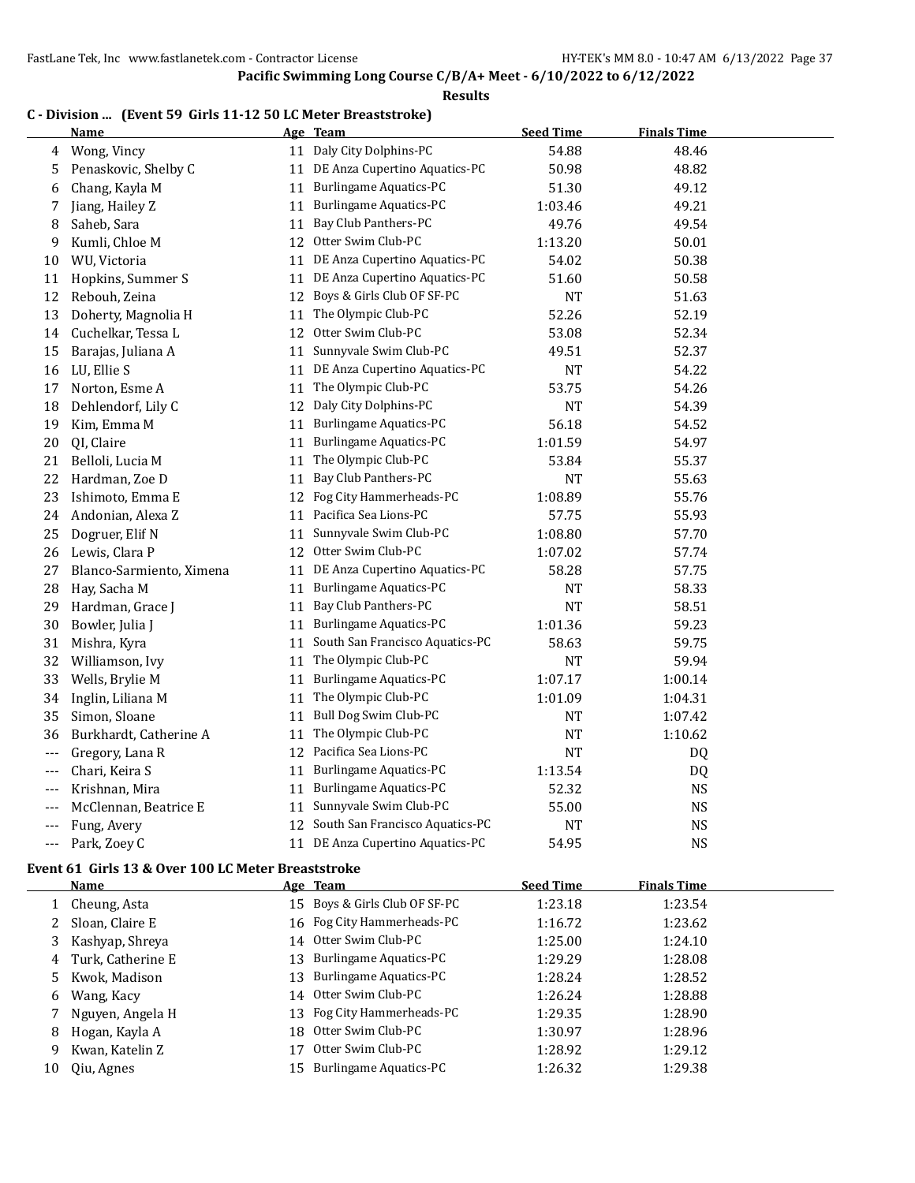Pacific Swimming Long Course C/B/A+ Meet - 6/10/2022 to 6/12/2022

**Results**

### C - Division ... (Event 59 Girls 11-12 50 LC Meter Breaststroke)

| | Name | Age | Team | Seed Time | Finals Time |
|---|---|---|---|---|---|
| 4 | Wong, Vincy | 11 | Daly City Dolphins-PC | 54.88 | 48.46 |
| 5 | Penaskovic, Shelby C | 11 | DE Anza Cupertino Aquatics-PC | 50.98 | 48.82 |
| 6 | Chang, Kayla M | 11 | Burlingame Aquatics-PC | 51.30 | 49.12 |
| 7 | Jiang, Hailey Z | 11 | Burlingame Aquatics-PC | 1:03.46 | 49.21 |
| 8 | Saheb, Sara | 11 | Bay Club Panthers-PC | 49.76 | 49.54 |
| 9 | Kumli, Chloe M | 12 | Otter Swim Club-PC | 1:13.20 | 50.01 |
| 10 | WU, Victoria | 11 | DE Anza Cupertino Aquatics-PC | 54.02 | 50.38 |
| 11 | Hopkins, Summer S | 11 | DE Anza Cupertino Aquatics-PC | 51.60 | 50.58 |
| 12 | Rebouh, Zeina | 12 | Boys & Girls Club OF SF-PC | NT | 51.63 |
| 13 | Doherty, Magnolia H | 11 | The Olympic Club-PC | 52.26 | 52.19 |
| 14 | Cuchelkar, Tessa L | 12 | Otter Swim Club-PC | 53.08 | 52.34 |
| 15 | Barajas, Juliana A | 11 | Sunnyvale Swim Club-PC | 49.51 | 52.37 |
| 16 | LU, Ellie S | 11 | DE Anza Cupertino Aquatics-PC | NT | 54.22 |
| 17 | Norton, Esme A | 11 | The Olympic Club-PC | 53.75 | 54.26 |
| 18 | Dehlendorf, Lily C | 12 | Daly City Dolphins-PC | NT | 54.39 |
| 19 | Kim, Emma M | 11 | Burlingame Aquatics-PC | 56.18 | 54.52 |
| 20 | QI, Claire | 11 | Burlingame Aquatics-PC | 1:01.59 | 54.97 |
| 21 | Belloli, Lucia M | 11 | The Olympic Club-PC | 53.84 | 55.37 |
| 22 | Hardman, Zoe D | 11 | Bay Club Panthers-PC | NT | 55.63 |
| 23 | Ishimoto, Emma E | 12 | Fog City Hammerheads-PC | 1:08.89 | 55.76 |
| 24 | Andonian, Alexa Z | 11 | Pacifica Sea Lions-PC | 57.75 | 55.93 |
| 25 | Dogruer, Elif N | 11 | Sunnyvale Swim Club-PC | 1:08.80 | 57.70 |
| 26 | Lewis, Clara P | 12 | Otter Swim Club-PC | 1:07.02 | 57.74 |
| 27 | Blanco-Sarmiento, Ximena | 11 | DE Anza Cupertino Aquatics-PC | 58.28 | 57.75 |
| 28 | Hay, Sacha M | 11 | Burlingame Aquatics-PC | NT | 58.33 |
| 29 | Hardman, Grace J | 11 | Bay Club Panthers-PC | NT | 58.51 |
| 30 | Bowler, Julia J | 11 | Burlingame Aquatics-PC | 1:01.36 | 59.23 |
| 31 | Mishra, Kyra | 11 | South San Francisco Aquatics-PC | 58.63 | 59.75 |
| 32 | Williamson, Ivy | 11 | The Olympic Club-PC | NT | 59.94 |
| 33 | Wells, Brylie M | 11 | Burlingame Aquatics-PC | 1:07.17 | 1:00.14 |
| 34 | Inglin, Liliana M | 11 | The Olympic Club-PC | 1:01.09 | 1:04.31 |
| 35 | Simon, Sloane | 11 | Bull Dog Swim Club-PC | NT | 1:07.42 |
| 36 | Burkhardt, Catherine A | 11 | The Olympic Club-PC | NT | 1:10.62 |
| --- | Gregory, Lana R | 12 | Pacifica Sea Lions-PC | NT | DQ |
| --- | Chari, Keira S | 11 | Burlingame Aquatics-PC | 1:13.54 | DQ |
| --- | Krishnan, Mira | 11 | Burlingame Aquatics-PC | 52.32 | NS |
| --- | McClennan, Beatrice E | 11 | Sunnyvale Swim Club-PC | 55.00 | NS |
| --- | Fung, Avery | 12 | South San Francisco Aquatics-PC | NT | NS |
| --- | Park, Zoey C | 11 | DE Anza Cupertino Aquatics-PC | 54.95 | NS |

### Event 61 Girls 13 & Over 100 LC Meter Breaststroke

| | Name | Age | Team | Seed Time | Finals Time |
|---|---|---|---|---|---|
| 1 | Cheung, Asta | 15 | Boys & Girls Club OF SF-PC | 1:23.18 | 1:23.54 |
| 2 | Sloan, Claire E | 16 | Fog City Hammerheads-PC | 1:16.72 | 1:23.62 |
| 3 | Kashyap, Shreya | 14 | Otter Swim Club-PC | 1:25.00 | 1:24.10 |
| 4 | Turk, Catherine E | 13 | Burlingame Aquatics-PC | 1:29.29 | 1:28.08 |
| 5 | Kwok, Madison | 13 | Burlingame Aquatics-PC | 1:28.24 | 1:28.52 |
| 6 | Wang, Kacy | 14 | Otter Swim Club-PC | 1:26.24 | 1:28.88 |
| 7 | Nguyen, Angela H | 13 | Fog City Hammerheads-PC | 1:29.35 | 1:28.90 |
| 8 | Hogan, Kayla A | 18 | Otter Swim Club-PC | 1:30.97 | 1:28.96 |
| 9 | Kwan, Katelin Z | 17 | Otter Swim Club-PC | 1:28.92 | 1:29.12 |
| 10 | Qiu, Agnes | 15 | Burlingame Aquatics-PC | 1:26.32 | 1:29.38 |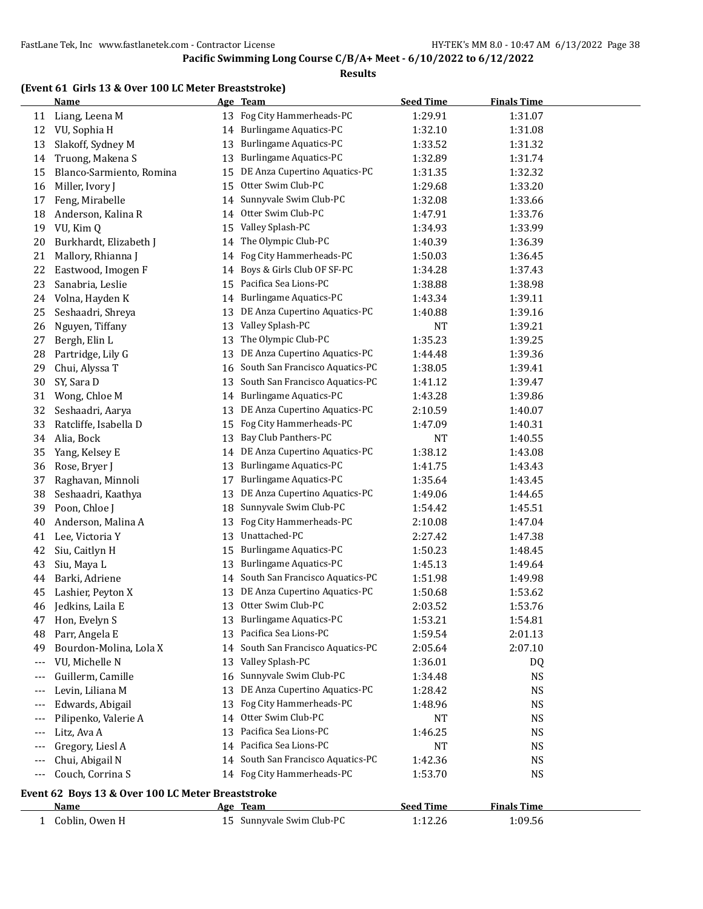## Pacific Swimming Long Course C/B/A+ Meet - 6/10/2022 to 6/12/2022

### Results

### (Event 61 Girls 13 & Over 100 LC Meter Breaststroke)

| | Name | Age | Team | Seed Time | Finals Time |
|---|---|---|---|---|---|
| 11 | Liang, Leena M | 13 | Fog City Hammerheads-PC | 1:29.91 | 1:31.07 |
| 12 | VU, Sophia H | 14 | Burlingame Aquatics-PC | 1:32.10 | 1:31.08 |
| 13 | Slakoff, Sydney M | 13 | Burlingame Aquatics-PC | 1:33.52 | 1:31.32 |
| 14 | Truong, Makena S | 13 | Burlingame Aquatics-PC | 1:32.89 | 1:31.74 |
| 15 | Blanco-Sarmiento, Romina | 15 | DE Anza Cupertino Aquatics-PC | 1:31.35 | 1:32.32 |
| 16 | Miller, Ivory J | 15 | Otter Swim Club-PC | 1:29.68 | 1:33.20 |
| 17 | Feng, Mirabelle | 14 | Sunnyvale Swim Club-PC | 1:32.08 | 1:33.66 |
| 18 | Anderson, Kalina R | 14 | Otter Swim Club-PC | 1:47.91 | 1:33.76 |
| 19 | VU, Kim Q | 15 | Valley Splash-PC | 1:34.93 | 1:33.99 |
| 20 | Burkhardt, Elizabeth J | 14 | The Olympic Club-PC | 1:40.39 | 1:36.39 |
| 21 | Mallory, Rhianna J | 14 | Fog City Hammerheads-PC | 1:50.03 | 1:36.45 |
| 22 | Eastwood, Imogen F | 14 | Boys & Girls Club OF SF-PC | 1:34.28 | 1:37.43 |
| 23 | Sanabria, Leslie | 15 | Pacifica Sea Lions-PC | 1:38.88 | 1:38.98 |
| 24 | Volna, Hayden K | 14 | Burlingame Aquatics-PC | 1:43.34 | 1:39.11 |
| 25 | Seshaadri, Shreya | 13 | DE Anza Cupertino Aquatics-PC | 1:40.88 | 1:39.16 |
| 26 | Nguyen, Tiffany | 13 | Valley Splash-PC | NT | 1:39.21 |
| 27 | Bergh, Elin L | 13 | The Olympic Club-PC | 1:35.23 | 1:39.25 |
| 28 | Partridge, Lily G | 13 | DE Anza Cupertino Aquatics-PC | 1:44.48 | 1:39.36 |
| 29 | Chui, Alyssa T | 16 | South San Francisco Aquatics-PC | 1:38.05 | 1:39.41 |
| 30 | SY, Sara D | 13 | South San Francisco Aquatics-PC | 1:41.12 | 1:39.47 |
| 31 | Wong, Chloe M | 14 | Burlingame Aquatics-PC | 1:43.28 | 1:39.86 |
| 32 | Seshaadri, Aarya | 13 | DE Anza Cupertino Aquatics-PC | 2:10.59 | 1:40.07 |
| 33 | Ratcliffe, Isabella D | 15 | Fog City Hammerheads-PC | 1:47.09 | 1:40.31 |
| 34 | Alia, Bock | 13 | Bay Club Panthers-PC | NT | 1:40.55 |
| 35 | Yang, Kelsey E | 14 | DE Anza Cupertino Aquatics-PC | 1:38.12 | 1:43.08 |
| 36 | Rose, Bryer J | 13 | Burlingame Aquatics-PC | 1:41.75 | 1:43.43 |
| 37 | Raghavan, Minnoli | 17 | Burlingame Aquatics-PC | 1:35.64 | 1:43.45 |
| 38 | Seshaadri, Kaathya | 13 | DE Anza Cupertino Aquatics-PC | 1:49.06 | 1:44.65 |
| 39 | Poon, Chloe J | 18 | Sunnyvale Swim Club-PC | 1:54.42 | 1:45.51 |
| 40 | Anderson, Malina A | 13 | Fog City Hammerheads-PC | 2:10.08 | 1:47.04 |
| 41 | Lee, Victoria Y | 13 | Unattached-PC | 2:27.42 | 1:47.38 |
| 42 | Siu, Caitlyn H | 15 | Burlingame Aquatics-PC | 1:50.23 | 1:48.45 |
| 43 | Siu, Maya L | 13 | Burlingame Aquatics-PC | 1:45.13 | 1:49.64 |
| 44 | Barki, Adriene | 14 | South San Francisco Aquatics-PC | 1:51.98 | 1:49.98 |
| 45 | Lashier, Peyton X | 13 | DE Anza Cupertino Aquatics-PC | 1:50.68 | 1:53.62 |
| 46 | Jedkins, Laila E | 13 | Otter Swim Club-PC | 2:03.52 | 1:53.76 |
| 47 | Hon, Evelyn S | 13 | Burlingame Aquatics-PC | 1:53.21 | 1:54.81 |
| 48 | Parr, Angela E | 13 | Pacifica Sea Lions-PC | 1:59.54 | 2:01.13 |
| 49 | Bourdon-Molina, Lola X | 14 | South San Francisco Aquatics-PC | 2:05.64 | 2:07.10 |
| --- | VU, Michelle N | 13 | Valley Splash-PC | 1:36.01 | DQ |
| --- | Guillerm, Camille | 16 | Sunnyvale Swim Club-PC | 1:34.48 | NS |
| --- | Levin, Liliana M | 13 | DE Anza Cupertino Aquatics-PC | 1:28.42 | NS |
| --- | Edwards, Abigail | 13 | Fog City Hammerheads-PC | 1:48.96 | NS |
| --- | Pilipenko, Valerie A | 14 | Otter Swim Club-PC | NT | NS |
| --- | Litz, Ava A | 13 | Pacifica Sea Lions-PC | 1:46.25 | NS |
| --- | Gregory, Liesl A | 14 | Pacifica Sea Lions-PC | NT | NS |
| --- | Chui, Abigail N | 14 | South San Francisco Aquatics-PC | 1:42.36 | NS |
| --- | Couch, Corrina S | 14 | Fog City Hammerheads-PC | 1:53.70 | NS |

### Event 62 Boys 13 & Over 100 LC Meter Breaststroke

| | Name | Age | Team | Seed Time | Finals Time |
|---|---|---|---|---|---|
| 1 | Coblin, Owen H | 15 | Sunnyvale Swim Club-PC | 1:12.26 | 1:09.56 |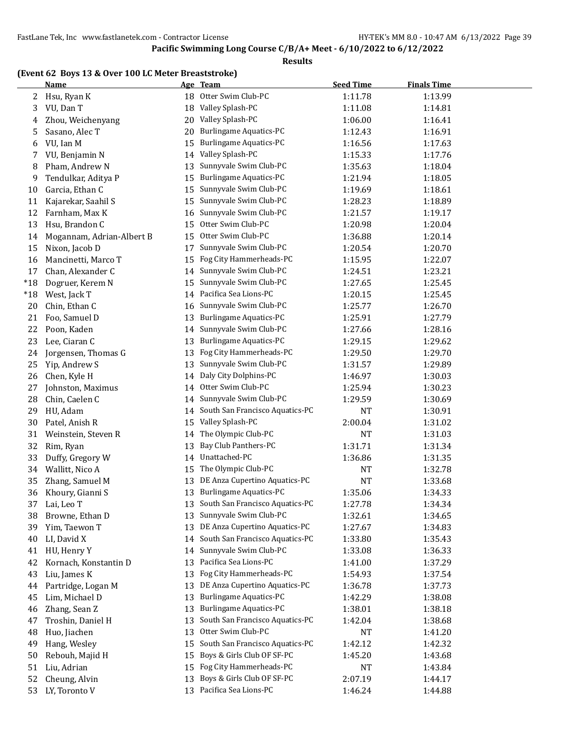Pacific Swimming Long Course C/B/A+ Meet - 6/10/2022 to 6/12/2022

**Results**

**(Event 62 Boys 13 & Over 100 LC Meter Breaststroke)**

| | Name | Age | Team | Seed Time | Finals Time |
|---|---|---|---|---|---|
| 2 | Hsu, Ryan K | 18 | Otter Swim Club-PC | 1:11.78 | 1:13.99 |
| 3 | VU, Dan T | 18 | Valley Splash-PC | 1:11.08 | 1:14.81 |
| 4 | Zhou, Weichenyang | 20 | Valley Splash-PC | 1:06.00 | 1:16.41 |
| 5 | Sasano, Alec T | 20 | Burlingame Aquatics-PC | 1:12.43 | 1:16.91 |
| 6 | VU, Ian M | 15 | Burlingame Aquatics-PC | 1:16.56 | 1:17.63 |
| 7 | VU, Benjamin N | 14 | Valley Splash-PC | 1:15.33 | 1:17.76 |
| 8 | Pham, Andrew N | 13 | Sunnyvale Swim Club-PC | 1:35.63 | 1:18.04 |
| 9 | Tendulkar, Aditya P | 15 | Burlingame Aquatics-PC | 1:21.94 | 1:18.05 |
| 10 | Garcia, Ethan C | 15 | Sunnyvale Swim Club-PC | 1:19.69 | 1:18.61 |
| 11 | Kajarekar, Saahil S | 15 | Sunnyvale Swim Club-PC | 1:28.23 | 1:18.89 |
| 12 | Farnham, Max K | 16 | Sunnyvale Swim Club-PC | 1:21.57 | 1:19.17 |
| 13 | Hsu, Brandon C | 15 | Otter Swim Club-PC | 1:20.98 | 1:20.04 |
| 14 | Mogannam, Adrian-Albert B | 15 | Otter Swim Club-PC | 1:36.88 | 1:20.14 |
| 15 | Nixon, Jacob D | 17 | Sunnyvale Swim Club-PC | 1:20.54 | 1:20.70 |
| 16 | Mancinetti, Marco T | 15 | Fog City Hammerheads-PC | 1:15.95 | 1:22.07 |
| 17 | Chan, Alexander C | 14 | Sunnyvale Swim Club-PC | 1:24.51 | 1:23.21 |
| *18 | Dogruer, Kerem N | 15 | Sunnyvale Swim Club-PC | 1:27.65 | 1:25.45 |
| *18 | West, Jack T | 14 | Pacifica Sea Lions-PC | 1:20.15 | 1:25.45 |
| 20 | Chin, Ethan C | 16 | Sunnyvale Swim Club-PC | 1:25.77 | 1:26.70 |
| 21 | Foo, Samuel D | 13 | Burlingame Aquatics-PC | 1:25.91 | 1:27.79 |
| 22 | Poon, Kaden | 14 | Sunnyvale Swim Club-PC | 1:27.66 | 1:28.16 |
| 23 | Lee, Ciaran C | 13 | Burlingame Aquatics-PC | 1:29.15 | 1:29.62 |
| 24 | Jorgensen, Thomas G | 13 | Fog City Hammerheads-PC | 1:29.50 | 1:29.70 |
| 25 | Yip, Andrew S | 13 | Sunnyvale Swim Club-PC | 1:31.57 | 1:29.89 |
| 26 | Chen, Kyle H | 14 | Daly City Dolphins-PC | 1:46.97 | 1:30.03 |
| 27 | Johnston, Maximus | 14 | Otter Swim Club-PC | 1:25.94 | 1:30.23 |
| 28 | Chin, Caelen C | 14 | Sunnyvale Swim Club-PC | 1:29.59 | 1:30.69 |
| 29 | HU, Adam | 14 | South San Francisco Aquatics-PC | NT | 1:30.91 |
| 30 | Patel, Anish R | 15 | Valley Splash-PC | 2:00.04 | 1:31.02 |
| 31 | Weinstein, Steven R | 14 | The Olympic Club-PC | NT | 1:31.03 |
| 32 | Rim, Ryan | 13 | Bay Club Panthers-PC | 1:31.71 | 1:31.34 |
| 33 | Duffy, Gregory W | 14 | Unattached-PC | 1:36.86 | 1:31.35 |
| 34 | Wallitt, Nico A | 15 | The Olympic Club-PC | NT | 1:32.78 |
| 35 | Zhang, Samuel M | 13 | DE Anza Cupertino Aquatics-PC | NT | 1:33.68 |
| 36 | Khoury, Gianni S | 13 | Burlingame Aquatics-PC | 1:35.06 | 1:34.33 |
| 37 | Lai, Leo T | 13 | South San Francisco Aquatics-PC | 1:27.78 | 1:34.34 |
| 38 | Browne, Ethan D | 13 | Sunnyvale Swim Club-PC | 1:32.61 | 1:34.65 |
| 39 | Yim, Taewon T | 13 | DE Anza Cupertino Aquatics-PC | 1:27.67 | 1:34.83 |
| 40 | LI, David X | 14 | South San Francisco Aquatics-PC | 1:33.80 | 1:35.43 |
| 41 | HU, Henry Y | 14 | Sunnyvale Swim Club-PC | 1:33.08 | 1:36.33 |
| 42 | Kornach, Konstantin D | 13 | Pacifica Sea Lions-PC | 1:41.00 | 1:37.29 |
| 43 | Liu, James K | 13 | Fog City Hammerheads-PC | 1:54.93 | 1:37.54 |
| 44 | Partridge, Logan M | 13 | DE Anza Cupertino Aquatics-PC | 1:36.78 | 1:37.73 |
| 45 | Lim, Michael D | 13 | Burlingame Aquatics-PC | 1:42.29 | 1:38.08 |
| 46 | Zhang, Sean Z | 13 | Burlingame Aquatics-PC | 1:38.01 | 1:38.18 |
| 47 | Troshin, Daniel H | 13 | South San Francisco Aquatics-PC | 1:42.04 | 1:38.68 |
| 48 | Huo, Jiachen | 13 | Otter Swim Club-PC | NT | 1:41.20 |
| 49 | Hang, Wesley | 15 | South San Francisco Aquatics-PC | 1:42.12 | 1:42.32 |
| 50 | Rebouh, Majid H | 15 | Boys & Girls Club OF SF-PC | 1:45.20 | 1:43.68 |
| 51 | Liu, Adrian | 15 | Fog City Hammerheads-PC | NT | 1:43.84 |
| 52 | Cheung, Alvin | 13 | Boys & Girls Club OF SF-PC | 2:07.19 | 1:44.17 |
| 53 | LY, Toronto V | 13 | Pacifica Sea Lions-PC | 1:46.24 | 1:44.88 |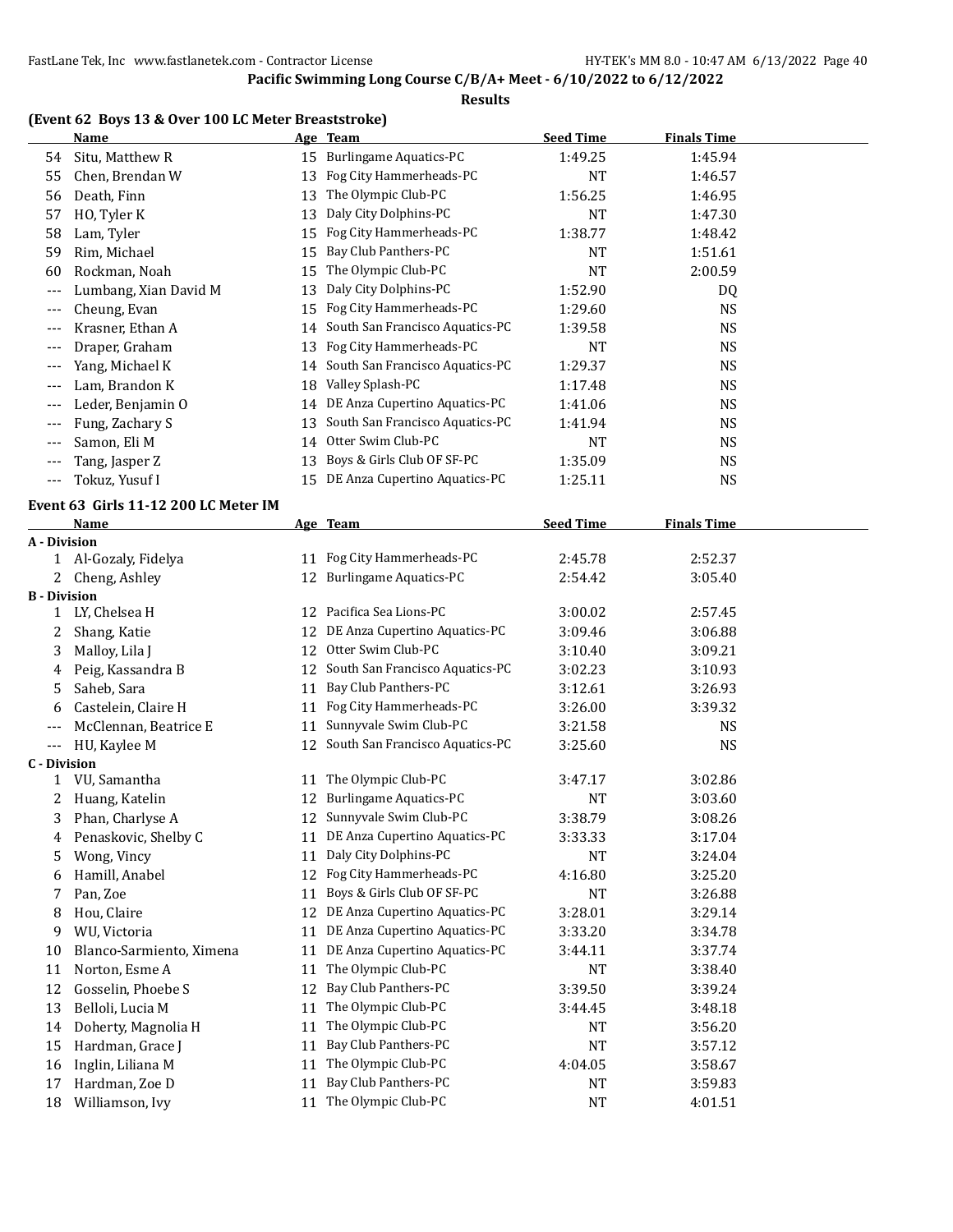**Pacific Swimming Long Course C/B/A+ Meet - 6/10/2022 to 6/12/2022**

**Results**

### (Event 62 Boys 13 & Over 100 LC Meter Breaststroke)

| | Name | Age | Team | Seed Time | Finals Time |
|---|---|---|---|---|---|
| 54 | Situ, Matthew R | 15 | Burlingame Aquatics-PC | 1:49.25 | 1:45.94 |
| 55 | Chen, Brendan W | 13 | Fog City Hammerheads-PC | NT | 1:46.57 |
| 56 | Death, Finn | 13 | The Olympic Club-PC | 1:56.25 | 1:46.95 |
| 57 | HO, Tyler K | 13 | Daly City Dolphins-PC | NT | 1:47.30 |
| 58 | Lam, Tyler | 15 | Fog City Hammerheads-PC | 1:38.77 | 1:48.42 |
| 59 | Rim, Michael | 15 | Bay Club Panthers-PC | NT | 1:51.61 |
| 60 | Rockman, Noah | 15 | The Olympic Club-PC | NT | 2:00.59 |
| --- | Lumbang, Xian David M | 13 | Daly City Dolphins-PC | 1:52.90 | DQ |
| --- | Cheung, Evan | 15 | Fog City Hammerheads-PC | 1:29.60 | NS |
| --- | Krasner, Ethan A | 14 | South San Francisco Aquatics-PC | 1:39.58 | NS |
| --- | Draper, Graham | 13 | Fog City Hammerheads-PC | NT | NS |
| --- | Yang, Michael K | 14 | South San Francisco Aquatics-PC | 1:29.37 | NS |
| --- | Lam, Brandon K | 18 | Valley Splash-PC | 1:17.48 | NS |
| --- | Leder, Benjamin O | 14 | DE Anza Cupertino Aquatics-PC | 1:41.06 | NS |
| --- | Fung, Zachary S | 13 | South San Francisco Aquatics-PC | 1:41.94 | NS |
| --- | Samon, Eli M | 14 | Otter Swim Club-PC | NT | NS |
| --- | Tang, Jasper Z | 13 | Boys & Girls Club OF SF-PC | 1:35.09 | NS |
| --- | Tokuz, Yusuf I | 15 | DE Anza Cupertino Aquatics-PC | 1:25.11 | NS |

### Event 63 Girls 11-12 200 LC Meter IM

| | Name | Age | Team | Seed Time | Finals Time |
|---|---|---|---|---|---|
| **A - Division** | | | | | |
| 1 | Al-Gozaly, Fidelya | 11 | Fog City Hammerheads-PC | 2:45.78 | 2:52.37 |
| 2 | Cheng, Ashley | 12 | Burlingame Aquatics-PC | 2:54.42 | 3:05.40 |
| **B - Division** | | | | | |
| 1 | LY, Chelsea H | 12 | Pacifica Sea Lions-PC | 3:00.02 | 2:57.45 |
| 2 | Shang, Katie | 12 | DE Anza Cupertino Aquatics-PC | 3:09.46 | 3:06.88 |
| 3 | Malloy, Lila J | 12 | Otter Swim Club-PC | 3:10.40 | 3:09.21 |
| 4 | Peig, Kassandra B | 12 | South San Francisco Aquatics-PC | 3:02.23 | 3:10.93 |
| 5 | Saheb, Sara | 11 | Bay Club Panthers-PC | 3:12.61 | 3:26.93 |
| 6 | Castelein, Claire H | 11 | Fog City Hammerheads-PC | 3:26.00 | 3:39.32 |
| --- | McClennan, Beatrice E | 11 | Sunnyvale Swim Club-PC | 3:21.58 | NS |
| --- | HU, Kaylee M | 12 | South San Francisco Aquatics-PC | 3:25.60 | NS |
| **C - Division** | | | | | |
| 1 | VU, Samantha | 11 | The Olympic Club-PC | 3:47.17 | 3:02.86 |
| 2 | Huang, Katelin | 12 | Burlingame Aquatics-PC | NT | 3:03.60 |
| 3 | Phan, Charlyse A | 12 | Sunnyvale Swim Club-PC | 3:38.79 | 3:08.26 |
| 4 | Penaskovic, Shelby C | 11 | DE Anza Cupertino Aquatics-PC | 3:33.33 | 3:17.04 |
| 5 | Wong, Vincy | 11 | Daly City Dolphins-PC | NT | 3:24.04 |
| 6 | Hamill, Anabel | 12 | Fog City Hammerheads-PC | 4:16.80 | 3:25.20 |
| 7 | Pan, Zoe | 11 | Boys & Girls Club OF SF-PC | NT | 3:26.88 |
| 8 | Hou, Claire | 12 | DE Anza Cupertino Aquatics-PC | 3:28.01 | 3:29.14 |
| 9 | WU, Victoria | 11 | DE Anza Cupertino Aquatics-PC | 3:33.20 | 3:34.78 |
| 10 | Blanco-Sarmiento, Ximena | 11 | DE Anza Cupertino Aquatics-PC | 3:44.11 | 3:37.74 |
| 11 | Norton, Esme A | 11 | The Olympic Club-PC | NT | 3:38.40 |
| 12 | Gosselin, Phoebe S | 12 | Bay Club Panthers-PC | 3:39.50 | 3:39.24 |
| 13 | Belloli, Lucia M | 11 | The Olympic Club-PC | 3:44.45 | 3:48.18 |
| 14 | Doherty, Magnolia H | 11 | The Olympic Club-PC | NT | 3:56.20 |
| 15 | Hardman, Grace J | 11 | Bay Club Panthers-PC | NT | 3:57.12 |
| 16 | Inglin, Liliana M | 11 | The Olympic Club-PC | 4:04.05 | 3:58.67 |
| 17 | Hardman, Zoe D | 11 | Bay Club Panthers-PC | NT | 3:59.83 |
| 18 | Williamson, Ivy | 11 | The Olympic Club-PC | NT | 4:01.51 |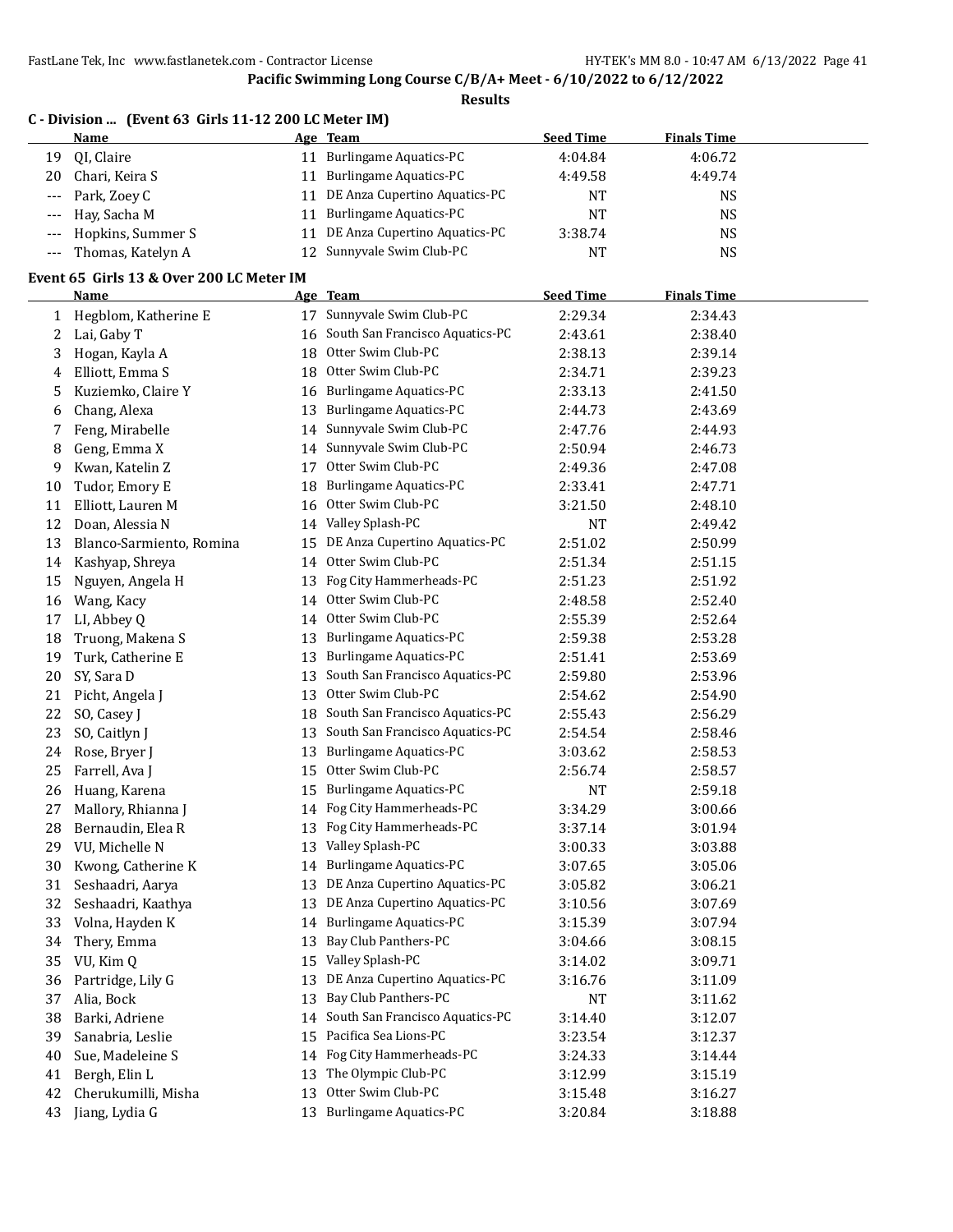**Pacific Swimming Long Course C/B/A+ Meet - 6/10/2022 to 6/12/2022**

**Results**

### C - Division ... (Event 63 Girls 11-12 200 LC Meter IM)

| | Name | Age | Team | Seed Time | Finals Time |
|---|---|---|---|---|---|
| 19 | QI, Claire | 11 | Burlingame Aquatics-PC | 4:04.84 | 4:06.72 |
| 20 | Chari, Keira S | 11 | Burlingame Aquatics-PC | 4:49.58 | 4:49.74 |
| --- | Park, Zoey C | 11 | DE Anza Cupertino Aquatics-PC | NT | NS |
| --- | Hay, Sacha M | 11 | Burlingame Aquatics-PC | NT | NS |
| --- | Hopkins, Summer S | 11 | DE Anza Cupertino Aquatics-PC | 3:38.74 | NS |
| --- | Thomas, Katelyn A | 12 | Sunnyvale Swim Club-PC | NT | NS |

### Event 65 Girls 13 & Over 200 LC Meter IM

| | Name | Age | Team | Seed Time | Finals Time |
|---|---|---|---|---|---|
| 1 | Hegblom, Katherine E | 17 | Sunnyvale Swim Club-PC | 2:29.34 | 2:34.43 |
| 2 | Lai, Gaby T | 16 | South San Francisco Aquatics-PC | 2:43.61 | 2:38.40 |
| 3 | Hogan, Kayla A | 18 | Otter Swim Club-PC | 2:38.13 | 2:39.14 |
| 4 | Elliott, Emma S | 18 | Otter Swim Club-PC | 2:34.71 | 2:39.23 |
| 5 | Kuziemko, Claire Y | 16 | Burlingame Aquatics-PC | 2:33.13 | 2:41.50 |
| 6 | Chang, Alexa | 13 | Burlingame Aquatics-PC | 2:44.73 | 2:43.69 |
| 7 | Feng, Mirabelle | 14 | Sunnyvale Swim Club-PC | 2:47.76 | 2:44.93 |
| 8 | Geng, Emma X | 14 | Sunnyvale Swim Club-PC | 2:50.94 | 2:46.73 |
| 9 | Kwan, Katelin Z | 17 | Otter Swim Club-PC | 2:49.36 | 2:47.08 |
| 10 | Tudor, Emory E | 18 | Burlingame Aquatics-PC | 2:33.41 | 2:47.71 |
| 11 | Elliott, Lauren M | 16 | Otter Swim Club-PC | 3:21.50 | 2:48.10 |
| 12 | Doan, Alessia N | 14 | Valley Splash-PC | NT | 2:49.42 |
| 13 | Blanco-Sarmiento, Romina | 15 | DE Anza Cupertino Aquatics-PC | 2:51.02 | 2:50.99 |
| 14 | Kashyap, Shreya | 14 | Otter Swim Club-PC | 2:51.34 | 2:51.15 |
| 15 | Nguyen, Angela H | 13 | Fog City Hammerheads-PC | 2:51.23 | 2:51.92 |
| 16 | Wang, Kacy | 14 | Otter Swim Club-PC | 2:48.58 | 2:52.40 |
| 17 | LI, Abbey Q | 14 | Otter Swim Club-PC | 2:55.39 | 2:52.64 |
| 18 | Truong, Makena S | 13 | Burlingame Aquatics-PC | 2:59.38 | 2:53.28 |
| 19 | Turk, Catherine E | 13 | Burlingame Aquatics-PC | 2:51.41 | 2:53.69 |
| 20 | SY, Sara D | 13 | South San Francisco Aquatics-PC | 2:59.80 | 2:53.96 |
| 21 | Picht, Angela J | 13 | Otter Swim Club-PC | 2:54.62 | 2:54.90 |
| 22 | SO, Casey J | 18 | South San Francisco Aquatics-PC | 2:55.43 | 2:56.29 |
| 23 | SO, Caitlyn J | 13 | South San Francisco Aquatics-PC | 2:54.54 | 2:58.46 |
| 24 | Rose, Bryer J | 13 | Burlingame Aquatics-PC | 3:03.62 | 2:58.53 |
| 25 | Farrell, Ava J | 15 | Otter Swim Club-PC | 2:56.74 | 2:58.57 |
| 26 | Huang, Karena | 15 | Burlingame Aquatics-PC | NT | 2:59.18 |
| 27 | Mallory, Rhianna J | 14 | Fog City Hammerheads-PC | 3:34.29 | 3:00.66 |
| 28 | Bernaudin, Elea R | 13 | Fog City Hammerheads-PC | 3:37.14 | 3:01.94 |
| 29 | VU, Michelle N | 13 | Valley Splash-PC | 3:00.33 | 3:03.88 |
| 30 | Kwong, Catherine K | 14 | Burlingame Aquatics-PC | 3:07.65 | 3:05.06 |
| 31 | Seshaadri, Aarya | 13 | DE Anza Cupertino Aquatics-PC | 3:05.82 | 3:06.21 |
| 32 | Seshaadri, Kaathya | 13 | DE Anza Cupertino Aquatics-PC | 3:10.56 | 3:07.69 |
| 33 | Volna, Hayden K | 14 | Burlingame Aquatics-PC | 3:15.39 | 3:07.94 |
| 34 | Thery, Emma | 13 | Bay Club Panthers-PC | 3:04.66 | 3:08.15 |
| 35 | VU, Kim Q | 15 | Valley Splash-PC | 3:14.02 | 3:09.71 |
| 36 | Partridge, Lily G | 13 | DE Anza Cupertino Aquatics-PC | 3:16.76 | 3:11.09 |
| 37 | Alia, Bock | 13 | Bay Club Panthers-PC | NT | 3:11.62 |
| 38 | Barki, Adriene | 14 | South San Francisco Aquatics-PC | 3:14.40 | 3:12.07 |
| 39 | Sanabria, Leslie | 15 | Pacifica Sea Lions-PC | 3:23.54 | 3:12.37 |
| 40 | Sue, Madeleine S | 14 | Fog City Hammerheads-PC | 3:24.33 | 3:14.44 |
| 41 | Bergh, Elin L | 13 | The Olympic Club-PC | 3:12.99 | 3:15.19 |
| 42 | Cherukumilli, Misha | 13 | Otter Swim Club-PC | 3:15.48 | 3:16.27 |
| 43 | Jiang, Lydia G | 13 | Burlingame Aquatics-PC | 3:20.84 | 3:18.88 |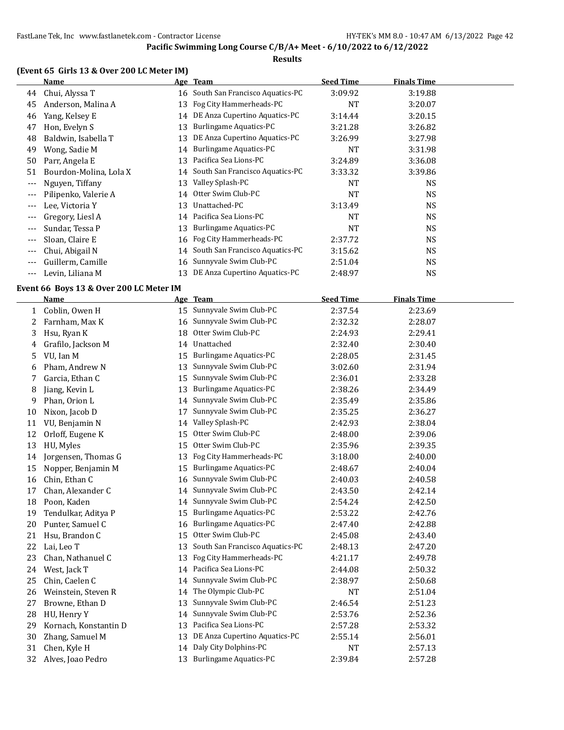**Pacific Swimming Long Course C/B/A+ Meet - 6/10/2022 to 6/12/2022**

**Results**

## (Event 65 Girls 13 & Over 200 LC Meter IM)

| | Name | Age | Team | Seed Time | Finals Time |
|---|---|---|---|---|---|
| 44 | Chui, Alyssa T | 16 | South San Francisco Aquatics-PC | 3:09.92 | 3:19.88 |
| 45 | Anderson, Malina A | 13 | Fog City Hammerheads-PC | NT | 3:20.07 |
| 46 | Yang, Kelsey E | 14 | DE Anza Cupertino Aquatics-PC | 3:14.44 | 3:20.15 |
| 47 | Hon, Evelyn S | 13 | Burlingame Aquatics-PC | 3:21.28 | 3:26.82 |
| 48 | Baldwin, Isabella T | 13 | DE Anza Cupertino Aquatics-PC | 3:26.99 | 3:27.98 |
| 49 | Wong, Sadie M | 14 | Burlingame Aquatics-PC | NT | 3:31.98 |
| 50 | Parr, Angela E | 13 | Pacifica Sea Lions-PC | 3:24.89 | 3:36.08 |
| 51 | Bourdon-Molina, Lola X | 14 | South San Francisco Aquatics-PC | 3:33.32 | 3:39.86 |
| --- | Nguyen, Tiffany | 13 | Valley Splash-PC | NT | NS |
| --- | Pilipenko, Valerie A | 14 | Otter Swim Club-PC | NT | NS |
| --- | Lee, Victoria Y | 13 | Unattached-PC | 3:13.49 | NS |
| --- | Gregory, Liesl A | 14 | Pacifica Sea Lions-PC | NT | NS |
| --- | Sundar, Tessa P | 13 | Burlingame Aquatics-PC | NT | NS |
| --- | Sloan, Claire E | 16 | Fog City Hammerheads-PC | 2:37.72 | NS |
| --- | Chui, Abigail N | 14 | South San Francisco Aquatics-PC | 3:15.62 | NS |
| --- | Guillerm, Camille | 16 | Sunnyvale Swim Club-PC | 2:51.04 | NS |
| --- | Levin, Liliana M | 13 | DE Anza Cupertino Aquatics-PC | 2:48.97 | NS |

## Event 66 Boys 13 & Over 200 LC Meter IM

| | Name | Age | Team | Seed Time | Finals Time |
|---|---|---|---|---|---|
| 1 | Coblin, Owen H | 15 | Sunnyvale Swim Club-PC | 2:37.54 | 2:23.69 |
| 2 | Farnham, Max K | 16 | Sunnyvale Swim Club-PC | 2:32.32 | 2:28.07 |
| 3 | Hsu, Ryan K | 18 | Otter Swim Club-PC | 2:24.93 | 2:29.41 |
| 4 | Grafilo, Jackson M | 14 | Unattached | 2:32.40 | 2:30.40 |
| 5 | VU, Ian M | 15 | Burlingame Aquatics-PC | 2:28.05 | 2:31.45 |
| 6 | Pham, Andrew N | 13 | Sunnyvale Swim Club-PC | 3:02.60 | 2:31.94 |
| 7 | Garcia, Ethan C | 15 | Sunnyvale Swim Club-PC | 2:36.01 | 2:33.28 |
| 8 | Jiang, Kevin L | 13 | Burlingame Aquatics-PC | 2:38.26 | 2:34.49 |
| 9 | Phan, Orion L | 14 | Sunnyvale Swim Club-PC | 2:35.49 | 2:35.86 |
| 10 | Nixon, Jacob D | 17 | Sunnyvale Swim Club-PC | 2:35.25 | 2:36.27 |
| 11 | VU, Benjamin N | 14 | Valley Splash-PC | 2:42.93 | 2:38.04 |
| 12 | Orloff, Eugene K | 15 | Otter Swim Club-PC | 2:48.00 | 2:39.06 |
| 13 | HU, Myles | 15 | Otter Swim Club-PC | 2:35.96 | 2:39.35 |
| 14 | Jorgensen, Thomas G | 13 | Fog City Hammerheads-PC | 3:18.00 | 2:40.00 |
| 15 | Nopper, Benjamin M | 15 | Burlingame Aquatics-PC | 2:48.67 | 2:40.04 |
| 16 | Chin, Ethan C | 16 | Sunnyvale Swim Club-PC | 2:40.03 | 2:40.58 |
| 17 | Chan, Alexander C | 14 | Sunnyvale Swim Club-PC | 2:43.50 | 2:42.14 |
| 18 | Poon, Kaden | 14 | Sunnyvale Swim Club-PC | 2:54.24 | 2:42.50 |
| 19 | Tendulkar, Aditya P | 15 | Burlingame Aquatics-PC | 2:53.22 | 2:42.76 |
| 20 | Punter, Samuel C | 16 | Burlingame Aquatics-PC | 2:47.40 | 2:42.88 |
| 21 | Hsu, Brandon C | 15 | Otter Swim Club-PC | 2:45.08 | 2:43.40 |
| 22 | Lai, Leo T | 13 | South San Francisco Aquatics-PC | 2:48.13 | 2:47.20 |
| 23 | Chan, Nathanuel C | 13 | Fog City Hammerheads-PC | 4:21.17 | 2:49.78 |
| 24 | West, Jack T | 14 | Pacifica Sea Lions-PC | 2:44.08 | 2:50.32 |
| 25 | Chin, Caelen C | 14 | Sunnyvale Swim Club-PC | 2:38.97 | 2:50.68 |
| 26 | Weinstein, Steven R | 14 | The Olympic Club-PC | NT | 2:51.04 |
| 27 | Browne, Ethan D | 13 | Sunnyvale Swim Club-PC | 2:46.54 | 2:51.23 |
| 28 | HU, Henry Y | 14 | Sunnyvale Swim Club-PC | 2:53.76 | 2:52.36 |
| 29 | Kornach, Konstantin D | 13 | Pacifica Sea Lions-PC | 2:57.28 | 2:53.32 |
| 30 | Zhang, Samuel M | 13 | DE Anza Cupertino Aquatics-PC | 2:55.14 | 2:56.01 |
| 31 | Chen, Kyle H | 14 | Daly City Dolphins-PC | NT | 2:57.13 |
| 32 | Alves, Joao Pedro | 13 | Burlingame Aquatics-PC | 2:39.84 | 2:57.28 |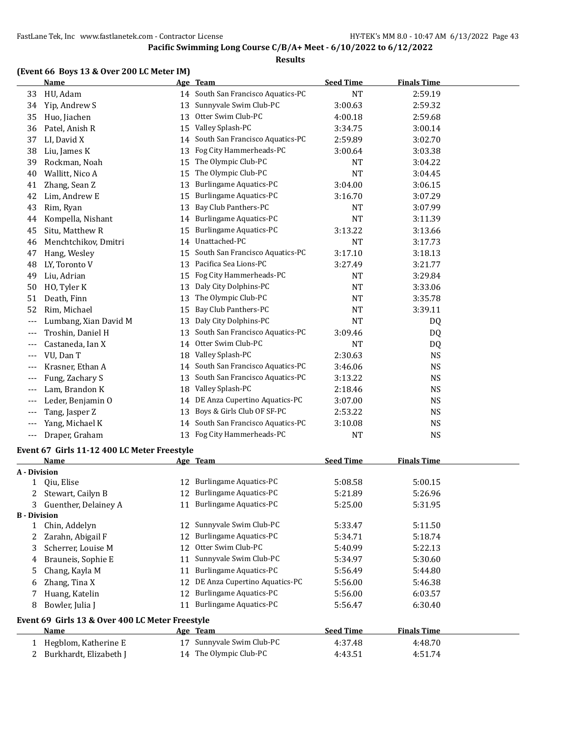**Pacific Swimming Long Course C/B/A+ Meet - 6/10/2022 to 6/12/2022**

**Results**

### (Event 66 Boys 13 & Over 200 LC Meter IM)

| | Name | Age | Team | Seed Time | Finals Time |
|---|---|---|---|---|---|
| 33 | HU, Adam | 14 | South San Francisco Aquatics-PC | NT | 2:59.19 |
| 34 | Yip, Andrew S | 13 | Sunnyvale Swim Club-PC | 3:00.63 | 2:59.32 |
| 35 | Huo, Jiachen | 13 | Otter Swim Club-PC | 4:00.18 | 2:59.68 |
| 36 | Patel, Anish R | 15 | Valley Splash-PC | 3:34.75 | 3:00.14 |
| 37 | LI, David X | 14 | South San Francisco Aquatics-PC | 2:59.89 | 3:02.70 |
| 38 | Liu, James K | 13 | Fog City Hammerheads-PC | 3:00.64 | 3:03.38 |
| 39 | Rockman, Noah | 15 | The Olympic Club-PC | NT | 3:04.22 |
| 40 | Wallitt, Nico A | 15 | The Olympic Club-PC | NT | 3:04.45 |
| 41 | Zhang, Sean Z | 13 | Burlingame Aquatics-PC | 3:04.00 | 3:06.15 |
| 42 | Lim, Andrew E | 15 | Burlingame Aquatics-PC | 3:16.70 | 3:07.29 |
| 43 | Rim, Ryan | 13 | Bay Club Panthers-PC | NT | 3:07.99 |
| 44 | Kompella, Nishant | 14 | Burlingame Aquatics-PC | NT | 3:11.39 |
| 45 | Situ, Matthew R | 15 | Burlingame Aquatics-PC | 3:13.22 | 3:13.66 |
| 46 | Menchtchikov, Dmitri | 14 | Unattached-PC | NT | 3:17.73 |
| 47 | Hang, Wesley | 15 | South San Francisco Aquatics-PC | 3:17.10 | 3:18.13 |
| 48 | LY, Toronto V | 13 | Pacifica Sea Lions-PC | 3:27.49 | 3:21.77 |
| 49 | Liu, Adrian | 15 | Fog City Hammerheads-PC | NT | 3:29.84 |
| 50 | HO, Tyler K | 13 | Daly City Dolphins-PC | NT | 3:33.06 |
| 51 | Death, Finn | 13 | The Olympic Club-PC | NT | 3:35.78 |
| 52 | Rim, Michael | 15 | Bay Club Panthers-PC | NT | 3:39.11 |
| --- | Lumbang, Xian David M | 13 | Daly City Dolphins-PC | NT | DQ |
| --- | Troshin, Daniel H | 13 | South San Francisco Aquatics-PC | 3:09.46 | DQ |
| --- | Castaneda, Ian X | 14 | Otter Swim Club-PC | NT | DQ |
| --- | VU, Dan T | 18 | Valley Splash-PC | 2:30.63 | NS |
| --- | Krasner, Ethan A | 14 | South San Francisco Aquatics-PC | 3:46.06 | NS |
| --- | Fung, Zachary S | 13 | South San Francisco Aquatics-PC | 3:13.22 | NS |
| --- | Lam, Brandon K | 18 | Valley Splash-PC | 2:18.46 | NS |
| --- | Leder, Benjamin O | 14 | DE Anza Cupertino Aquatics-PC | 3:07.00 | NS |
| --- | Tang, Jasper Z | 13 | Boys & Girls Club OF SF-PC | 2:53.22 | NS |
| --- | Yang, Michael K | 14 | South San Francisco Aquatics-PC | 3:10.08 | NS |
| --- | Draper, Graham | 13 | Fog City Hammerheads-PC | NT | NS |

### Event 67 Girls 11-12 400 LC Meter Freestyle

| | Name | Age | Team | Seed Time | Finals Time |
|---|---|---|---|---|---|
| **A - Division** | | | | | |
| 1 | Qiu, Elise | 12 | Burlingame Aquatics-PC | 5:08.58 | 5:00.15 |
| 2 | Stewart, Cailyn B | 12 | Burlingame Aquatics-PC | 5:21.89 | 5:26.96 |
| 3 | Guenther, Delainey A | 11 | Burlingame Aquatics-PC | 5:25.00 | 5:31.95 |
| **B - Division** | | | | | |
| 1 | Chin, Addelyn | 12 | Sunnyvale Swim Club-PC | 5:33.47 | 5:11.50 |
| 2 | Zarahn, Abigail F | 12 | Burlingame Aquatics-PC | 5:34.71 | 5:18.74 |
| 3 | Scherrer, Louise M | 12 | Otter Swim Club-PC | 5:40.99 | 5:22.13 |
| 4 | Brauneis, Sophie E | 11 | Sunnyvale Swim Club-PC | 5:34.97 | 5:30.60 |
| 5 | Chang, Kayla M | 11 | Burlingame Aquatics-PC | 5:56.49 | 5:44.80 |
| 6 | Zhang, Tina X | 12 | DE Anza Cupertino Aquatics-PC | 5:56.00 | 5:46.38 |
| 7 | Huang, Katelin | 12 | Burlingame Aquatics-PC | 5:56.00 | 6:03.57 |
| 8 | Bowler, Julia J | 11 | Burlingame Aquatics-PC | 5:56.47 | 6:30.40 |

### Event 69 Girls 13 & Over 400 LC Meter Freestyle

| | Name | Age | Team | Seed Time | Finals Time |
|---|---|---|---|---|---|
| 1 | Hegblom, Katherine E | 17 | Sunnyvale Swim Club-PC | 4:37.48 | 4:48.70 |
| 2 | Burkhardt, Elizabeth J | 14 | The Olympic Club-PC | 4:43.51 | 4:51.74 |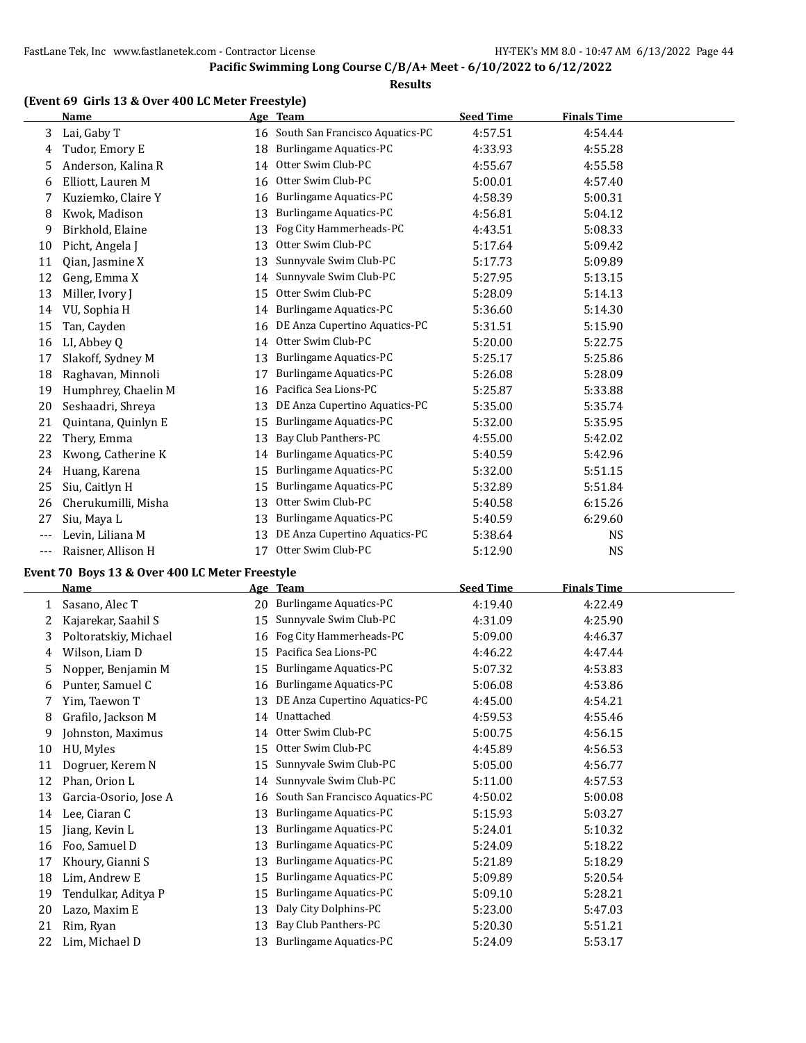## Pacific Swimming Long Course C/B/A+ Meet - 6/10/2022 to 6/12/2022

### Results

### (Event 69 Girls 13 & Over 400 LC Meter Freestyle)

| | Name | Age | Team | Seed Time | Finals Time |
|---|---|---|---|---|---|
| 3 | Lai, Gaby T | 16 | South San Francisco Aquatics-PC | 4:57.51 | 4:54.44 |
| 4 | Tudor, Emory E | 18 | Burlingame Aquatics-PC | 4:33.93 | 4:55.28 |
| 5 | Anderson, Kalina R | 14 | Otter Swim Club-PC | 4:55.67 | 4:55.58 |
| 6 | Elliott, Lauren M | 16 | Otter Swim Club-PC | 5:00.01 | 4:57.40 |
| 7 | Kuziemko, Claire Y | 16 | Burlingame Aquatics-PC | 4:58.39 | 5:00.31 |
| 8 | Kwok, Madison | 13 | Burlingame Aquatics-PC | 4:56.81 | 5:04.12 |
| 9 | Birkhold, Elaine | 13 | Fog City Hammerheads-PC | 4:43.51 | 5:08.33 |
| 10 | Picht, Angela J | 13 | Otter Swim Club-PC | 5:17.64 | 5:09.42 |
| 11 | Qian, Jasmine X | 13 | Sunnyvale Swim Club-PC | 5:17.73 | 5:09.89 |
| 12 | Geng, Emma X | 14 | Sunnyvale Swim Club-PC | 5:27.95 | 5:13.15 |
| 13 | Miller, Ivory J | 15 | Otter Swim Club-PC | 5:28.09 | 5:14.13 |
| 14 | VU, Sophia H | 14 | Burlingame Aquatics-PC | 5:36.60 | 5:14.30 |
| 15 | Tan, Cayden | 16 | DE Anza Cupertino Aquatics-PC | 5:31.51 | 5:15.90 |
| 16 | LI, Abbey Q | 14 | Otter Swim Club-PC | 5:20.00 | 5:22.75 |
| 17 | Slakoff, Sydney M | 13 | Burlingame Aquatics-PC | 5:25.17 | 5:25.86 |
| 18 | Raghavan, Minnoli | 17 | Burlingame Aquatics-PC | 5:26.08 | 5:28.09 |
| 19 | Humphrey, Chaelin M | 16 | Pacifica Sea Lions-PC | 5:25.87 | 5:33.88 |
| 20 | Seshaadri, Shreya | 13 | DE Anza Cupertino Aquatics-PC | 5:35.00 | 5:35.74 |
| 21 | Quintana, Quinlyn E | 15 | Burlingame Aquatics-PC | 5:32.00 | 5:35.95 |
| 22 | Thery, Emma | 13 | Bay Club Panthers-PC | 4:55.00 | 5:42.02 |
| 23 | Kwong, Catherine K | 14 | Burlingame Aquatics-PC | 5:40.59 | 5:42.96 |
| 24 | Huang, Karena | 15 | Burlingame Aquatics-PC | 5:32.00 | 5:51.15 |
| 25 | Siu, Caitlyn H | 15 | Burlingame Aquatics-PC | 5:32.89 | 5:51.84 |
| 26 | Cherukumilli, Misha | 13 | Otter Swim Club-PC | 5:40.58 | 6:15.26 |
| 27 | Siu, Maya L | 13 | Burlingame Aquatics-PC | 5:40.59 | 6:29.60 |
| --- | Levin, Liliana M | 13 | DE Anza Cupertino Aquatics-PC | 5:38.64 | NS |
| --- | Raisner, Allison H | 17 | Otter Swim Club-PC | 5:12.90 | NS |

### Event 70 Boys 13 & Over 400 LC Meter Freestyle

| | Name | Age | Team | Seed Time | Finals Time |
|---|---|---|---|---|---|
| 1 | Sasano, Alec T | 20 | Burlingame Aquatics-PC | 4:19.40 | 4:22.49 |
| 2 | Kajarekar, Saahil S | 15 | Sunnyvale Swim Club-PC | 4:31.09 | 4:25.90 |
| 3 | Poltoratskiy, Michael | 16 | Fog City Hammerheads-PC | 5:09.00 | 4:46.37 |
| 4 | Wilson, Liam D | 15 | Pacifica Sea Lions-PC | 4:46.22 | 4:47.44 |
| 5 | Nopper, Benjamin M | 15 | Burlingame Aquatics-PC | 5:07.32 | 4:53.83 |
| 6 | Punter, Samuel C | 16 | Burlingame Aquatics-PC | 5:06.08 | 4:53.86 |
| 7 | Yim, Taewon T | 13 | DE Anza Cupertino Aquatics-PC | 4:45.00 | 4:54.21 |
| 8 | Grafilo, Jackson M | 14 | Unattached | 4:59.53 | 4:55.46 |
| 9 | Johnston, Maximus | 14 | Otter Swim Club-PC | 5:00.75 | 4:56.15 |
| 10 | HU, Myles | 15 | Otter Swim Club-PC | 4:45.89 | 4:56.53 |
| 11 | Dogruer, Kerem N | 15 | Sunnyvale Swim Club-PC | 5:05.00 | 4:56.77 |
| 12 | Phan, Orion L | 14 | Sunnyvale Swim Club-PC | 5:11.00 | 4:57.53 |
| 13 | Garcia-Osorio, Jose A | 16 | South San Francisco Aquatics-PC | 4:50.02 | 5:00.08 |
| 14 | Lee, Ciaran C | 13 | Burlingame Aquatics-PC | 5:15.93 | 5:03.27 |
| 15 | Jiang, Kevin L | 13 | Burlingame Aquatics-PC | 5:24.01 | 5:10.32 |
| 16 | Foo, Samuel D | 13 | Burlingame Aquatics-PC | 5:24.09 | 5:18.22 |
| 17 | Khoury, Gianni S | 13 | Burlingame Aquatics-PC | 5:21.89 | 5:18.29 |
| 18 | Lim, Andrew E | 15 | Burlingame Aquatics-PC | 5:09.89 | 5:20.54 |
| 19 | Tendulkar, Aditya P | 15 | Burlingame Aquatics-PC | 5:09.10 | 5:28.21 |
| 20 | Lazo, Maxim E | 13 | Daly City Dolphins-PC | 5:23.00 | 5:47.03 |
| 21 | Rim, Ryan | 13 | Bay Club Panthers-PC | 5:20.30 | 5:51.21 |
| 22 | Lim, Michael D | 13 | Burlingame Aquatics-PC | 5:24.09 | 5:53.17 |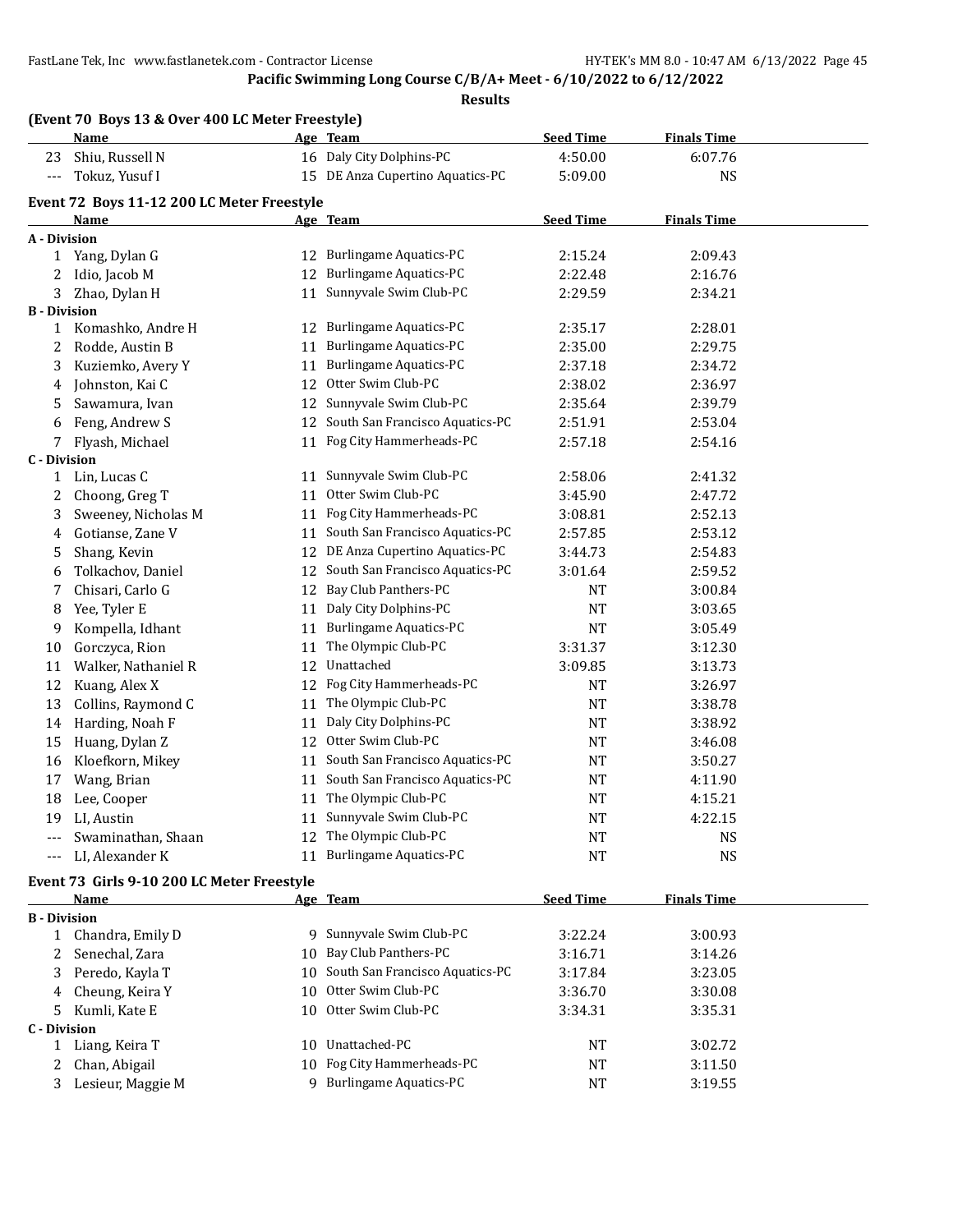**Pacific Swimming Long Course C/B/A+ Meet - 6/10/2022 to 6/12/2022**

**Results**

### (Event 70 Boys 13 & Over 400 LC Meter Freestyle)

| | Name | Age | Team | Seed Time | Finals Time |
|---|---|---|---|---|---|
| 23 | Shiu, Russell N | 16 | Daly City Dolphins-PC | 4:50.00 | 6:07.76 |
| --- | Tokuz, Yusuf I | 15 | DE Anza Cupertino Aquatics-PC | 5:09.00 | NS |

### Event 72 Boys 11-12 200 LC Meter Freestyle

| | Name | Age | Team | Seed Time | Finals Time |
|---|---|---|---|---|---|
| **A - Division** | | | | | |
| 1 | Yang, Dylan G | 12 | Burlingame Aquatics-PC | 2:15.24 | 2:09.43 |
| 2 | Idio, Jacob M | 12 | Burlingame Aquatics-PC | 2:22.48 | 2:16.76 |
| 3 | Zhao, Dylan H | 11 | Sunnyvale Swim Club-PC | 2:29.59 | 2:34.21 |
| **B - Division** | | | | | |
| 1 | Komashko, Andre H | 12 | Burlingame Aquatics-PC | 2:35.17 | 2:28.01 |
| 2 | Rodde, Austin B | 11 | Burlingame Aquatics-PC | 2:35.00 | 2:29.75 |
| 3 | Kuziemko, Avery Y | 11 | Burlingame Aquatics-PC | 2:37.18 | 2:34.72 |
| 4 | Johnston, Kai C | 12 | Otter Swim Club-PC | 2:38.02 | 2:36.97 |
| 5 | Sawamura, Ivan | 12 | Sunnyvale Swim Club-PC | 2:35.64 | 2:39.79 |
| 6 | Feng, Andrew S | 12 | South San Francisco Aquatics-PC | 2:51.91 | 2:53.04 |
| 7 | Flyash, Michael | 11 | Fog City Hammerheads-PC | 2:57.18 | 2:54.16 |
| **C - Division** | | | | | |
| 1 | Lin, Lucas C | 11 | Sunnyvale Swim Club-PC | 2:58.06 | 2:41.32 |
| 2 | Choong, Greg T | 11 | Otter Swim Club-PC | 3:45.90 | 2:47.72 |
| 3 | Sweeney, Nicholas M | 11 | Fog City Hammerheads-PC | 3:08.81 | 2:52.13 |
| 4 | Gotianse, Zane V | 11 | South San Francisco Aquatics-PC | 2:57.85 | 2:53.12 |
| 5 | Shang, Kevin | 12 | DE Anza Cupertino Aquatics-PC | 3:44.73 | 2:54.83 |
| 6 | Tolkachov, Daniel | 12 | South San Francisco Aquatics-PC | 3:01.64 | 2:59.52 |
| 7 | Chisari, Carlo G | 12 | Bay Club Panthers-PC | NT | 3:00.84 |
| 8 | Yee, Tyler E | 11 | Daly City Dolphins-PC | NT | 3:03.65 |
| 9 | Kompella, Idhant | 11 | Burlingame Aquatics-PC | NT | 3:05.49 |
| 10 | Gorczyca, Rion | 11 | The Olympic Club-PC | 3:31.37 | 3:12.30 |
| 11 | Walker, Nathaniel R | 12 | Unattached | 3:09.85 | 3:13.73 |
| 12 | Kuang, Alex X | 12 | Fog City Hammerheads-PC | NT | 3:26.97 |
| 13 | Collins, Raymond C | 11 | The Olympic Club-PC | NT | 3:38.78 |
| 14 | Harding, Noah F | 11 | Daly City Dolphins-PC | NT | 3:38.92 |
| 15 | Huang, Dylan Z | 12 | Otter Swim Club-PC | NT | 3:46.08 |
| 16 | Kloefkorn, Mikey | 11 | South San Francisco Aquatics-PC | NT | 3:50.27 |
| 17 | Wang, Brian | 11 | South San Francisco Aquatics-PC | NT | 4:11.90 |
| 18 | Lee, Cooper | 11 | The Olympic Club-PC | NT | 4:15.21 |
| 19 | LI, Austin | 11 | Sunnyvale Swim Club-PC | NT | 4:22.15 |
| --- | Swaminathan, Shaan | 12 | The Olympic Club-PC | NT | NS |
| --- | LI, Alexander K | 11 | Burlingame Aquatics-PC | NT | NS |

### Event 73 Girls 9-10 200 LC Meter Freestyle

| | Name | Age | Team | Seed Time | Finals Time |
|---|---|---|---|---|---|
| **B - Division** | | | | | |
| 1 | Chandra, Emily D | 9 | Sunnyvale Swim Club-PC | 3:22.24 | 3:00.93 |
| 2 | Senechal, Zara | 10 | Bay Club Panthers-PC | 3:16.71 | 3:14.26 |
| 3 | Peredo, Kayla T | 10 | South San Francisco Aquatics-PC | 3:17.84 | 3:23.05 |
| 4 | Cheung, Keira Y | 10 | Otter Swim Club-PC | 3:36.70 | 3:30.08 |
| 5 | Kumli, Kate E | 10 | Otter Swim Club-PC | 3:34.31 | 3:35.31 |
| **C - Division** | | | | | |
| 1 | Liang, Keira T | 10 | Unattached-PC | NT | 3:02.72 |
| 2 | Chan, Abigail | 10 | Fog City Hammerheads-PC | NT | 3:11.50 |
| 3 | Lesieur, Maggie M | 9 | Burlingame Aquatics-PC | NT | 3:19.55 |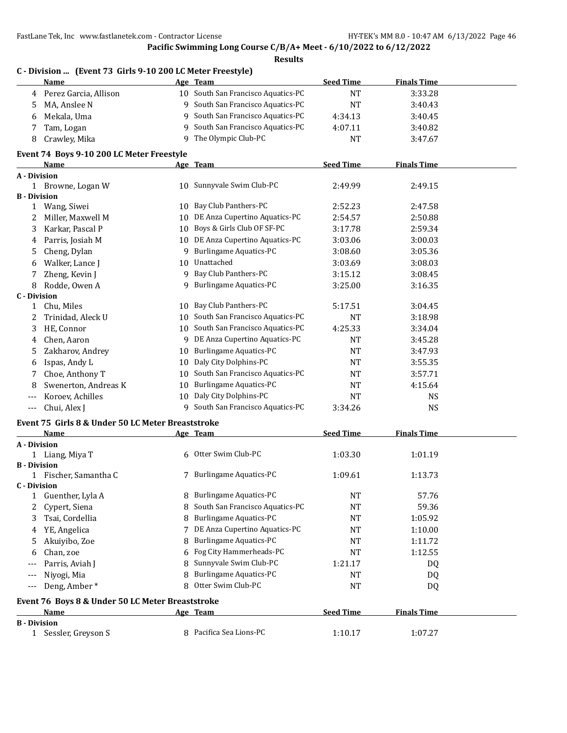**Pacific Swimming Long Course C/B/A+ Meet - 6/10/2022 to 6/12/2022**

**Results**

### C - Division ... (Event 73 Girls 9-10 200 LC Meter Freestyle)

| | Name | Age | Team | Seed Time | Finals Time |
|---|---|---|---|---|---|
| 4 | Perez Garcia, Allison | 10 | South San Francisco Aquatics-PC | NT | 3:33.28 |
| 5 | MA, Anslee N | 9 | South San Francisco Aquatics-PC | NT | 3:40.43 |
| 6 | Mekala, Uma | 9 | South San Francisco Aquatics-PC | 4:34.13 | 3:40.45 |
| 7 | Tam, Logan | 9 | South San Francisco Aquatics-PC | 4:07.11 | 3:40.82 |
| 8 | Crawley, Mika | 9 | The Olympic Club-PC | NT | 3:47.67 |

### Event 74 Boys 9-10 200 LC Meter Freestyle

| | Name | Age | Team | Seed Time | Finals Time |
|---|---|---|---|---|---|
| **A - Division** | | | | | |
| 1 | Browne, Logan W | 10 | Sunnyvale Swim Club-PC | 2:49.99 | 2:49.15 |
| **B - Division** | | | | | |
| 1 | Wang, Siwei | 10 | Bay Club Panthers-PC | 2:52.23 | 2:47.58 |
| 2 | Miller, Maxwell M | 10 | DE Anza Cupertino Aquatics-PC | 2:54.57 | 2:50.88 |
| 3 | Karkar, Pascal P | 10 | Boys & Girls Club OF SF-PC | 3:17.78 | 2:59.34 |
| 4 | Parris, Josiah M | 10 | DE Anza Cupertino Aquatics-PC | 3:03.06 | 3:00.03 |
| 5 | Cheng, Dylan | 9 | Burlingame Aquatics-PC | 3:08.60 | 3:05.36 |
| 6 | Walker, Lance J | 10 | Unattached | 3:03.69 | 3:08.03 |
| 7 | Zheng, Kevin J | 9 | Bay Club Panthers-PC | 3:15.12 | 3:08.45 |
| 8 | Rodde, Owen A | 9 | Burlingame Aquatics-PC | 3:25.00 | 3:16.35 |
| **C - Division** | | | | | |
| 1 | Chu, Miles | 10 | Bay Club Panthers-PC | 5:17.51 | 3:04.45 |
| 2 | Trinidad, Aleck U | 10 | South San Francisco Aquatics-PC | NT | 3:18.98 |
| 3 | HE, Connor | 10 | South San Francisco Aquatics-PC | 4:25.33 | 3:34.04 |
| 4 | Chen, Aaron | 9 | DE Anza Cupertino Aquatics-PC | NT | 3:45.28 |
| 5 | Zakharov, Andrey | 10 | Burlingame Aquatics-PC | NT | 3:47.93 |
| 6 | Ispas, Andy L | 10 | Daly City Dolphins-PC | NT | 3:55.35 |
| 7 | Choe, Anthony T | 10 | South San Francisco Aquatics-PC | NT | 3:57.71 |
| 8 | Swenerton, Andreas K | 10 | Burlingame Aquatics-PC | NT | 4:15.64 |
| --- | Koroev, Achilles | 10 | Daly City Dolphins-PC | NT | NS |
| --- | Chui, Alex J | 9 | South San Francisco Aquatics-PC | 3:34.26 | NS |

### Event 75 Girls 8 & Under 50 LC Meter Breaststroke

| | Name | Age | Team | Seed Time | Finals Time |
|---|---|---|---|---|---|
| **A - Division** | | | | | |
| 1 | Liang, Miya T | 6 | Otter Swim Club-PC | 1:03.30 | 1:01.19 |
| **B - Division** | | | | | |
| 1 | Fischer, Samantha C | 7 | Burlingame Aquatics-PC | 1:09.61 | 1:13.73 |
| **C - Division** | | | | | |
| 1 | Guenther, Lyla A | 8 | Burlingame Aquatics-PC | NT | 57.76 |
| 2 | Cypert, Siena | 8 | South San Francisco Aquatics-PC | NT | 59.36 |
| 3 | Tsai, Cordellia | 8 | Burlingame Aquatics-PC | NT | 1:05.92 |
| 4 | YE, Angelica | 7 | DE Anza Cupertino Aquatics-PC | NT | 1:10.00 |
| 5 | Akuiyibo, Zoe | 8 | Burlingame Aquatics-PC | NT | 1:11.72 |
| 6 | Chan, zoe | 6 | Fog City Hammerheads-PC | NT | 1:12.55 |
| --- | Parris, Aviah J | 8 | Sunnyvale Swim Club-PC | 1:21.17 | DQ |
| --- | Niyogi, Mia | 8 | Burlingame Aquatics-PC | NT | DQ |
| --- | Deng, Amber * | 8 | Otter Swim Club-PC | NT | DQ |

### Event 76 Boys 8 & Under 50 LC Meter Breaststroke

| | Name | Age | Team | Seed Time | Finals Time |
|---|---|---|---|---|---|
| **B - Division** | | | | | |
| 1 | Sessler, Greyson S | 8 | Pacifica Sea Lions-PC | 1:10.17 | 1:07.27 |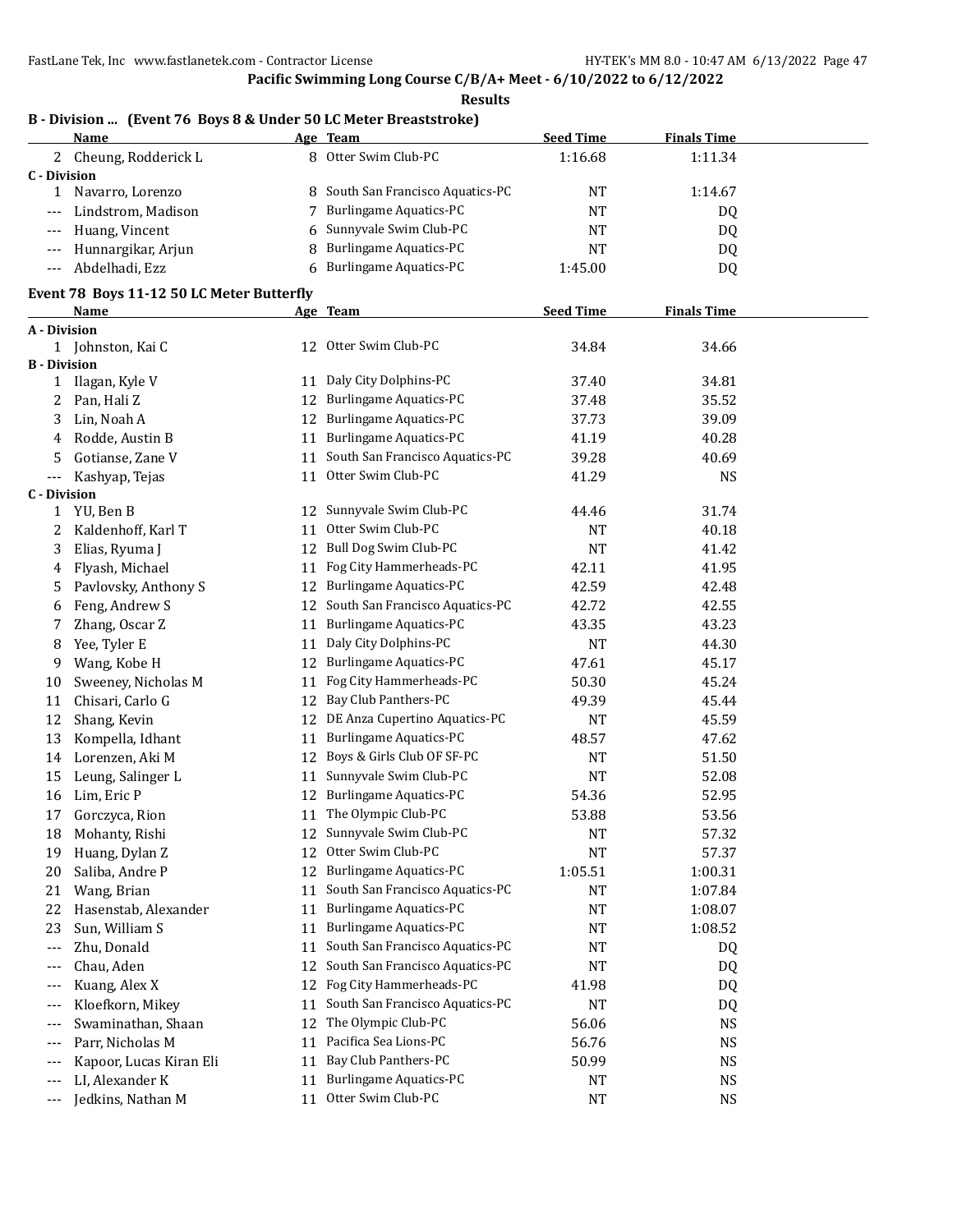**Pacific Swimming Long Course C/B/A+ Meet - 6/10/2022 to 6/12/2022**

**Results**

### B - Division ... (Event 76 Boys 8 & Under 50 LC Meter Breaststroke)

| | Name | Age | Team | Seed Time | Finals Time |
|---|---|---|---|---|---|
| 2 | Cheung, Rodderick L | 8 | Otter Swim Club-PC | 1:16.68 | 1:11.34 |
| **C - Division** | | | | | |
| 1 | Navarro, Lorenzo | 8 | South San Francisco Aquatics-PC | NT | 1:14.67 |
| --- | Lindstrom, Madison | 7 | Burlingame Aquatics-PC | NT | DQ |
| --- | Huang, Vincent | 6 | Sunnyvale Swim Club-PC | NT | DQ |
| --- | Hunnargikar, Arjun | 8 | Burlingame Aquatics-PC | NT | DQ |
| --- | Abdelhadi, Ezz | 6 | Burlingame Aquatics-PC | 1:45.00 | DQ |

### Event 78 Boys 11-12 50 LC Meter Butterfly

| | Name | Age | Team | Seed Time | Finals Time |
|---|---|---|---|---|---|
| **A - Division** | | | | | |
| 1 | Johnston, Kai C | 12 | Otter Swim Club-PC | 34.84 | 34.66 |
| **B - Division** | | | | | |
| 1 | Ilagan, Kyle V | 11 | Daly City Dolphins-PC | 37.40 | 34.81 |
| 2 | Pan, Hali Z | 12 | Burlingame Aquatics-PC | 37.48 | 35.52 |
| 3 | Lin, Noah A | 12 | Burlingame Aquatics-PC | 37.73 | 39.09 |
| 4 | Rodde, Austin B | 11 | Burlingame Aquatics-PC | 41.19 | 40.28 |
| 5 | Gotianse, Zane V | 11 | South San Francisco Aquatics-PC | 39.28 | 40.69 |
| --- | Kashyap, Tejas | 11 | Otter Swim Club-PC | 41.29 | NS |
| **C - Division** | | | | | |
| 1 | YU, Ben B | 12 | Sunnyvale Swim Club-PC | 44.46 | 31.74 |
| 2 | Kaldenhoff, Karl T | 11 | Otter Swim Club-PC | NT | 40.18 |
| 3 | Elias, Ryuma J | 12 | Bull Dog Swim Club-PC | NT | 41.42 |
| 4 | Flyash, Michael | 11 | Fog City Hammerheads-PC | 42.11 | 41.95 |
| 5 | Pavlovsky, Anthony S | 12 | Burlingame Aquatics-PC | 42.59 | 42.48 |
| 6 | Feng, Andrew S | 12 | South San Francisco Aquatics-PC | 42.72 | 42.55 |
| 7 | Zhang, Oscar Z | 11 | Burlingame Aquatics-PC | 43.35 | 43.23 |
| 8 | Yee, Tyler E | 11 | Daly City Dolphins-PC | NT | 44.30 |
| 9 | Wang, Kobe H | 12 | Burlingame Aquatics-PC | 47.61 | 45.17 |
| 10 | Sweeney, Nicholas M | 11 | Fog City Hammerheads-PC | 50.30 | 45.24 |
| 11 | Chisari, Carlo G | 12 | Bay Club Panthers-PC | 49.39 | 45.44 |
| 12 | Shang, Kevin | 12 | DE Anza Cupertino Aquatics-PC | NT | 45.59 |
| 13 | Kompella, Idhant | 11 | Burlingame Aquatics-PC | 48.57 | 47.62 |
| 14 | Lorenzen, Aki M | 12 | Boys & Girls Club OF SF-PC | NT | 51.50 |
| 15 | Leung, Salinger L | 11 | Sunnyvale Swim Club-PC | NT | 52.08 |
| 16 | Lim, Eric P | 12 | Burlingame Aquatics-PC | 54.36 | 52.95 |
| 17 | Gorczyca, Rion | 11 | The Olympic Club-PC | 53.88 | 53.56 |
| 18 | Mohanty, Rishi | 12 | Sunnyvale Swim Club-PC | NT | 57.32 |
| 19 | Huang, Dylan Z | 12 | Otter Swim Club-PC | NT | 57.37 |
| 20 | Saliba, Andre P | 12 | Burlingame Aquatics-PC | 1:05.51 | 1:00.31 |
| 21 | Wang, Brian | 11 | South San Francisco Aquatics-PC | NT | 1:07.84 |
| 22 | Hasenstab, Alexander | 11 | Burlingame Aquatics-PC | NT | 1:08.07 |
| 23 | Sun, William S | 11 | Burlingame Aquatics-PC | NT | 1:08.52 |
| --- | Zhu, Donald | 11 | South San Francisco Aquatics-PC | NT | DQ |
| --- | Chau, Aden | 12 | South San Francisco Aquatics-PC | NT | DQ |
| --- | Kuang, Alex X | 12 | Fog City Hammerheads-PC | 41.98 | DQ |
| --- | Kloefkorn, Mikey | 11 | South San Francisco Aquatics-PC | NT | DQ |
| --- | Swaminathan, Shaan | 12 | The Olympic Club-PC | 56.06 | NS |
| --- | Parr, Nicholas M | 11 | Pacifica Sea Lions-PC | 56.76 | NS |
| --- | Kapoor, Lucas Kiran Eli | 11 | Bay Club Panthers-PC | 50.99 | NS |
| --- | LI, Alexander K | 11 | Burlingame Aquatics-PC | NT | NS |
| --- | Jedkins, Nathan M | 11 | Otter Swim Club-PC | NT | NS |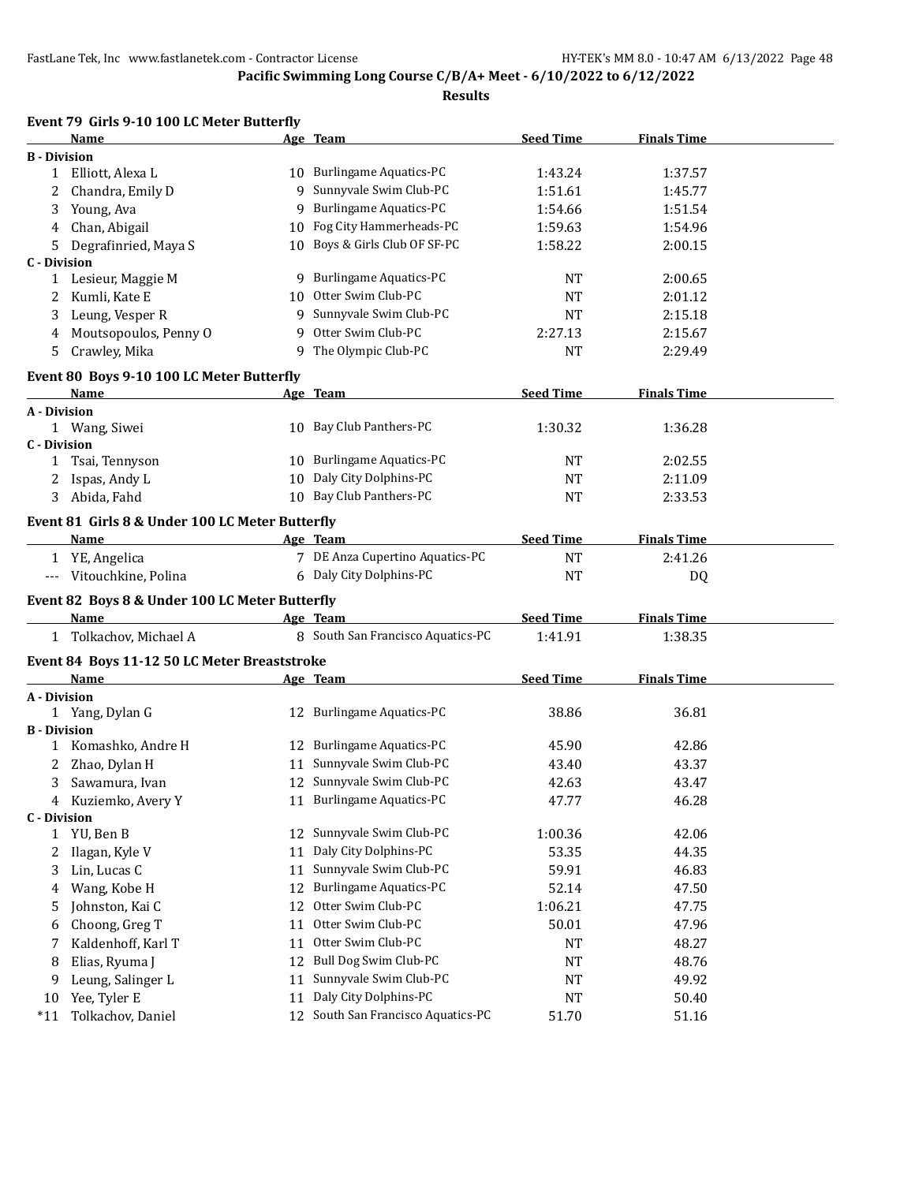## Pacific Swimming Long Course C/B/A+ Meet - 6/10/2022 to 6/12/2022

### Results

#### Event 79 Girls 9-10 100 LC Meter Butterfly

| | Name | Age | Team | Seed Time | Finals Time |
|---|---|---|---|---|---|
| **B - Division** | | | | | |
| 1 | Elliott, Alexa L | 10 | Burlingame Aquatics-PC | 1:43.24 | 1:37.57 |
| 2 | Chandra, Emily D | 9 | Sunnyvale Swim Club-PC | 1:51.61 | 1:45.77 |
| 3 | Young, Ava | 9 | Burlingame Aquatics-PC | 1:54.66 | 1:51.54 |
| 4 | Chan, Abigail | 10 | Fog City Hammerheads-PC | 1:59.63 | 1:54.96 |
| 5 | Degrafinried, Maya S | 10 | Boys & Girls Club OF SF-PC | 1:58.22 | 2:00.15 |
| **C - Division** | | | | | |
| 1 | Lesieur, Maggie M | 9 | Burlingame Aquatics-PC | NT | 2:00.65 |
| 2 | Kumli, Kate E | 10 | Otter Swim Club-PC | NT | 2:01.12 |
| 3 | Leung, Vesper R | 9 | Sunnyvale Swim Club-PC | NT | 2:15.18 |
| 4 | Moutsopoulos, Penny O | 9 | Otter Swim Club-PC | 2:27.13 | 2:15.67 |
| 5 | Crawley, Mika | 9 | The Olympic Club-PC | NT | 2:29.49 |

#### Event 80 Boys 9-10 100 LC Meter Butterfly

| | Name | Age | Team | Seed Time | Finals Time |
|---|---|---|---|---|---|
| **A - Division** | | | | | |
| 1 | Wang, Siwei | 10 | Bay Club Panthers-PC | 1:30.32 | 1:36.28 |
| **C - Division** | | | | | |
| 1 | Tsai, Tennyson | 10 | Burlingame Aquatics-PC | NT | 2:02.55 |
| 2 | Ispas, Andy L | 10 | Daly City Dolphins-PC | NT | 2:11.09 |
| 3 | Abida, Fahd | 10 | Bay Club Panthers-PC | NT | 2:33.53 |

#### Event 81 Girls 8 & Under 100 LC Meter Butterfly

| | Name | Age | Team | Seed Time | Finals Time |
|---|---|---|---|---|---|
| 1 | YE, Angelica | 7 | DE Anza Cupertino Aquatics-PC | NT | 2:41.26 |
| --- | Vitouchkine, Polina | 6 | Daly City Dolphins-PC | NT | DQ |

#### Event 82 Boys 8 & Under 100 LC Meter Butterfly

| | Name | Age | Team | Seed Time | Finals Time |
|---|---|---|---|---|---|
| 1 | Tolkachov, Michael A | 8 | South San Francisco Aquatics-PC | 1:41.91 | 1:38.35 |

#### Event 84 Boys 11-12 50 LC Meter Breaststroke

| | Name | Age | Team | Seed Time | Finals Time |
|---|---|---|---|---|---|
| **A - Division** | | | | | |
| 1 | Yang, Dylan G | 12 | Burlingame Aquatics-PC | 38.86 | 36.81 |
| **B - Division** | | | | | |
| 1 | Komashko, Andre H | 12 | Burlingame Aquatics-PC | 45.90 | 42.86 |
| 2 | Zhao, Dylan H | 11 | Sunnyvale Swim Club-PC | 43.40 | 43.37 |
| 3 | Sawamura, Ivan | 12 | Sunnyvale Swim Club-PC | 42.63 | 43.47 |
| 4 | Kuziemko, Avery Y | 11 | Burlingame Aquatics-PC | 47.77 | 46.28 |
| **C - Division** | | | | | |
| 1 | YU, Ben B | 12 | Sunnyvale Swim Club-PC | 1:00.36 | 42.06 |
| 2 | Ilagan, Kyle V | 11 | Daly City Dolphins-PC | 53.35 | 44.35 |
| 3 | Lin, Lucas C | 11 | Sunnyvale Swim Club-PC | 59.91 | 46.83 |
| 4 | Wang, Kobe H | 12 | Burlingame Aquatics-PC | 52.14 | 47.50 |
| 5 | Johnston, Kai C | 12 | Otter Swim Club-PC | 1:06.21 | 47.75 |
| 6 | Choong, Greg T | 11 | Otter Swim Club-PC | 50.01 | 47.96 |
| 7 | Kaldenhoff, Karl T | 11 | Otter Swim Club-PC | NT | 48.27 |
| 8 | Elias, Ryuma J | 12 | Bull Dog Swim Club-PC | NT | 48.76 |
| 9 | Leung, Salinger L | 11 | Sunnyvale Swim Club-PC | NT | 49.92 |
| 10 | Yee, Tyler E | 11 | Daly City Dolphins-PC | NT | 50.40 |
| *11 | Tolkachov, Daniel | 12 | South San Francisco Aquatics-PC | 51.70 | 51.16 |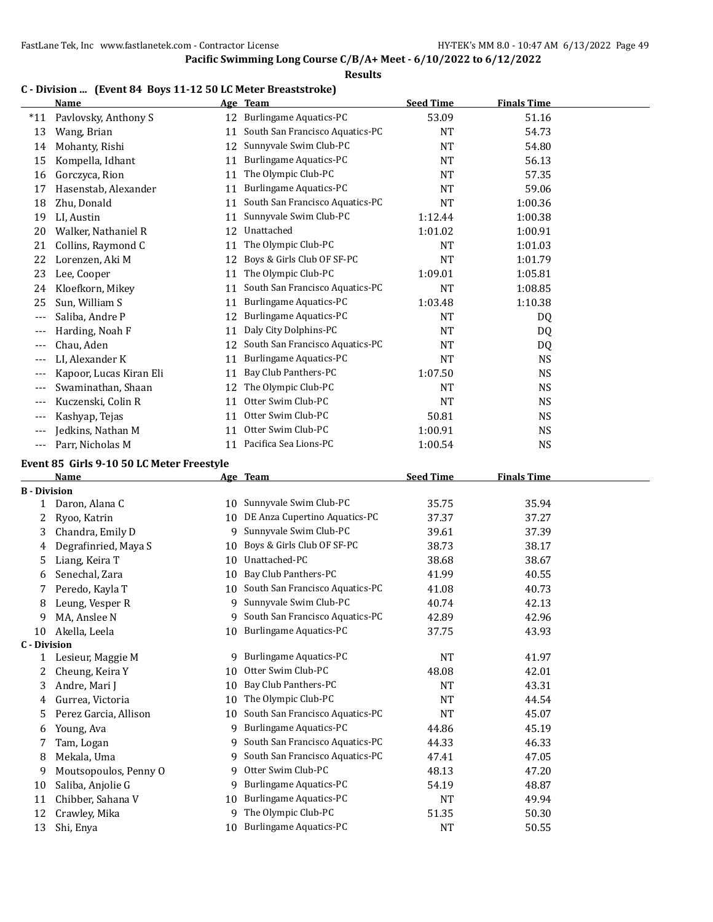**Pacific Swimming Long Course C/B/A+ Meet - 6/10/2022 to 6/12/2022**

**Results**

### C - Division ... (Event 84 Boys 11-12 50 LC Meter Breaststroke)

| | Name | Age | Team | Seed Time | Finals Time |
|---|---|---|---|---|---|
| *11 | Pavlovsky, Anthony S | 12 | Burlingame Aquatics-PC | 53.09 | 51.16 |
| 13 | Wang, Brian | 11 | South San Francisco Aquatics-PC | NT | 54.73 |
| 14 | Mohanty, Rishi | 12 | Sunnyvale Swim Club-PC | NT | 54.80 |
| 15 | Kompella, Idhant | 11 | Burlingame Aquatics-PC | NT | 56.13 |
| 16 | Gorczyca, Rion | 11 | The Olympic Club-PC | NT | 57.35 |
| 17 | Hasenstab, Alexander | 11 | Burlingame Aquatics-PC | NT | 59.06 |
| 18 | Zhu, Donald | 11 | South San Francisco Aquatics-PC | NT | 1:00.36 |
| 19 | LI, Austin | 11 | Sunnyvale Swim Club-PC | 1:12.44 | 1:00.38 |
| 20 | Walker, Nathaniel R | 12 | Unattached | 1:01.02 | 1:00.91 |
| 21 | Collins, Raymond C | 11 | The Olympic Club-PC | NT | 1:01.03 |
| 22 | Lorenzen, Aki M | 12 | Boys & Girls Club OF SF-PC | NT | 1:01.79 |
| 23 | Lee, Cooper | 11 | The Olympic Club-PC | 1:09.01 | 1:05.81 |
| 24 | Kloefkorn, Mikey | 11 | South San Francisco Aquatics-PC | NT | 1:08.85 |
| 25 | Sun, William S | 11 | Burlingame Aquatics-PC | 1:03.48 | 1:10.38 |
| --- | Saliba, Andre P | 12 | Burlingame Aquatics-PC | NT | DQ |
| --- | Harding, Noah F | 11 | Daly City Dolphins-PC | NT | DQ |
| --- | Chau, Aden | 12 | South San Francisco Aquatics-PC | NT | DQ |
| --- | LI, Alexander K | 11 | Burlingame Aquatics-PC | NT | NS |
| --- | Kapoor, Lucas Kiran Eli | 11 | Bay Club Panthers-PC | 1:07.50 | NS |
| --- | Swaminathan, Shaan | 12 | The Olympic Club-PC | NT | NS |
| --- | Kuczenski, Colin R | 11 | Otter Swim Club-PC | NT | NS |
| --- | Kashyap, Tejas | 11 | Otter Swim Club-PC | 50.81 | NS |
| --- | Jedkins, Nathan M | 11 | Otter Swim Club-PC | 1:00.91 | NS |
| --- | Parr, Nicholas M | 11 | Pacifica Sea Lions-PC | 1:00.54 | NS |

### Event 85 Girls 9-10 50 LC Meter Freestyle

| | Name | Age | Team | Seed Time | Finals Time |
|---|---|---|---|---|---|
| **B - Division** | | | | | |
| 1 | Daron, Alana C | 10 | Sunnyvale Swim Club-PC | 35.75 | 35.94 |
| 2 | Ryoo, Katrin | 10 | DE Anza Cupertino Aquatics-PC | 37.37 | 37.27 |
| 3 | Chandra, Emily D | 9 | Sunnyvale Swim Club-PC | 39.61 | 37.39 |
| 4 | Degrafinried, Maya S | 10 | Boys & Girls Club OF SF-PC | 38.73 | 38.17 |
| 5 | Liang, Keira T | 10 | Unattached-PC | 38.68 | 38.67 |
| 6 | Senechal, Zara | 10 | Bay Club Panthers-PC | 41.99 | 40.55 |
| 7 | Peredo, Kayla T | 10 | South San Francisco Aquatics-PC | 41.08 | 40.73 |
| 8 | Leung, Vesper R | 9 | Sunnyvale Swim Club-PC | 40.74 | 42.13 |
| 9 | MA, Anslee N | 9 | South San Francisco Aquatics-PC | 42.89 | 42.96 |
| 10 | Akella, Leela | 10 | Burlingame Aquatics-PC | 37.75 | 43.93 |
| **C - Division** | | | | | |
| 1 | Lesieur, Maggie M | 9 | Burlingame Aquatics-PC | NT | 41.97 |
| 2 | Cheung, Keira Y | 10 | Otter Swim Club-PC | 48.08 | 42.01 |
| 3 | Andre, Mari J | 10 | Bay Club Panthers-PC | NT | 43.31 |
| 4 | Gurrea, Victoria | 10 | The Olympic Club-PC | NT | 44.54 |
| 5 | Perez Garcia, Allison | 10 | South San Francisco Aquatics-PC | NT | 45.07 |
| 6 | Young, Ava | 9 | Burlingame Aquatics-PC | 44.86 | 45.19 |
| 7 | Tam, Logan | 9 | South San Francisco Aquatics-PC | 44.33 | 46.33 |
| 8 | Mekala, Uma | 9 | South San Francisco Aquatics-PC | 47.41 | 47.05 |
| 9 | Moutsopoulos, Penny O | 9 | Otter Swim Club-PC | 48.13 | 47.20 |
| 10 | Saliba, Anjolie G | 9 | Burlingame Aquatics-PC | 54.19 | 48.87 |
| 11 | Chibber, Sahana V | 10 | Burlingame Aquatics-PC | NT | 49.94 |
| 12 | Crawley, Mika | 9 | The Olympic Club-PC | 51.35 | 50.30 |
| 13 | Shi, Enya | 10 | Burlingame Aquatics-PC | NT | 50.55 |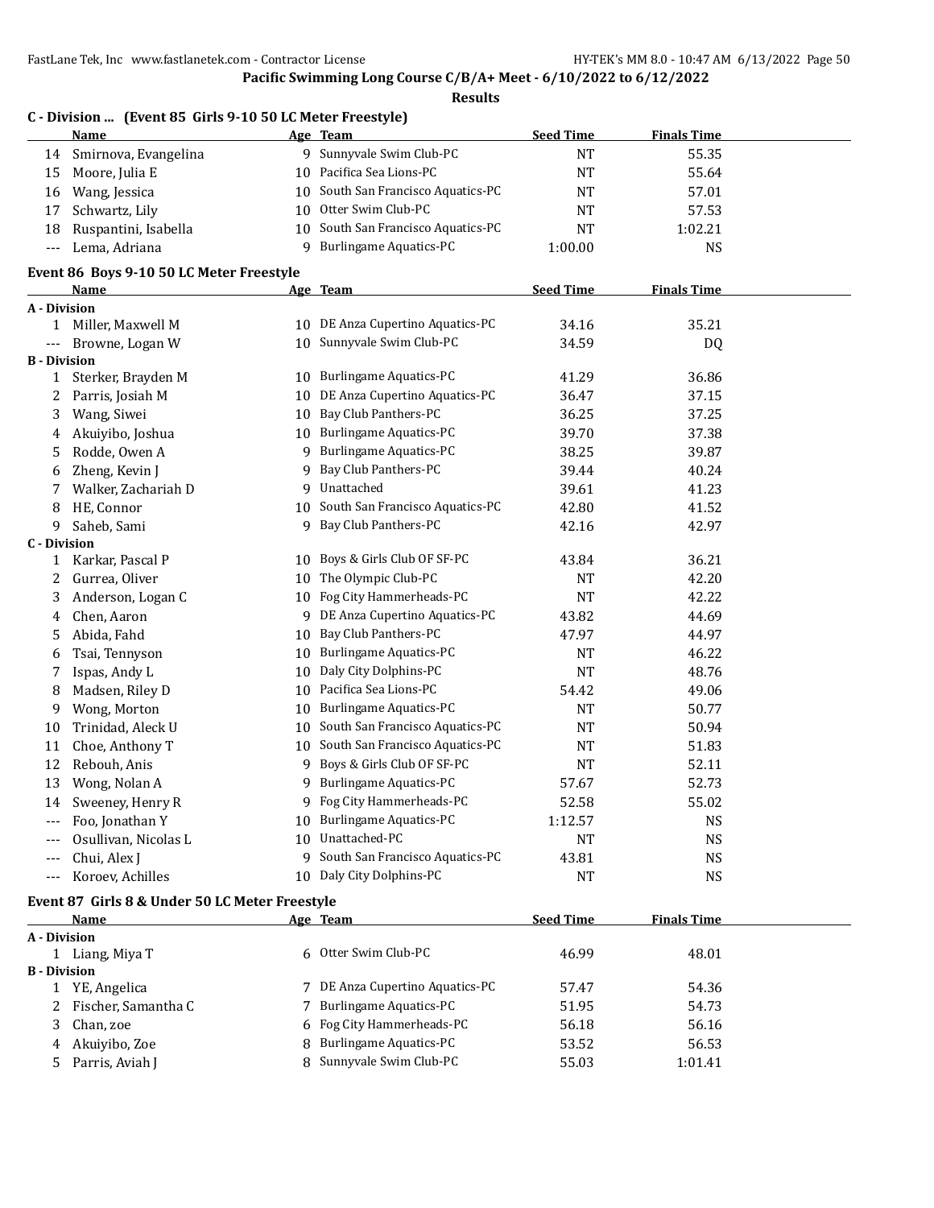## Pacific Swimming Long Course C/B/A+ Meet - 6/10/2022 to 6/12/2022

### Results

#### C - Division ... (Event 85 Girls 9-10 50 LC Meter Freestyle)

| | Name | Age | Team | Seed Time | Finals Time |
|---|---|---|---|---|---|
| 14 | Smirnova, Evangelina | 9 | Sunnyvale Swim Club-PC | NT | 55.35 |
| 15 | Moore, Julia E | 10 | Pacifica Sea Lions-PC | NT | 55.64 |
| 16 | Wang, Jessica | 10 | South San Francisco Aquatics-PC | NT | 57.01 |
| 17 | Schwartz, Lily | 10 | Otter Swim Club-PC | NT | 57.53 |
| 18 | Ruspantini, Isabella | 10 | South San Francisco Aquatics-PC | NT | 1:02.21 |
| --- | Lema, Adriana | 9 | Burlingame Aquatics-PC | 1:00.00 | NS |

#### Event 86 Boys 9-10 50 LC Meter Freestyle

| | Name | Age | Team | Seed Time | Finals Time |
|---|---|---|---|---|---|
| **A - Division** | | | | | |
| 1 | Miller, Maxwell M | 10 | DE Anza Cupertino Aquatics-PC | 34.16 | 35.21 |
| --- | Browne, Logan W | 10 | Sunnyvale Swim Club-PC | 34.59 | DQ |
| **B - Division** | | | | | |
| 1 | Sterker, Brayden M | 10 | Burlingame Aquatics-PC | 41.29 | 36.86 |
| 2 | Parris, Josiah M | 10 | DE Anza Cupertino Aquatics-PC | 36.47 | 37.15 |
| 3 | Wang, Siwei | 10 | Bay Club Panthers-PC | 36.25 | 37.25 |
| 4 | Akuiyibo, Joshua | 10 | Burlingame Aquatics-PC | 39.70 | 37.38 |
| 5 | Rodde, Owen A | 9 | Burlingame Aquatics-PC | 38.25 | 39.87 |
| 6 | Zheng, Kevin J | 9 | Bay Club Panthers-PC | 39.44 | 40.24 |
| 7 | Walker, Zachariah D | 9 | Unattached | 39.61 | 41.23 |
| 8 | HE, Connor | 10 | South San Francisco Aquatics-PC | 42.80 | 41.52 |
| 9 | Saheb, Sami | 9 | Bay Club Panthers-PC | 42.16 | 42.97 |
| **C - Division** | | | | | |
| 1 | Karkar, Pascal P | 10 | Boys & Girls Club OF SF-PC | 43.84 | 36.21 |
| 2 | Gurrea, Oliver | 10 | The Olympic Club-PC | NT | 42.20 |
| 3 | Anderson, Logan C | 10 | Fog City Hammerheads-PC | NT | 42.22 |
| 4 | Chen, Aaron | 9 | DE Anza Cupertino Aquatics-PC | 43.82 | 44.69 |
| 5 | Abida, Fahd | 10 | Bay Club Panthers-PC | 47.97 | 44.97 |
| 6 | Tsai, Tennyson | 10 | Burlingame Aquatics-PC | NT | 46.22 |
| 7 | Ispas, Andy L | 10 | Daly City Dolphins-PC | NT | 48.76 |
| 8 | Madsen, Riley D | 10 | Pacifica Sea Lions-PC | 54.42 | 49.06 |
| 9 | Wong, Morton | 10 | Burlingame Aquatics-PC | NT | 50.77 |
| 10 | Trinidad, Aleck U | 10 | South San Francisco Aquatics-PC | NT | 50.94 |
| 11 | Choe, Anthony T | 10 | South San Francisco Aquatics-PC | NT | 51.83 |
| 12 | Rebouh, Anis | 9 | Boys & Girls Club OF SF-PC | NT | 52.11 |
| 13 | Wong, Nolan A | 9 | Burlingame Aquatics-PC | 57.67 | 52.73 |
| 14 | Sweeney, Henry R | 9 | Fog City Hammerheads-PC | 52.58 | 55.02 |
| --- | Foo, Jonathan Y | 10 | Burlingame Aquatics-PC | 1:12.57 | NS |
| --- | Osullivan, Nicolas L | 10 | Unattached-PC | NT | NS |
| --- | Chui, Alex J | 9 | South San Francisco Aquatics-PC | 43.81 | NS |
| --- | Koroev, Achilles | 10 | Daly City Dolphins-PC | NT | NS |

#### Event 87 Girls 8 & Under 50 LC Meter Freestyle

| | Name | Age | Team | Seed Time | Finals Time |
|---|---|---|---|---|---|
| **A - Division** | | | | | |
| 1 | Liang, Miya T | 6 | Otter Swim Club-PC | 46.99 | 48.01 |
| **B - Division** | | | | | |
| 1 | YE, Angelica | 7 | DE Anza Cupertino Aquatics-PC | 57.47 | 54.36 |
| 2 | Fischer, Samantha C | 7 | Burlingame Aquatics-PC | 51.95 | 54.73 |
| 3 | Chan, zoe | 6 | Fog City Hammerheads-PC | 56.18 | 56.16 |
| 4 | Akuiyibo, Zoe | 8 | Burlingame Aquatics-PC | 53.52 | 56.53 |
| 5 | Parris, Aviah J | 8 | Sunnyvale Swim Club-PC | 55.03 | 1:01.41 |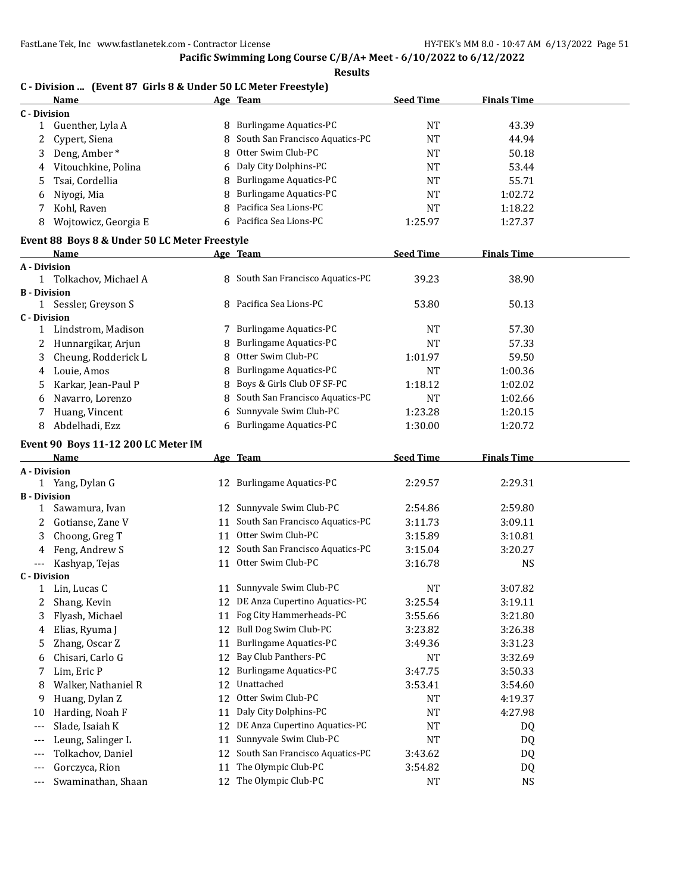**Pacific Swimming Long Course C/B/A+ Meet - 6/10/2022 to 6/12/2022**

**Results**

### C - Division ... (Event 87 Girls 8 & Under 50 LC Meter Freestyle)

| | Name | Age | Team | Seed Time | Finals Time |
|---|---|---|---|---|---|
| **C - Division** | | | | | |
| 1 | Guenther, Lyla A | 8 | Burlingame Aquatics-PC | NT | 43.39 |
| 2 | Cypert, Siena | 8 | South San Francisco Aquatics-PC | NT | 44.94 |
| 3 | Deng, Amber * | 8 | Otter Swim Club-PC | NT | 50.18 |
| 4 | Vitouchkine, Polina | 6 | Daly City Dolphins-PC | NT | 53.44 |
| 5 | Tsai, Cordellia | 8 | Burlingame Aquatics-PC | NT | 55.71 |
| 6 | Niyogi, Mia | 8 | Burlingame Aquatics-PC | NT | 1:02.72 |
| 7 | Kohl, Raven | 8 | Pacifica Sea Lions-PC | NT | 1:18.22 |
| 8 | Wojtowicz, Georgia E | 6 | Pacifica Sea Lions-PC | 1:25.97 | 1:27.37 |

### Event 88 Boys 8 & Under 50 LC Meter Freestyle

| | Name | Age | Team | Seed Time | Finals Time |
|---|---|---|---|---|---|
| **A - Division** | | | | | |
| 1 | Tolkachov, Michael A | 8 | South San Francisco Aquatics-PC | 39.23 | 38.90 |
| **B - Division** | | | | | |
| 1 | Sessler, Greyson S | 8 | Pacifica Sea Lions-PC | 53.80 | 50.13 |
| **C - Division** | | | | | |
| 1 | Lindstrom, Madison | 7 | Burlingame Aquatics-PC | NT | 57.30 |
| 2 | Hunnargikar, Arjun | 8 | Burlingame Aquatics-PC | NT | 57.33 |
| 3 | Cheung, Rodderick L | 8 | Otter Swim Club-PC | 1:01.97 | 59.50 |
| 4 | Louie, Amos | 8 | Burlingame Aquatics-PC | NT | 1:00.36 |
| 5 | Karkar, Jean-Paul P | 8 | Boys & Girls Club OF SF-PC | 1:18.12 | 1:02.02 |
| 6 | Navarro, Lorenzo | 8 | South San Francisco Aquatics-PC | NT | 1:02.66 |
| 7 | Huang, Vincent | 6 | Sunnyvale Swim Club-PC | 1:23.28 | 1:20.15 |
| 8 | Abdelhadi, Ezz | 6 | Burlingame Aquatics-PC | 1:30.00 | 1:20.72 |

### Event 90 Boys 11-12 200 LC Meter IM

| | Name | Age | Team | Seed Time | Finals Time |
|---|---|---|---|---|---|
| **A - Division** | | | | | |
| 1 | Yang, Dylan G | 12 | Burlingame Aquatics-PC | 2:29.57 | 2:29.31 |
| **B - Division** | | | | | |
| 1 | Sawamura, Ivan | 12 | Sunnyvale Swim Club-PC | 2:54.86 | 2:59.80 |
| 2 | Gotianse, Zane V | 11 | South San Francisco Aquatics-PC | 3:11.73 | 3:09.11 |
| 3 | Choong, Greg T | 11 | Otter Swim Club-PC | 3:15.89 | 3:10.81 |
| 4 | Feng, Andrew S | 12 | South San Francisco Aquatics-PC | 3:15.04 | 3:20.27 |
| --- | Kashyap, Tejas | 11 | Otter Swim Club-PC | 3:16.78 | NS |
| **C - Division** | | | | | |
| 1 | Lin, Lucas C | 11 | Sunnyvale Swim Club-PC | NT | 3:07.82 |
| 2 | Shang, Kevin | 12 | DE Anza Cupertino Aquatics-PC | 3:25.54 | 3:19.11 |
| 3 | Flyash, Michael | 11 | Fog City Hammerheads-PC | 3:55.66 | 3:21.80 |
| 4 | Elias, Ryuma J | 12 | Bull Dog Swim Club-PC | 3:23.82 | 3:26.38 |
| 5 | Zhang, Oscar Z | 11 | Burlingame Aquatics-PC | 3:49.36 | 3:31.23 |
| 6 | Chisari, Carlo G | 12 | Bay Club Panthers-PC | NT | 3:32.69 |
| 7 | Lim, Eric P | 12 | Burlingame Aquatics-PC | 3:47.75 | 3:50.33 |
| 8 | Walker, Nathaniel R | 12 | Unattached | 3:53.41 | 3:54.60 |
| 9 | Huang, Dylan Z | 12 | Otter Swim Club-PC | NT | 4:19.37 |
| 10 | Harding, Noah F | 11 | Daly City Dolphins-PC | NT | 4:27.98 |
| --- | Slade, Isaiah K | 12 | DE Anza Cupertino Aquatics-PC | NT | DQ |
| --- | Leung, Salinger L | 11 | Sunnyvale Swim Club-PC | NT | DQ |
| --- | Tolkachov, Daniel | 12 | South San Francisco Aquatics-PC | 3:43.62 | DQ |
| --- | Gorczyca, Rion | 11 | The Olympic Club-PC | 3:54.82 | DQ |
| --- | Swaminathan, Shaan | 12 | The Olympic Club-PC | NT | NS |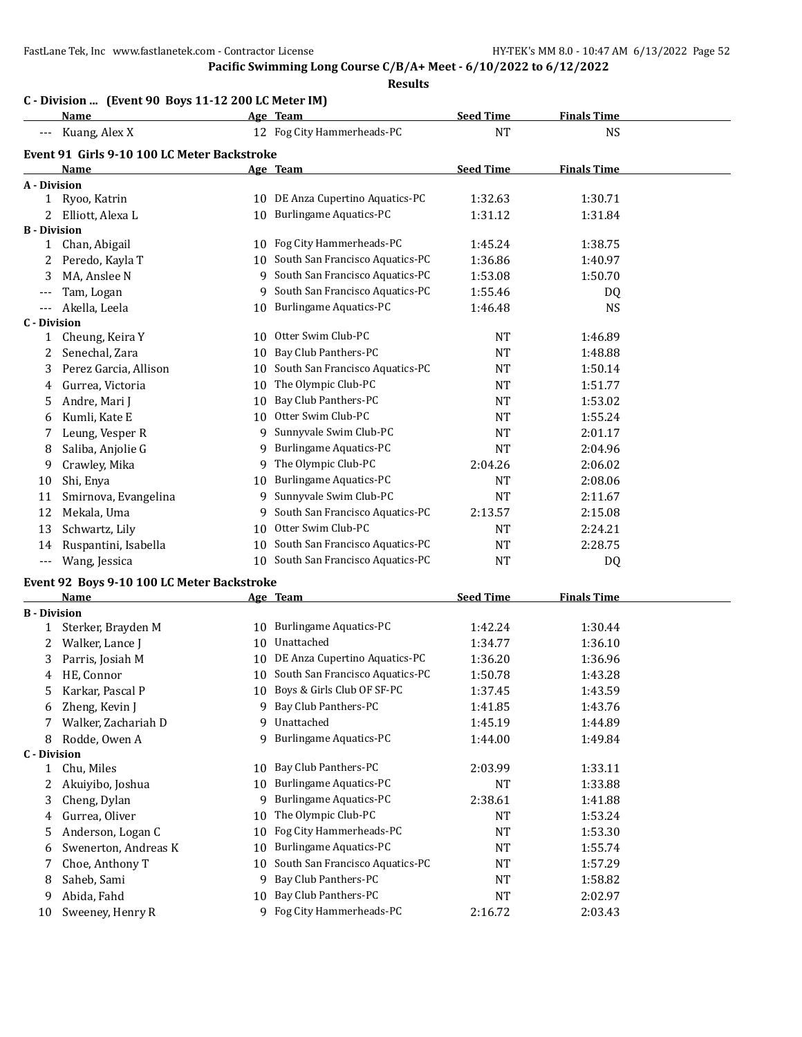**Pacific Swimming Long Course C/B/A+ Meet - 6/10/2022 to 6/12/2022**

**Results**

### C - Division ... (Event 90 Boys 11-12 200 LC Meter IM)

| | Name | Age | Team | Seed Time | Finals Time |
|---|---|---|---|---|---|
| --- | Kuang, Alex X | 12 | Fog City Hammerheads-PC | NT | NS |

### Event 91 Girls 9-10 100 LC Meter Backstroke

| | Name | Age | Team | Seed Time | Finals Time |
|---|---|---|---|---|---|
| **A - Division** | | | | | |
| 1 | Ryoo, Katrin | 10 | DE Anza Cupertino Aquatics-PC | 1:32.63 | 1:30.71 |
| 2 | Elliott, Alexa L | 10 | Burlingame Aquatics-PC | 1:31.12 | 1:31.84 |
| **B - Division** | | | | | |
| 1 | Chan, Abigail | 10 | Fog City Hammerheads-PC | 1:45.24 | 1:38.75 |
| 2 | Peredo, Kayla T | 10 | South San Francisco Aquatics-PC | 1:36.86 | 1:40.97 |
| 3 | MA, Anslee N | 9 | South San Francisco Aquatics-PC | 1:53.08 | 1:50.70 |
| --- | Tam, Logan | 9 | South San Francisco Aquatics-PC | 1:55.46 | DQ |
| --- | Akella, Leela | 10 | Burlingame Aquatics-PC | 1:46.48 | NS |
| **C - Division** | | | | | |
| 1 | Cheung, Keira Y | 10 | Otter Swim Club-PC | NT | 1:46.89 |
| 2 | Senechal, Zara | 10 | Bay Club Panthers-PC | NT | 1:48.88 |
| 3 | Perez Garcia, Allison | 10 | South San Francisco Aquatics-PC | NT | 1:50.14 |
| 4 | Gurrea, Victoria | 10 | The Olympic Club-PC | NT | 1:51.77 |
| 5 | Andre, Mari J | 10 | Bay Club Panthers-PC | NT | 1:53.02 |
| 6 | Kumli, Kate E | 10 | Otter Swim Club-PC | NT | 1:55.24 |
| 7 | Leung, Vesper R | 9 | Sunnyvale Swim Club-PC | NT | 2:01.17 |
| 8 | Saliba, Anjolie G | 9 | Burlingame Aquatics-PC | NT | 2:04.96 |
| 9 | Crawley, Mika | 9 | The Olympic Club-PC | 2:04.26 | 2:06.02 |
| 10 | Shi, Enya | 10 | Burlingame Aquatics-PC | NT | 2:08.06 |
| 11 | Smirnova, Evangelina | 9 | Sunnyvale Swim Club-PC | NT | 2:11.67 |
| 12 | Mekala, Uma | 9 | South San Francisco Aquatics-PC | 2:13.57 | 2:15.08 |
| 13 | Schwartz, Lily | 10 | Otter Swim Club-PC | NT | 2:24.21 |
| 14 | Ruspantini, Isabella | 10 | South San Francisco Aquatics-PC | NT | 2:28.75 |
| --- | Wang, Jessica | 10 | South San Francisco Aquatics-PC | NT | DQ |

### Event 92 Boys 9-10 100 LC Meter Backstroke

| | Name | Age | Team | Seed Time | Finals Time |
|---|---|---|---|---|---|
| **B - Division** | | | | | |
| 1 | Sterker, Brayden M | 10 | Burlingame Aquatics-PC | 1:42.24 | 1:30.44 |
| 2 | Walker, Lance J | 10 | Unattached | 1:34.77 | 1:36.10 |
| 3 | Parris, Josiah M | 10 | DE Anza Cupertino Aquatics-PC | 1:36.20 | 1:36.96 |
| 4 | HE, Connor | 10 | South San Francisco Aquatics-PC | 1:50.78 | 1:43.28 |
| 5 | Karkar, Pascal P | 10 | Boys & Girls Club OF SF-PC | 1:37.45 | 1:43.59 |
| 6 | Zheng, Kevin J | 9 | Bay Club Panthers-PC | 1:41.85 | 1:43.76 |
| 7 | Walker, Zachariah D | 9 | Unattached | 1:45.19 | 1:44.89 |
| 8 | Rodde, Owen A | 9 | Burlingame Aquatics-PC | 1:44.00 | 1:49.84 |
| **C - Division** | | | | | |
| 1 | Chu, Miles | 10 | Bay Club Panthers-PC | 2:03.99 | 1:33.11 |
| 2 | Akuiyibo, Joshua | 10 | Burlingame Aquatics-PC | NT | 1:33.88 |
| 3 | Cheng, Dylan | 9 | Burlingame Aquatics-PC | 2:38.61 | 1:41.88 |
| 4 | Gurrea, Oliver | 10 | The Olympic Club-PC | NT | 1:53.24 |
| 5 | Anderson, Logan C | 10 | Fog City Hammerheads-PC | NT | 1:53.30 |
| 6 | Swenerton, Andreas K | 10 | Burlingame Aquatics-PC | NT | 1:55.74 |
| 7 | Choe, Anthony T | 10 | South San Francisco Aquatics-PC | NT | 1:57.29 |
| 8 | Saheb, Sami | 9 | Bay Club Panthers-PC | NT | 1:58.82 |
| 9 | Abida, Fahd | 10 | Bay Club Panthers-PC | NT | 2:02.97 |
| 10 | Sweeney, Henry R | 9 | Fog City Hammerheads-PC | 2:16.72 | 2:03.43 |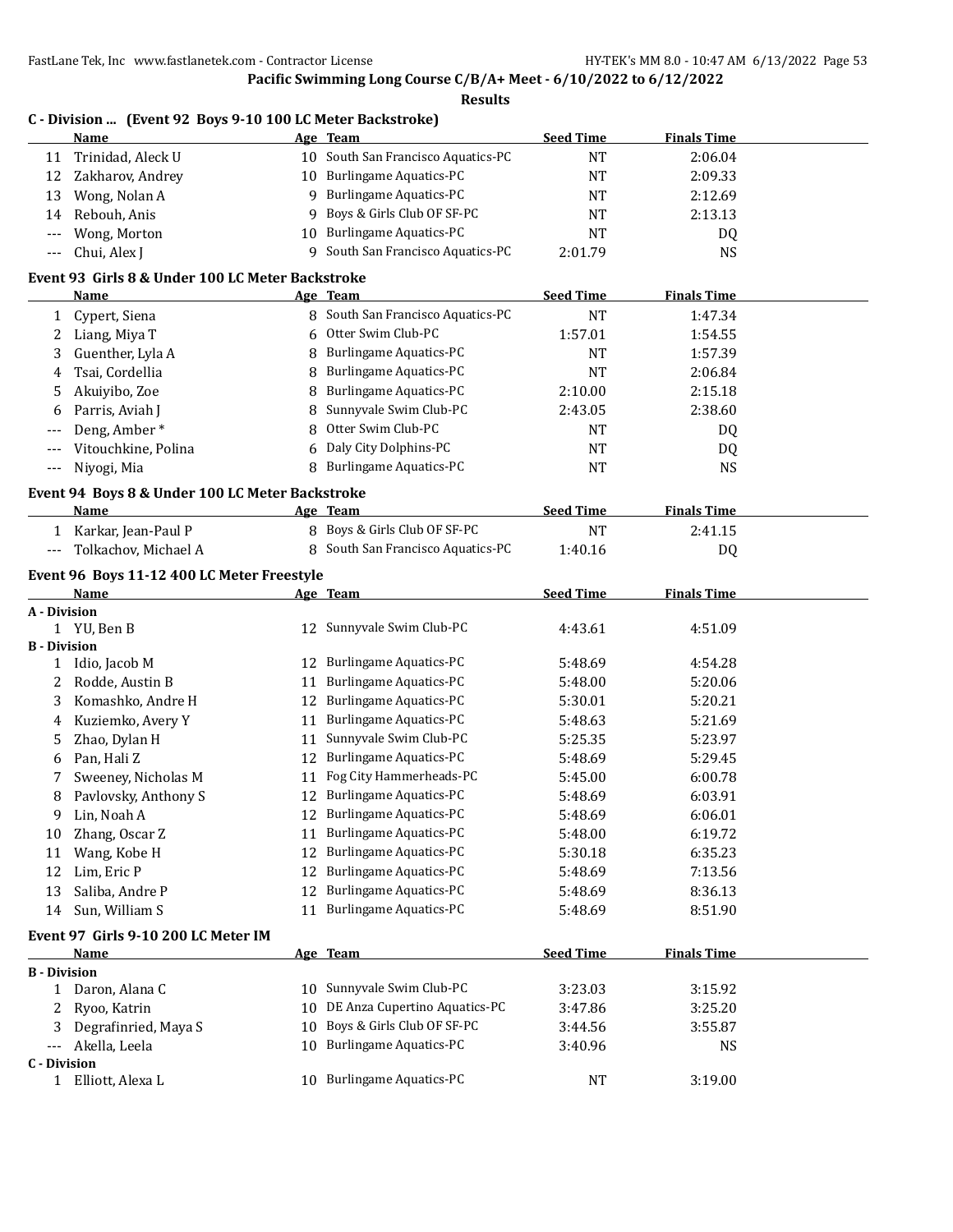**Pacific Swimming Long Course C/B/A+ Meet - 6/10/2022 to 6/12/2022**

**Results**

### C - Division ... (Event 92 Boys 9-10 100 LC Meter Backstroke)

| | Name | Age | Team | Seed Time | Finals Time |
|---|---|---|---|---|---|
| 11 | Trinidad, Aleck U | 10 | South San Francisco Aquatics-PC | NT | 2:06.04 |
| 12 | Zakharov, Andrey | 10 | Burlingame Aquatics-PC | NT | 2:09.33 |
| 13 | Wong, Nolan A | 9 | Burlingame Aquatics-PC | NT | 2:12.69 |
| 14 | Rebouh, Anis | 9 | Boys & Girls Club OF SF-PC | NT | 2:13.13 |
| --- | Wong, Morton | 10 | Burlingame Aquatics-PC | NT | DQ |
| --- | Chui, Alex J | 9 | South San Francisco Aquatics-PC | 2:01.79 | NS |

### Event 93 Girls 8 & Under 100 LC Meter Backstroke

| | Name | Age | Team | Seed Time | Finals Time |
|---|---|---|---|---|---|
| 1 | Cypert, Siena | 8 | South San Francisco Aquatics-PC | NT | 1:47.34 |
| 2 | Liang, Miya T | 6 | Otter Swim Club-PC | 1:57.01 | 1:54.55 |
| 3 | Guenther, Lyla A | 8 | Burlingame Aquatics-PC | NT | 1:57.39 |
| 4 | Tsai, Cordellia | 8 | Burlingame Aquatics-PC | NT | 2:06.84 |
| 5 | Akuiyibo, Zoe | 8 | Burlingame Aquatics-PC | 2:10.00 | 2:15.18 |
| 6 | Parris, Aviah J | 8 | Sunnyvale Swim Club-PC | 2:43.05 | 2:38.60 |
| --- | Deng, Amber * | 8 | Otter Swim Club-PC | NT | DQ |
| --- | Vitouchkine, Polina | 6 | Daly City Dolphins-PC | NT | DQ |
| --- | Niyogi, Mia | 8 | Burlingame Aquatics-PC | NT | NS |

### Event 94 Boys 8 & Under 100 LC Meter Backstroke

| | Name | Age | Team | Seed Time | Finals Time |
|---|---|---|---|---|---|
| 1 | Karkar, Jean-Paul P | 8 | Boys & Girls Club OF SF-PC | NT | 2:41.15 |
| --- | Tolkachov, Michael A | 8 | South San Francisco Aquatics-PC | 1:40.16 | DQ |

### Event 96 Boys 11-12 400 LC Meter Freestyle

| | Name | Age | Team | Seed Time | Finals Time |
|---|---|---|---|---|---|
| **A - Division** | | | | | |
| 1 | YU, Ben B | 12 | Sunnyvale Swim Club-PC | 4:43.61 | 4:51.09 |
| **B - Division** | | | | | |
| 1 | Idio, Jacob M | 12 | Burlingame Aquatics-PC | 5:48.69 | 4:54.28 |
| 2 | Rodde, Austin B | 11 | Burlingame Aquatics-PC | 5:48.00 | 5:20.06 |
| 3 | Komashko, Andre H | 12 | Burlingame Aquatics-PC | 5:30.01 | 5:20.21 |
| 4 | Kuziemko, Avery Y | 11 | Burlingame Aquatics-PC | 5:48.63 | 5:21.69 |
| 5 | Zhao, Dylan H | 11 | Sunnyvale Swim Club-PC | 5:25.35 | 5:23.97 |
| 6 | Pan, Hali Z | 12 | Burlingame Aquatics-PC | 5:48.69 | 5:29.45 |
| 7 | Sweeney, Nicholas M | 11 | Fog City Hammerheads-PC | 5:45.00 | 6:00.78 |
| 8 | Pavlovsky, Anthony S | 12 | Burlingame Aquatics-PC | 5:48.69 | 6:03.91 |
| 9 | Lin, Noah A | 12 | Burlingame Aquatics-PC | 5:48.69 | 6:06.01 |
| 10 | Zhang, Oscar Z | 11 | Burlingame Aquatics-PC | 5:48.00 | 6:19.72 |
| 11 | Wang, Kobe H | 12 | Burlingame Aquatics-PC | 5:30.18 | 6:35.23 |
| 12 | Lim, Eric P | 12 | Burlingame Aquatics-PC | 5:48.69 | 7:13.56 |
| 13 | Saliba, Andre P | 12 | Burlingame Aquatics-PC | 5:48.69 | 8:36.13 |
| 14 | Sun, William S | 11 | Burlingame Aquatics-PC | 5:48.69 | 8:51.90 |

### Event 97 Girls 9-10 200 LC Meter IM

| | Name | Age | Team | Seed Time | Finals Time |
|---|---|---|---|---|---|
| **B - Division** | | | | | |
| 1 | Daron, Alana C | 10 | Sunnyvale Swim Club-PC | 3:23.03 | 3:15.92 |
| 2 | Ryoo, Katrin | 10 | DE Anza Cupertino Aquatics-PC | 3:47.86 | 3:25.20 |
| 3 | Degrafinried, Maya S | 10 | Boys & Girls Club OF SF-PC | 3:44.56 | 3:55.87 |
| --- | Akella, Leela | 10 | Burlingame Aquatics-PC | 3:40.96 | NS |
| **C - Division** | | | | | |
| 1 | Elliott, Alexa L | 10 | Burlingame Aquatics-PC | NT | 3:19.00 |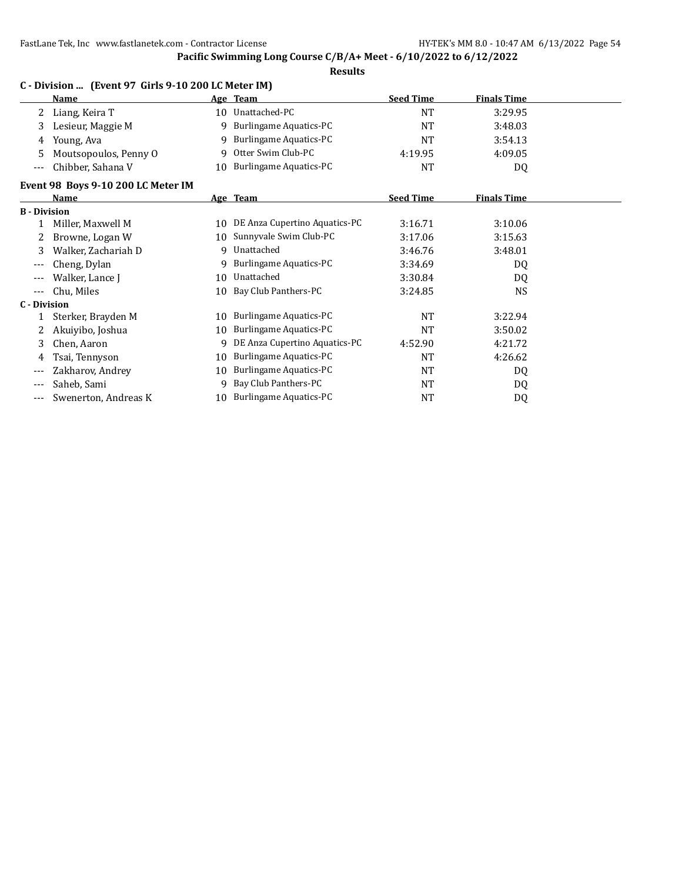## Pacific Swimming Long Course C/B/A+ Meet - 6/10/2022 to 6/12/2022

**Results**

### C - Division ... (Event 97 Girls 9-10 200 LC Meter IM)

| | Name | Age | Team | Seed Time | Finals Time |
|---|---|---|---|---|---|
| 2 | Liang, Keira T | 10 | Unattached-PC | NT | 3:29.95 |
| 3 | Lesieur, Maggie M | 9 | Burlingame Aquatics-PC | NT | 3:48.03 |
| 4 | Young, Ava | 9 | Burlingame Aquatics-PC | NT | 3:54.13 |
| 5 | Moutsopoulos, Penny O | 9 | Otter Swim Club-PC | 4:19.95 | 4:09.05 |
| --- | Chibber, Sahana V | 10 | Burlingame Aquatics-PC | NT | DQ |

### Event 98 Boys 9-10 200 LC Meter IM

| | Name | Age | Team | Seed Time | Finals Time |
|---|---|---|---|---|---|
| **B - Division** | | | | | |
| 1 | Miller, Maxwell M | 10 | DE Anza Cupertino Aquatics-PC | 3:16.71 | 3:10.06 |
| 2 | Browne, Logan W | 10 | Sunnyvale Swim Club-PC | 3:17.06 | 3:15.63 |
| 3 | Walker, Zachariah D | 9 | Unattached | 3:46.76 | 3:48.01 |
| --- | Cheng, Dylan | 9 | Burlingame Aquatics-PC | 3:34.69 | DQ |
| --- | Walker, Lance J | 10 | Unattached | 3:30.84 | DQ |
| --- | Chu, Miles | 10 | Bay Club Panthers-PC | 3:24.85 | NS |
| **C - Division** | | | | | |
| 1 | Sterker, Brayden M | 10 | Burlingame Aquatics-PC | NT | 3:22.94 |
| 2 | Akuiyibo, Joshua | 10 | Burlingame Aquatics-PC | NT | 3:50.02 |
| 3 | Chen, Aaron | 9 | DE Anza Cupertino Aquatics-PC | 4:52.90 | 4:21.72 |
| 4 | Tsai, Tennyson | 10 | Burlingame Aquatics-PC | NT | 4:26.62 |
| --- | Zakharov, Andrey | 10 | Burlingame Aquatics-PC | NT | DQ |
| --- | Saheb, Sami | 9 | Bay Club Panthers-PC | NT | DQ |
| --- | Swenerton, Andreas K | 10 | Burlingame Aquatics-PC | NT | DQ |